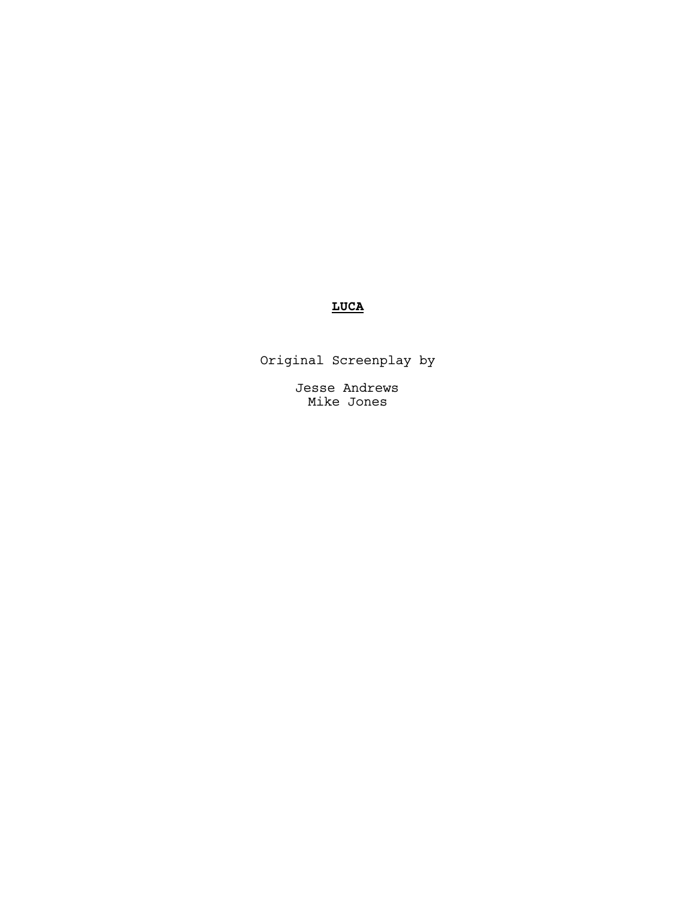# **LUCA**

Original Screenplay by

Jesse Andrews
Mike Jones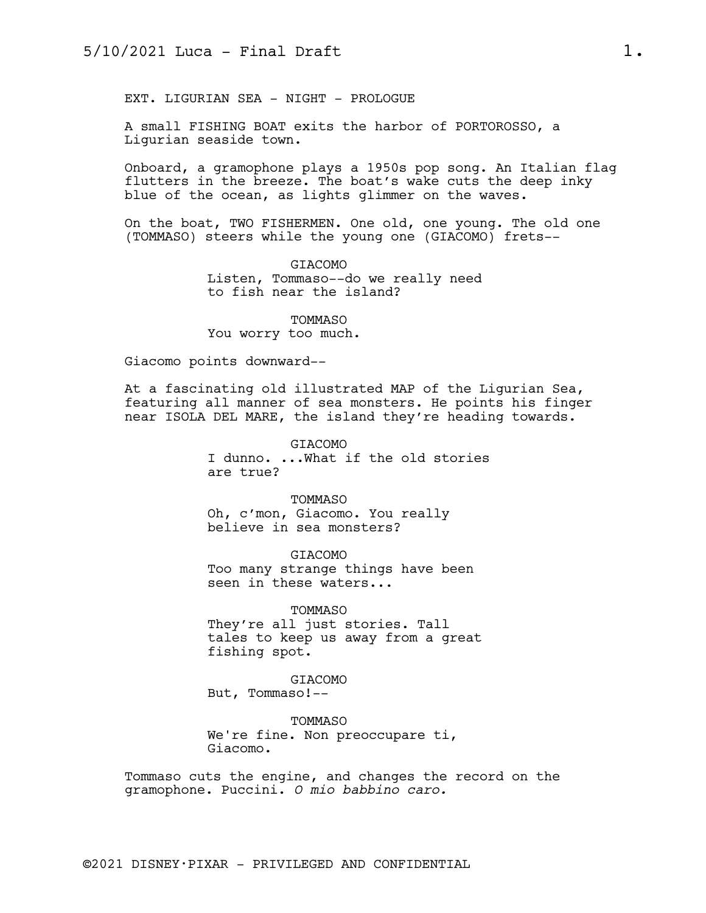EXT. LIGURIAN SEA - NIGHT - PROLOGUE

A small FISHING BOAT exits the harbor of PORTOROSSO, a Ligurian seaside town.

Onboard, a gramophone plays a 1950s pop song. An Italian flag flutters in the breeze. The boat's wake cuts the deep inky blue of the ocean, as lights glimmer on the waves.

On the boat, TWO FISHERMEN. One old, one young. The old one (TOMMASO) steers while the young one (GIACOMO) frets--

GIACOMO
Listen, Tommaso--do we really need to fish near the island?

TOMMASO
You worry too much.

Giacomo points downward--

At a fascinating old illustrated MAP of the Ligurian Sea, featuring all manner of sea monsters. He points his finger near ISOLA DEL MARE, the island they're heading towards.

GIACOMO
I dunno. ...What if the old stories are true?

TOMMASO
Oh, c'mon, Giacomo. You really believe in sea monsters?

GIACOMO
Too many strange things have been seen in these waters...

TOMMASO
They're all just stories. Tall tales to keep us away from a great fishing spot.

GIACOMO
But, Tommaso!--

TOMMASO
We're fine. Non preoccupare ti, Giacomo.

Tommaso cuts the engine, and changes the record on the gramophone. Puccini. *O mio babbino caro.*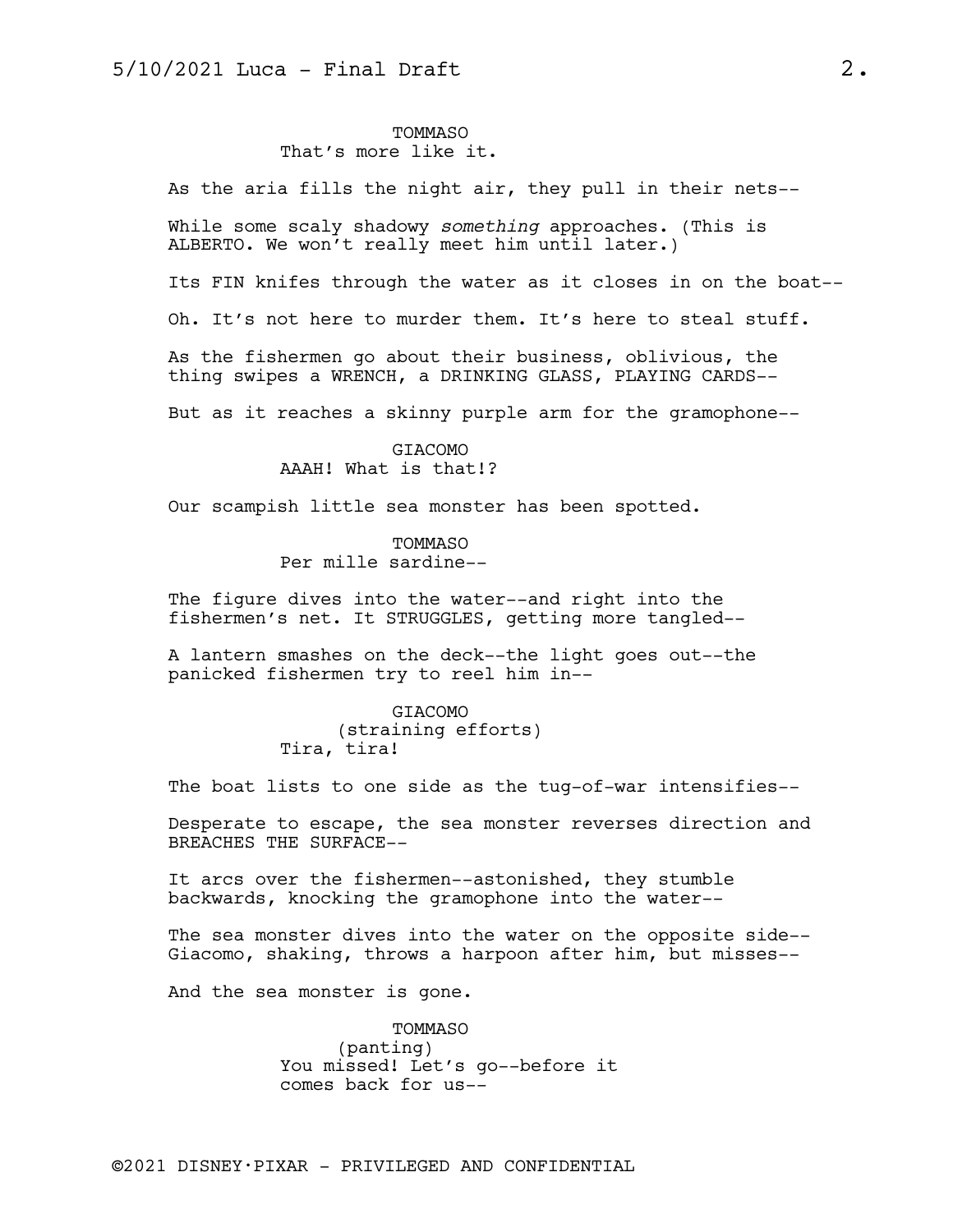TOMMASO
That's more like it.

As the aria fills the night air, they pull in their nets--

While some scaly shadowy *something* approaches. (This is ALBERTO. We won't really meet him until later.)

Its FIN knifes through the water as it closes in on the boat--

Oh. It's not here to murder them. It's here to steal stuff.

As the fishermen go about their business, oblivious, the thing swipes a WRENCH, a DRINKING GLASS, PLAYING CARDS--

But as it reaches a skinny purple arm for the gramophone--

GIACOMO
AAAH! What is that!?

Our scampish little sea monster has been spotted.

TOMMASO
Per mille sardine--

The figure dives into the water--and right into the fishermen's net. It STRUGGLES, getting more tangled--

A lantern smashes on the deck--the light goes out--the panicked fishermen try to reel him in--

GIACOMO
(straining efforts)
Tira, tira!

The boat lists to one side as the tug-of-war intensifies--

Desperate to escape, the sea monster reverses direction and BREACHES THE SURFACE--

It arcs over the fishermen--astonished, they stumble backwards, knocking the gramophone into the water--

The sea monster dives into the water on the opposite side-- Giacomo, shaking, throws a harpoon after him, but misses--

And the sea monster is gone.

TOMMASO
(panting)
You missed! Let's go--before it comes back for us--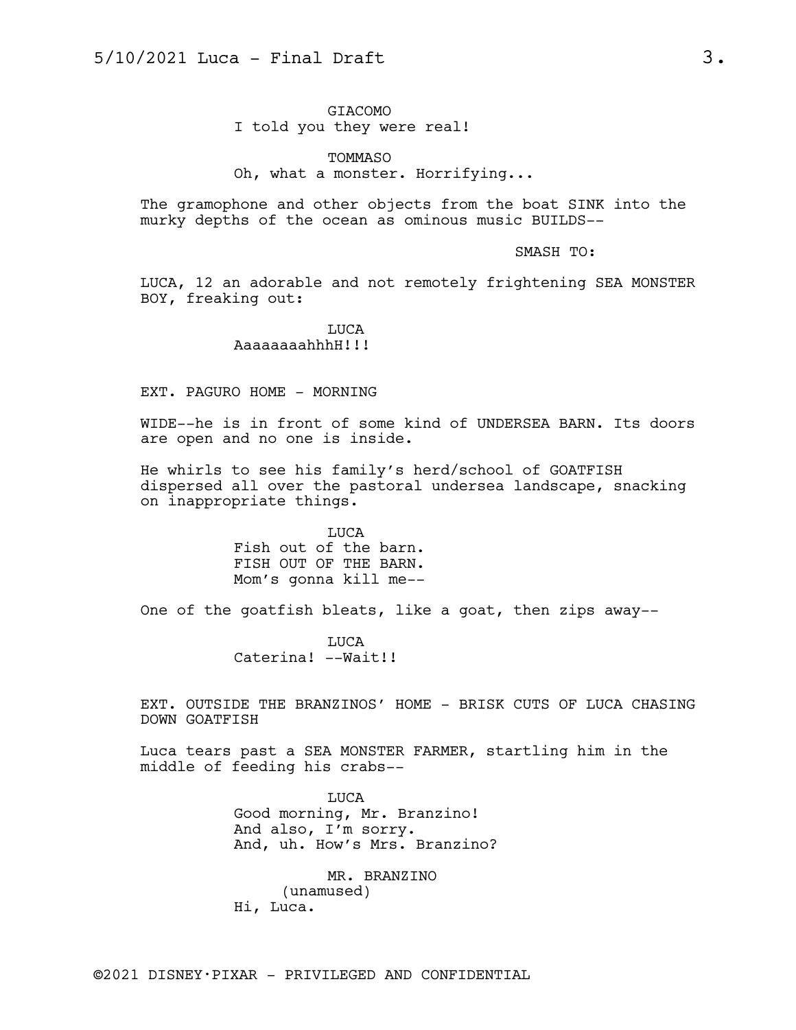GIACOMO
I told you they were real!

TOMMASO
Oh, what a monster. Horrifying...

The gramophone and other objects from the boat SINK into the murky depths of the ocean as ominous music BUILDS--

SMASH TO:

LUCA, 12 an adorable and not remotely frightening SEA MONSTER BOY, freaking out:

LUCA
AaaaaaaahhhH!!!

EXT. PAGURO HOME - MORNING

WIDE--he is in front of some kind of UNDERSEA BARN. Its doors are open and no one is inside.

He whirls to see his family's herd/school of GOATFISH dispersed all over the pastoral undersea landscape, snacking on inappropriate things.

LUCA
Fish out of the barn.
FISH OUT OF THE BARN.
Mom's gonna kill me--

One of the goatfish bleats, like a goat, then zips away--

LUCA
Caterina! --Wait!!

EXT. OUTSIDE THE BRANZINOS' HOME - BRISK CUTS OF LUCA CHASING DOWN GOATFISH

Luca tears past a SEA MONSTER FARMER, startling him in the middle of feeding his crabs--

LUCA
Good morning, Mr. Branzino!
And also, I'm sorry.
And, uh. How's Mrs. Branzino?

MR. BRANZINO
(unamused)
Hi, Luca.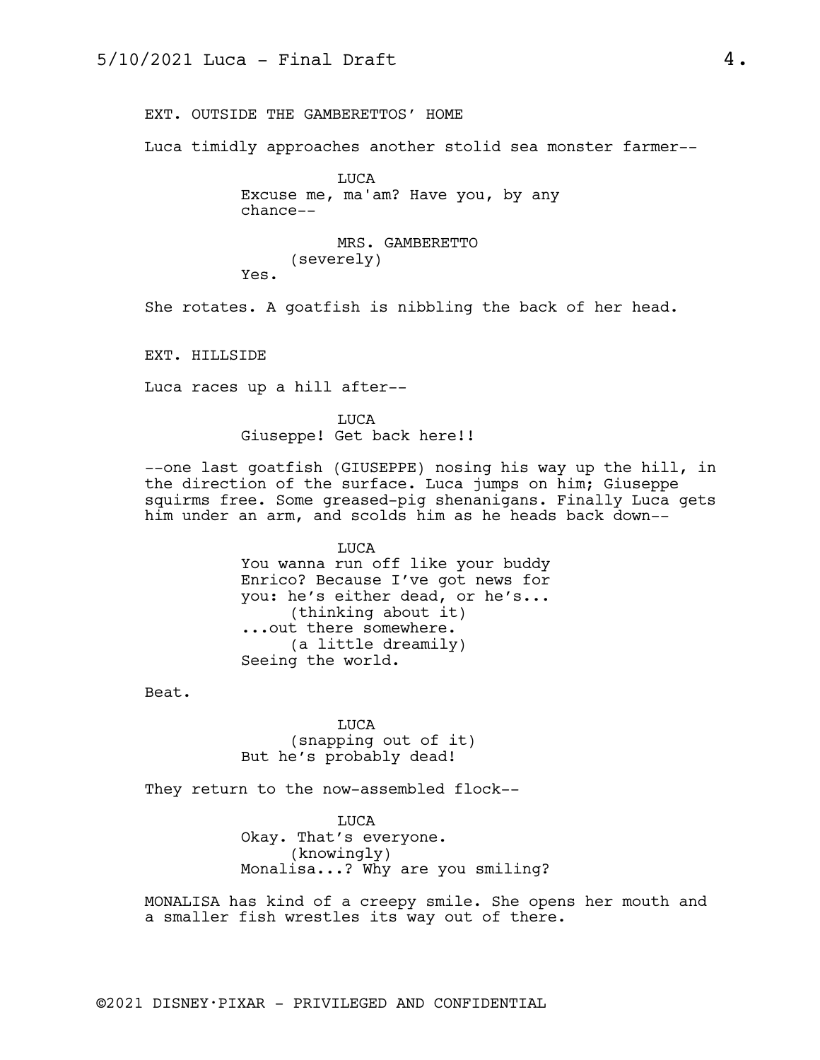EXT. OUTSIDE THE GAMBERETTOS' HOME

Luca timidly approaches another stolid sea monster farmer--

LUCA
Excuse me, ma'am? Have you, by any chance--

MRS. GAMBERETTO
(severely)
Yes.

She rotates. A goatfish is nibbling the back of her head.

EXT. HILLSIDE

Luca races up a hill after--

LUCA
Giuseppe! Get back here!!

--one last goatfish (GIUSEPPE) nosing his way up the hill, in the direction of the surface. Luca jumps on him; Giuseppe squirms free. Some greased-pig shenanigans. Finally Luca gets him under an arm, and scolds him as he heads back down--

LUCA
You wanna run off like your buddy Enrico? Because I've got news for you: he's either dead, or he's...
(thinking about it)
...out there somewhere.
(a little dreamily)
Seeing the world.

Beat.

LUCA
(snapping out of it)
But he's probably dead!

They return to the now-assembled flock--

LUCA
Okay. That's everyone.
(knowingly)
Monalisa...? Why are you smiling?

MONALISA has kind of a creepy smile. She opens her mouth and a smaller fish wrestles its way out of there.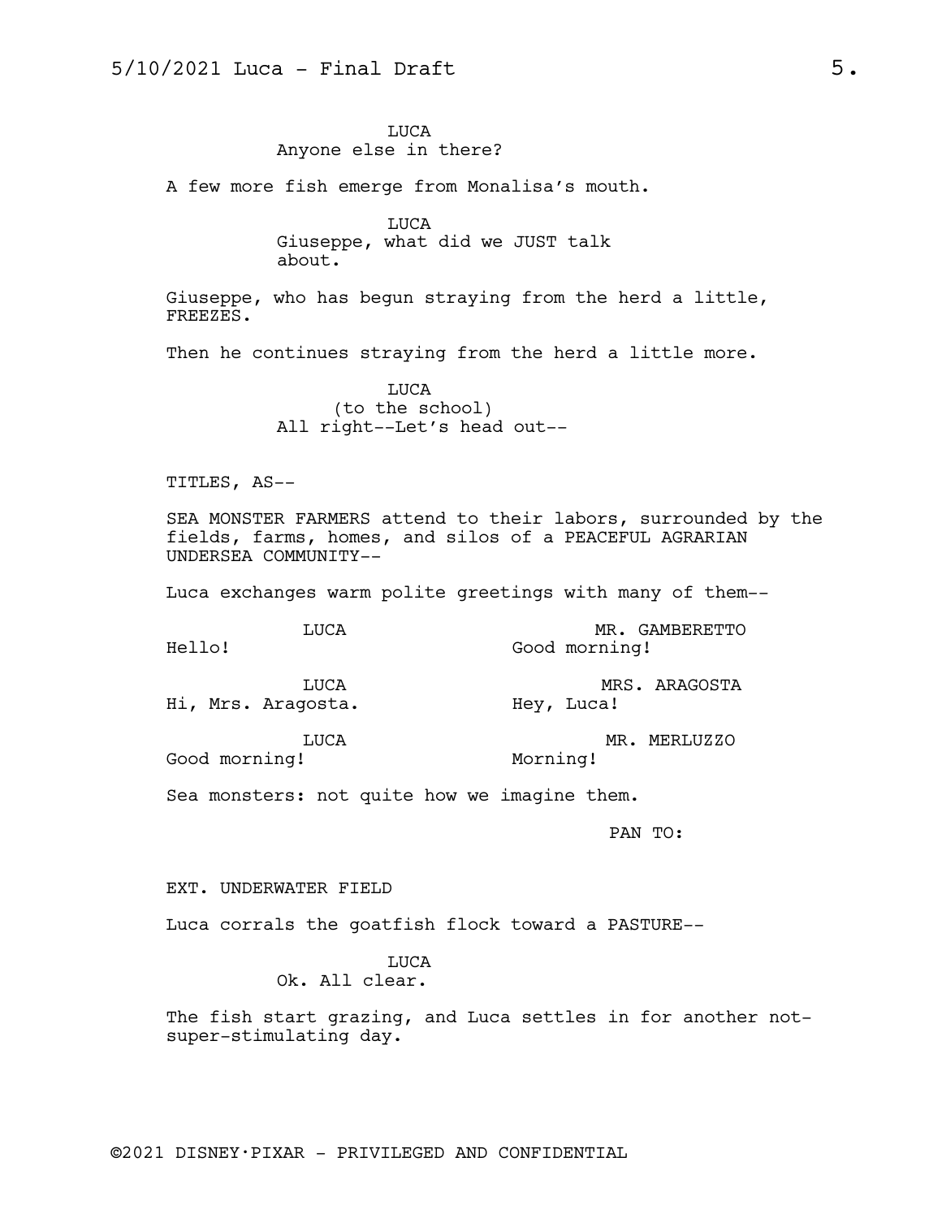LUCA
Anyone else in there?

A few more fish emerge from Monalisa's mouth.

LUCA
Giuseppe, what did we JUST talk about.

Giuseppe, who has begun straying from the herd a little, FREEZES.

Then he continues straying from the herd a little more.

LUCA
(to the school)
All right--Let's head out--

TITLES, AS--

SEA MONSTER FARMERS attend to their labors, surrounded by the fields, farms, homes, and silos of a PEACEFUL AGRARIAN UNDERSEA COMMUNITY--

Luca exchanges warm polite greetings with many of them--

LUCA
Hello!

MR. GAMBERETTO
Good morning!

LUCA
Hi, Mrs. Aragosta.

MRS. ARAGOSTA
Hey, Luca!

LUCA
Good morning!

MR. MERLUZZO
Morning!

Sea monsters: not quite how we imagine them.

PAN TO:

EXT. UNDERWATER FIELD

Luca corrals the goatfish flock toward a PASTURE--

LUCA
Ok. All clear.

The fish start grazing, and Luca settles in for another not-super-stimulating day.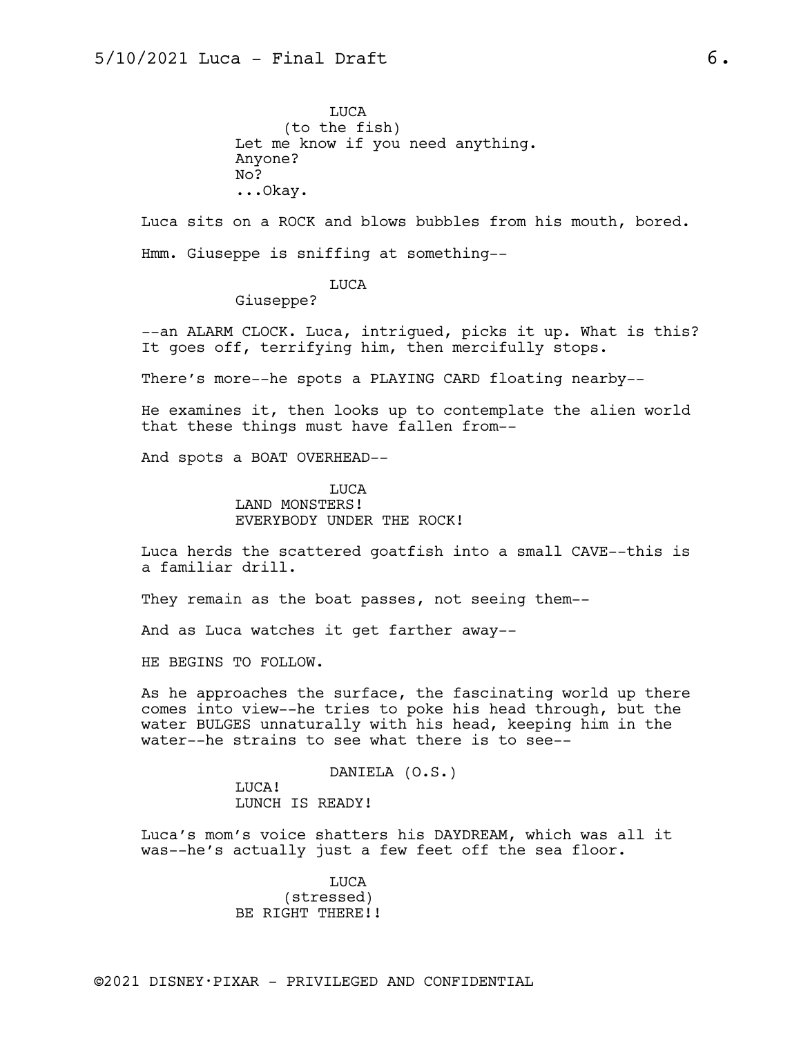LUCA
(to the fish)
Let me know if you need anything.
Anyone?
No?
...Okay.

Luca sits on a ROCK and blows bubbles from his mouth, bored.

Hmm. Giuseppe is sniffing at something--

LUCA
Giuseppe?

--an ALARM CLOCK. Luca, intrigued, picks it up. What is this? It goes off, terrifying him, then mercifully stops.

There's more--he spots a PLAYING CARD floating nearby--

He examines it, then looks up to contemplate the alien world that these things must have fallen from--

And spots a BOAT OVERHEAD--

LUCA
LAND MONSTERS!
EVERYBODY UNDER THE ROCK!

Luca herds the scattered goatfish into a small CAVE--this is a familiar drill.

They remain as the boat passes, not seeing them--

And as Luca watches it get farther away--

HE BEGINS TO FOLLOW.

As he approaches the surface, the fascinating world up there comes into view--he tries to poke his head through, but the water BULGES unnaturally with his head, keeping him in the water--he strains to see what there is to see--

DANIELA (O.S.)
LUCA!
LUNCH IS READY!

Luca's mom's voice shatters his DAYDREAM, which was all it was--he's actually just a few feet off the sea floor.

LUCA
(stressed)
BE RIGHT THERE!!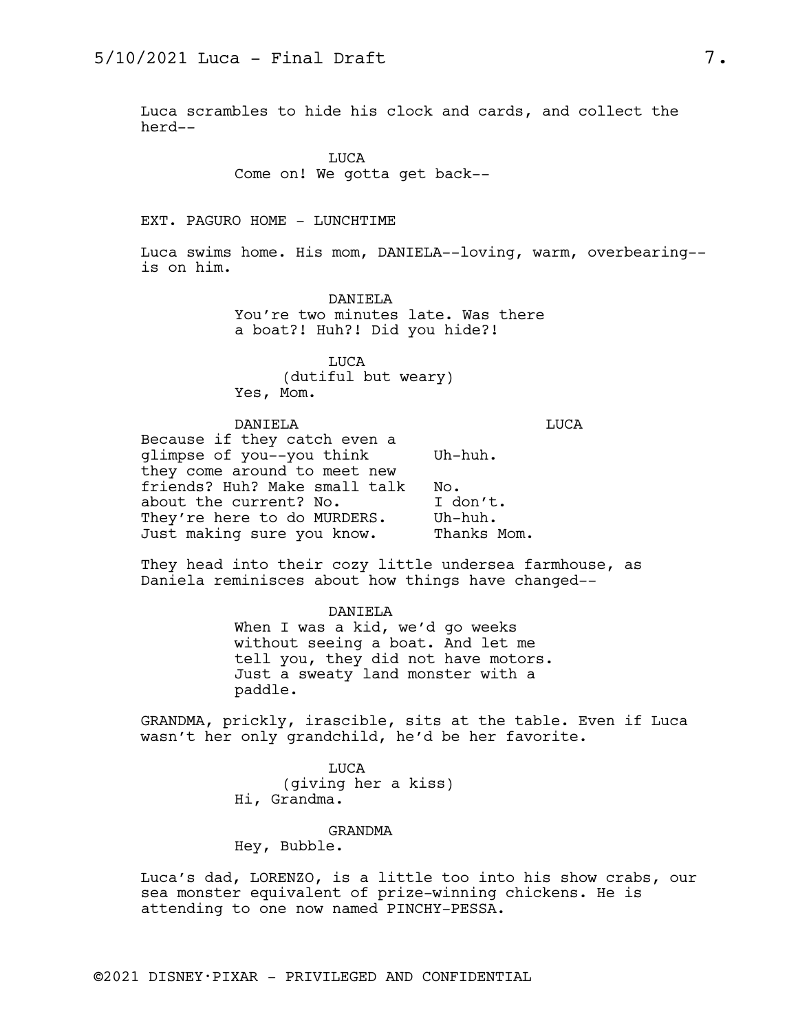Luca scrambles to hide his clock and cards, and collect the herd--

LUCA
Come on! We gotta get back--

EXT. PAGURO HOME - LUNCHTIME

Luca swims home. His mom, DANIELA--loving, warm, overbearing--is on him.

DANIELA
You're two minutes late. Was there a boat?! Huh?! Did you hide?!

LUCA
(dutiful but weary)
Yes, Mom.

| DANIELA | LUCA |
|---|---|
| Because if they catch even a glimpse of you--you think | Uh-huh. |
| they come around to meet new friends? Huh? Make small talk | No. |
| about the current? No. | I don't. |
| They're here to do MURDERS. | Uh-huh. |
| Just making sure you know. | Thanks Mom. |

They head into their cozy little undersea farmhouse, as Daniela reminisces about how things have changed--

DANIELA
When I was a kid, we'd go weeks without seeing a boat. And let me tell you, they did not have motors. Just a sweaty land monster with a paddle.

GRANDMA, prickly, irascible, sits at the table. Even if Luca wasn't her only grandchild, he'd be her favorite.

LUCA
(giving her a kiss)
Hi, Grandma.

GRANDMA
Hey, Bubble.

Luca's dad, LORENZO, is a little too into his show crabs, our sea monster equivalent of prize-winning chickens. He is attending to one now named PINCHY-PESSA.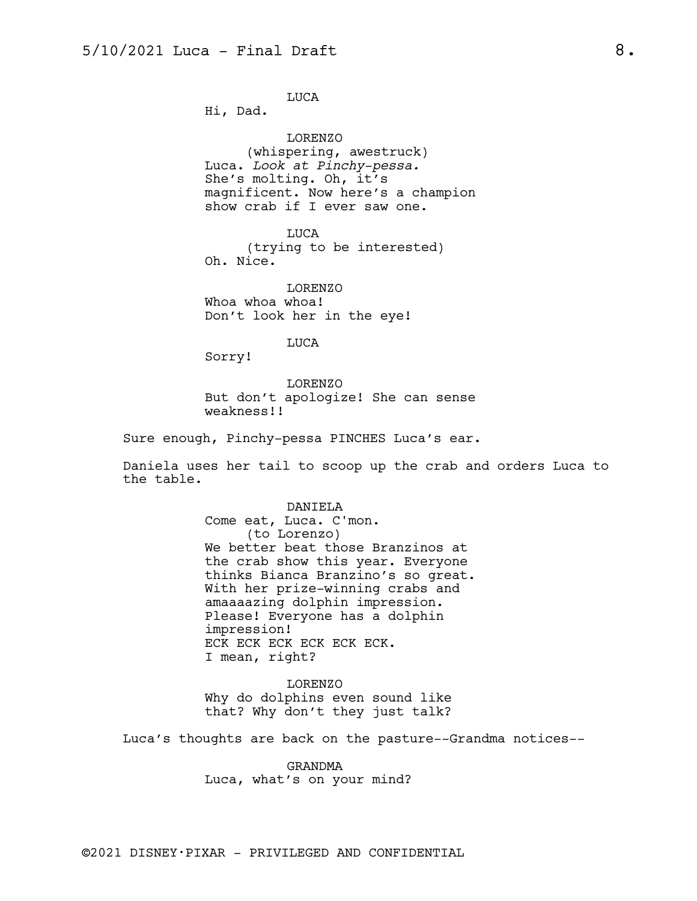LUCA
Hi, Dad.

LORENZO
(whispering, awestruck)
Luca. *Look at Pinchy-pessa.*
She's molting. Oh, it's
magnificent. Now here's a champion
show crab if I ever saw one.

LUCA
(trying to be interested)
Oh. Nice.

LORENZO
Whoa whoa whoa!
Don't look her in the eye!

LUCA
Sorry!

LORENZO
But don't apologize! She can sense
weakness!!

Sure enough, Pinchy-pessa PINCHES Luca's ear.

Daniela uses her tail to scoop up the crab and orders Luca to the table.

DANIELA
Come eat, Luca. C'mon.
(to Lorenzo)
We better beat those Branzinos at
the crab show this year. Everyone
thinks Bianca Branzino's so great.
With her prize-winning crabs and
amaaaazing dolphin impression.
Please! Everyone has a dolphin
impression!
ECK ECK ECK ECK ECK ECK.
I mean, right?

LORENZO
Why do dolphins even sound like
that? Why don't they just talk?

Luca's thoughts are back on the pasture--Grandma notices--

GRANDMA
Luca, what's on your mind?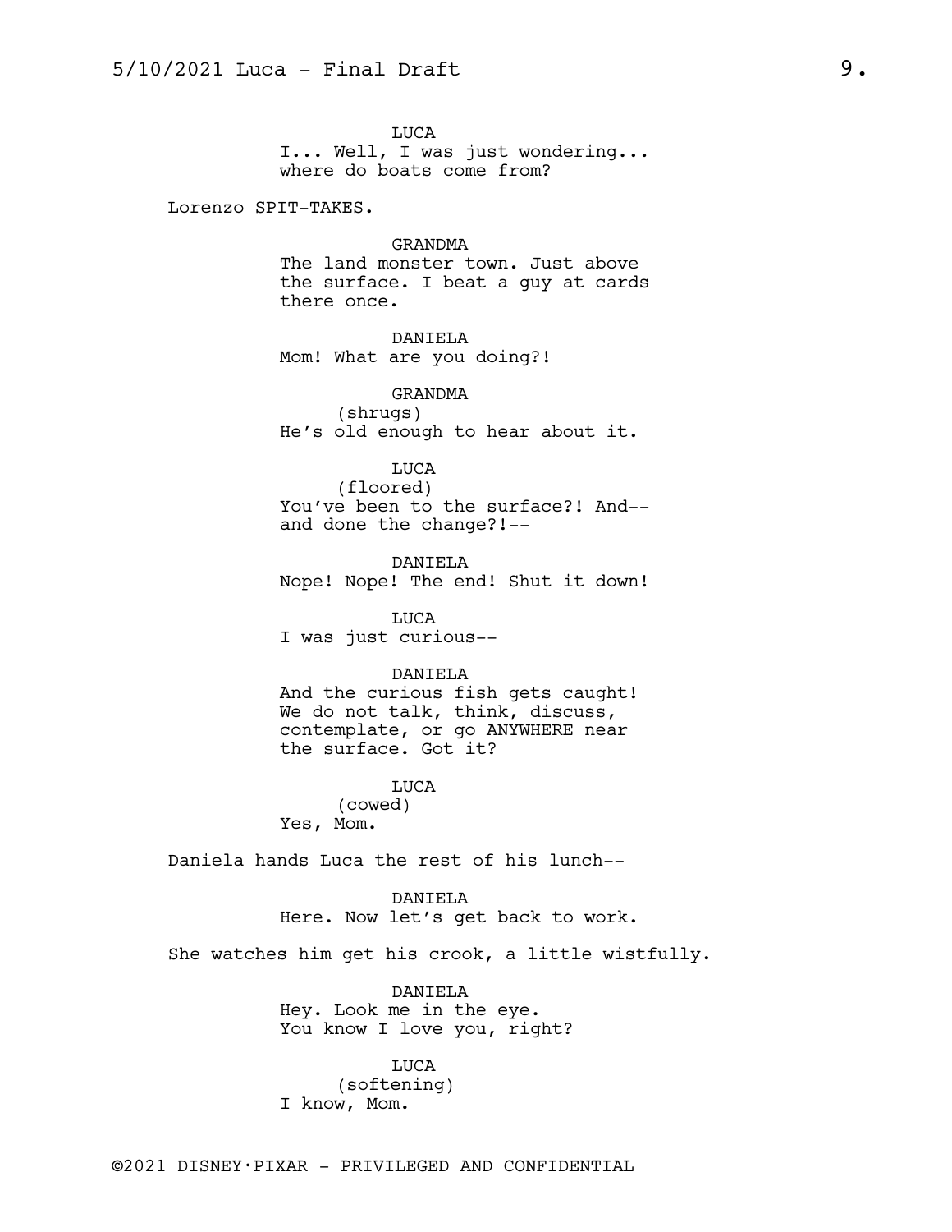LUCA
I... Well, I was just wondering... where do boats come from?

Lorenzo SPIT-TAKES.

GRANDMA
The land monster town. Just above the surface. I beat a guy at cards there once.

DANIELA
Mom! What are you doing?!

GRANDMA
(shrugs)
He's old enough to hear about it.

LUCA
(floored)
You've been to the surface?! And-- and done the change?!--

DANIELA
Nope! Nope! The end! Shut it down!

LUCA
I was just curious--

DANIELA
And the curious fish gets caught! We do not talk, think, discuss, contemplate, or go ANYWHERE near the surface. Got it?

LUCA
(cowed)
Yes, Mom.

Daniela hands Luca the rest of his lunch--

DANIELA
Here. Now let's get back to work.

She watches him get his crook, a little wistfully.

DANIELA
Hey. Look me in the eye. You know I love you, right?

LUCA
(softening)
I know, Mom.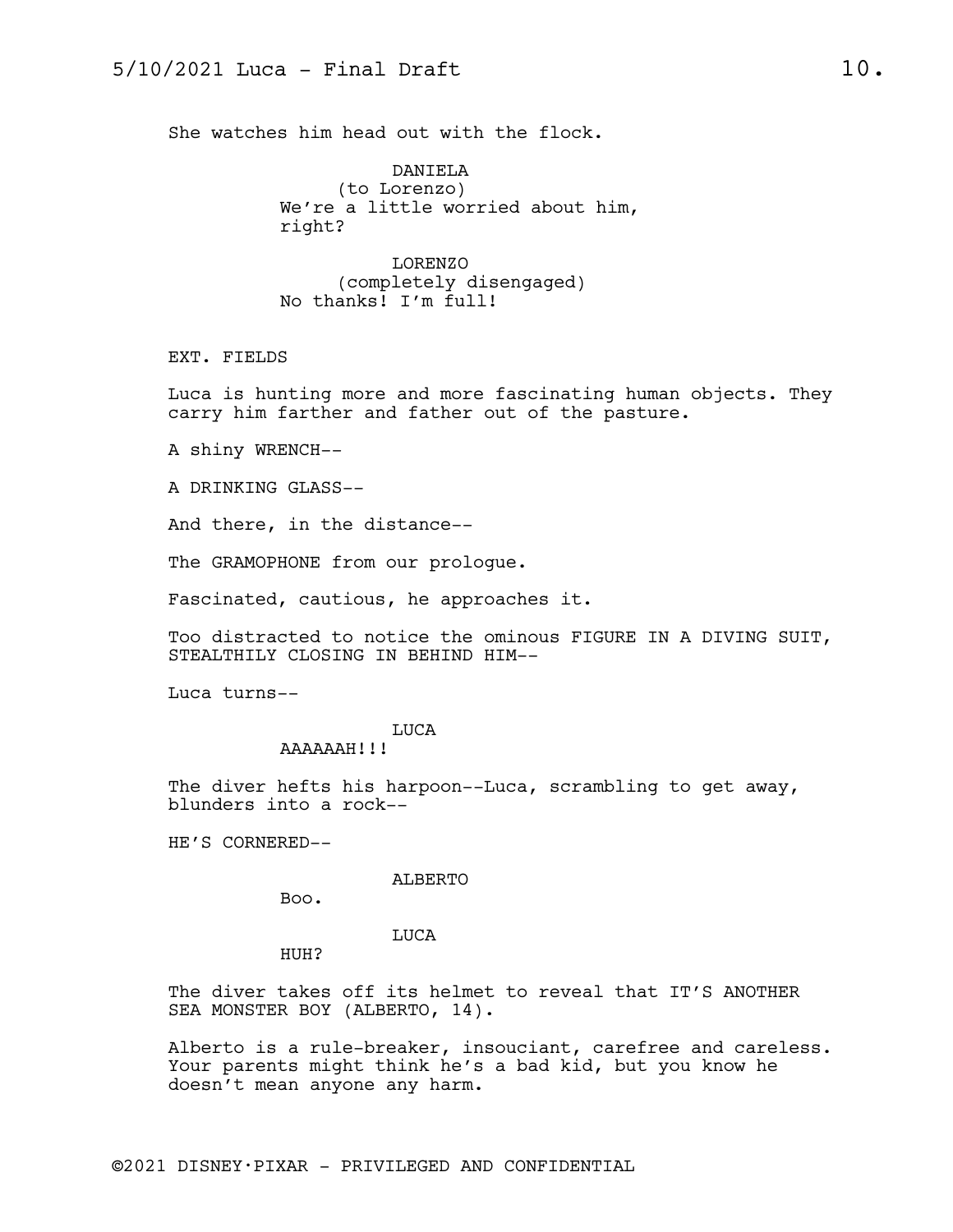She watches him head out with the flock.

DANIELA
(to Lorenzo)
We're a little worried about him, right?

LORENZO
(completely disengaged)
No thanks! I'm full!

EXT. FIELDS

Luca is hunting more and more fascinating human objects. They carry him farther and father out of the pasture.

A shiny WRENCH--

A DRINKING GLASS--

And there, in the distance--

The GRAMOPHONE from our prologue.

Fascinated, cautious, he approaches it.

Too distracted to notice the ominous FIGURE IN A DIVING SUIT, STEALTHILY CLOSING IN BEHIND HIM--

Luca turns--

LUCA
AAAAAAH!!!

The diver hefts his harpoon--Luca, scrambling to get away, blunders into a rock--

HE'S CORNERED--

ALBERTO
Boo.

LUCA
HUH?

The diver takes off its helmet to reveal that IT'S ANOTHER SEA MONSTER BOY (ALBERTO, 14).

Alberto is a rule-breaker, insouciant, carefree and careless. Your parents might think he's a bad kid, but you know he doesn't mean anyone any harm.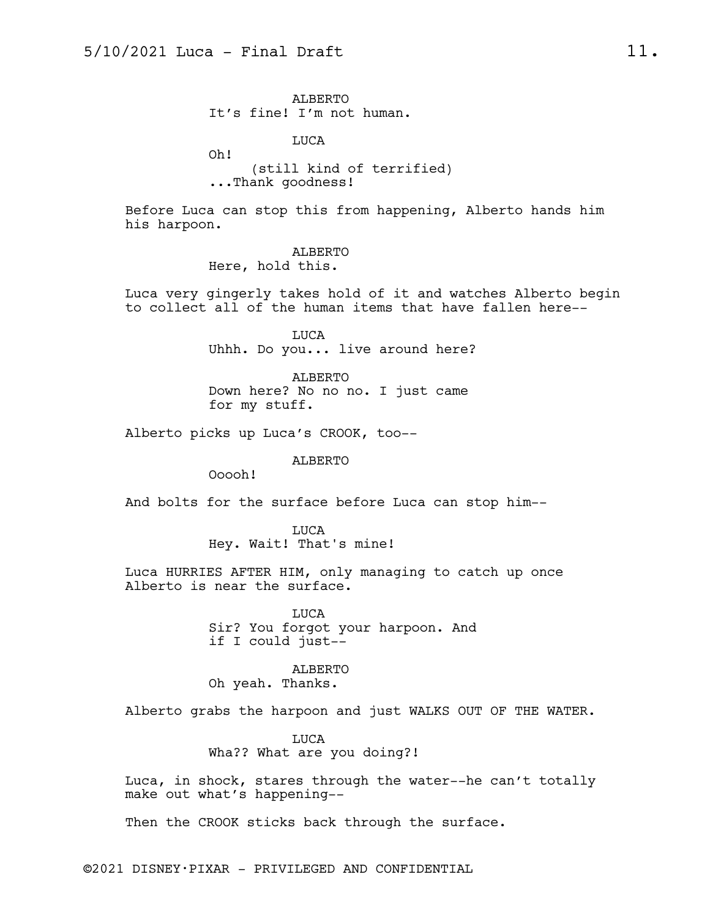ALBERTO
It's fine! I'm not human.

LUCA
Oh!
(still kind of terrified)
...Thank goodness!

Before Luca can stop this from happening, Alberto hands him his harpoon.

ALBERTO
Here, hold this.

Luca very gingerly takes hold of it and watches Alberto begin to collect all of the human items that have fallen here--

LUCA
Uhhh. Do you... live around here?

ALBERTO
Down here? No no no. I just came for my stuff.

Alberto picks up Luca's CROOK, too--

ALBERTO
Ooooh!

And bolts for the surface before Luca can stop him--

LUCA
Hey. Wait! That's mine!

Luca HURRIES AFTER HIM, only managing to catch up once Alberto is near the surface.

LUCA
Sir? You forgot your harpoon. And if I could just--

ALBERTO
Oh yeah. Thanks.

Alberto grabs the harpoon and just WALKS OUT OF THE WATER.

LUCA
Wha?? What are you doing?!

Luca, in shock, stares through the water--he can't totally make out what's happening--

Then the CROOK sticks back through the surface.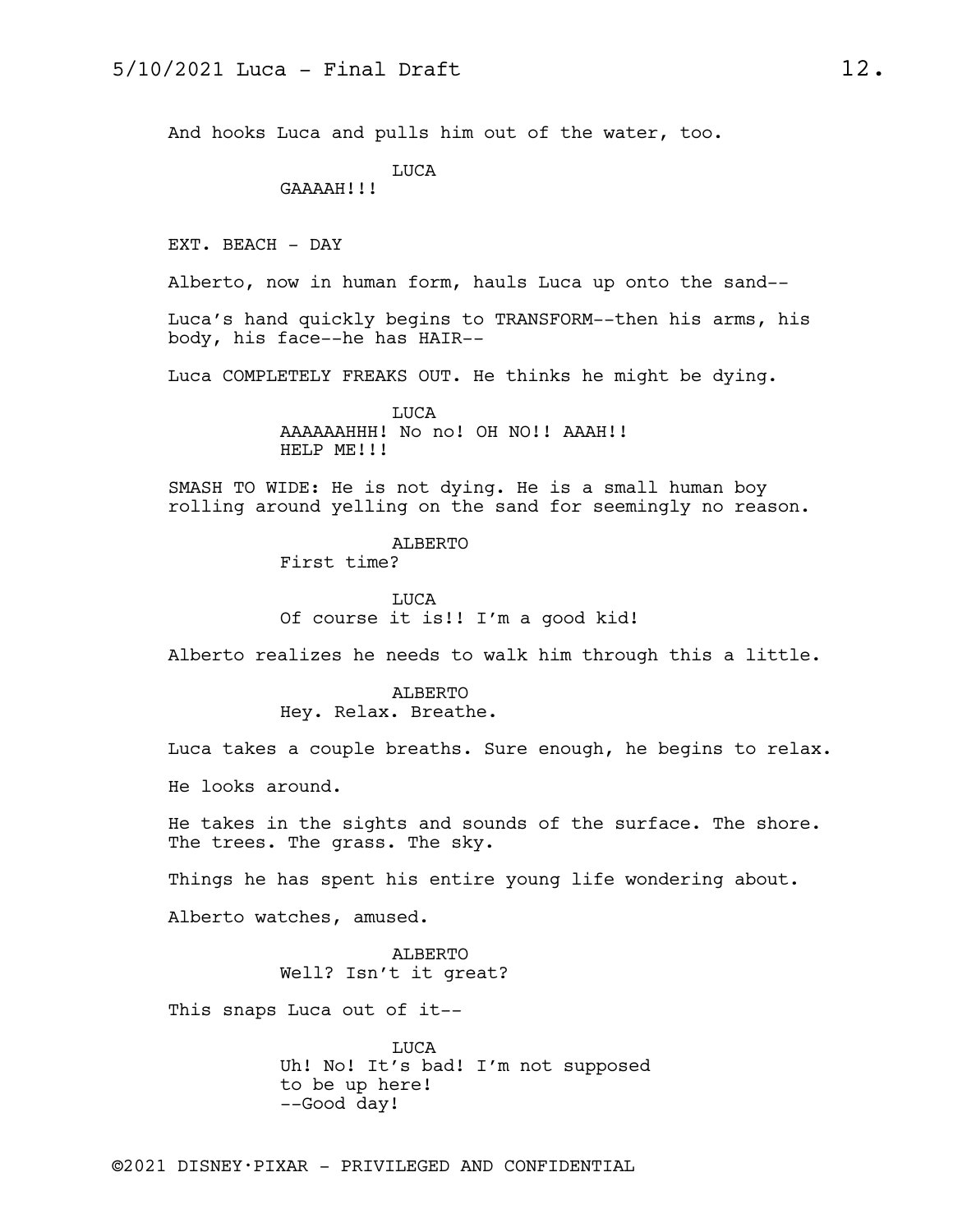And hooks Luca and pulls him out of the water, too.

LUCA
GAAAAH!!!

EXT. BEACH - DAY

Alberto, now in human form, hauls Luca up onto the sand--

Luca's hand quickly begins to TRANSFORM--then his arms, his body, his face--he has HAIR--

Luca COMPLETELY FREAKS OUT. He thinks he might be dying.

LUCA
AAAAAAHHH! No no! OH NO!! AAAH!!
HELP ME!!!

SMASH TO WIDE: He is not dying. He is a small human boy rolling around yelling on the sand for seemingly no reason.

ALBERTO
First time?

LUCA
Of course it is!! I'm a good kid!

Alberto realizes he needs to walk him through this a little.

ALBERTO
Hey. Relax. Breathe.

Luca takes a couple breaths. Sure enough, he begins to relax.

He looks around.

He takes in the sights and sounds of the surface. The shore. The trees. The grass. The sky.

Things he has spent his entire young life wondering about.

Alberto watches, amused.

ALBERTO
Well? Isn't it great?

This snaps Luca out of it--

LUCA
Uh! No! It's bad! I'm not supposed
to be up here!
--Good day!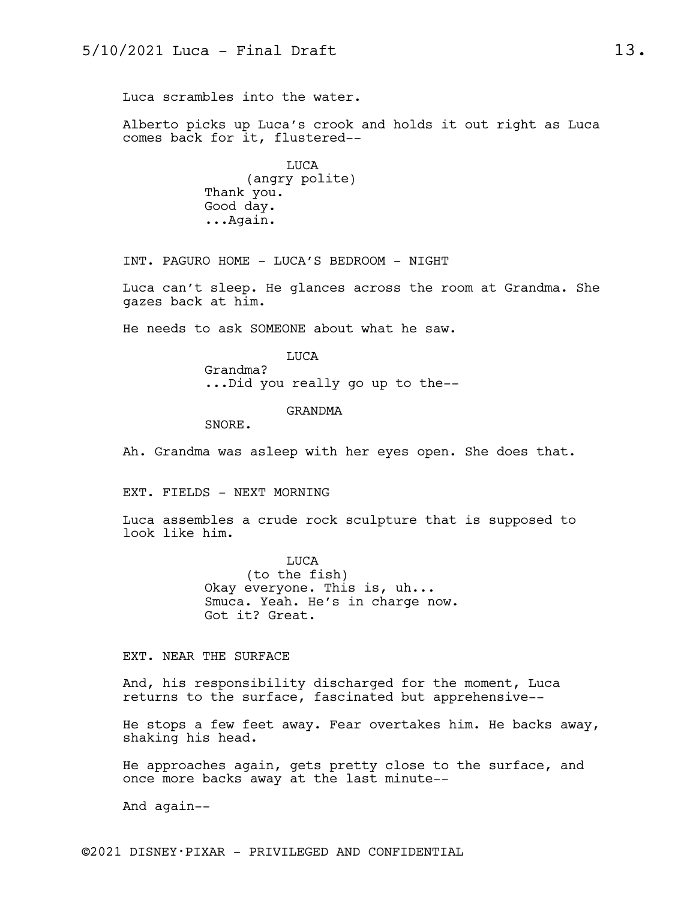Luca scrambles into the water.

Alberto picks up Luca's crook and holds it out right as Luca comes back for it, flustered--

LUCA
(angry polite)
Thank you.
Good day.
...Again.

INT. PAGURO HOME - LUCA'S BEDROOM - NIGHT

Luca can't sleep. He glances across the room at Grandma. She gazes back at him.

He needs to ask SOMEONE about what he saw.

LUCA
Grandma?
...Did you really go up to the--

GRANDMA
SNORE.

Ah. Grandma was asleep with her eyes open. She does that.

EXT. FIELDS - NEXT MORNING

Luca assembles a crude rock sculpture that is supposed to look like him.

LUCA
(to the fish)
Okay everyone. This is, uh...
Smuca. Yeah. He's in charge now.
Got it? Great.

EXT. NEAR THE SURFACE

And, his responsibility discharged for the moment, Luca returns to the surface, fascinated but apprehensive--

He stops a few feet away. Fear overtakes him. He backs away, shaking his head.

He approaches again, gets pretty close to the surface, and once more backs away at the last minute--

And again--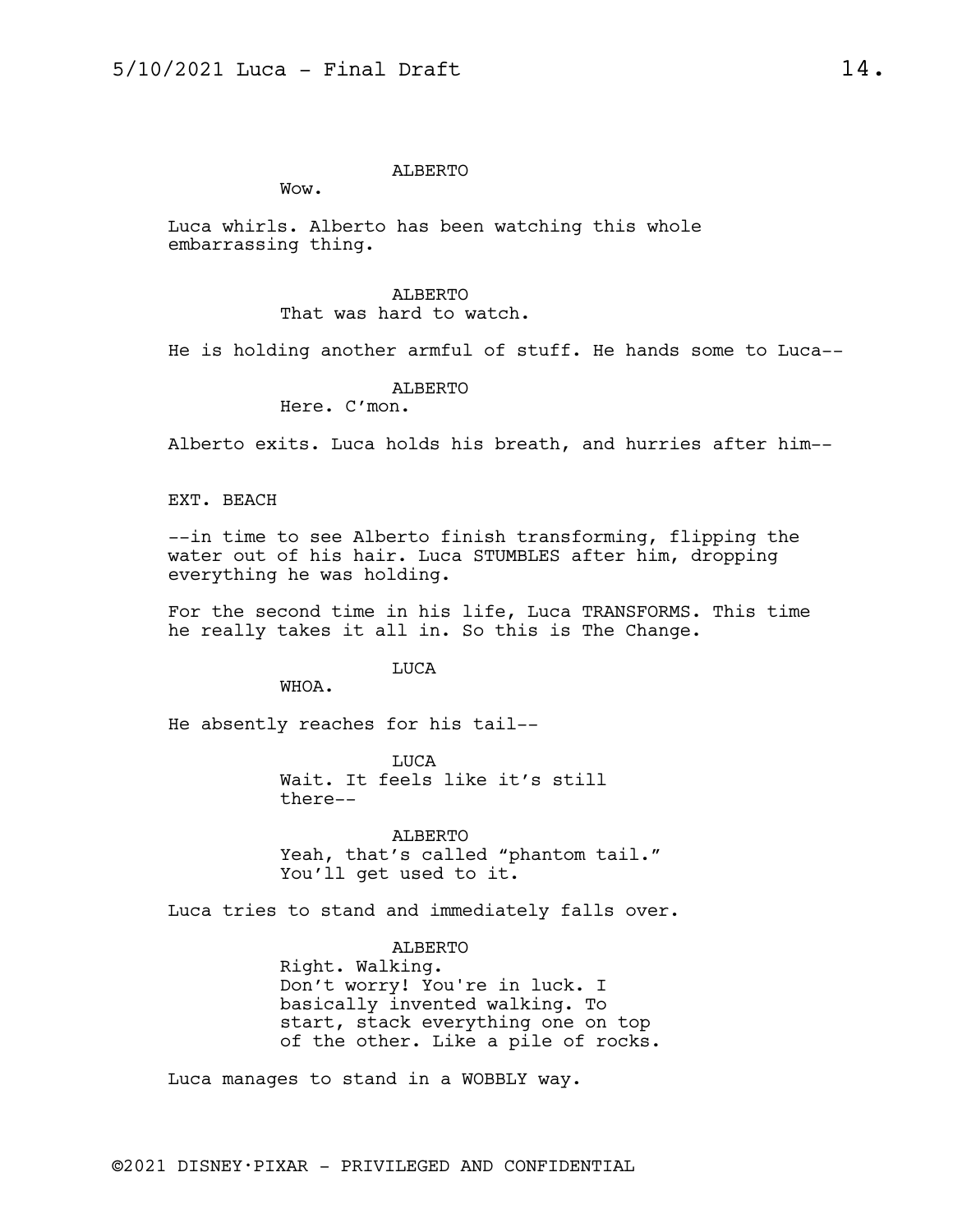ALBERTO

Wow.

Luca whirls. Alberto has been watching this whole embarrassing thing.

ALBERTO

That was hard to watch.

He is holding another armful of stuff. He hands some to Luca--

ALBERTO

Here. C'mon.

Alberto exits. Luca holds his breath, and hurries after him--

EXT. BEACH

--in time to see Alberto finish transforming, flipping the water out of his hair. Luca STUMBLES after him, dropping everything he was holding.

For the second time in his life, Luca TRANSFORMS. This time he really takes it all in. So this is The Change.

LUCA

WHOA.

He absently reaches for his tail--

LUCA

Wait. It feels like it's still there--

ALBERTO

Yeah, that's called "phantom tail." You'll get used to it.

Luca tries to stand and immediately falls over.

ALBERTO

Right. Walking.
Don't worry! You're in luck. I basically invented walking. To start, stack everything one on top of the other. Like a pile of rocks.

Luca manages to stand in a WOBBLY way.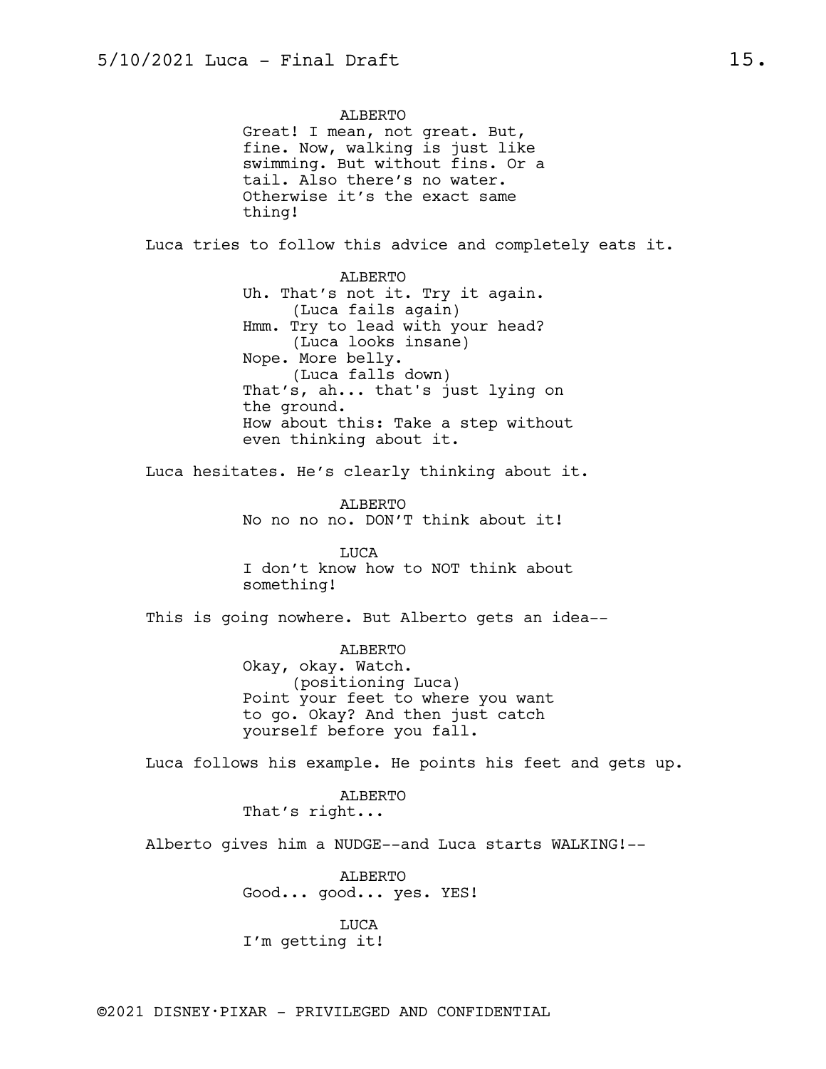ALBERTO
Great! I mean, not great. But, fine. Now, walking is just like swimming. But without fins. Or a tail. Also there's no water. Otherwise it's the exact same thing!

Luca tries to follow this advice and completely eats it.

ALBERTO
Uh. That's not it. Try it again.
(Luca fails again)
Hmm. Try to lead with your head?
(Luca looks insane)
Nope. More belly.
(Luca falls down)
That's, ah... that's just lying on the ground.
How about this: Take a step without even thinking about it.

Luca hesitates. He's clearly thinking about it.

ALBERTO
No no no no. DON'T think about it!

LUCA
I don't know how to NOT think about something!

This is going nowhere. But Alberto gets an idea--

ALBERTO
Okay, okay. Watch.
(positioning Luca)
Point your feet to where you want to go. Okay? And then just catch yourself before you fall.

Luca follows his example. He points his feet and gets up.

ALBERTO
That's right...

Alberto gives him a NUDGE--and Luca starts WALKING!--

ALBERTO
Good... good... yes. YES!

LUCA
I'm getting it!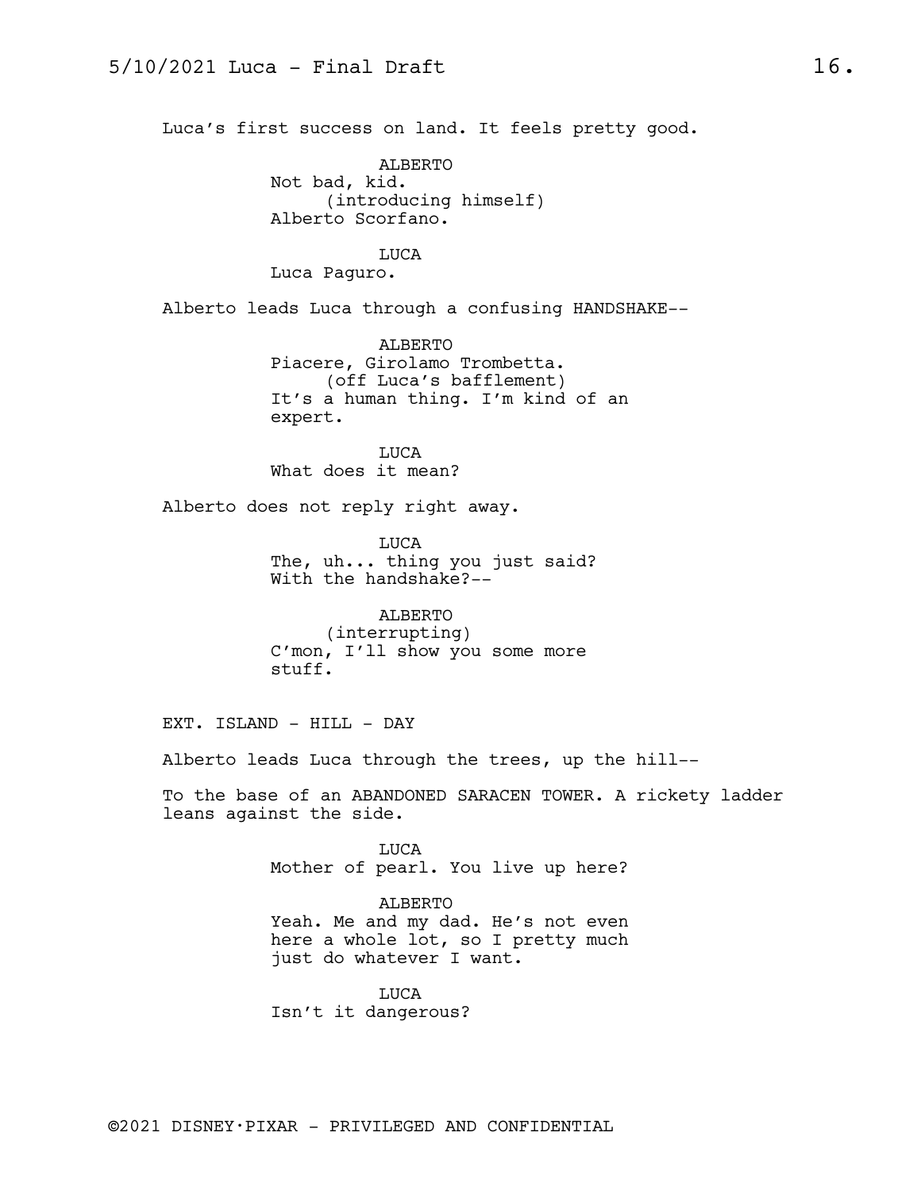Luca's first success on land. It feels pretty good.

ALBERTO
Not bad, kid.
(introducing himself)
Alberto Scorfano.

LUCA
Luca Paguro.

Alberto leads Luca through a confusing HANDSHAKE--

ALBERTO
Piacere, Girolamo Trombetta.
(off Luca's bafflement)
It's a human thing. I'm kind of an expert.

LUCA
What does it mean?

Alberto does not reply right away.

LUCA
The, uh... thing you just said? With the handshake?--

ALBERTO
(interrupting)
C'mon, I'll show you some more stuff.

EXT. ISLAND - HILL - DAY

Alberto leads Luca through the trees, up the hill--

To the base of an ABANDONED SARACEN TOWER. A rickety ladder leans against the side.

LUCA
Mother of pearl. You live up here?

ALBERTO
Yeah. Me and my dad. He's not even here a whole lot, so I pretty much just do whatever I want.

LUCA
Isn't it dangerous?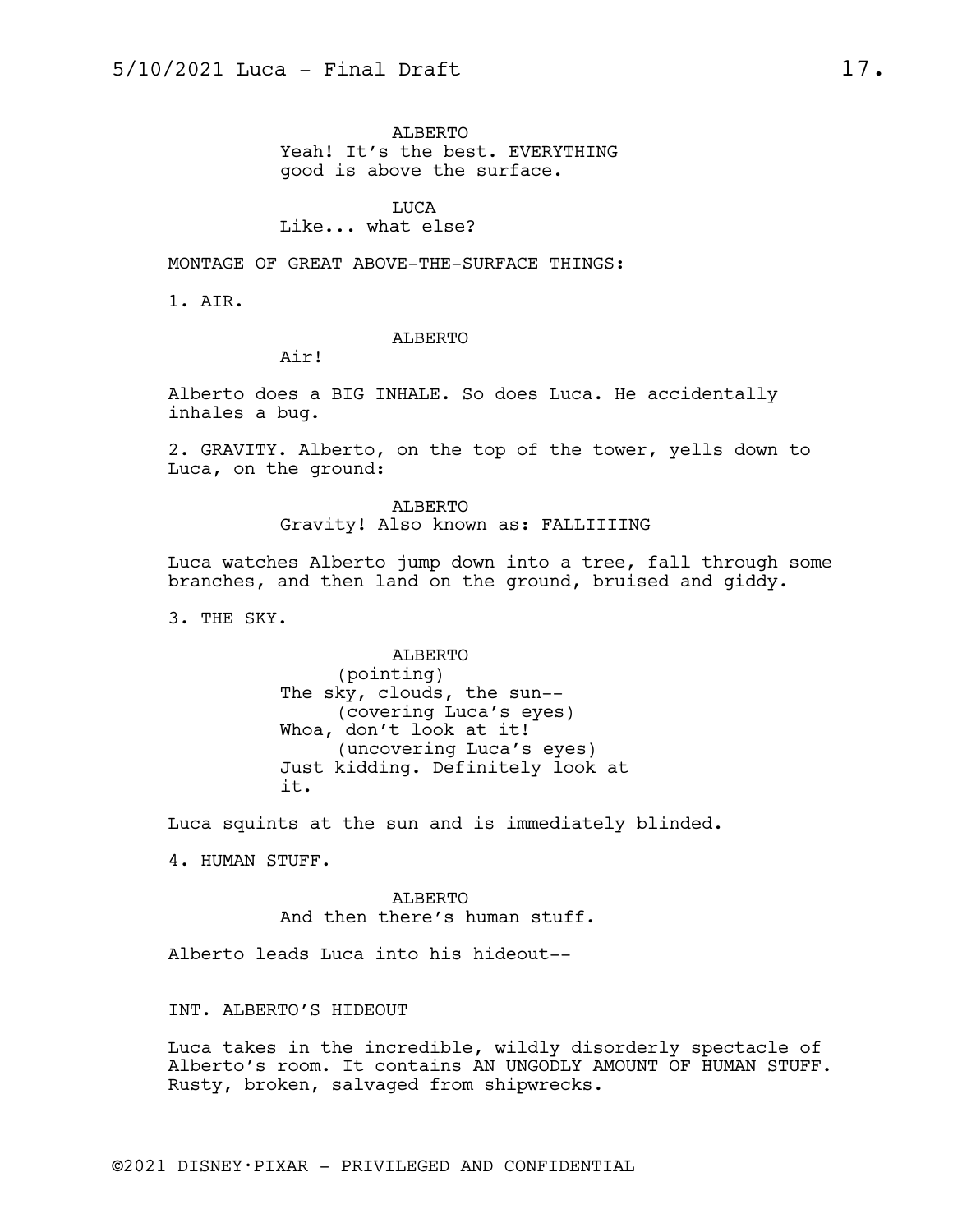ALBERTO
Yeah! It's the best. EVERYTHING good is above the surface.

LUCA
Like... what else?

MONTAGE OF GREAT ABOVE-THE-SURFACE THINGS:

1. AIR.

ALBERTO
Air!

Alberto does a BIG INHALE. So does Luca. He accidentally inhales a bug.

2. GRAVITY. Alberto, on the top of the tower, yells down to Luca, on the ground:

ALBERTO
Gravity! Also known as: FALLIIIING

Luca watches Alberto jump down into a tree, fall through some branches, and then land on the ground, bruised and giddy.

3. THE SKY.

ALBERTO
(pointing)
The sky, clouds, the sun--
(covering Luca's eyes)
Whoa, don't look at it!
(uncovering Luca's eyes)
Just kidding. Definitely look at it.

Luca squints at the sun and is immediately blinded.

4. HUMAN STUFF.

ALBERTO
And then there's human stuff.

Alberto leads Luca into his hideout--

INT. ALBERTO'S HIDEOUT

Luca takes in the incredible, wildly disorderly spectacle of Alberto's room. It contains AN UNGODLY AMOUNT OF HUMAN STUFF. Rusty, broken, salvaged from shipwrecks.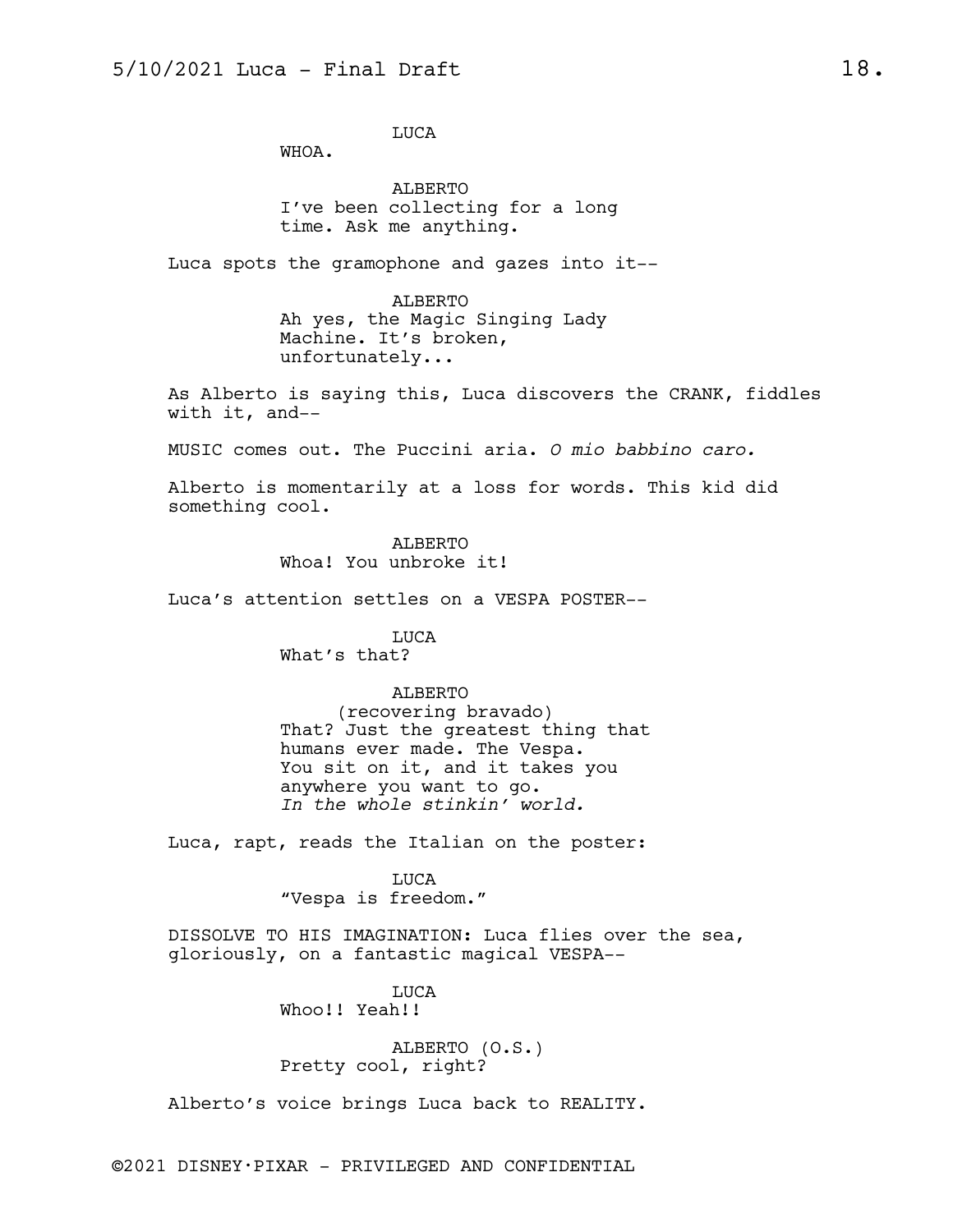LUCA

WHOA.

ALBERTO

I've been collecting for a long time. Ask me anything.

Luca spots the gramophone and gazes into it--

ALBERTO

Ah yes, the Magic Singing Lady Machine. It's broken, unfortunately...

As Alberto is saying this, Luca discovers the CRANK, fiddles with it, and--

MUSIC comes out. The Puccini aria. *O mio babbino caro.*

Alberto is momentarily at a loss for words. This kid did something cool.

ALBERTO

Whoa! You unbroke it!

Luca's attention settles on a VESPA POSTER--

LUCA

What's that?

ALBERTO

(recovering bravado)

That? Just the greatest thing that humans ever made. The Vespa. You sit on it, and it takes you anywhere you want to go. *In the whole stinkin' world.*

Luca, rapt, reads the Italian on the poster:

LUCA

"Vespa is freedom."

DISSOLVE TO HIS IMAGINATION: Luca flies over the sea, gloriously, on a fantastic magical VESPA--

LUCA

Whoo!! Yeah!!

ALBERTO (O.S.)

Pretty cool, right?

Alberto's voice brings Luca back to REALITY.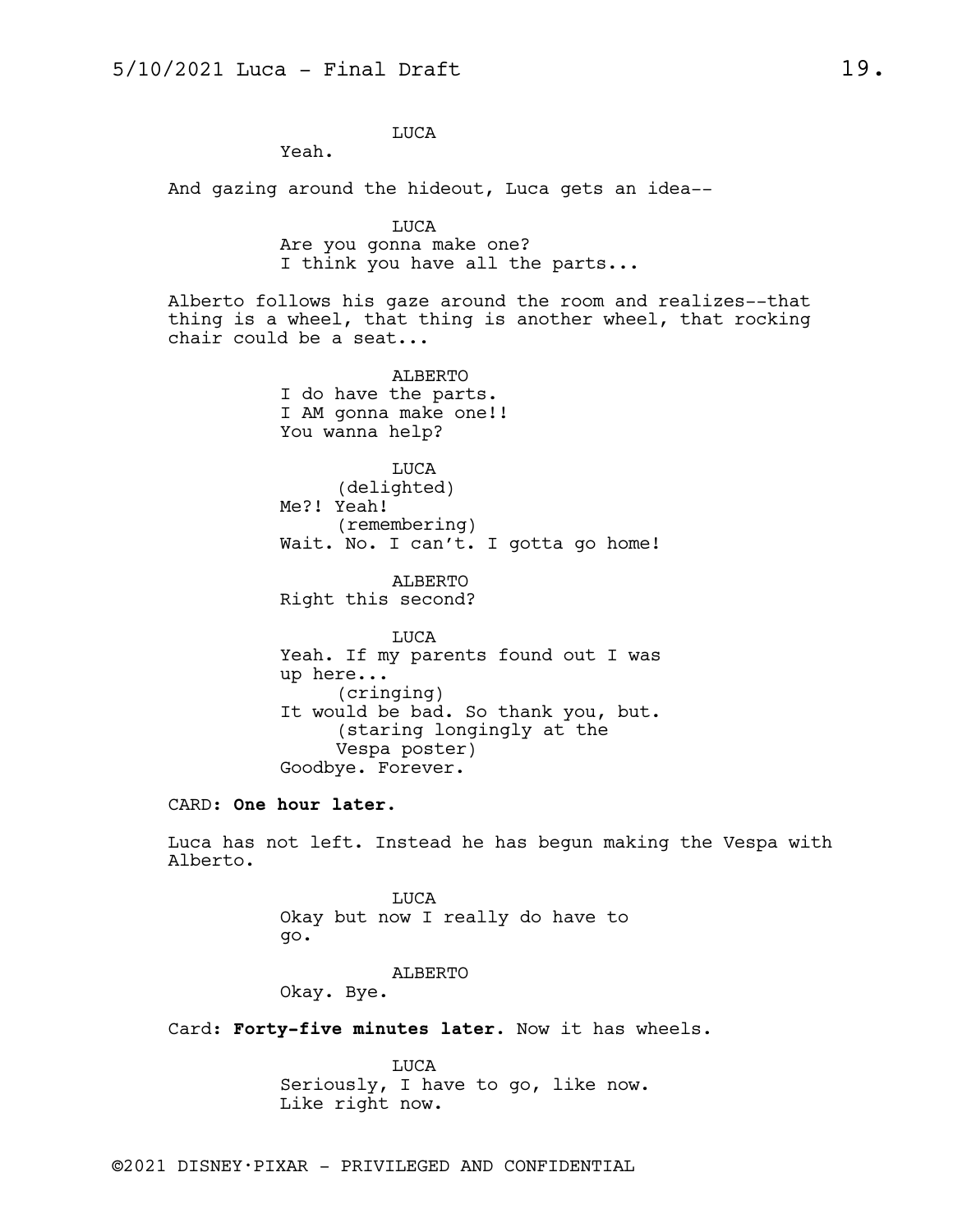LUCA

Yeah.

And gazing around the hideout, Luca gets an idea--

LUCA

Are you gonna make one?
I think you have all the parts...

Alberto follows his gaze around the room and realizes--that thing is a wheel, that thing is another wheel, that rocking chair could be a seat...

ALBERTO

I do have the parts.
I AM gonna make one!!
You wanna help?

LUCA

(delighted)
Me?! Yeah!
(remembering)
Wait. No. I can't. I gotta go home!

ALBERTO

Right this second?

LUCA

Yeah. If my parents found out I was up here...
(cringing)
It would be bad. So thank you, but.
(staring longingly at the Vespa poster)
Goodbye. Forever.

CARD: **One hour later.**

Luca has not left. Instead he has begun making the Vespa with Alberto.

LUCA

Okay but now I really do have to go.

ALBERTO

Okay. Bye.

Card: **Forty-five minutes later.** Now it has wheels.

LUCA

Seriously, I have to go, like now.
Like right now.

©2021 DISNEY·PIXAR - PRIVILEGED AND CONFIDENTIAL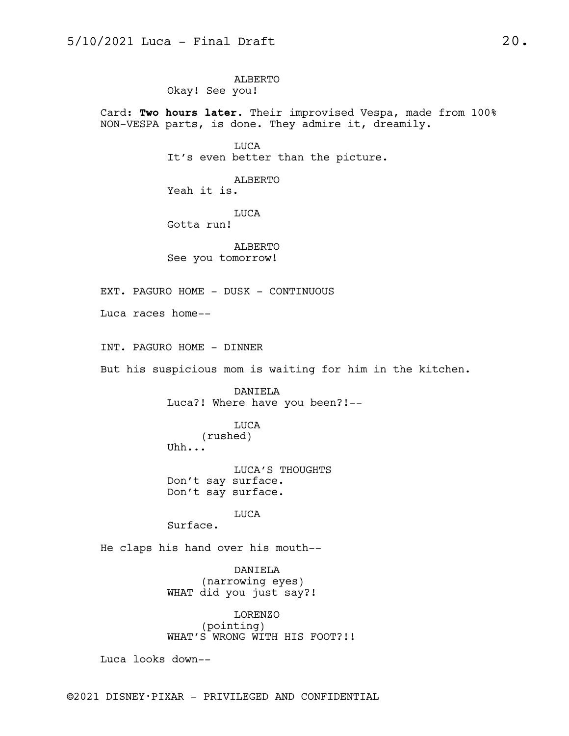ALBERTO
Okay! See you!

Card: **Two hours later.** Their improvised Vespa, made from 100% NON-VESPA parts, is done. They admire it, dreamily.

LUCA
It's even better than the picture.

ALBERTO
Yeah it is.

LUCA
Gotta run!

ALBERTO
See you tomorrow!

EXT. PAGURO HOME - DUSK - CONTINUOUS

Luca races home--

INT. PAGURO HOME - DINNER

But his suspicious mom is waiting for him in the kitchen.

DANIELA
Luca?! Where have you been?!--

LUCA
(rushed)
Uhh...

LUCA'S THOUGHTS
Don't say surface.
Don't say surface.

LUCA
Surface.

He claps his hand over his mouth--

DANIELA
(narrowing eyes)
WHAT did you just say?!

LORENZO
(pointing)
WHAT'S WRONG WITH HIS FOOT?!!

Luca looks down--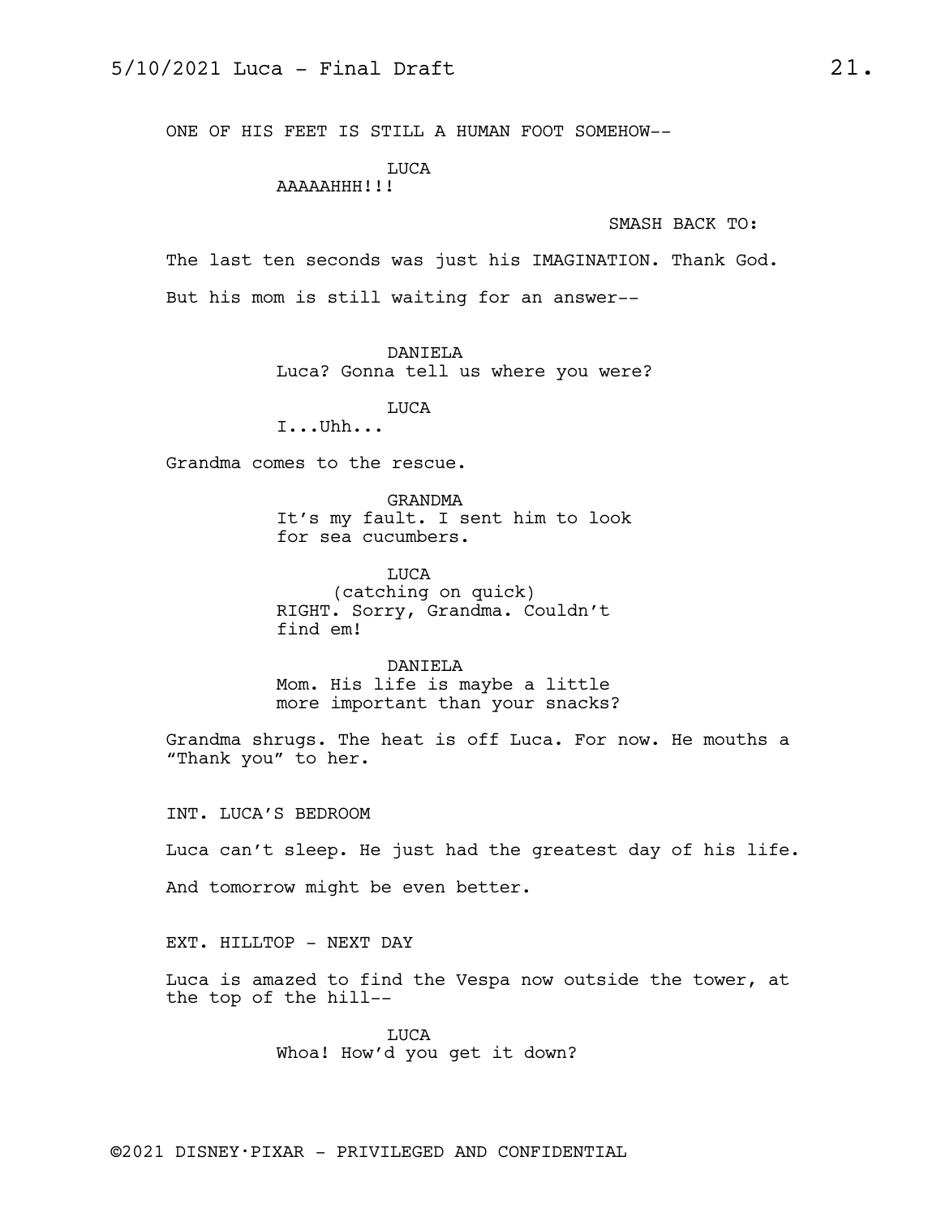ONE OF HIS FEET IS STILL A HUMAN FOOT SOMEHOW--

LUCA
AAAAAHHH!!!

SMASH BACK TO:

The last ten seconds was just his IMAGINATION. Thank God.

But his mom is still waiting for an answer--

DANIELA
Luca? Gonna tell us where you were?

LUCA
I...Uhh...

Grandma comes to the rescue.

GRANDMA
It's my fault. I sent him to look for sea cucumbers.

LUCA
(catching on quick)
RIGHT. Sorry, Grandma. Couldn't find em!

DANIELA
Mom. His life is maybe a little more important than your snacks?

Grandma shrugs. The heat is off Luca. For now. He mouths a "Thank you" to her.

INT. LUCA'S BEDROOM

Luca can't sleep. He just had the greatest day of his life.

And tomorrow might be even better.

EXT. HILLTOP - NEXT DAY

Luca is amazed to find the Vespa now outside the tower, at the top of the hill--

LUCA
Whoa! How'd you get it down?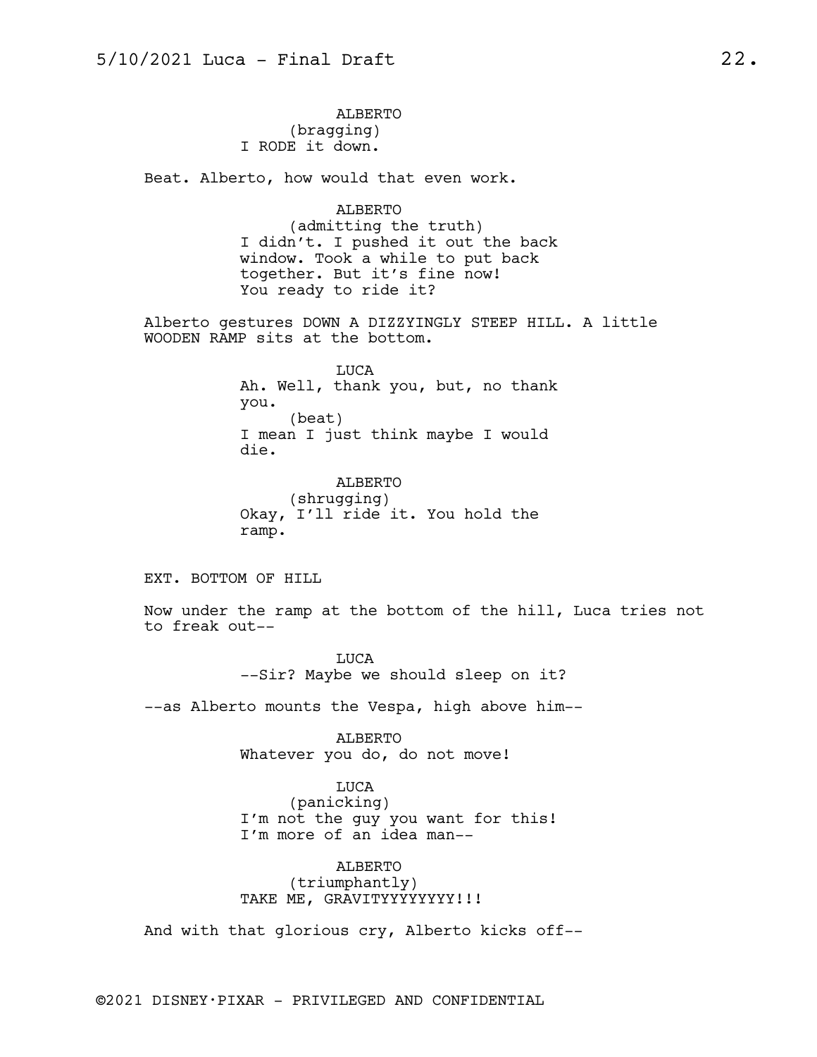ALBERTO
(bragging)
I RODE it down.

Beat. Alberto, how would that even work.

ALBERTO
(admitting the truth)
I didn't. I pushed it out the back window. Took a while to put back together. But it's fine now! You ready to ride it?

Alberto gestures DOWN A DIZZYINGLY STEEP HILL. A little WOODEN RAMP sits at the bottom.

LUCA
Ah. Well, thank you, but, no thank you.
(beat)
I mean I just think maybe I would die.

ALBERTO
(shrugging)
Okay, I'll ride it. You hold the ramp.

EXT. BOTTOM OF HILL

Now under the ramp at the bottom of the hill, Luca tries not to freak out--

LUCA
--Sir? Maybe we should sleep on it?

--as Alberto mounts the Vespa, high above him--

ALBERTO
Whatever you do, do not move!

LUCA
(panicking)
I'm not the guy you want for this! I'm more of an idea man--

ALBERTO
(triumphantly)
TAKE ME, GRAVITYYYYYYYYY!!!

And with that glorious cry, Alberto kicks off--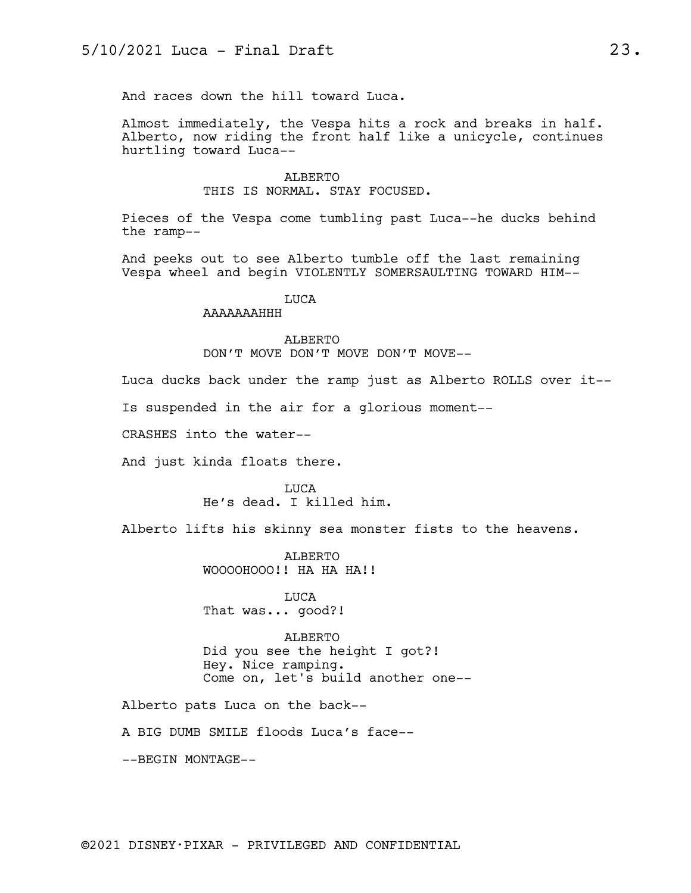And races down the hill toward Luca.

Almost immediately, the Vespa hits a rock and breaks in half. Alberto, now riding the front half like a unicycle, continues hurtling toward Luca--

ALBERTO
THIS IS NORMAL. STAY FOCUSED.

Pieces of the Vespa come tumbling past Luca--he ducks behind the ramp--

And peeks out to see Alberto tumble off the last remaining Vespa wheel and begin VIOLENTLY SOMERSAULTING TOWARD HIM--

LUCA
AAAAAAAHHH

ALBERTO
DON'T MOVE DON'T MOVE DON'T MOVE--

Luca ducks back under the ramp just as Alberto ROLLS over it--

Is suspended in the air for a glorious moment--

CRASHES into the water--

And just kinda floats there.

LUCA
He's dead. I killed him.

Alberto lifts his skinny sea monster fists to the heavens.

ALBERTO
WOOOOHOOO!! HA HA HA!!

LUCA
That was... good?!

ALBERTO
Did you see the height I got?!
Hey. Nice ramping.
Come on, let's build another one--

Alberto pats Luca on the back--

A BIG DUMB SMILE floods Luca's face--

--BEGIN MONTAGE--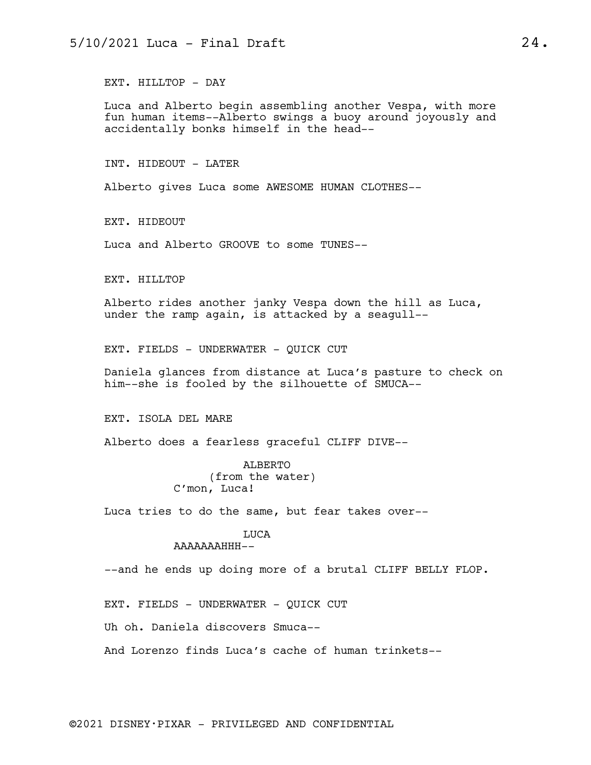EXT. HILLTOP - DAY

Luca and Alberto begin assembling another Vespa, with more fun human items--Alberto swings a buoy around joyously and accidentally bonks himself in the head--

INT. HIDEOUT - LATER

Alberto gives Luca some AWESOME HUMAN CLOTHES--

EXT. HIDEOUT

Luca and Alberto GROOVE to some TUNES--

EXT. HILLTOP

Alberto rides another janky Vespa down the hill as Luca, under the ramp again, is attacked by a seagull--

EXT. FIELDS - UNDERWATER - QUICK CUT

Daniela glances from distance at Luca's pasture to check on him--she is fooled by the silhouette of SMUCA--

EXT. ISOLA DEL MARE

Alberto does a fearless graceful CLIFF DIVE--

ALBERTO
(from the water)
C'mon, Luca!

Luca tries to do the same, but fear takes over--

LUCA
AAAAAAAHHH--

--and he ends up doing more of a brutal CLIFF BELLY FLOP.

EXT. FIELDS - UNDERWATER - QUICK CUT

Uh oh. Daniela discovers Smuca--

And Lorenzo finds Luca's cache of human trinkets--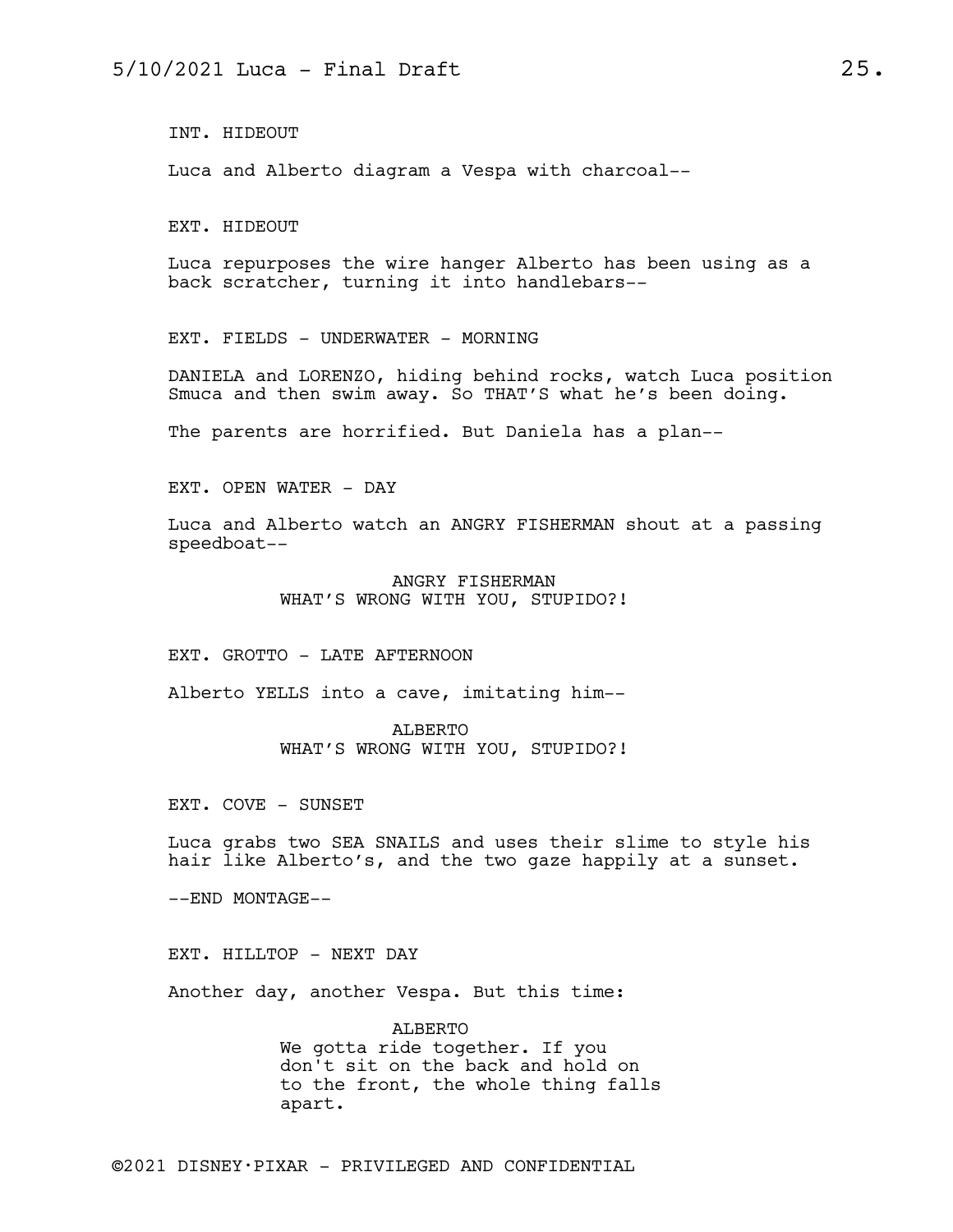INT. HIDEOUT

Luca and Alberto diagram a Vespa with charcoal--

EXT. HIDEOUT

Luca repurposes the wire hanger Alberto has been using as a back scratcher, turning it into handlebars--

EXT. FIELDS - UNDERWATER - MORNING

DANIELA and LORENZO, hiding behind rocks, watch Luca position Smuca and then swim away. So THAT'S what he's been doing.

The parents are horrified. But Daniela has a plan--

EXT. OPEN WATER - DAY

Luca and Alberto watch an ANGRY FISHERMAN shout at a passing speedboat--

ANGRY FISHERMAN
WHAT'S WRONG WITH YOU, STUPIDO?!

EXT. GROTTO - LATE AFTERNOON

Alberto YELLS into a cave, imitating him--

ALBERTO
WHAT'S WRONG WITH YOU, STUPIDO?!

EXT. COVE - SUNSET

Luca grabs two SEA SNAILS and uses their slime to style his hair like Alberto's, and the two gaze happily at a sunset.

--END MONTAGE--

EXT. HILLTOP - NEXT DAY

Another day, another Vespa. But this time:

ALBERTO
We gotta ride together. If you don't sit on the back and hold on to the front, the whole thing falls apart.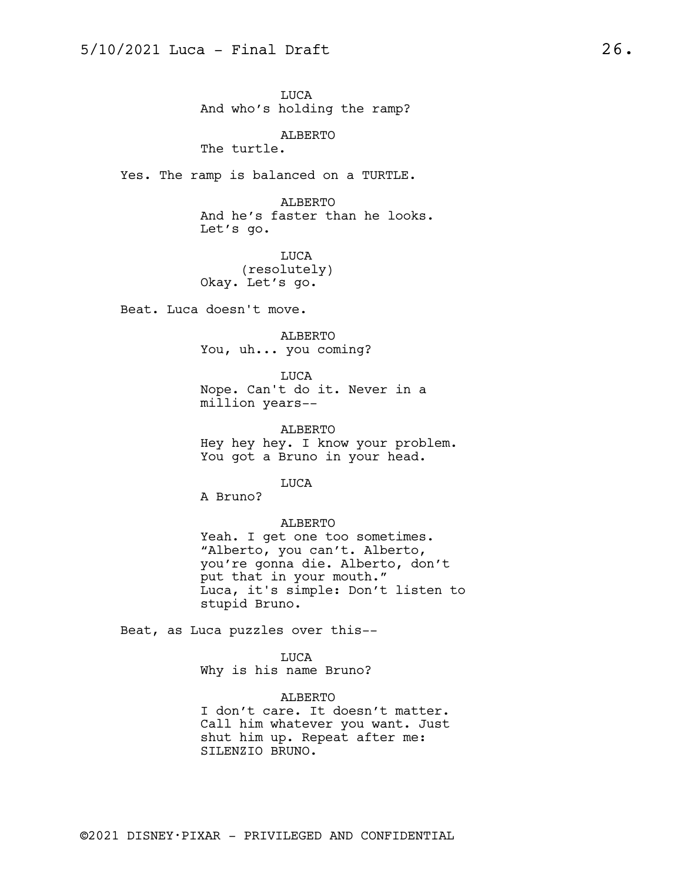LUCA
And who's holding the ramp?

ALBERTO
The turtle.

Yes. The ramp is balanced on a TURTLE.

ALBERTO
And he's faster than he looks.
Let's go.

LUCA
(resolutely)
Okay. Let's go.

Beat. Luca doesn't move.

ALBERTO
You, uh... you coming?

LUCA
Nope. Can't do it. Never in a
million years--

ALBERTO
Hey hey hey. I know your problem.
You got a Bruno in your head.

LUCA
A Bruno?

ALBERTO
Yeah. I get one too sometimes.
"Alberto, you can't. Alberto,
you're gonna die. Alberto, don't
put that in your mouth."
Luca, it's simple: Don't listen to
stupid Bruno.

Beat, as Luca puzzles over this--

LUCA
Why is his name Bruno?

ALBERTO
I don't care. It doesn't matter.
Call him whatever you want. Just
shut him up. Repeat after me:
SILENZIO BRUNO.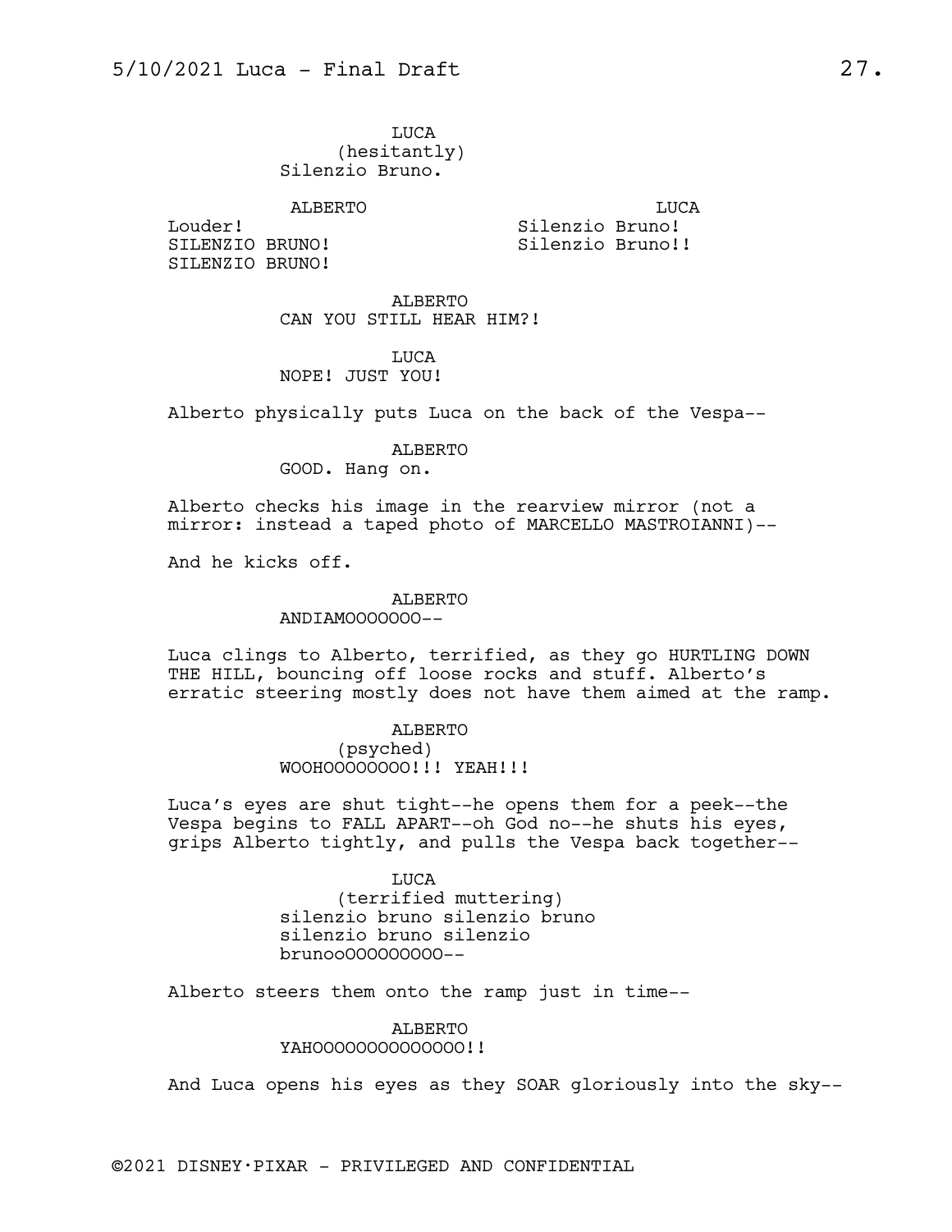LUCA
(hesitantly)
Silenzio Bruno.

ALBERTO
Louder!
SILENZIO BRUNO!
SILENZIO BRUNO!

LUCA
Silenzio Bruno!
Silenzio Bruno!!

ALBERTO
CAN YOU STILL HEAR HIM?!

LUCA
NOPE! JUST YOU!

Alberto physically puts Luca on the back of the Vespa--

ALBERTO
GOOD. Hang on.

Alberto checks his image in the rearview mirror (not a mirror: instead a taped photo of MARCELLO MASTROIANNI)--

And he kicks off.

ALBERTO
ANDIAMOOOOOOO--

Luca clings to Alberto, terrified, as they go HURTLING DOWN THE HILL, bouncing off loose rocks and stuff. Alberto's erratic steering mostly does not have them aimed at the ramp.

ALBERTO
(psyched)
WOOHOOOOOOOO!!! YEAH!!!

Luca's eyes are shut tight--he opens them for a peek--the Vespa begins to FALL APART--oh God no--he shuts his eyes, grips Alberto tightly, and pulls the Vespa back together--

LUCA
(terrified muttering)
silenzio bruno silenzio bruno
silenzio bruno silenzio
brunooOOOOOOOOO--

Alberto steers them onto the ramp just in time--

ALBERTO
YAHOOOOOOOOOOOOOO!!

And Luca opens his eyes as they SOAR gloriously into the sky--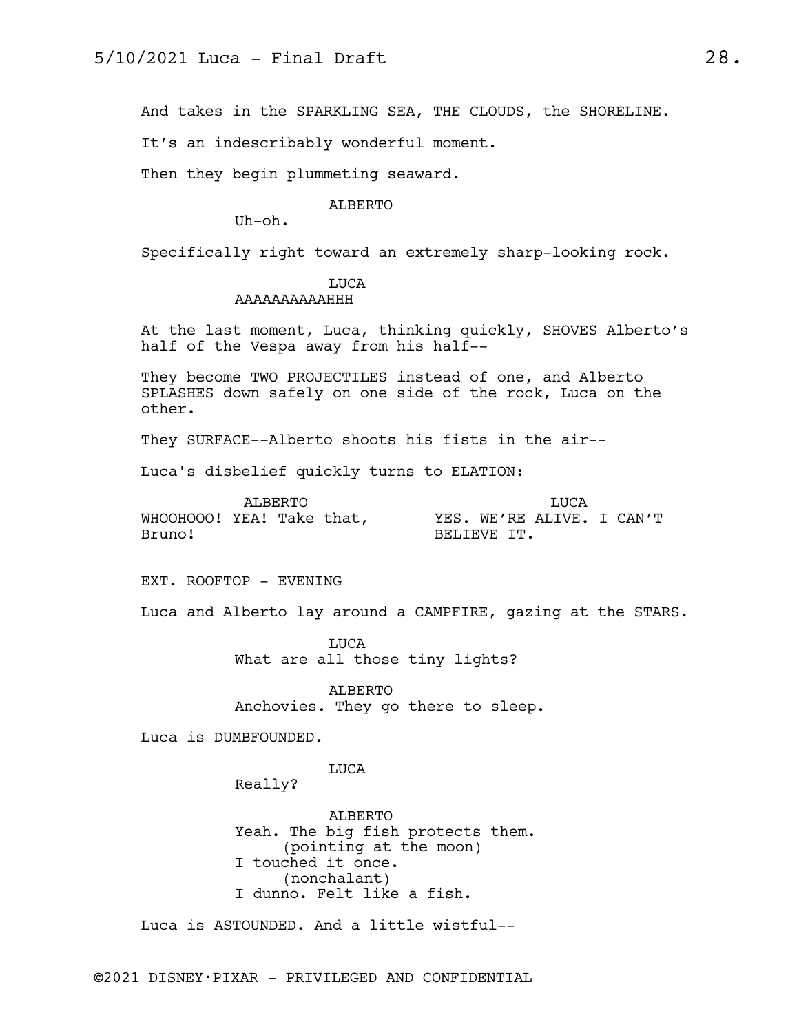And takes in the SPARKLING SEA, THE CLOUDS, the SHORELINE.

It's an indescribably wonderful moment.

Then they begin plummeting seaward.

ALBERTO
Uh-oh.

Specifically right toward an extremely sharp-looking rock.

LUCA
AAAAAAAAAAHHH

At the last moment, Luca, thinking quickly, SHOVES Alberto's half of the Vespa away from his half--

They become TWO PROJECTILES instead of one, and Alberto SPLASHES down safely on one side of the rock, Luca on the other.

They SURFACE--Alberto shoots his fists in the air--

Luca's disbelief quickly turns to ELATION:

ALBERTO
WHOOHOOO! YEA! Take that, Bruno!

LUCA
YES. WE'RE ALIVE. I CAN'T BELIEVE IT.

EXT. ROOFTOP - EVENING

Luca and Alberto lay around a CAMPFIRE, gazing at the STARS.

LUCA
What are all those tiny lights?

ALBERTO
Anchovies. They go there to sleep.

Luca is DUMBFOUNDED.

LUCA
Really?

ALBERTO
Yeah. The big fish protects them.
(pointing at the moon)
I touched it once.
(nonchalant)
I dunno. Felt like a fish.

Luca is ASTOUNDED. And a little wistful--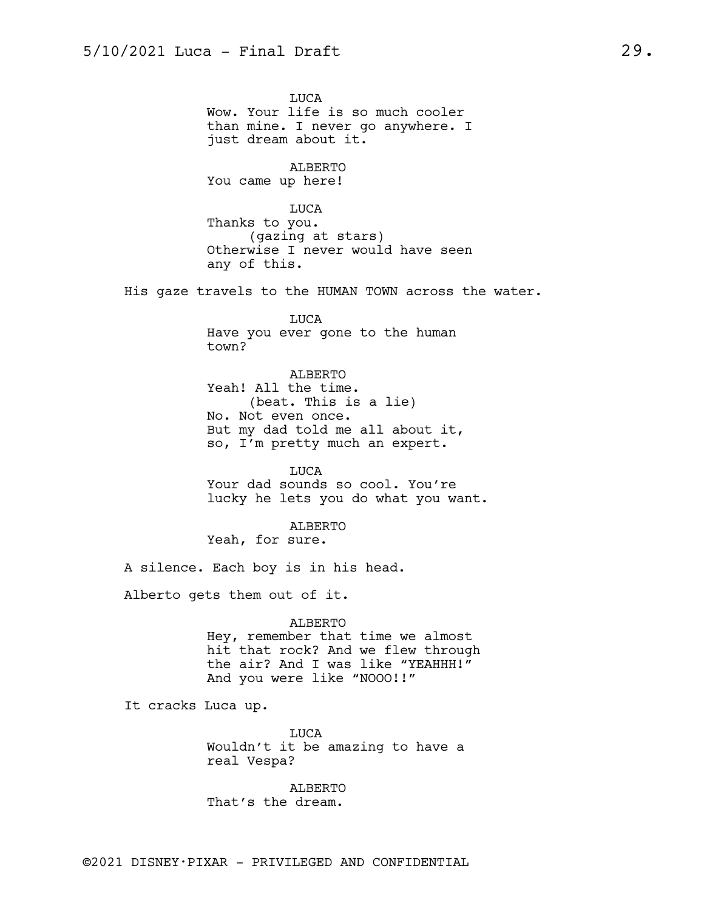LUCA
Wow. Your life is so much cooler than mine. I never go anywhere. I just dream about it.

ALBERTO
You came up here!

LUCA
Thanks to you.
(gazing at stars)
Otherwise I never would have seen any of this.

His gaze travels to the HUMAN TOWN across the water.

LUCA
Have you ever gone to the human town?

ALBERTO
Yeah! All the time.
(beat. This is a lie)
No. Not even once.
But my dad told me all about it, so, I'm pretty much an expert.

LUCA
Your dad sounds so cool. You're lucky he lets you do what you want.

ALBERTO
Yeah, for sure.

A silence. Each boy is in his head.

Alberto gets them out of it.

ALBERTO
Hey, remember that time we almost hit that rock? And we flew through the air? And I was like "YEAHHH!" And you were like "NOOO!!"

It cracks Luca up.

LUCA
Wouldn't it be amazing to have a real Vespa?

ALBERTO
That's the dream.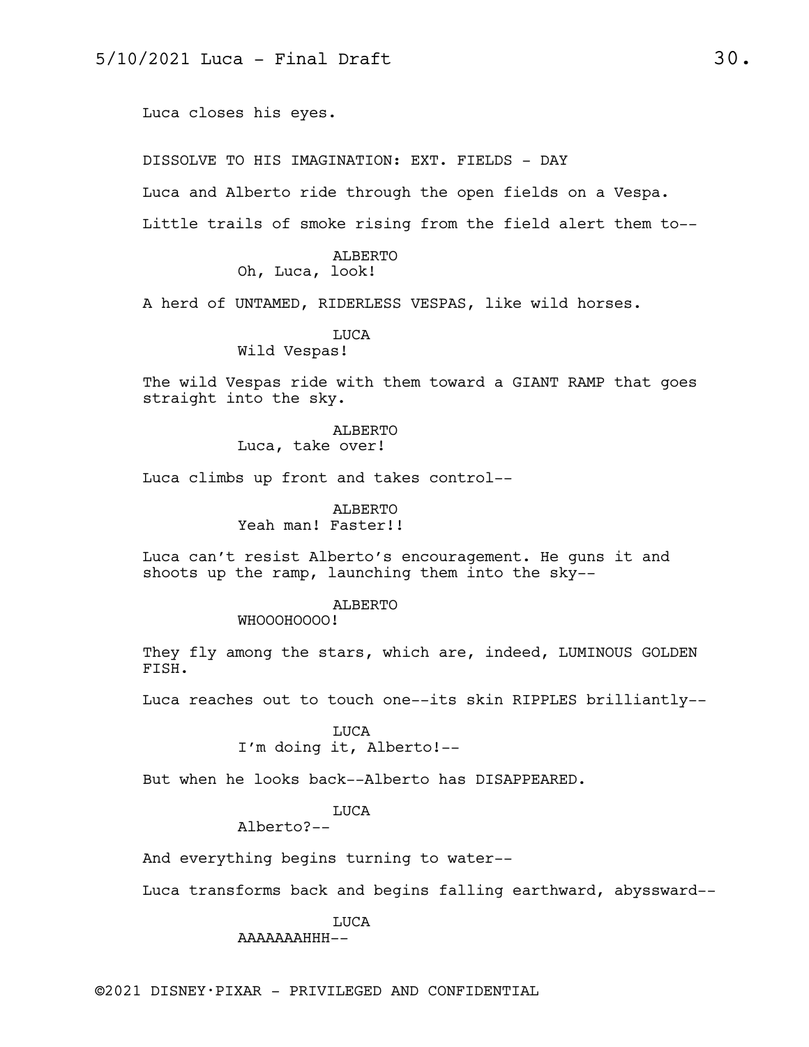Luca closes his eyes.

DISSOLVE TO HIS IMAGINATION: EXT. FIELDS - DAY

Luca and Alberto ride through the open fields on a Vespa.

Little trails of smoke rising from the field alert them to--

ALBERTO
Oh, Luca, look!

A herd of UNTAMED, RIDERLESS VESPAS, like wild horses.

LUCA
Wild Vespas!

The wild Vespas ride with them toward a GIANT RAMP that goes straight into the sky.

ALBERTO
Luca, take over!

Luca climbs up front and takes control--

ALBERTO
Yeah man! Faster!!

Luca can't resist Alberto's encouragement. He guns it and shoots up the ramp, launching them into the sky--

ALBERTO
WHOOOHOOOO!

They fly among the stars, which are, indeed, LUMINOUS GOLDEN FISH.

Luca reaches out to touch one--its skin RIPPLES brilliantly--

LUCA
I'm doing it, Alberto!--

But when he looks back--Alberto has DISAPPEARED.

LUCA
Alberto?--

And everything begins turning to water--

Luca transforms back and begins falling earthward, abyssward--

LUCA
AAAAAAAHHH--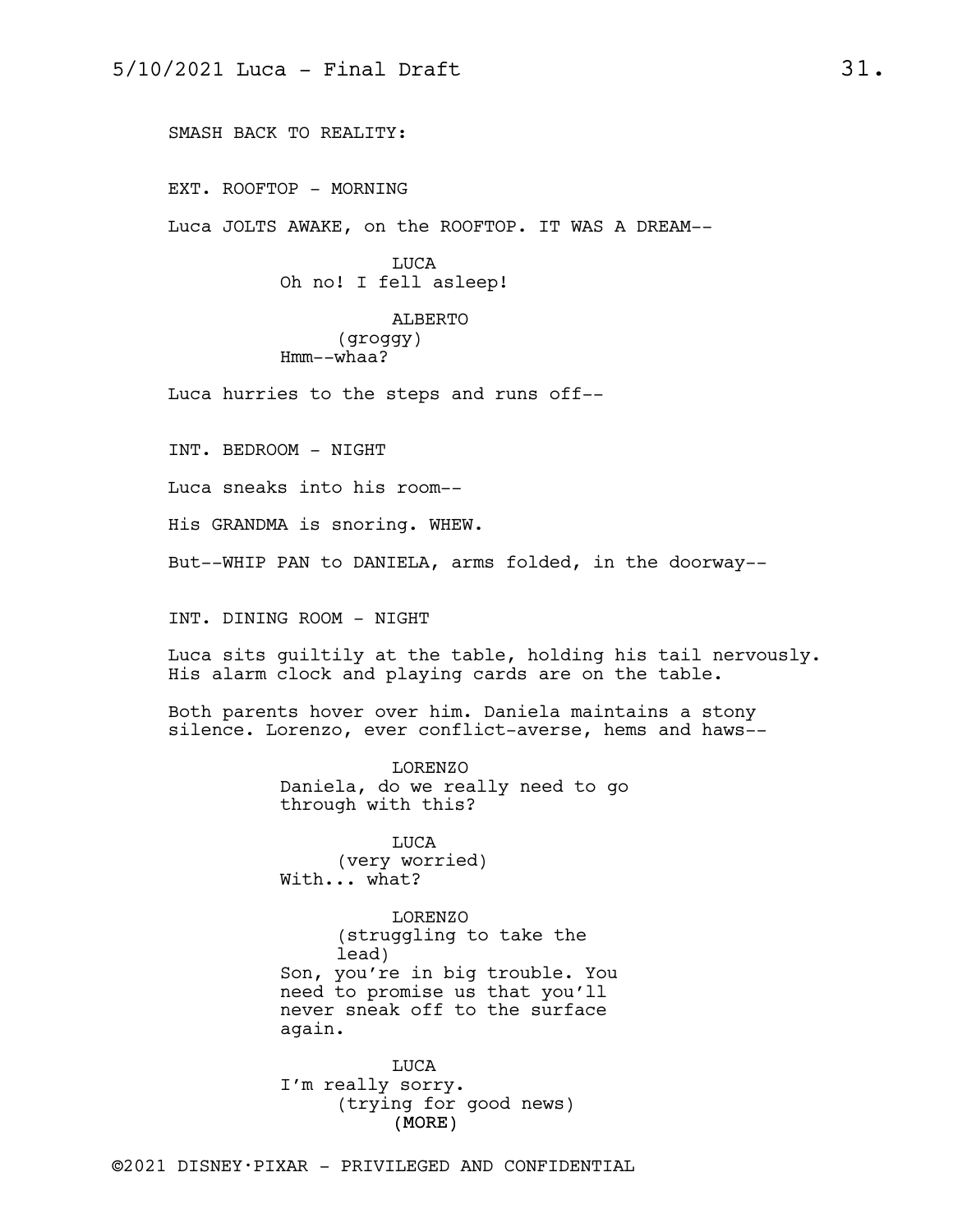SMASH BACK TO REALITY:

EXT. ROOFTOP - MORNING

Luca JOLTS AWAKE, on the ROOFTOP. IT WAS A DREAM--

LUCA
Oh no! I fell asleep!

ALBERTO
(groggy)
Hmm--whaa?

Luca hurries to the steps and runs off--

INT. BEDROOM - NIGHT

Luca sneaks into his room--

His GRANDMA is snoring. WHEW.

But--WHIP PAN to DANIELA, arms folded, in the doorway--

INT. DINING ROOM - NIGHT

Luca sits guiltily at the table, holding his tail nervously. His alarm clock and playing cards are on the table.

Both parents hover over him. Daniela maintains a stony silence. Lorenzo, ever conflict-averse, hems and haws--

LORENZO
Daniela, do we really need to go through with this?

LUCA
(very worried)
With... what?

LORENZO
(struggling to take the lead)
Son, you're in big trouble. You need to promise us that you'll never sneak off to the surface again.

LUCA
I'm really sorry.
(trying for good news)
(MORE)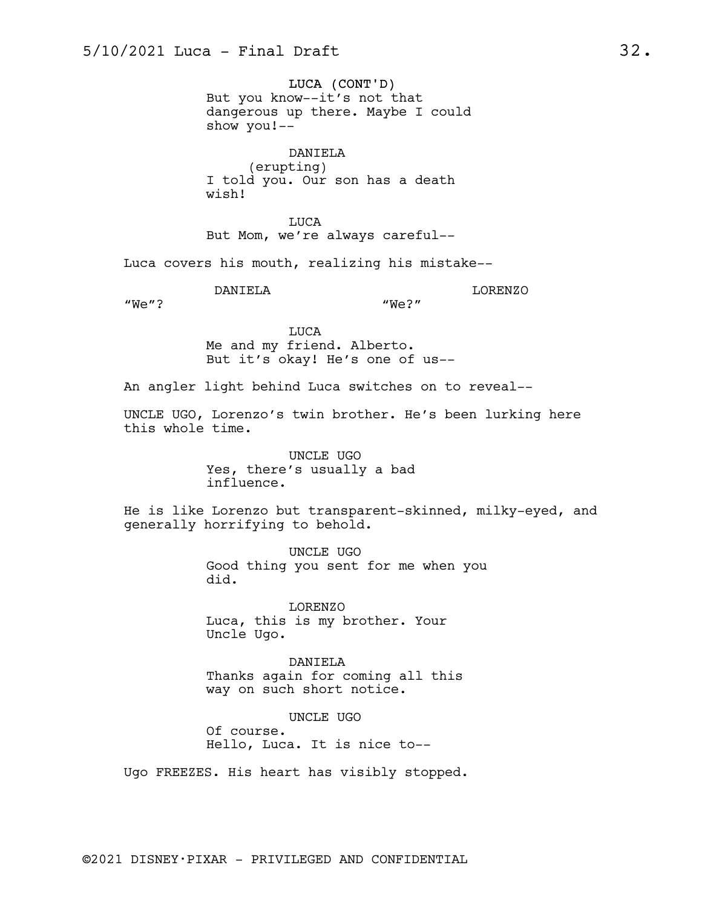LUCA (CONT'D)
But you know--it's not that dangerous up there. Maybe I could show you!--

DANIELA
(erupting)
I told you. Our son has a death wish!

LUCA
But Mom, we're always careful--

Luca covers his mouth, realizing his mistake--

DANIELA
"We"?

LORENZO
"We?"

LUCA
Me and my friend. Alberto. But it's okay! He's one of us--

An angler light behind Luca switches on to reveal--

UNCLE UGO, Lorenzo's twin brother. He's been lurking here this whole time.

UNCLE UGO
Yes, there's usually a bad influence.

He is like Lorenzo but transparent-skinned, milky-eyed, and generally horrifying to behold.

UNCLE UGO
Good thing you sent for me when you did.

LORENZO
Luca, this is my brother. Your Uncle Ugo.

DANIELA
Thanks again for coming all this way on such short notice.

UNCLE UGO
Of course.
Hello, Luca. It is nice to--

Ugo FREEZES. His heart has visibly stopped.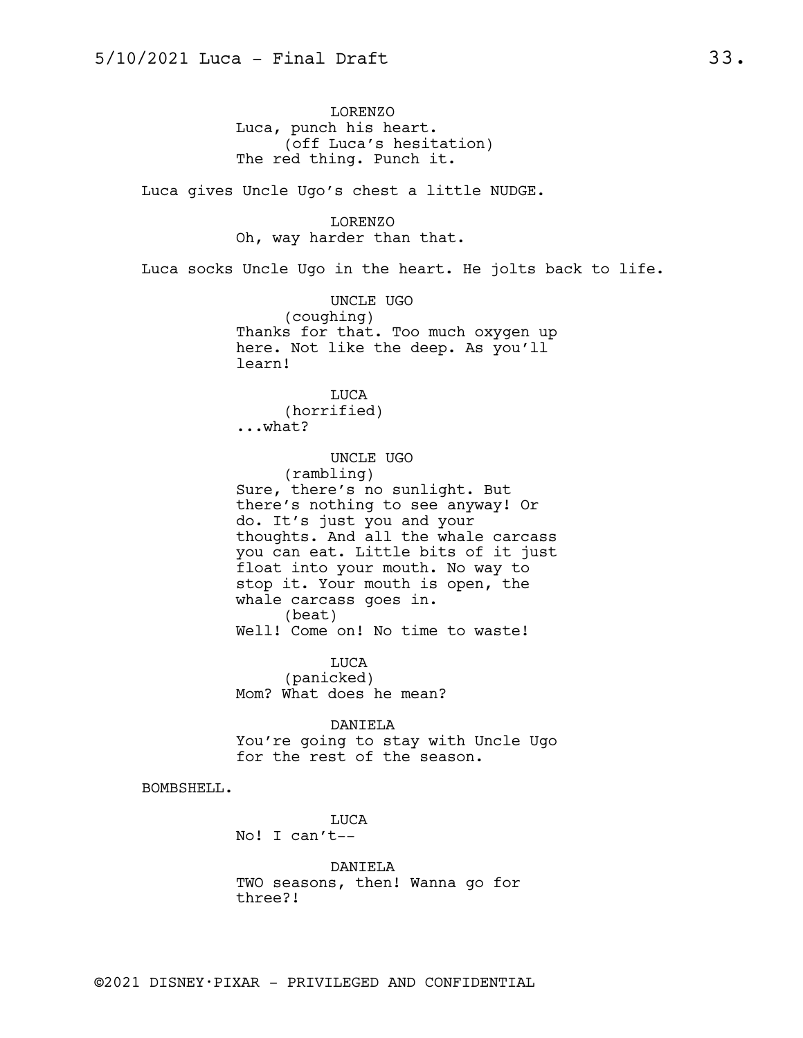LORENZO
Luca, punch his heart.
(off Luca's hesitation)
The red thing. Punch it.

Luca gives Uncle Ugo's chest a little NUDGE.

LORENZO
Oh, way harder than that.

Luca socks Uncle Ugo in the heart. He jolts back to life.

UNCLE UGO
(coughing)
Thanks for that. Too much oxygen up here. Not like the deep. As you'll learn!

LUCA
(horrified)
...what?

UNCLE UGO
(rambling)
Sure, there's no sunlight. But there's nothing to see anyway! Or do. It's just you and your thoughts. And all the whale carcass you can eat. Little bits of it just float into your mouth. No way to stop it. Your mouth is open, the whale carcass goes in.
(beat)
Well! Come on! No time to waste!

LUCA
(panicked)
Mom? What does he mean?

DANIELA
You're going to stay with Uncle Ugo for the rest of the season.

BOMBSHELL.

LUCA
No! I can't--

DANIELA
TWO seasons, then! Wanna go for three?!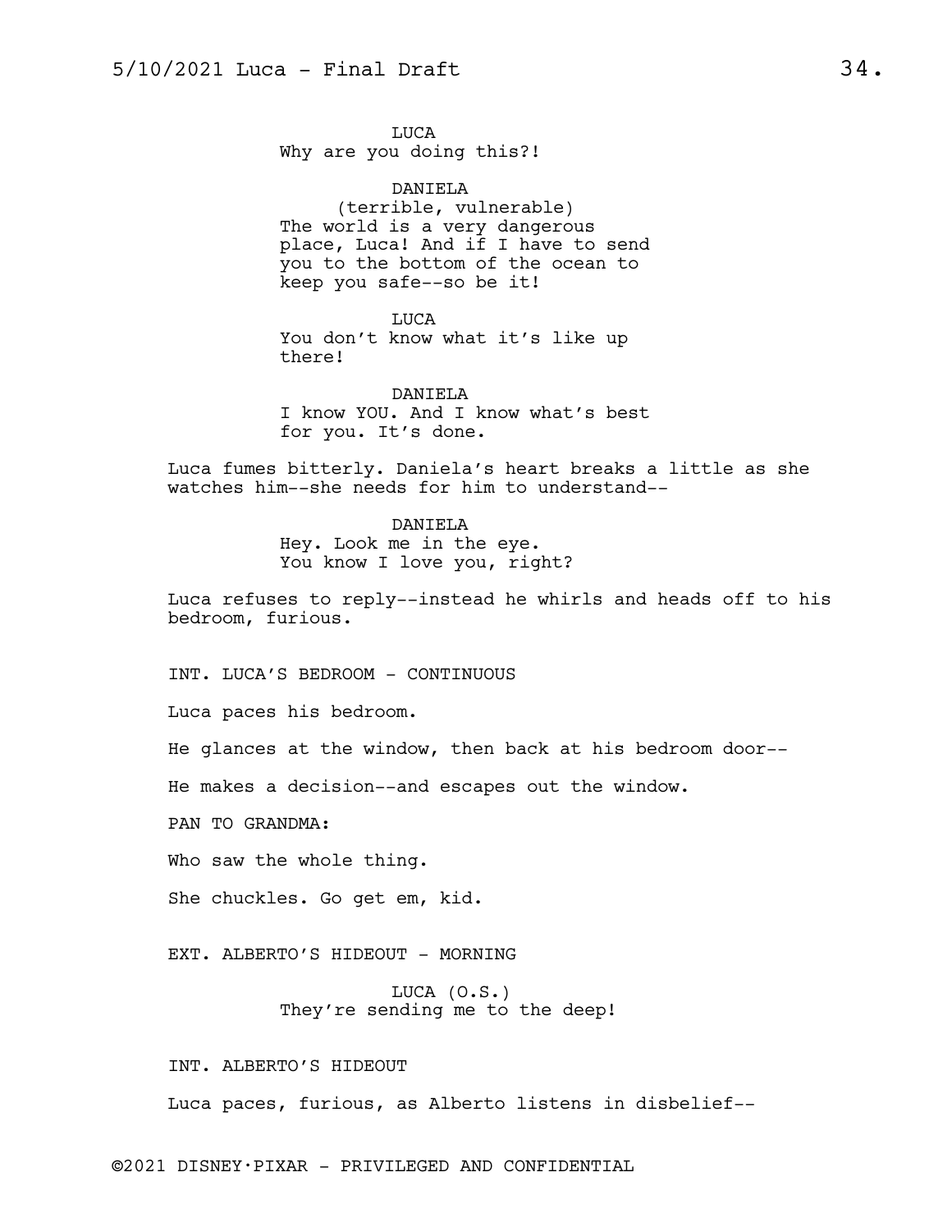LUCA
Why are you doing this?!

DANIELA
(terrible, vulnerable)
The world is a very dangerous place, Luca! And if I have to send you to the bottom of the ocean to keep you safe--so be it!

LUCA
You don't know what it's like up there!

DANIELA
I know YOU. And I know what's best for you. It's done.

Luca fumes bitterly. Daniela's heart breaks a little as she watches him--she needs for him to understand--

DANIELA
Hey. Look me in the eye.
You know I love you, right?

Luca refuses to reply--instead he whirls and heads off to his bedroom, furious.

INT. LUCA'S BEDROOM - CONTINUOUS

Luca paces his bedroom.

He glances at the window, then back at his bedroom door--

He makes a decision--and escapes out the window.

PAN TO GRANDMA:

Who saw the whole thing.

She chuckles. Go get em, kid.

EXT. ALBERTO'S HIDEOUT - MORNING

LUCA (O.S.)
They're sending me to the deep!

INT. ALBERTO'S HIDEOUT

Luca paces, furious, as Alberto listens in disbelief--

©2021 DISNEY·PIXAR - PRIVILEGED AND CONFIDENTIAL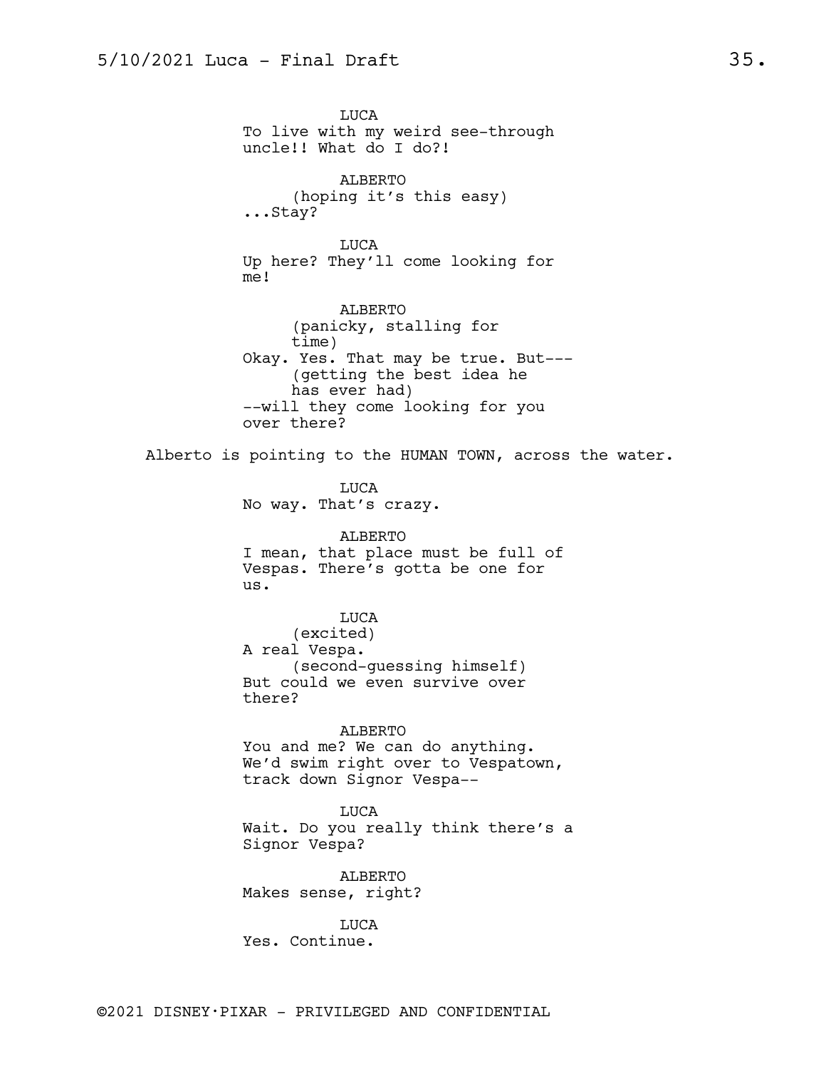LUCA

To live with my weird see-through uncle!! What do I do?!

ALBERTO

(hoping it's this easy)

...Stay?

LUCA

Up here? They'll come looking for me!

ALBERTO

(panicky, stalling for time)

Okay. Yes. That may be true. But---

(getting the best idea he has ever had)

--will they come looking for you over there?

Alberto is pointing to the HUMAN TOWN, across the water.

LUCA

No way. That's crazy.

ALBERTO

I mean, that place must be full of Vespas. There's gotta be one for us.

LUCA

(excited)

A real Vespa.

(second-guessing himself)

But could we even survive over there?

ALBERTO

You and me? We can do anything. We'd swim right over to Vespatown, track down Signor Vespa--

LUCA

Wait. Do you really think there's a Signor Vespa?

ALBERTO

Makes sense, right?

LUCA

Yes. Continue.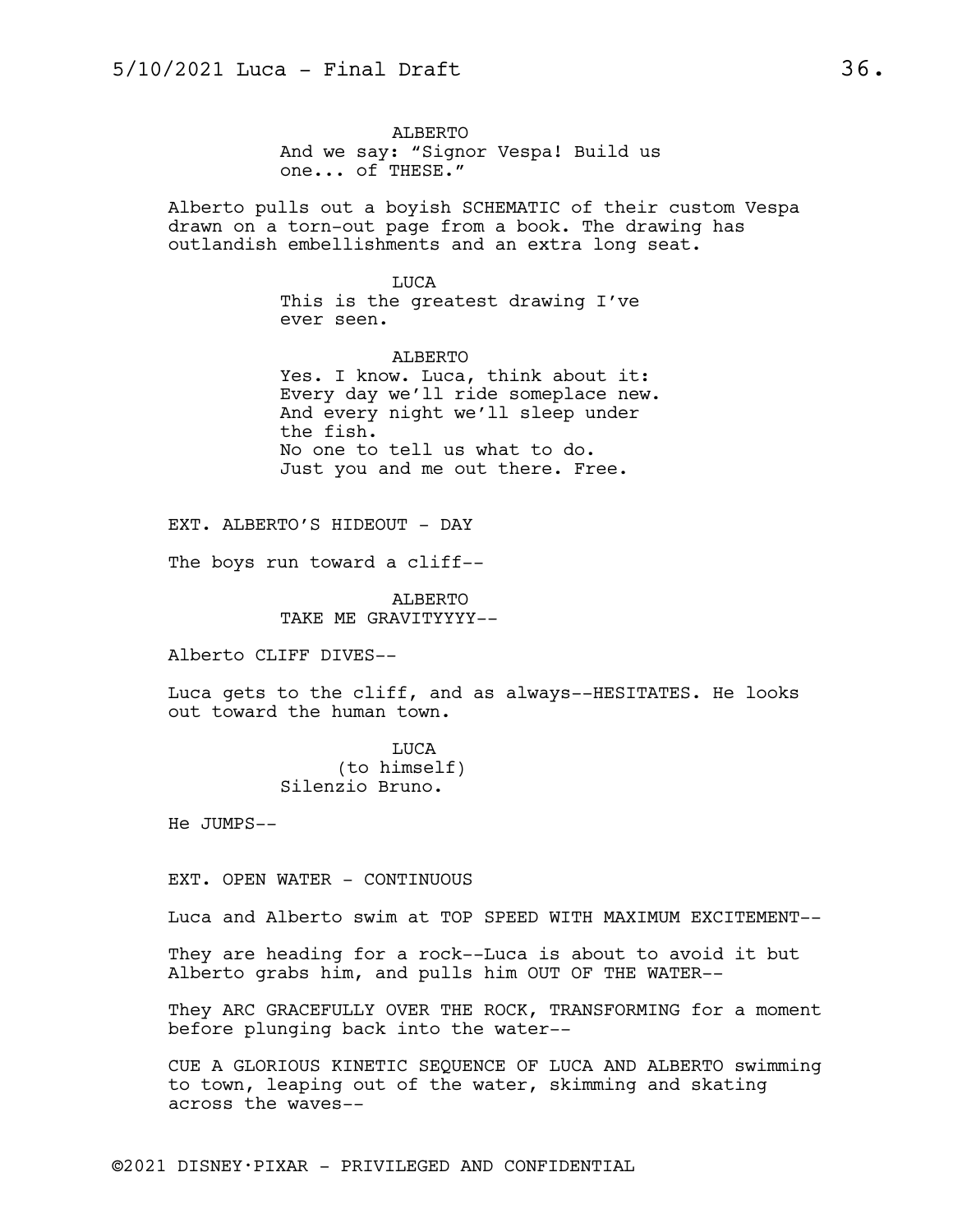ALBERTO
And we say: "Signor Vespa! Build us one... of THESE."

Alberto pulls out a boyish SCHEMATIC of their custom Vespa drawn on a torn-out page from a book. The drawing has outlandish embellishments and an extra long seat.

LUCA
This is the greatest drawing I've ever seen.

ALBERTO
Yes. I know. Luca, think about it:
Every day we'll ride someplace new.
And every night we'll sleep under the fish.
No one to tell us what to do.
Just you and me out there. Free.

EXT. ALBERTO'S HIDEOUT - DAY

The boys run toward a cliff--

ALBERTO
TAKE ME GRAVITYYYY--

Alberto CLIFF DIVES--

Luca gets to the cliff, and as always--HESITATES. He looks out toward the human town.

LUCA
(to himself)
Silenzio Bruno.

He JUMPS--

EXT. OPEN WATER - CONTINUOUS

Luca and Alberto swim at TOP SPEED WITH MAXIMUM EXCITEMENT--

They are heading for a rock--Luca is about to avoid it but Alberto grabs him, and pulls him OUT OF THE WATER--

They ARC GRACEFULLY OVER THE ROCK, TRANSFORMING for a moment before plunging back into the water--

CUE A GLORIOUS KINETIC SEQUENCE OF LUCA AND ALBERTO swimming to town, leaping out of the water, skimming and skating across the waves--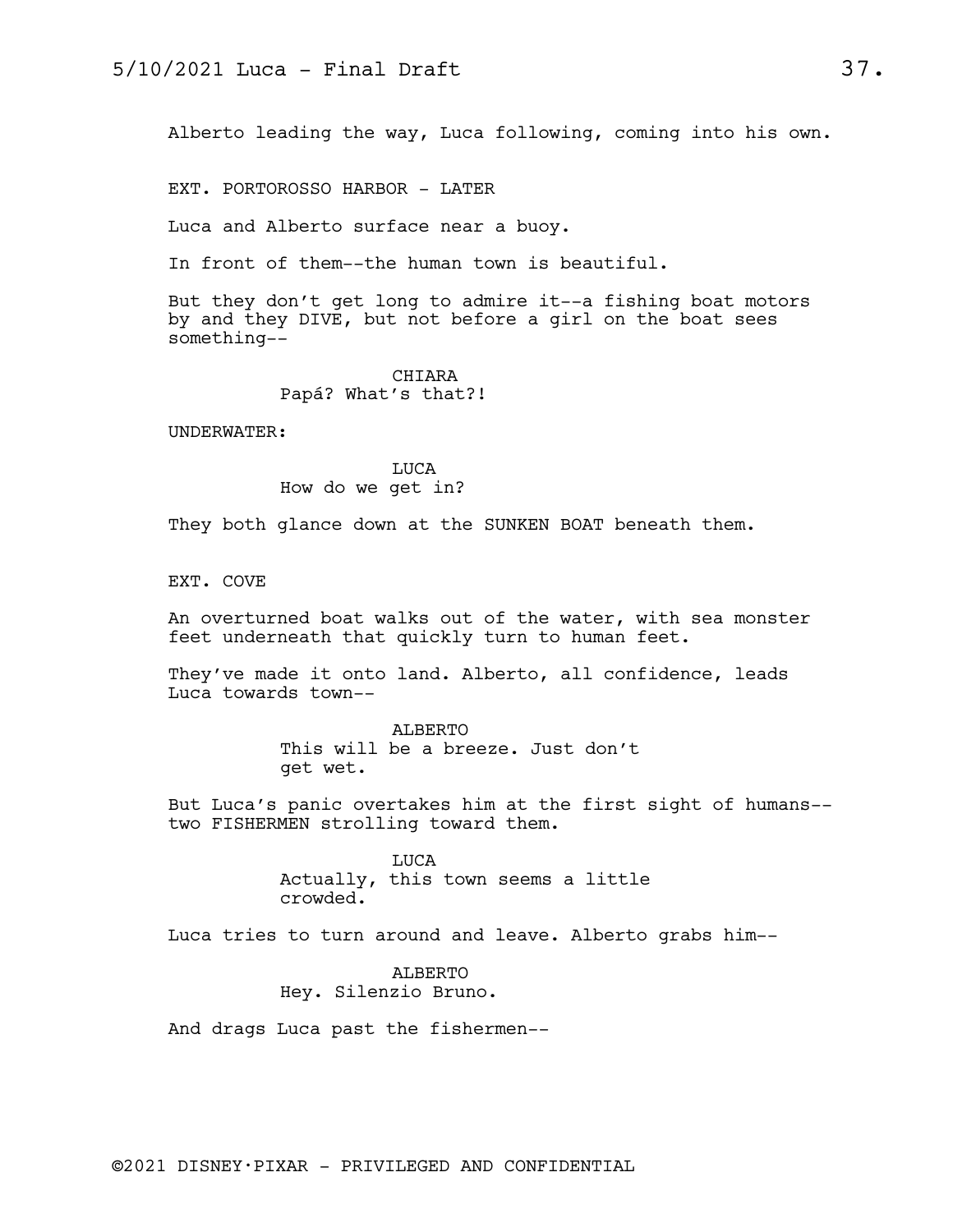Alberto leading the way, Luca following, coming into his own.

EXT. PORTOROSSO HARBOR - LATER

Luca and Alberto surface near a buoy.

In front of them--the human town is beautiful.

But they don't get long to admire it--a fishing boat motors by and they DIVE, but not before a girl on the boat sees something--

CHIARA
Papá? What's that?!

UNDERWATER:

LUCA
How do we get in?

They both glance down at the SUNKEN BOAT beneath them.

EXT. COVE

An overturned boat walks out of the water, with sea monster feet underneath that quickly turn to human feet.

They've made it onto land. Alberto, all confidence, leads Luca towards town--

ALBERTO
This will be a breeze. Just don't get wet.

But Luca's panic overtakes him at the first sight of humans-- two FISHERMEN strolling toward them.

LUCA
Actually, this town seems a little crowded.

Luca tries to turn around and leave. Alberto grabs him--

ALBERTO
Hey. Silenzio Bruno.

And drags Luca past the fishermen--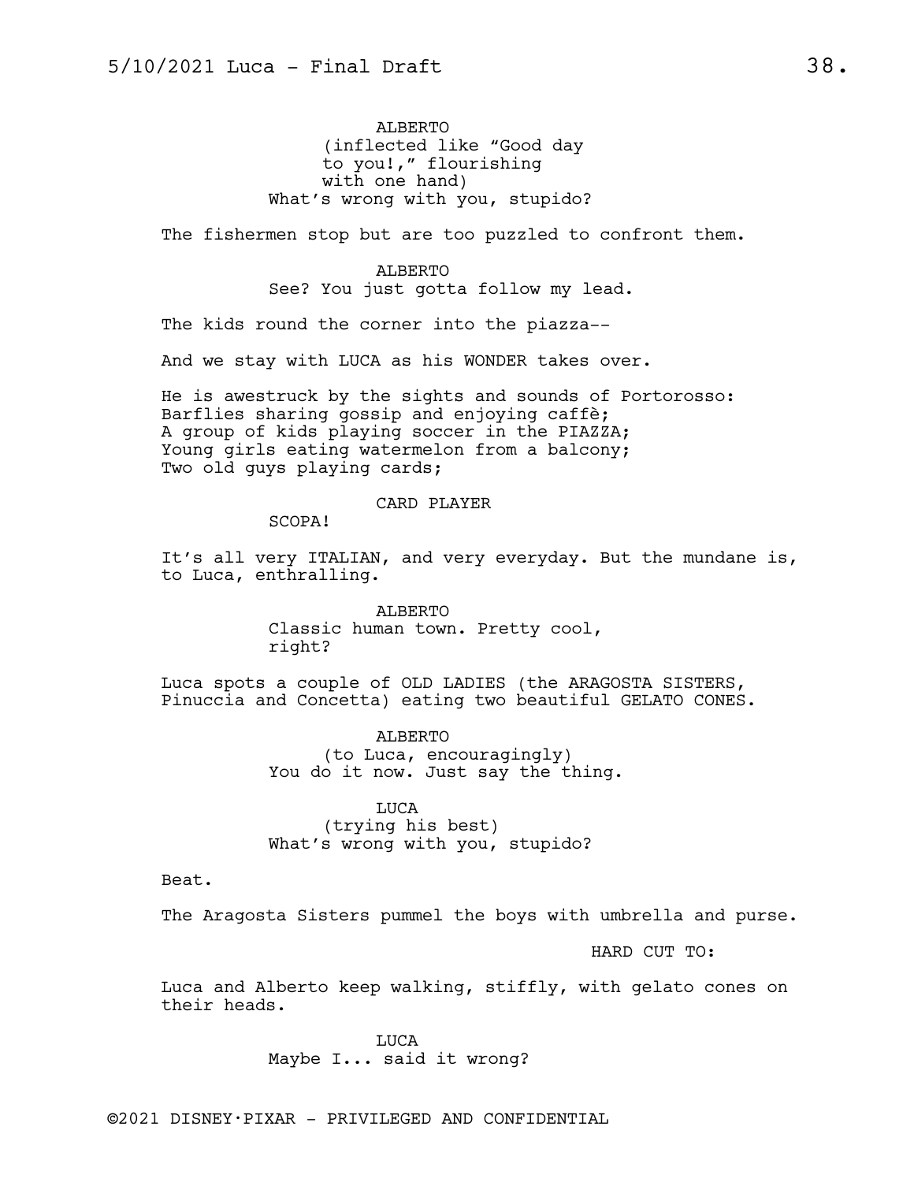**ALBERTO**
*(inflected like "Good day to you!," flourishing with one hand)*
What's wrong with you, stupido?

The fishermen stop but are too puzzled to confront them.

**ALBERTO**
See? You just gotta follow my lead.

The kids round the corner into the piazza--

And we stay with LUCA as his WONDER takes over.

He is awestruck by the sights and sounds of Portorosso:
Barflies sharing gossip and enjoying caffè;
A group of kids playing soccer in the PIAZZA;
Young girls eating watermelon from a balcony;
Two old guys playing cards;

**CARD PLAYER**
SCOPA!

It's all very ITALIAN, and very everyday. But the mundane is, to Luca, enthralling.

**ALBERTO**
Classic human town. Pretty cool, right?

Luca spots a couple of OLD LADIES (the ARAGOSTA SISTERS, Pinuccia and Concetta) eating two beautiful GELATO CONES.

**ALBERTO**
*(to Luca, encouragingly)*
You do it now. Just say the thing.

**LUCA**
*(trying his best)*
What's wrong with you, stupido?

Beat.

The Aragosta Sisters pummel the boys with umbrella and purse.

HARD CUT TO:

Luca and Alberto keep walking, stiffly, with gelato cones on their heads.

**LUCA**
Maybe I... said it wrong?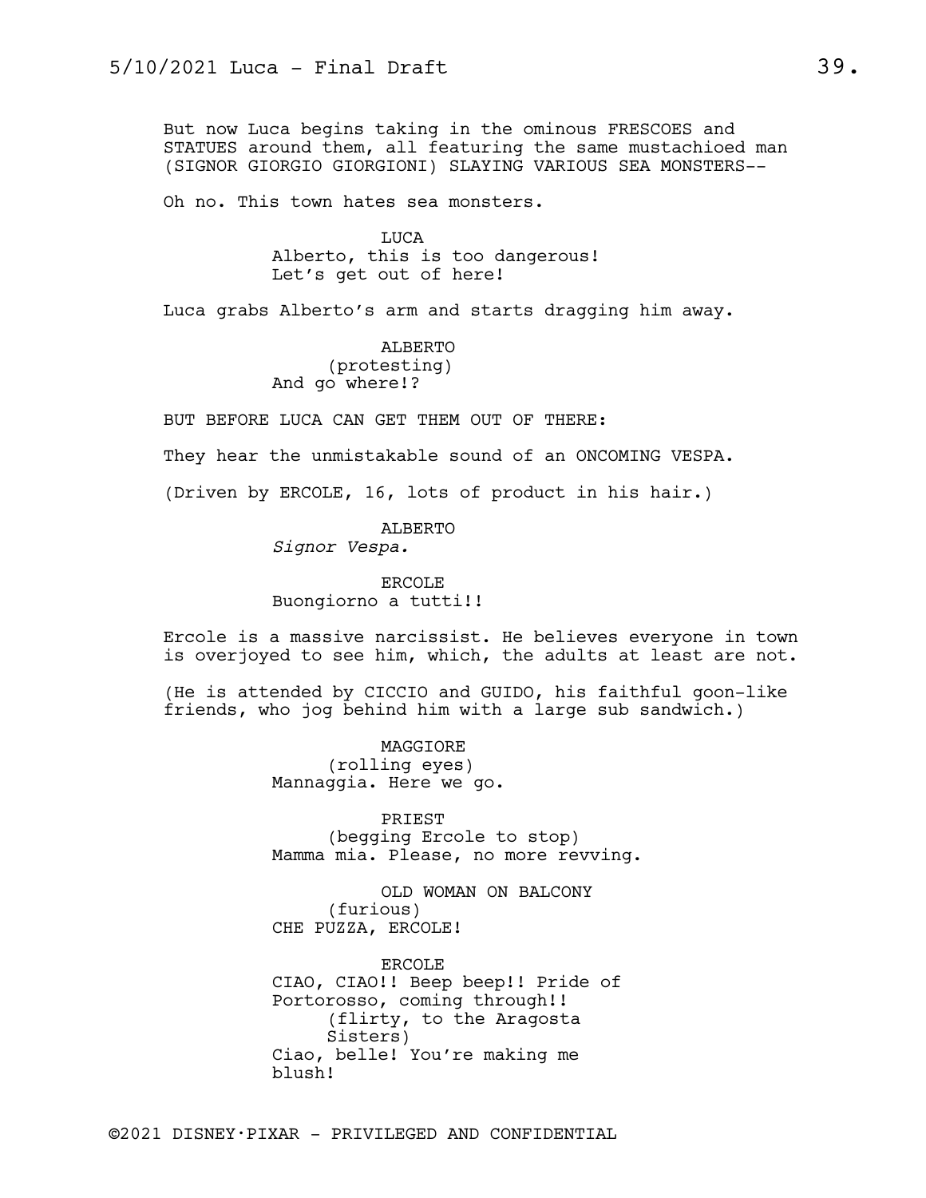But now Luca begins taking in the ominous FRESCOES and STATUES around them, all featuring the same mustachioed man (SIGNOR GIORGIO GIORGIONI) SLAYING VARIOUS SEA MONSTERS--

Oh no. This town hates sea monsters.

LUCA
Alberto, this is too dangerous! Let's get out of here!

Luca grabs Alberto's arm and starts dragging him away.

ALBERTO
(protesting)
And go where!?

BUT BEFORE LUCA CAN GET THEM OUT OF THERE:

They hear the unmistakable sound of an ONCOMING VESPA.

(Driven by ERCOLE, 16, lots of product in his hair.)

ALBERTO
*Signor Vespa.*

ERCOLE
Buongiorno a tutti!!

Ercole is a massive narcissist. He believes everyone in town is overjoyed to see him, which, the adults at least are not.

(He is attended by CICCIO and GUIDO, his faithful goon-like friends, who jog behind him with a large sub sandwich.)

MAGGIORE
(rolling eyes)
Mannaggia. Here we go.

PRIEST
(begging Ercole to stop)
Mamma mia. Please, no more revving.

OLD WOMAN ON BALCONY
(furious)
CHE PUZZA, ERCOLE!

ERCOLE
CIAO, CIAO!! Beep beep!! Pride of Portorosso, coming through!!
(flirty, to the Aragosta Sisters)
Ciao, belle! You're making me blush!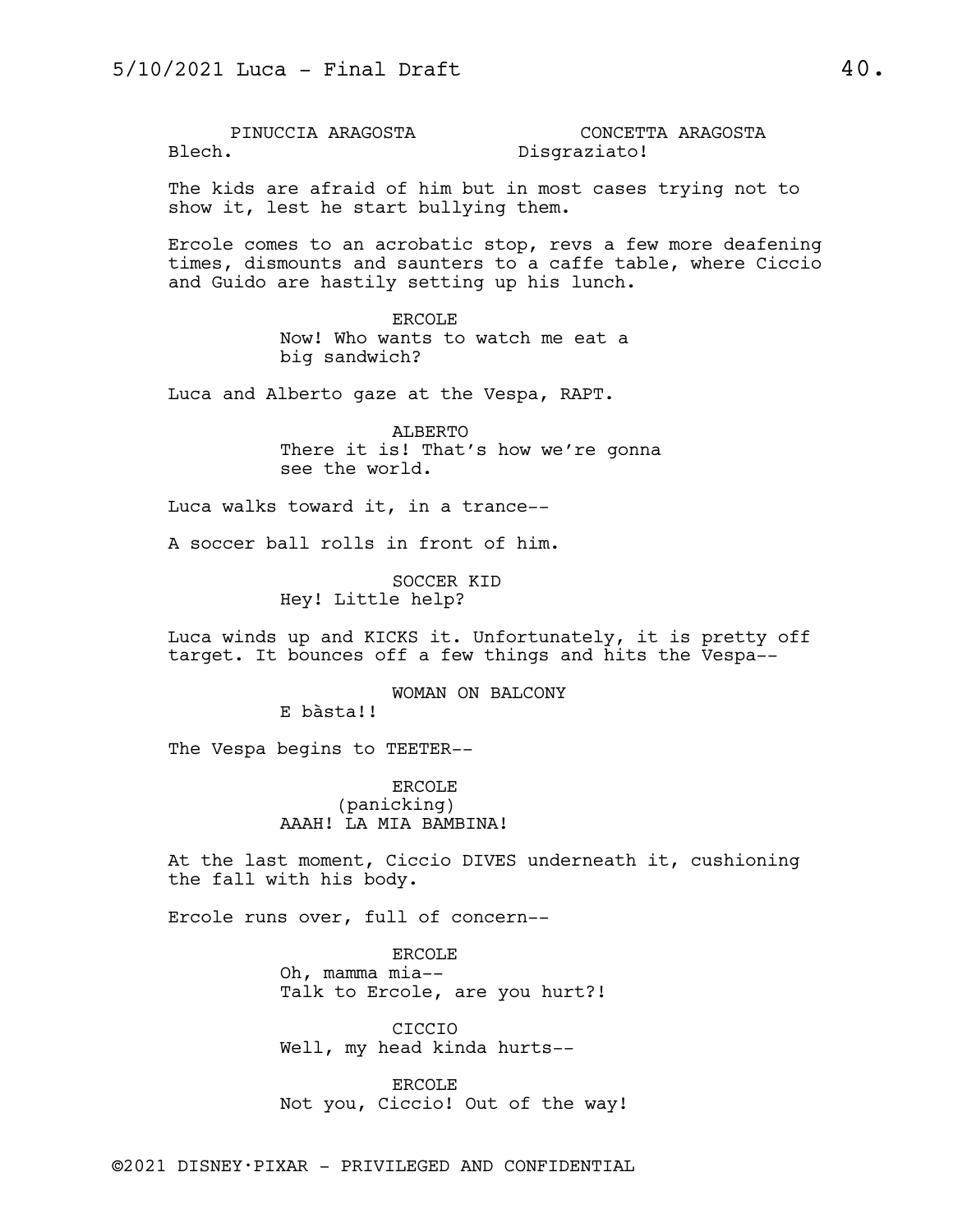PINUCCIA ARAGOSTA
Blech.

CONCETTA ARAGOSTA
Disgraziato!

The kids are afraid of him but in most cases trying not to show it, lest he start bullying them.

Ercole comes to an acrobatic stop, revs a few more deafening times, dismounts and saunters to a caffe table, where Ciccio and Guido are hastily setting up his lunch.

ERCOLE
Now! Who wants to watch me eat a big sandwich?

Luca and Alberto gaze at the Vespa, RAPT.

ALBERTO
There it is! That's how we're gonna see the world.

Luca walks toward it, in a trance--

A soccer ball rolls in front of him.

SOCCER KID
Hey! Little help?

Luca winds up and KICKS it. Unfortunately, it is pretty off target. It bounces off a few things and hits the Vespa--

WOMAN ON BALCONY
E bàsta!!

The Vespa begins to TEETER--

ERCOLE
(panicking)
AAAH! LA MIA BAMBINA!

At the last moment, Ciccio DIVES underneath it, cushioning the fall with his body.

Ercole runs over, full of concern--

ERCOLE
Oh, mamma mia--
Talk to Ercole, are you hurt?!

CICCIO
Well, my head kinda hurts--

ERCOLE
Not you, Ciccio! Out of the way!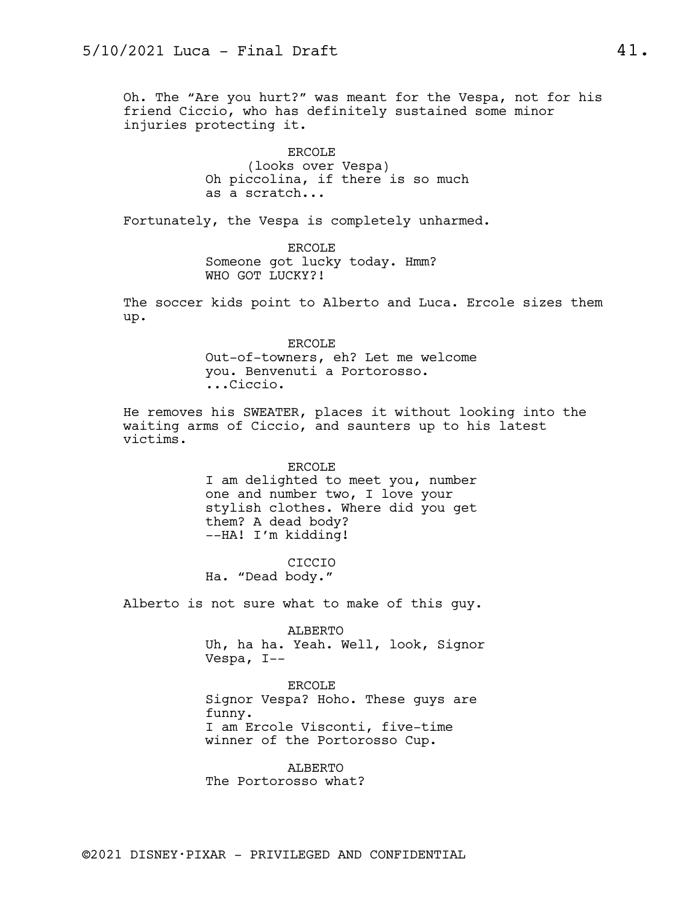Oh. The "Are you hurt?" was meant for the Vespa, not for his friend Ciccio, who has definitely sustained some minor injuries protecting it.

ERCOLE
(looks over Vespa)
Oh piccolina, if there is so much as a scratch...

Fortunately, the Vespa is completely unharmed.

ERCOLE
Someone got lucky today. Hmm? WHO GOT LUCKY?!

The soccer kids point to Alberto and Luca. Ercole sizes them up.

ERCOLE
Out-of-towners, eh? Let me welcome you. Benvenuti a Portorosso.
...Ciccio.

He removes his SWEATER, places it without looking into the waiting arms of Ciccio, and saunters up to his latest victims.

ERCOLE
I am delighted to meet you, number one and number two, I love your stylish clothes. Where did you get them? A dead body?
--HA! I'm kidding!

CICCIO
Ha. "Dead body."

Alberto is not sure what to make of this guy.

ALBERTO
Uh, ha ha. Yeah. Well, look, Signor Vespa, I--

ERCOLE
Signor Vespa? Hoho. These guys are funny.
I am Ercole Visconti, five-time winner of the Portorosso Cup.

ALBERTO
The Portorosso what?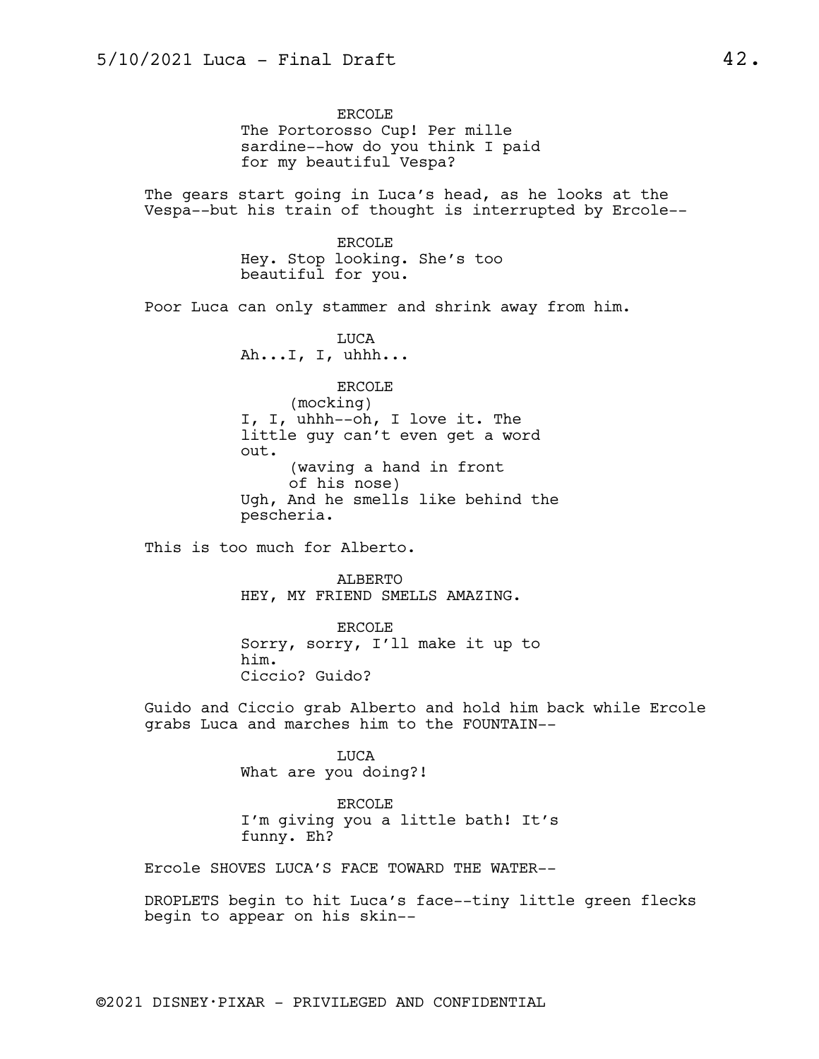ERCOLE
The Portorosso Cup! Per mille sardine--how do you think I paid for my beautiful Vespa?

The gears start going in Luca's head, as he looks at the Vespa--but his train of thought is interrupted by Ercole--

ERCOLE
Hey. Stop looking. She's too beautiful for you.

Poor Luca can only stammer and shrink away from him.

LUCA
Ah...I, I, uhhh...

ERCOLE
(mocking)
I, I, uhhh--oh, I love it. The little guy can't even get a word out.
(waving a hand in front of his nose)
Ugh, And he smells like behind the pescheria.

This is too much for Alberto.

ALBERTO
HEY, MY FRIEND SMELLS AMAZING.

ERCOLE
Sorry, sorry, I'll make it up to him.
Ciccio? Guido?

Guido and Ciccio grab Alberto and hold him back while Ercole grabs Luca and marches him to the FOUNTAIN--

LUCA
What are you doing?!

ERCOLE
I'm giving you a little bath! It's funny. Eh?

Ercole SHOVES LUCA'S FACE TOWARD THE WATER--

DROPLETS begin to hit Luca's face--tiny little green flecks begin to appear on his skin--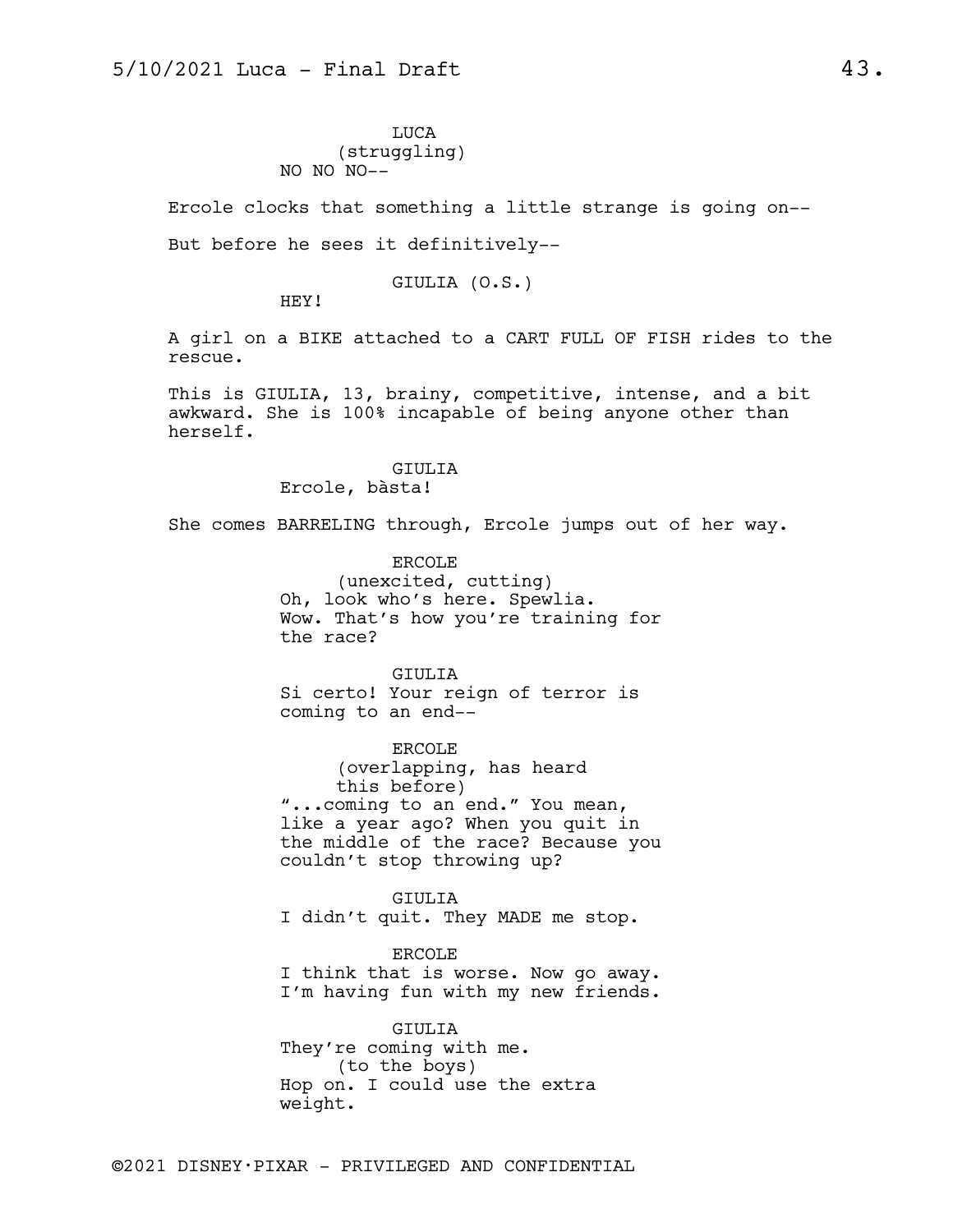LUCA
(struggling)
NO NO NO--

Ercole clocks that something a little strange is going on--

But before he sees it definitively--

GIULIA (O.S.)
HEY!

A girl on a BIKE attached to a CART FULL OF FISH rides to the rescue.

This is GIULIA, 13, brainy, competitive, intense, and a bit awkward. She is 100% incapable of being anyone other than herself.

GIULIA
Ercole, bàsta!

She comes BARRELING through, Ercole jumps out of her way.

ERCOLE
(unexcited, cutting)
Oh, look who's here. Spewlia. Wow. That's how you're training for the race?

GIULIA
Si certo! Your reign of terror is coming to an end--

ERCOLE
(overlapping, has heard this before)
"...coming to an end." You mean, like a year ago? When you quit in the middle of the race? Because you couldn't stop throwing up?

GIULIA
I didn't quit. They MADE me stop.

ERCOLE
I think that is worse. Now go away. I'm having fun with my new friends.

GIULIA
They're coming with me.
(to the boys)
Hop on. I could use the extra weight.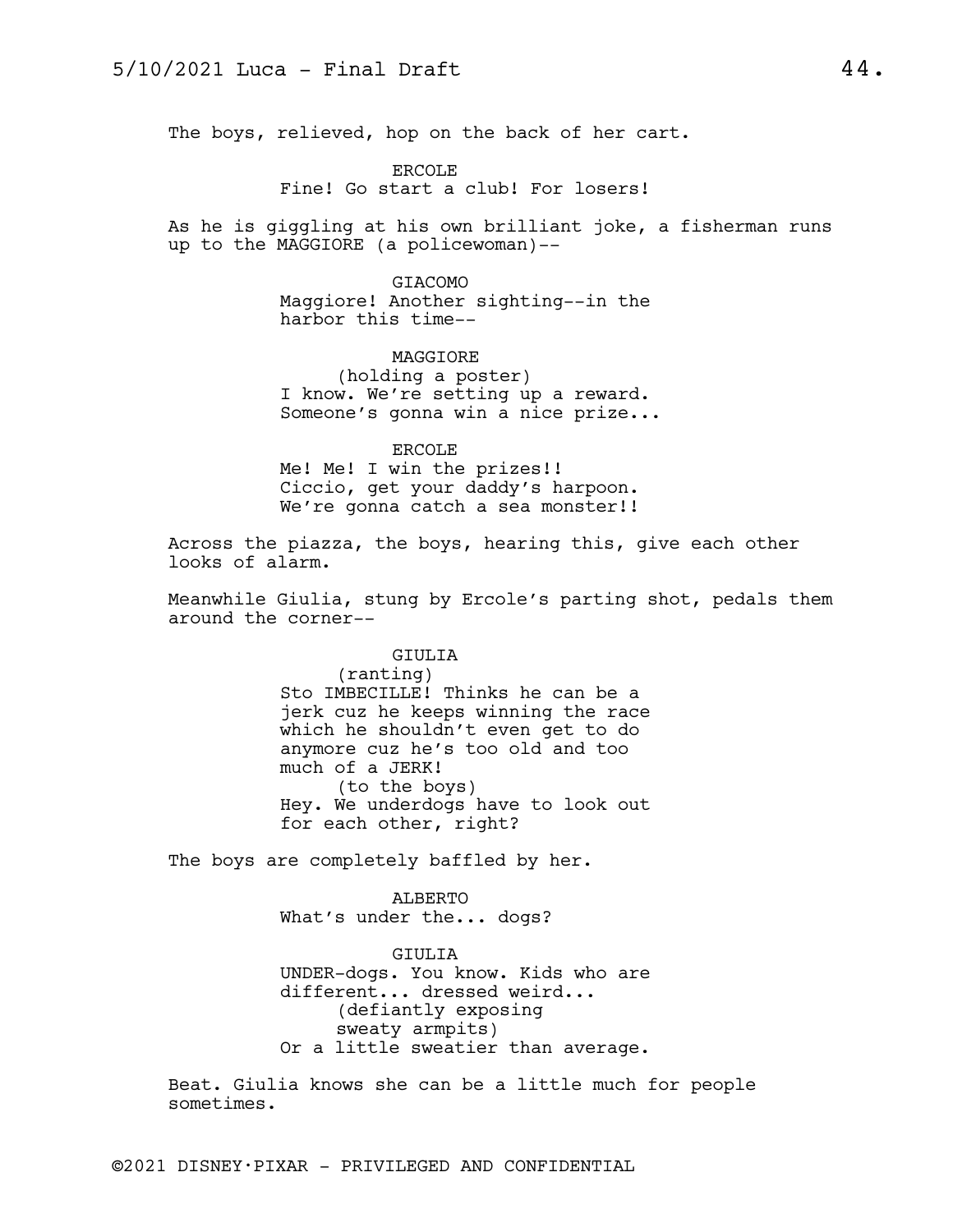The boys, relieved, hop on the back of her cart.

ERCOLE
Fine! Go start a club! For losers!

As he is giggling at his own brilliant joke, a fisherman runs up to the MAGGIORE (a policewoman)--

GIACOMO
Maggiore! Another sighting--in the harbor this time--

MAGGIORE
(holding a poster)
I know. We're setting up a reward. Someone's gonna win a nice prize...

ERCOLE
Me! Me! I win the prizes!! Ciccio, get your daddy's harpoon. We're gonna catch a sea monster!!

Across the piazza, the boys, hearing this, give each other looks of alarm.

Meanwhile Giulia, stung by Ercole's parting shot, pedals them around the corner--

GIULIA
(ranting)
Sto IMBECILLE! Thinks he can be a jerk cuz he keeps winning the race which he shouldn't even get to do anymore cuz he's too old and too much of a JERK!
(to the boys)
Hey. We underdogs have to look out for each other, right?

The boys are completely baffled by her.

ALBERTO
What's under the... dogs?

GIULIA
UNDER-dogs. You know. Kids who are different... dressed weird...
(defiantly exposing sweaty armpits)
Or a little sweatier than average.

Beat. Giulia knows she can be a little much for people sometimes.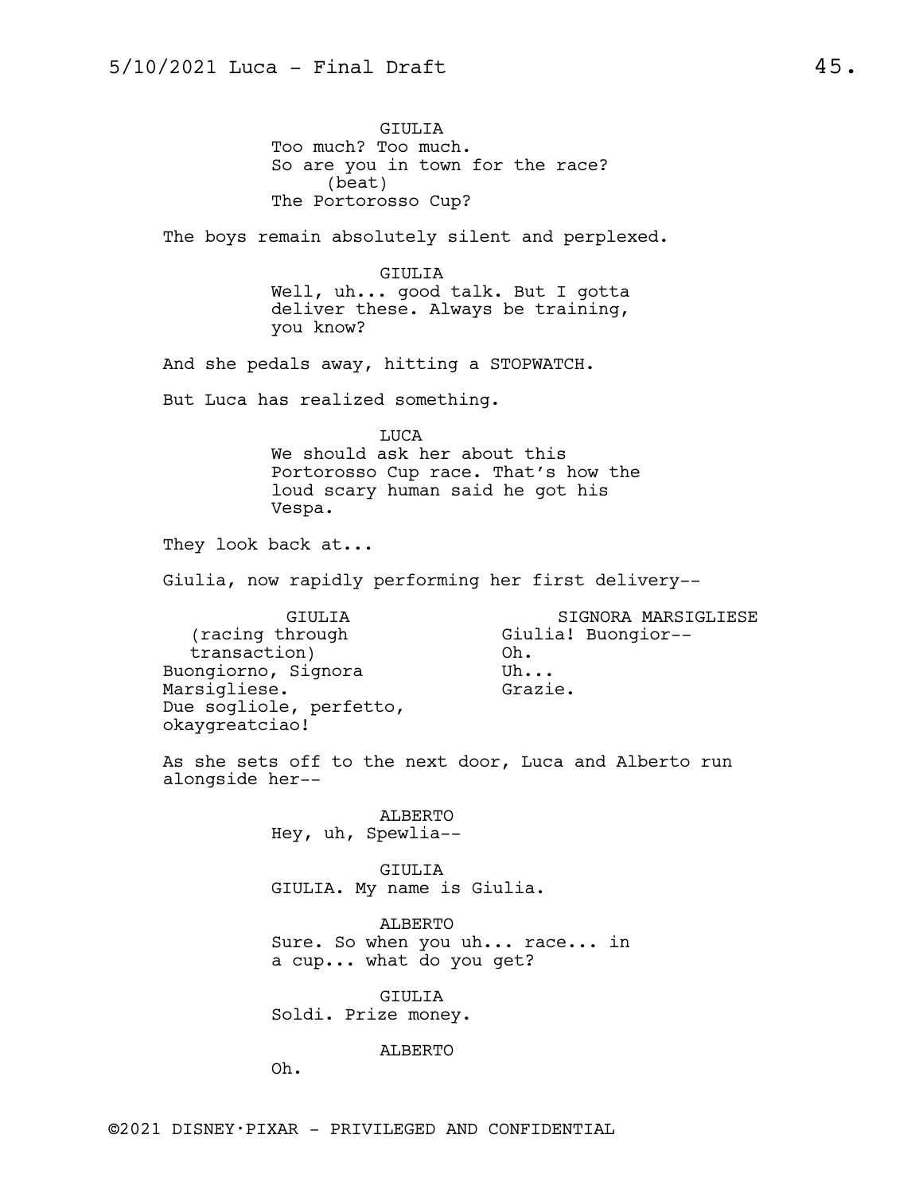GIULIA
Too much? Too much.
So are you in town for the race?
(beat)
The Portorosso Cup?

The boys remain absolutely silent and perplexed.

GIULIA
Well, uh... good talk. But I gotta deliver these. Always be training, you know?

And she pedals away, hitting a STOPWATCH.

But Luca has realized something.

LUCA
We should ask her about this Portorosso Cup race. That's how the loud scary human said he got his Vespa.

They look back at...

Giulia, now rapidly performing her first delivery--

GIULIA
(racing through transaction)
Buongiorno, Signora Marsigliese.
Due sogliole, perfetto, okaygreatciao!

SIGNORA MARSIGLIESE
Giulia! Buongior--
Oh.
Uh...
Grazie.

As she sets off to the next door, Luca and Alberto run alongside her--

ALBERTO
Hey, uh, Spewlia--

GIULIA
GIULIA. My name is Giulia.

ALBERTO
Sure. So when you uh... race... in a cup... what do you get?

GIULIA
Soldi. Prize money.

ALBERTO
Oh.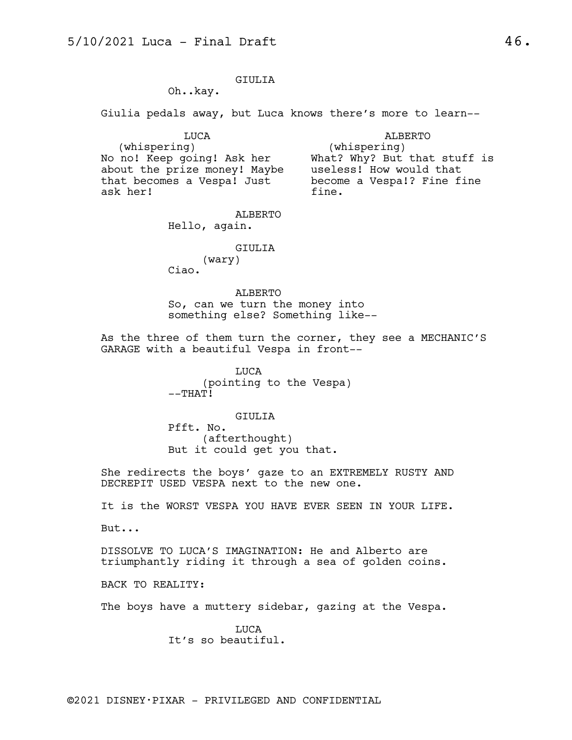GIULIA

Oh..kay.

Giulia pedals away, but Luca knows there's more to learn--

LUCA
(whispering)
No no! Keep going! Ask her about the prize money! Maybe that becomes a Vespa! Just ask her!

ALBERTO
(whispering)
What? Why? But that stuff is useless! How would that become a Vespa!? Fine fine fine.

ALBERTO

Hello, again.

GIULIA
(wary)
Ciao.

ALBERTO

So, can we turn the money into something else? Something like--

As the three of them turn the corner, they see a MECHANIC'S GARAGE with a beautiful Vespa in front--

LUCA
(pointing to the Vespa)
--THAT!

GIULIA

Pfft. No.
(afterthought)
But it could get you that.

She redirects the boys' gaze to an EXTREMELY RUSTY AND DECREPIT USED VESPA next to the new one.

It is the WORST VESPA YOU HAVE EVER SEEN IN YOUR LIFE.

But...

DISSOLVE TO LUCA'S IMAGINATION: He and Alberto are triumphantly riding it through a sea of golden coins.

BACK TO REALITY:

The boys have a muttery sidebar, gazing at the Vespa.

LUCA

It's so beautiful.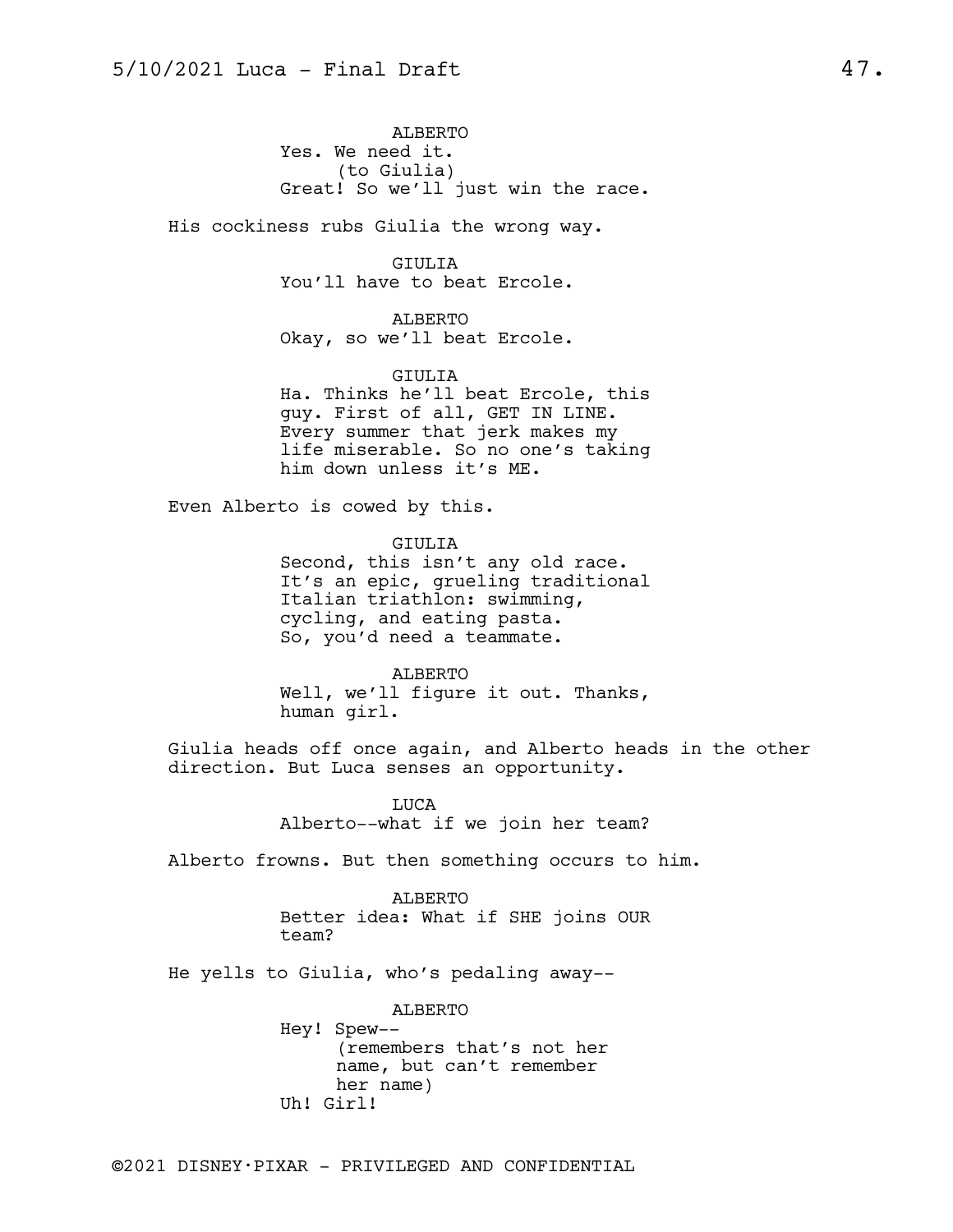ALBERTO
Yes. We need it.
(to Giulia)
Great! So we'll just win the race.

His cockiness rubs Giulia the wrong way.

GIULIA
You'll have to beat Ercole.

ALBERTO
Okay, so we'll beat Ercole.

GIULIA
Ha. Thinks he'll beat Ercole, this guy. First of all, GET IN LINE. Every summer that jerk makes my life miserable. So no one's taking him down unless it's ME.

Even Alberto is cowed by this.

GIULIA
Second, this isn't any old race. It's an epic, grueling traditional Italian triathlon: swimming, cycling, and eating pasta. So, you'd need a teammate.

ALBERTO
Well, we'll figure it out. Thanks, human girl.

Giulia heads off once again, and Alberto heads in the other direction. But Luca senses an opportunity.

LUCA
Alberto--what if we join her team?

Alberto frowns. But then something occurs to him.

ALBERTO
Better idea: What if SHE joins OUR team?

He yells to Giulia, who's pedaling away--

ALBERTO
Hey! Spew--
(remembers that's not her name, but can't remember her name)
Uh! Girl!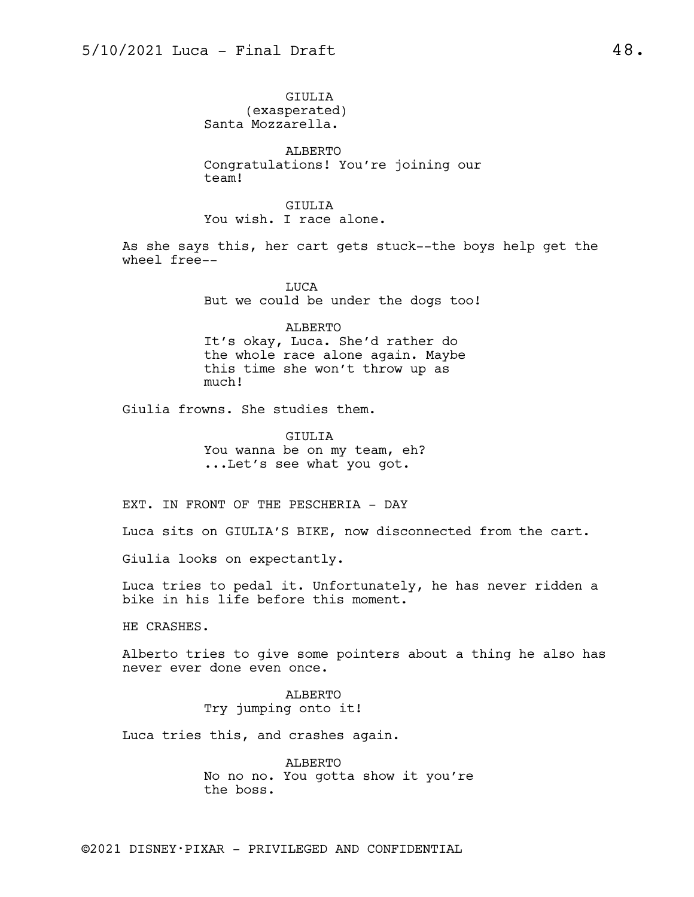GIULIA
(exasperated)
Santa Mozzarella.

ALBERTO
Congratulations! You're joining our team!

GIULIA
You wish. I race alone.

As she says this, her cart gets stuck--the boys help get the wheel free--

LUCA
But we could be under the dogs too!

ALBERTO
It's okay, Luca. She'd rather do the whole race alone again. Maybe this time she won't throw up as much!

Giulia frowns. She studies them.

GIULIA
You wanna be on my team, eh? ...Let's see what you got.

EXT. IN FRONT OF THE PESCHERIA - DAY

Luca sits on GIULIA'S BIKE, now disconnected from the cart.

Giulia looks on expectantly.

Luca tries to pedal it. Unfortunately, he has never ridden a bike in his life before this moment.

HE CRASHES.

Alberto tries to give some pointers about a thing he also has never ever done even once.

ALBERTO
Try jumping onto it!

Luca tries this, and crashes again.

ALBERTO
No no no. You gotta show it you're the boss.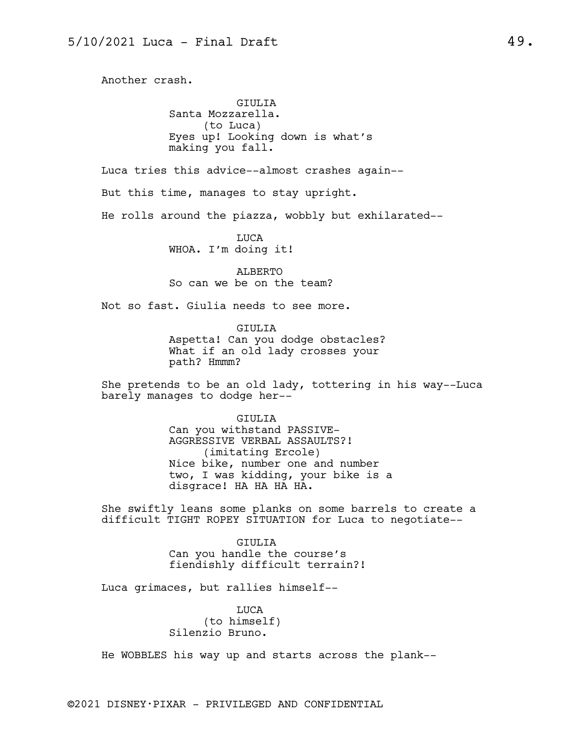Another crash.

GIULIA
Santa Mozzarella.
(to Luca)
Eyes up! Looking down is what's making you fall.

Luca tries this advice--almost crashes again--

But this time, manages to stay upright.

He rolls around the piazza, wobbly but exhilarated--

LUCA
WHOA. I'm doing it!

ALBERTO
So can we be on the team?

Not so fast. Giulia needs to see more.

GIULIA
Aspetta! Can you dodge obstacles? What if an old lady crosses your path? Hmmm?

She pretends to be an old lady, tottering in his way--Luca barely manages to dodge her--

GIULIA
Can you withstand PASSIVE-AGGRESSIVE VERBAL ASSAULTS?!
(imitating Ercole)
Nice bike, number one and number two, I was kidding, your bike is a disgrace! HA HA HA HA.

She swiftly leans some planks on some barrels to create a difficult TIGHT ROPEY SITUATION for Luca to negotiate--

GIULIA
Can you handle the course's fiendishly difficult terrain?!

Luca grimaces, but rallies himself--

LUCA
(to himself)
Silenzio Bruno.

He WOBBLES his way up and starts across the plank--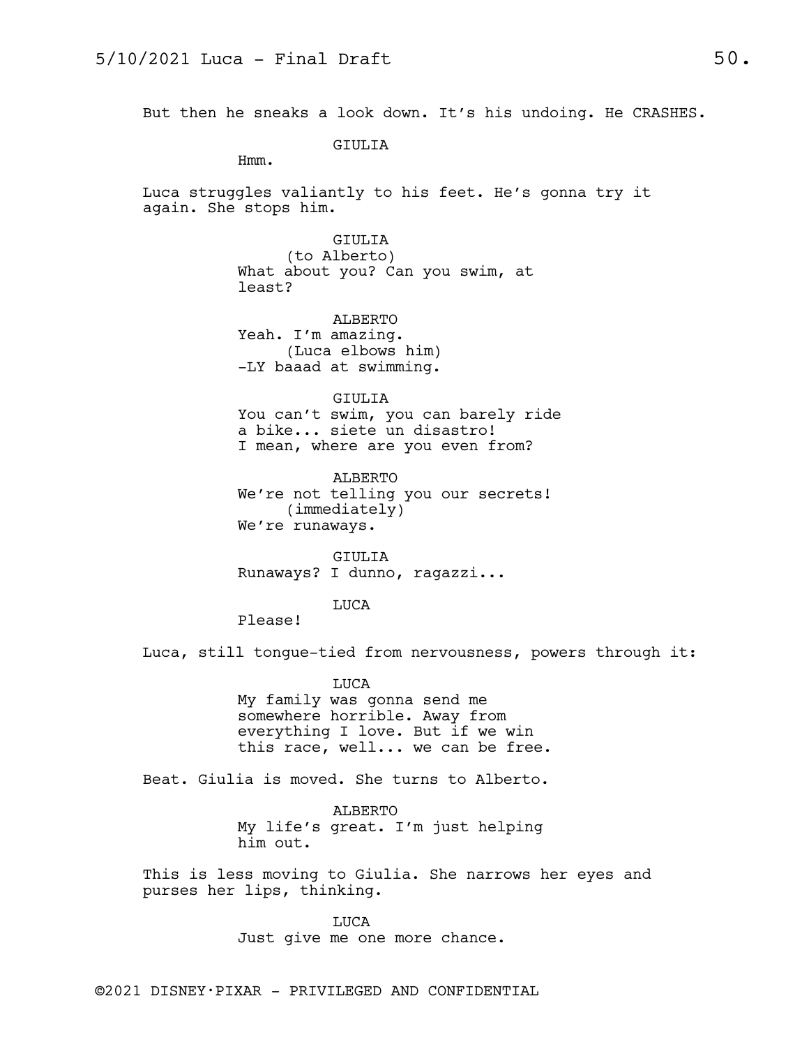But then he sneaks a look down. It's his undoing. He CRASHES.

GIULIA
Hmm.

Luca struggles valiantly to his feet. He's gonna try it again. She stops him.

GIULIA
(to Alberto)
What about you? Can you swim, at least?

ALBERTO
Yeah. I'm amazing.
(Luca elbows him)
-LY baaad at swimming.

GIULIA
You can't swim, you can barely ride a bike... siete un disastro! I mean, where are you even from?

ALBERTO
We're not telling you our secrets!
(immediately)
We're runaways.

GIULIA
Runaways? I dunno, ragazzi...

LUCA
Please!

Luca, still tongue-tied from nervousness, powers through it:

LUCA
My family was gonna send me somewhere horrible. Away from everything I love. But if we win this race, well... we can be free.

Beat. Giulia is moved. She turns to Alberto.

ALBERTO
My life's great. I'm just helping him out.

This is less moving to Giulia. She narrows her eyes and purses her lips, thinking.

LUCA
Just give me one more chance.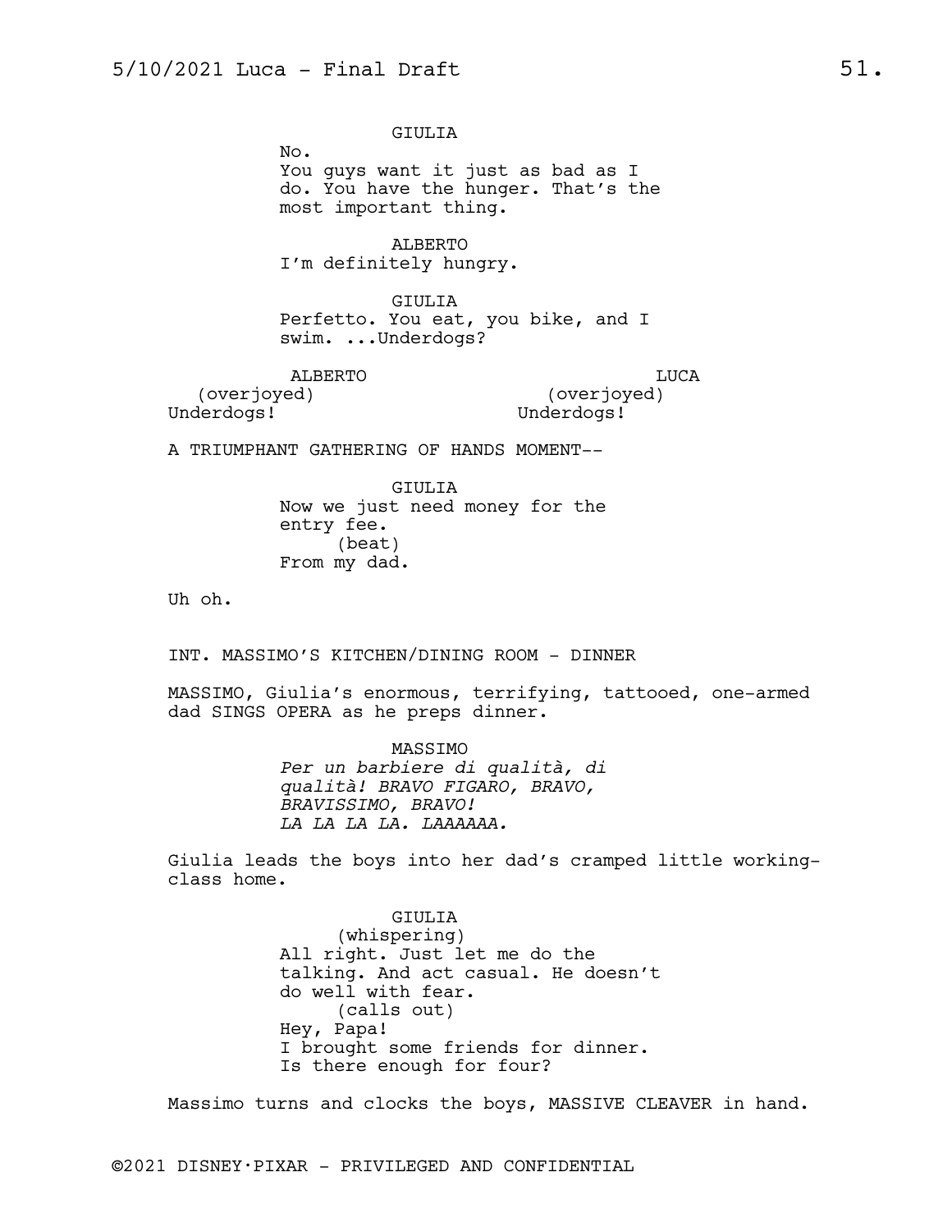GIULIA
No.
You guys want it just as bad as I do. You have the hunger. That's the most important thing.

ALBERTO
I'm definitely hungry.

GIULIA
Perfetto. You eat, you bike, and I swim. ...Underdogs?

ALBERTO
(overjoyed)
Underdogs!

LUCA
(overjoyed)
Underdogs!

A TRIUMPHANT GATHERING OF HANDS MOMENT--

GIULIA
Now we just need money for the entry fee.
(beat)
From my dad.

Uh oh.

INT. MASSIMO'S KITCHEN/DINING ROOM - DINNER

MASSIMO, Giulia's enormous, terrifying, tattooed, one-armed dad SINGS OPERA as he preps dinner.

MASSIMO
*Per un barbiere di qualità, di qualità! BRAVO FIGARO, BRAVO, BRAVISSIMO, BRAVO!*
*LA LA LA LA. LAAAAAA.*

Giulia leads the boys into her dad's cramped little working-class home.

GIULIA
(whispering)
All right. Just let me do the talking. And act casual. He doesn't do well with fear.
(calls out)
Hey, Papa!
I brought some friends for dinner.
Is there enough for four?

Massimo turns and clocks the boys, MASSIVE CLEAVER in hand.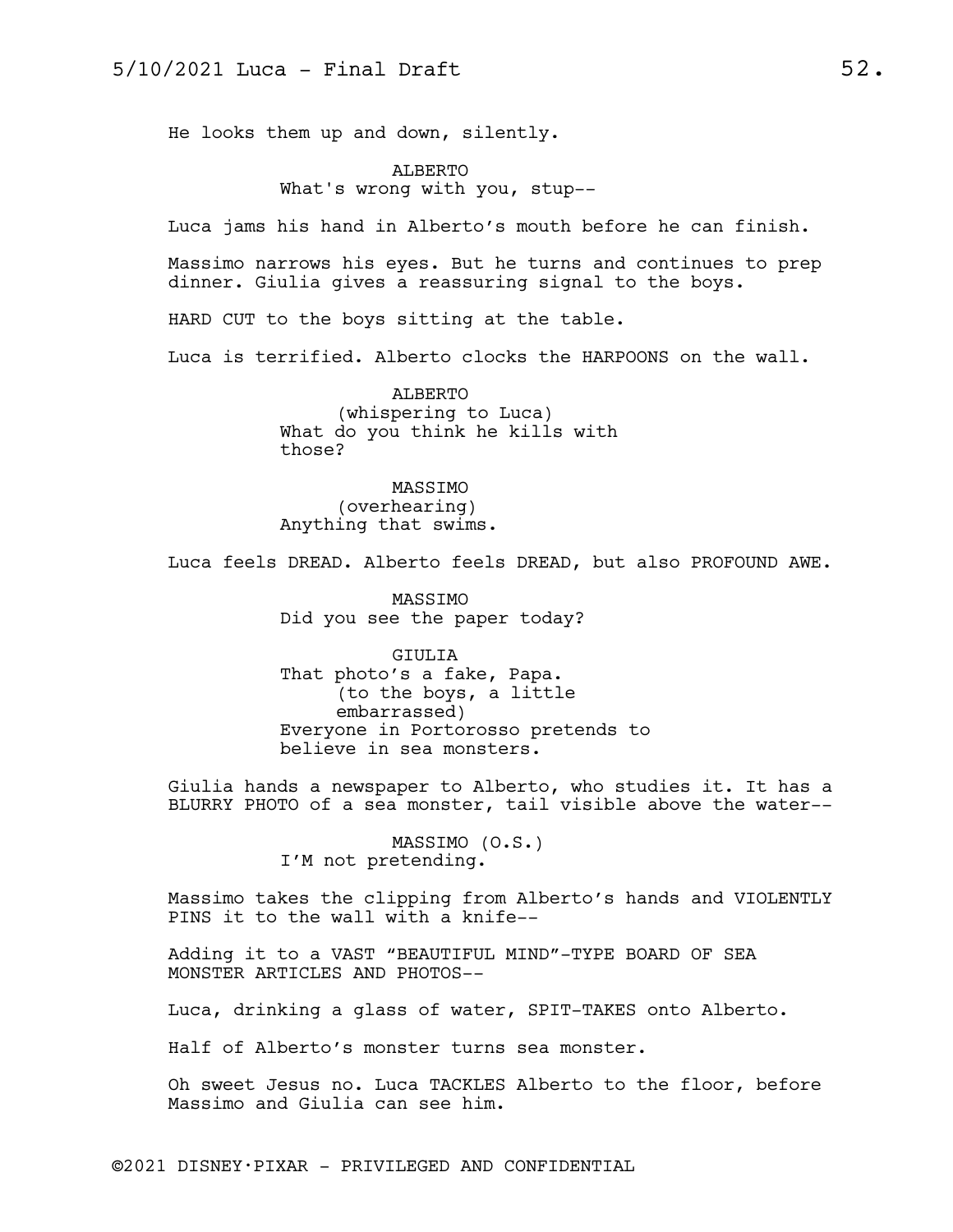He looks them up and down, silently.

ALBERTO
What's wrong with you, stup--

Luca jams his hand in Alberto's mouth before he can finish.

Massimo narrows his eyes. But he turns and continues to prep dinner. Giulia gives a reassuring signal to the boys.

HARD CUT to the boys sitting at the table.

Luca is terrified. Alberto clocks the HARPOONS on the wall.

ALBERTO
(whispering to Luca)
What do you think he kills with those?

MASSIMO
(overhearing)
Anything that swims.

Luca feels DREAD. Alberto feels DREAD, but also PROFOUND AWE.

MASSIMO
Did you see the paper today?

GIULIA
That photo's a fake, Papa.
(to the boys, a little embarrassed)
Everyone in Portorosso pretends to believe in sea monsters.

Giulia hands a newspaper to Alberto, who studies it. It has a BLURRY PHOTO of a sea monster, tail visible above the water--

MASSIMO (O.S.)
I'M not pretending.

Massimo takes the clipping from Alberto's hands and VIOLENTLY PINS it to the wall with a knife--

Adding it to a VAST "BEAUTIFUL MIND"-TYPE BOARD OF SEA MONSTER ARTICLES AND PHOTOS--

Luca, drinking a glass of water, SPIT-TAKES onto Alberto.

Half of Alberto's monster turns sea monster.

Oh sweet Jesus no. Luca TACKLES Alberto to the floor, before Massimo and Giulia can see him.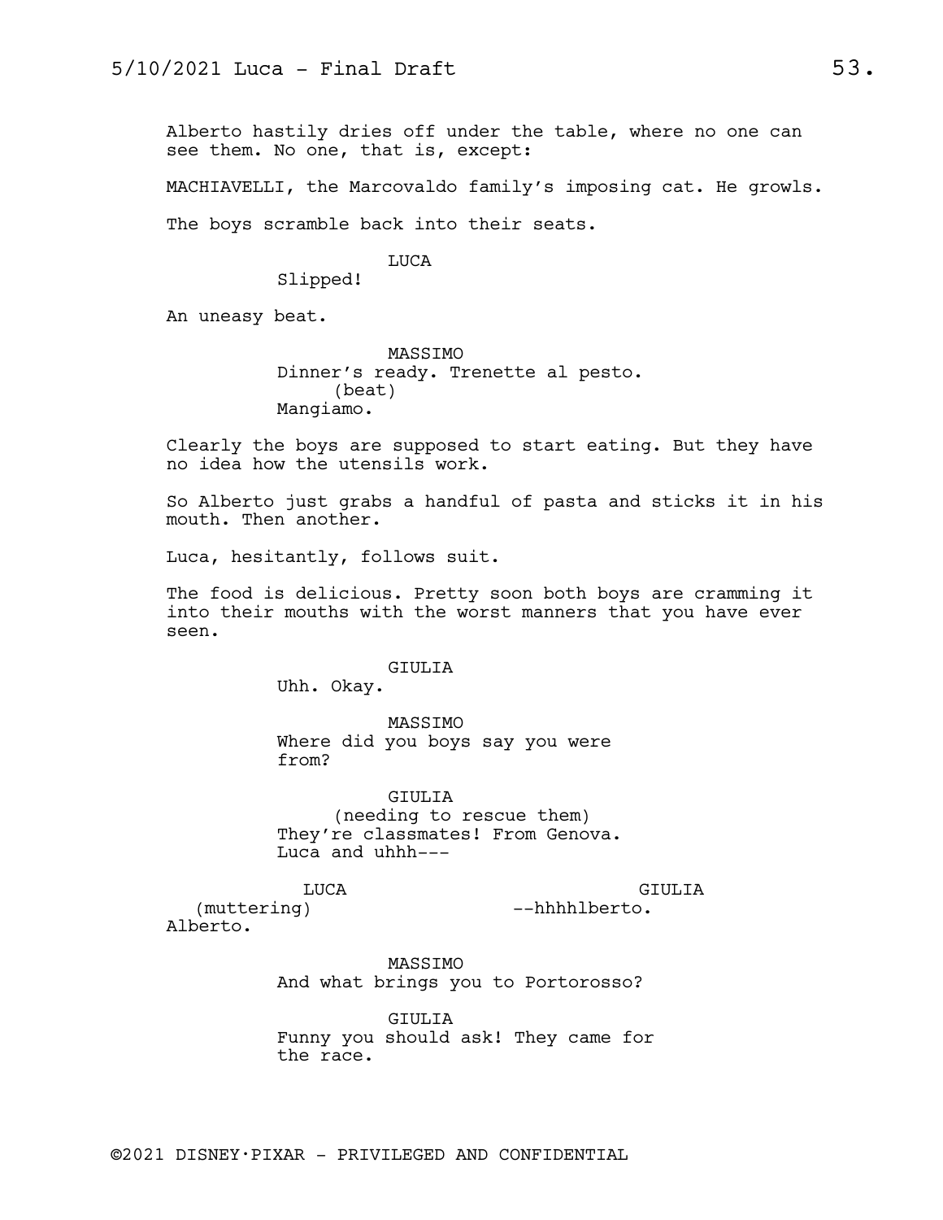Alberto hastily dries off under the table, where no one can see them. No one, that is, except:

MACHIAVELLI, the Marcovaldo family's imposing cat. He growls.

The boys scramble back into their seats.

LUCA
Slipped!

An uneasy beat.

MASSIMO
Dinner's ready. Trenette al pesto.
(beat)
Mangiamo.

Clearly the boys are supposed to start eating. But they have no idea how the utensils work.

So Alberto just grabs a handful of pasta and sticks it in his mouth. Then another.

Luca, hesitantly, follows suit.

The food is delicious. Pretty soon both boys are cramming it into their mouths with the worst manners that you have ever seen.

GIULIA
Uhh. Okay.

MASSIMO
Where did you boys say you were from?

GIULIA
(needing to rescue them)
They're classmates! From Genova.
Luca and uhhh---

LUCA
(muttering)
Alberto.

GIULIA
--hhhhlberto.

MASSIMO
And what brings you to Portorosso?

GIULIA
Funny you should ask! They came for the race.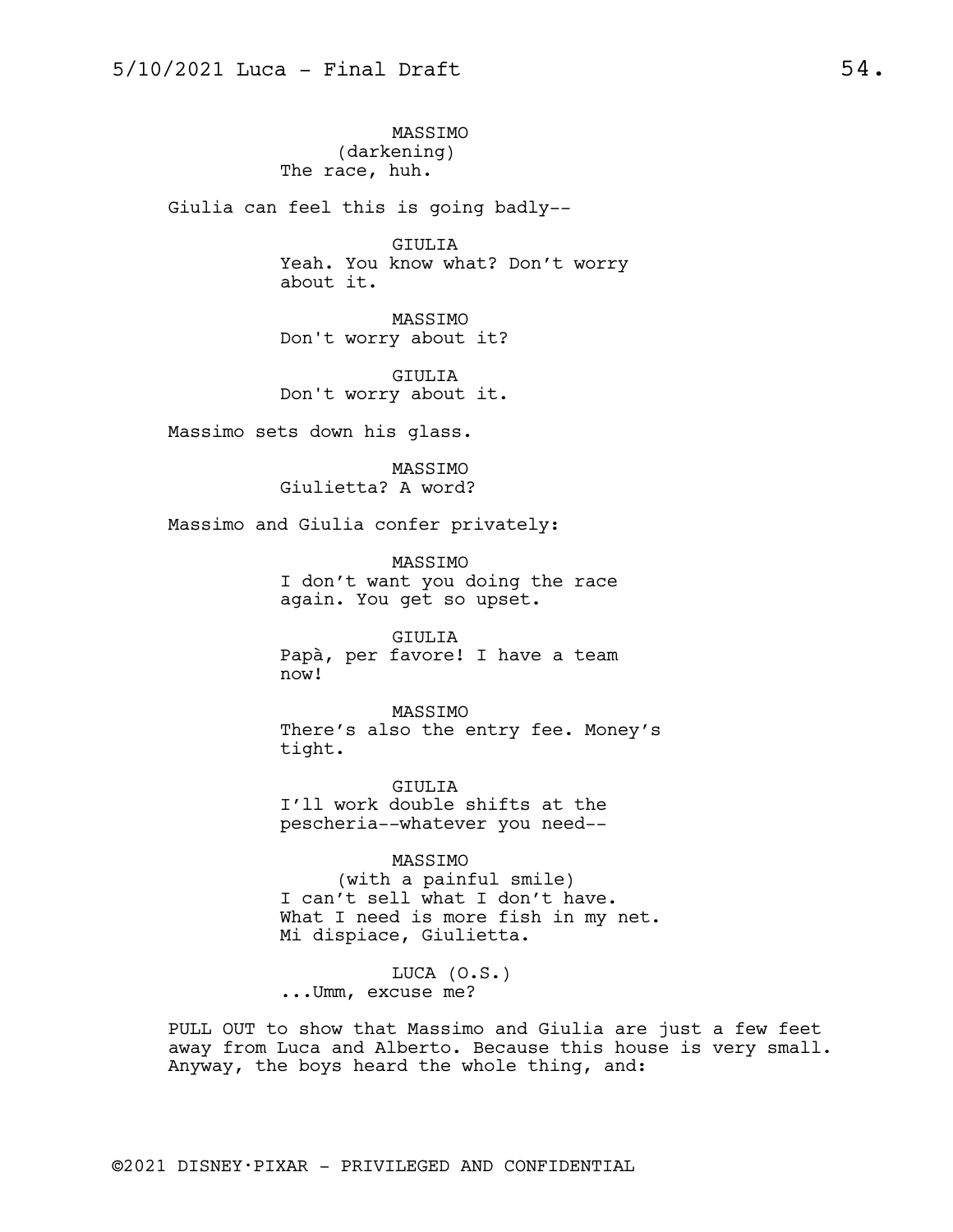MASSIMO
(darkening)
The race, huh.

Giulia can feel this is going badly--

GIULIA
Yeah. You know what? Don't worry about it.

MASSIMO
Don't worry about it?

GIULIA
Don't worry about it.

Massimo sets down his glass.

MASSIMO
Giulietta? A word?

Massimo and Giulia confer privately:

MASSIMO
I don't want you doing the race again. You get so upset.

GIULIA
Papà, per favore! I have a team now!

MASSIMO
There's also the entry fee. Money's tight.

GIULIA
I'll work double shifts at the pescheria--whatever you need--

MASSIMO
(with a painful smile)
I can't sell what I don't have. What I need is more fish in my net. Mi dispiace, Giulietta.

LUCA (O.S.)
...Umm, excuse me?

PULL OUT to show that Massimo and Giulia are just a few feet away from Luca and Alberto. Because this house is very small. Anyway, the boys heard the whole thing, and: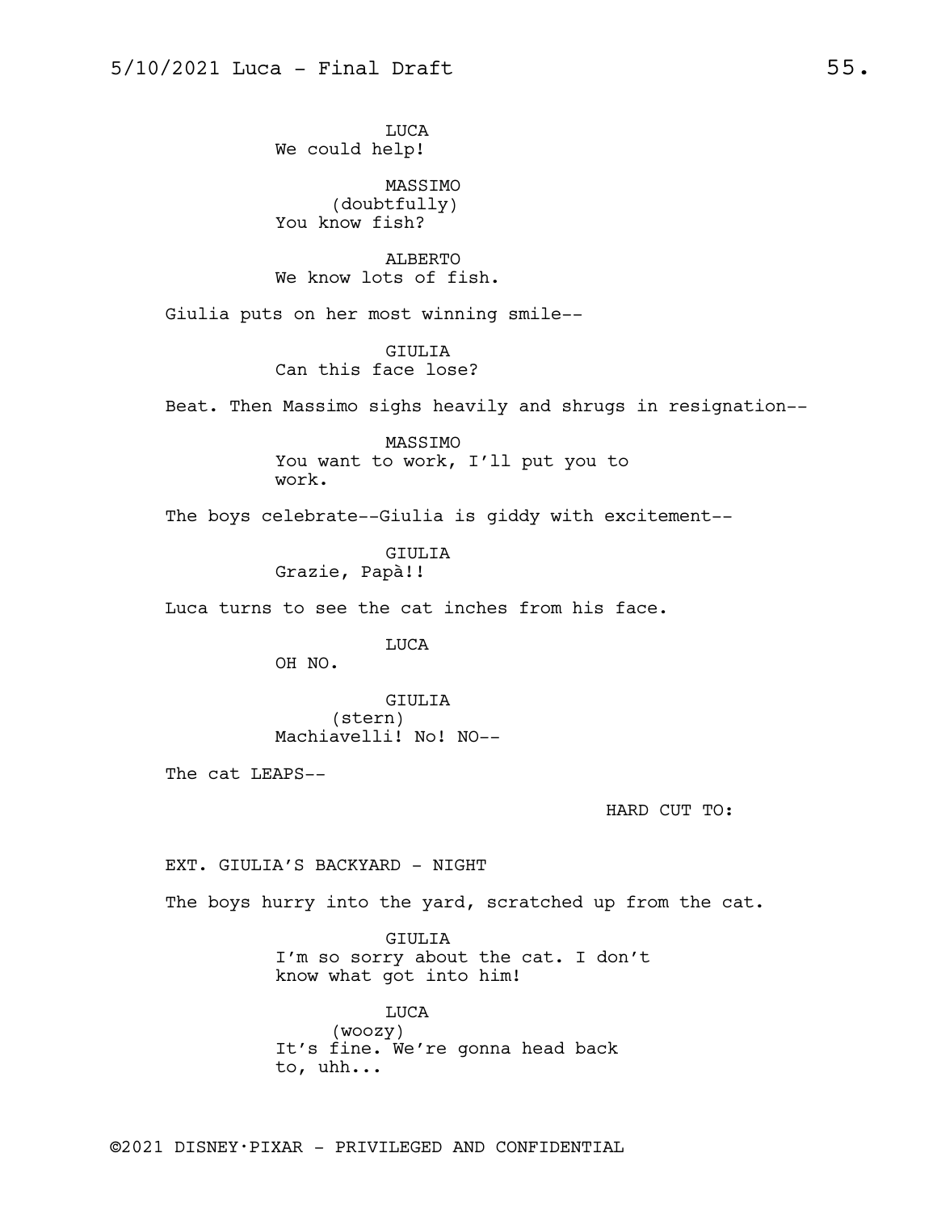LUCA
We could help!

MASSIMO
(doubtfully)
You know fish?

ALBERTO
We know lots of fish.

Giulia puts on her most winning smile--

GIULIA
Can this face lose?

Beat. Then Massimo sighs heavily and shrugs in resignation--

MASSIMO
You want to work, I'll put you to work.

The boys celebrate--Giulia is giddy with excitement--

GIULIA
Grazie, Papà!!

Luca turns to see the cat inches from his face.

LUCA
OH NO.

GIULIA
(stern)
Machiavelli! No! NO--

The cat LEAPS--

HARD CUT TO:

EXT. GIULIA'S BACKYARD - NIGHT

The boys hurry into the yard, scratched up from the cat.

GIULIA
I'm so sorry about the cat. I don't know what got into him!

LUCA
(woozy)
It's fine. We're gonna head back to, uhh...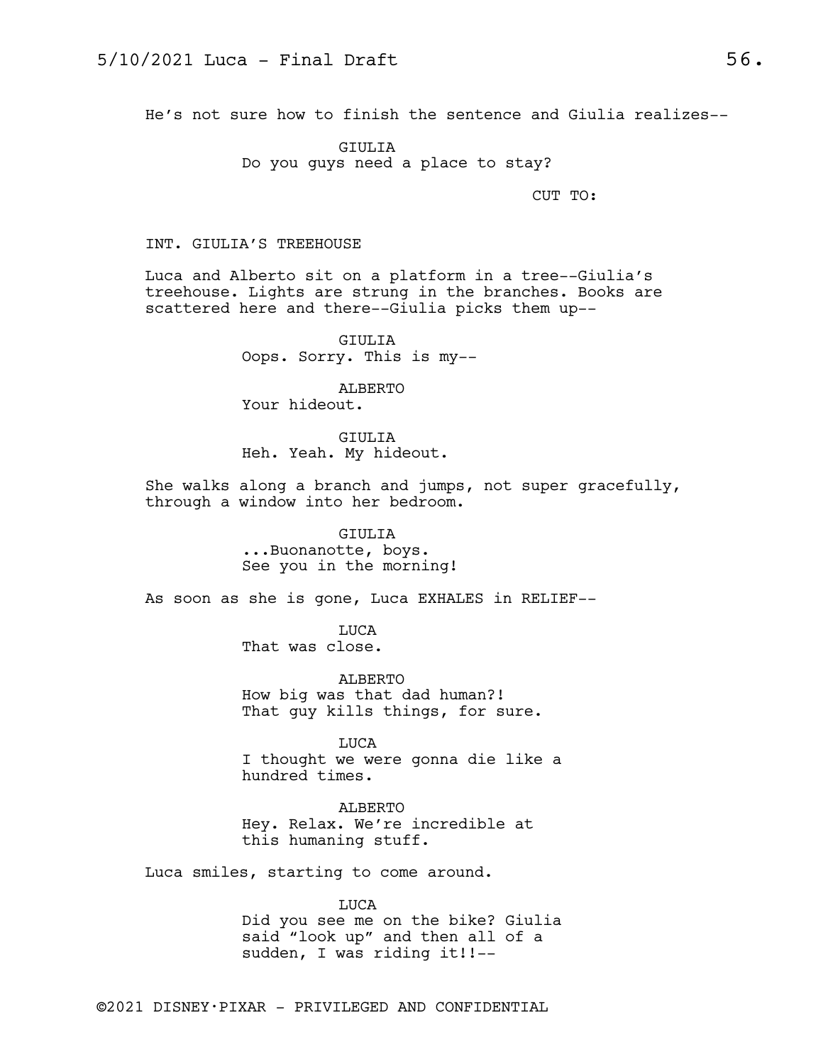He's not sure how to finish the sentence and Giulia realizes--

GIULIA
Do you guys need a place to stay?

CUT TO:

INT. GIULIA'S TREEHOUSE

Luca and Alberto sit on a platform in a tree--Giulia's treehouse. Lights are strung in the branches. Books are scattered here and there--Giulia picks them up--

GIULIA
Oops. Sorry. This is my--

ALBERTO
Your hideout.

GIULIA
Heh. Yeah. My hideout.

She walks along a branch and jumps, not super gracefully, through a window into her bedroom.

GIULIA
...Buonanotte, boys.
See you in the morning!

As soon as she is gone, Luca EXHALES in RELIEF--

LUCA
That was close.

ALBERTO
How big was that dad human?!
That guy kills things, for sure.

LUCA
I thought we were gonna die like a hundred times.

ALBERTO
Hey. Relax. We're incredible at this humaning stuff.

Luca smiles, starting to come around.

LUCA
Did you see me on the bike? Giulia said "look up" and then all of a sudden, I was riding it!!--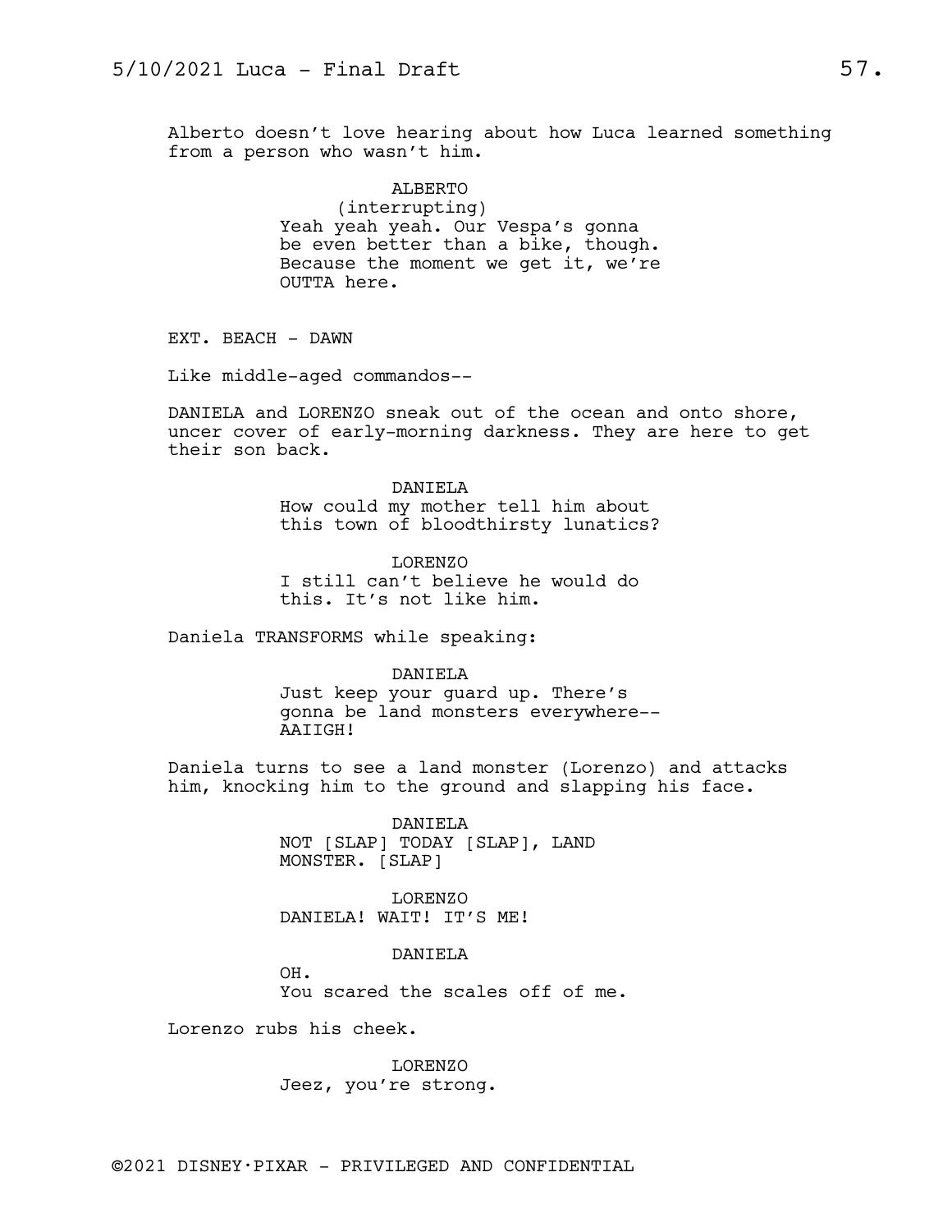Alberto doesn't love hearing about how Luca learned something from a person who wasn't him.

ALBERTO
(interrupting)
Yeah yeah yeah. Our Vespa's gonna be even better than a bike, though. Because the moment we get it, we're OUTTA here.

EXT. BEACH - DAWN

Like middle-aged commandos--

DANIELA and LORENZO sneak out of the ocean and onto shore, uncer cover of early-morning darkness. They are here to get their son back.

DANIELA
How could my mother tell him about this town of bloodthirsty lunatics?

LORENZO
I still can't believe he would do this. It's not like him.

Daniela TRANSFORMS while speaking:

DANIELA
Just keep your guard up. There's gonna be land monsters everywhere-- AAIIGH!

Daniela turns to see a land monster (Lorenzo) and attacks him, knocking him to the ground and slapping his face.

DANIELA
NOT [SLAP] TODAY [SLAP], LAND MONSTER. [SLAP]

LORENZO
DANIELA! WAIT! IT'S ME!

DANIELA
OH.
You scared the scales off of me.

Lorenzo rubs his cheek.

LORENZO
Jeez, you're strong.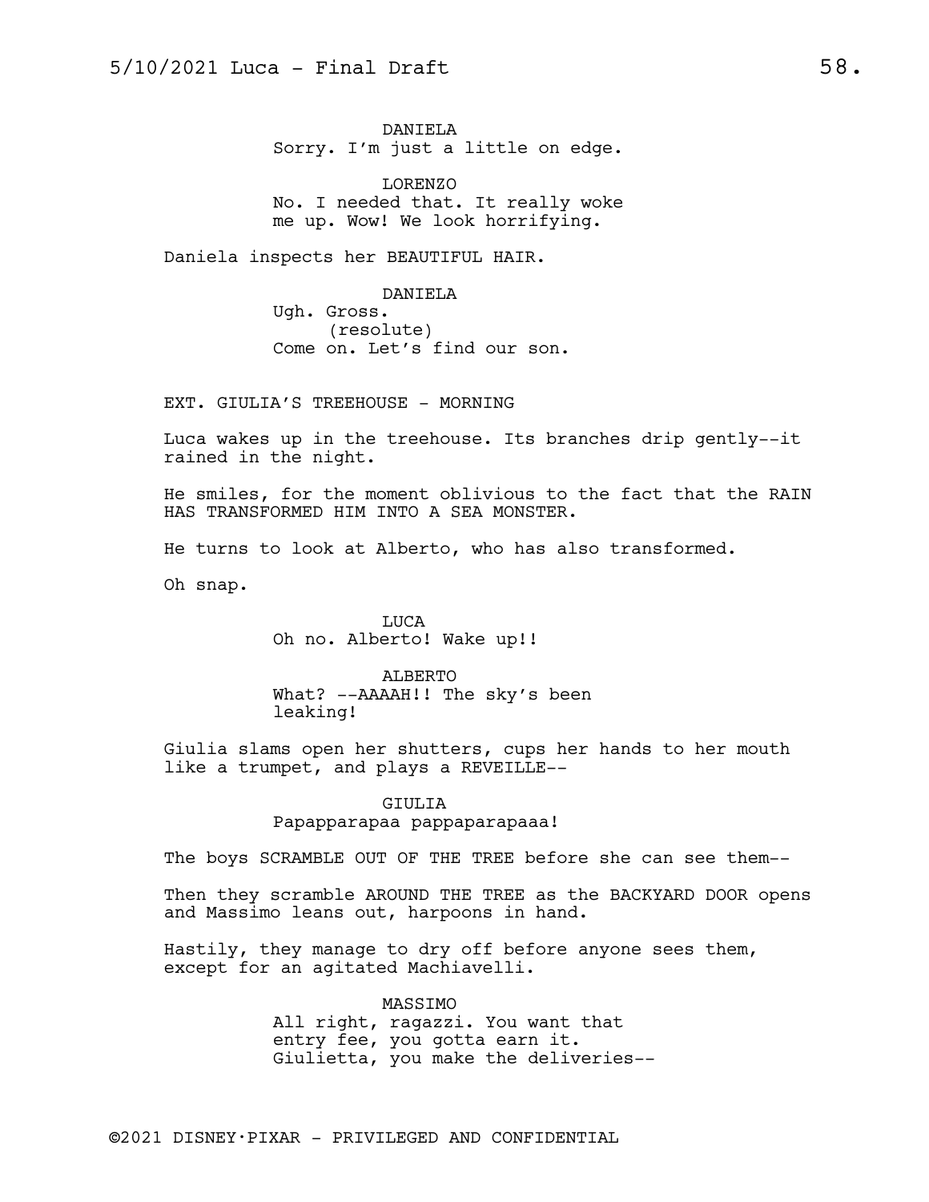DANIELA
Sorry. I'm just a little on edge.

LORENZO
No. I needed that. It really woke me up. Wow! We look horrifying.

Daniela inspects her BEAUTIFUL HAIR.

DANIELA
Ugh. Gross.
(resolute)
Come on. Let's find our son.

EXT. GIULIA'S TREEHOUSE - MORNING

Luca wakes up in the treehouse. Its branches drip gently--it rained in the night.

He smiles, for the moment oblivious to the fact that the RAIN HAS TRANSFORMED HIM INTO A SEA MONSTER.

He turns to look at Alberto, who has also transformed.

Oh snap.

LUCA
Oh no. Alberto! Wake up!!

ALBERTO
What? --AAAAH!! The sky's been leaking!

Giulia slams open her shutters, cups her hands to her mouth like a trumpet, and plays a REVEILLE--

GIULIA
Papapparapaa pappaparapaaa!

The boys SCRAMBLE OUT OF THE TREE before she can see them--

Then they scramble AROUND THE TREE as the BACKYARD DOOR opens and Massimo leans out, harpoons in hand.

Hastily, they manage to dry off before anyone sees them, except for an agitated Machiavelli.

MASSIMO
All right, ragazzi. You want that entry fee, you gotta earn it. Giulietta, you make the deliveries--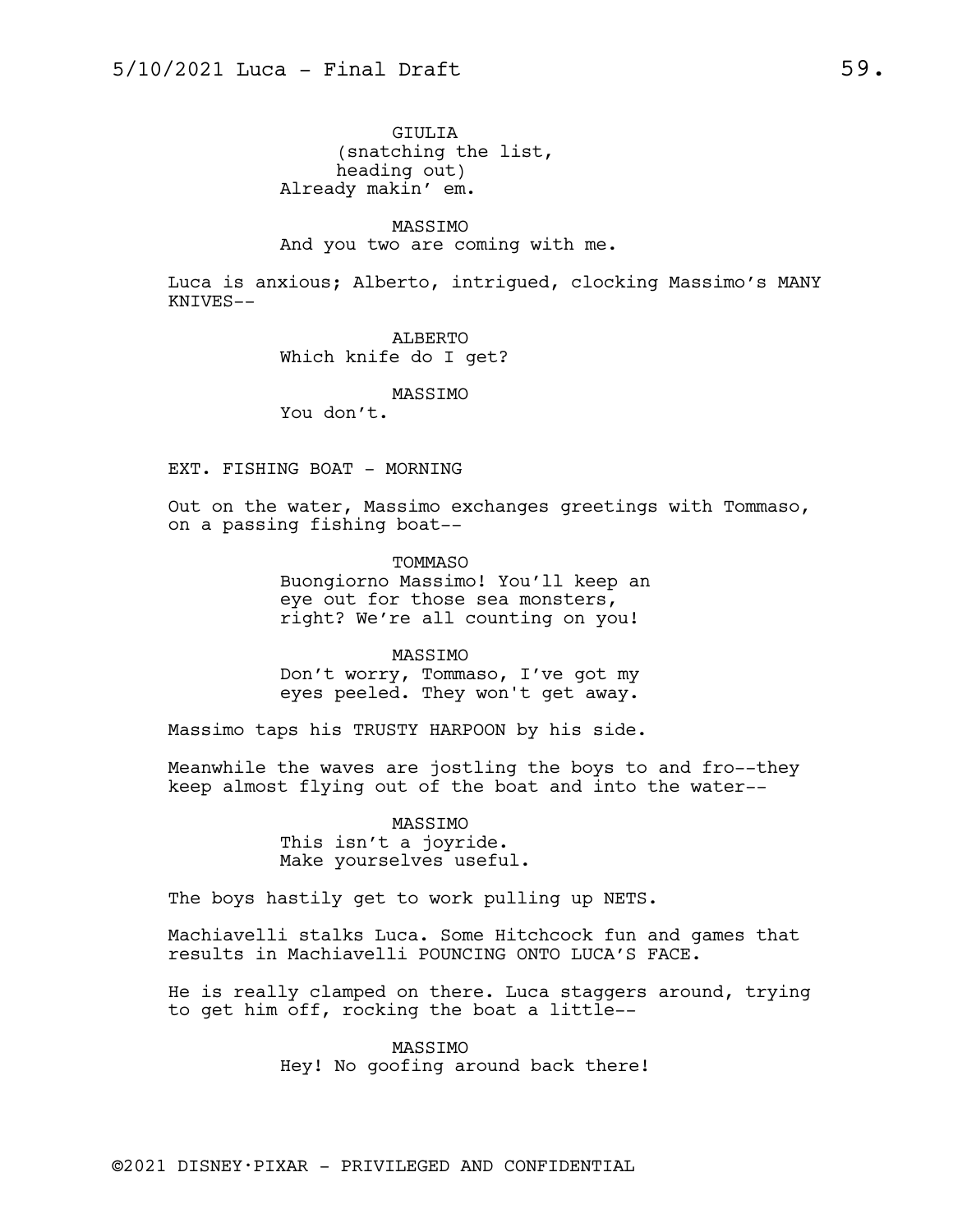GIULIA
(snatching the list, heading out)
Already makin' em.

MASSIMO
And you two are coming with me.

Luca is anxious; Alberto, intrigued, clocking Massimo's MANY KNIVES--

ALBERTO
Which knife do I get?

MASSIMO
You don't.

EXT. FISHING BOAT - MORNING

Out on the water, Massimo exchanges greetings with Tommaso, on a passing fishing boat--

TOMMASO
Buongiorno Massimo! You'll keep an eye out for those sea monsters, right? We're all counting on you!

MASSIMO
Don't worry, Tommaso, I've got my eyes peeled. They won't get away.

Massimo taps his TRUSTY HARPOON by his side.

Meanwhile the waves are jostling the boys to and fro--they keep almost flying out of the boat and into the water--

MASSIMO
This isn't a joyride.
Make yourselves useful.

The boys hastily get to work pulling up NETS.

Machiavelli stalks Luca. Some Hitchcock fun and games that results in Machiavelli POUNCING ONTO LUCA'S FACE.

He is really clamped on there. Luca staggers around, trying to get him off, rocking the boat a little--

MASSIMO
Hey! No goofing around back there!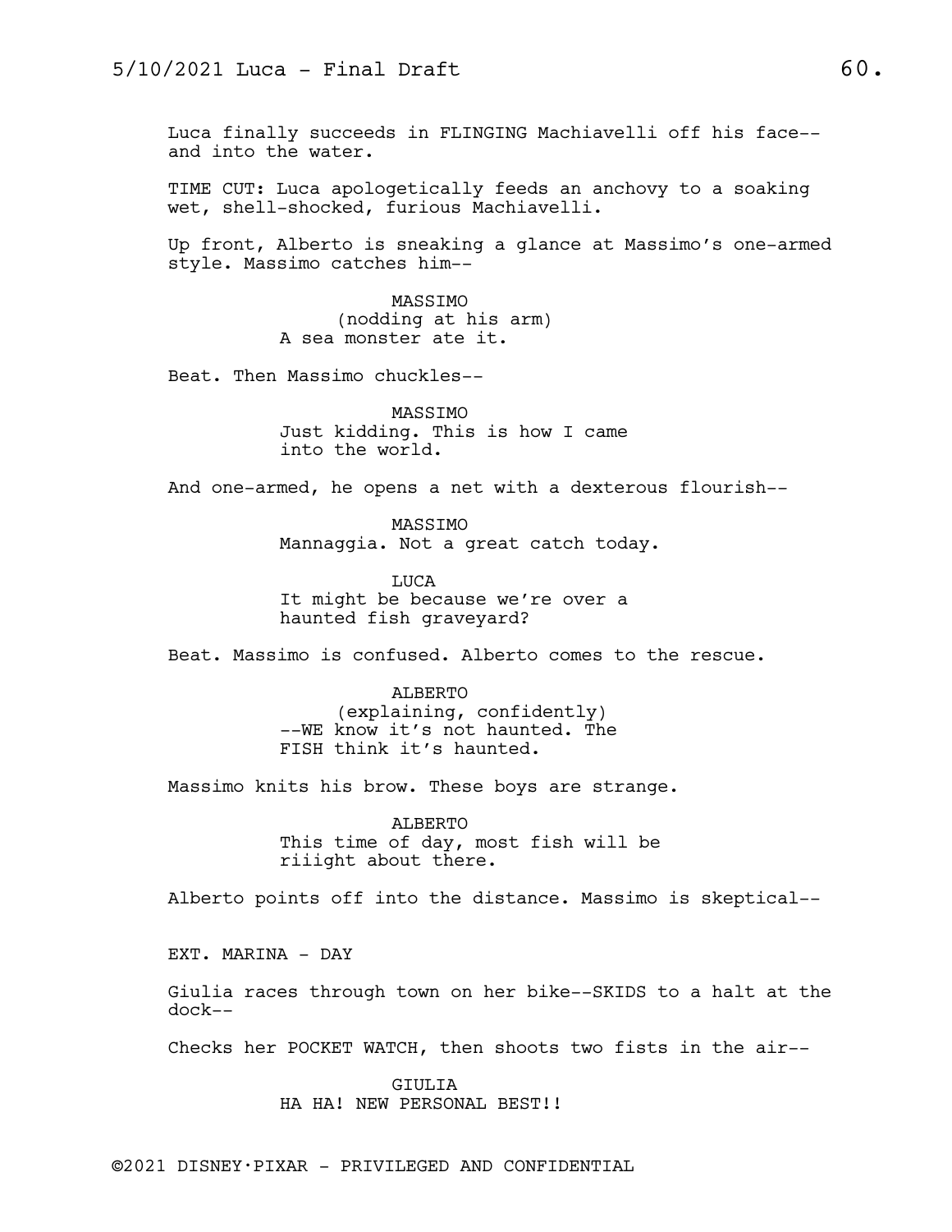Luca finally succeeds in FLINGING Machiavelli off his face--and into the water.

TIME CUT: Luca apologetically feeds an anchovy to a soaking wet, shell-shocked, furious Machiavelli.

Up front, Alberto is sneaking a glance at Massimo's one-armed style. Massimo catches him--

MASSIMO
(nodding at his arm)
A sea monster ate it.

Beat. Then Massimo chuckles--

MASSIMO
Just kidding. This is how I came into the world.

And one-armed, he opens a net with a dexterous flourish--

MASSIMO
Mannaggia. Not a great catch today.

LUCA
It might be because we're over a haunted fish graveyard?

Beat. Massimo is confused. Alberto comes to the rescue.

ALBERTO
(explaining, confidently)
--WE know it's not haunted. The FISH think it's haunted.

Massimo knits his brow. These boys are strange.

ALBERTO
This time of day, most fish will be riiight about there.

Alberto points off into the distance. Massimo is skeptical--

EXT. MARINA - DAY

Giulia races through town on her bike--SKIDS to a halt at the dock--

Checks her POCKET WATCH, then shoots two fists in the air--

GIULIA
HA HA! NEW PERSONAL BEST!!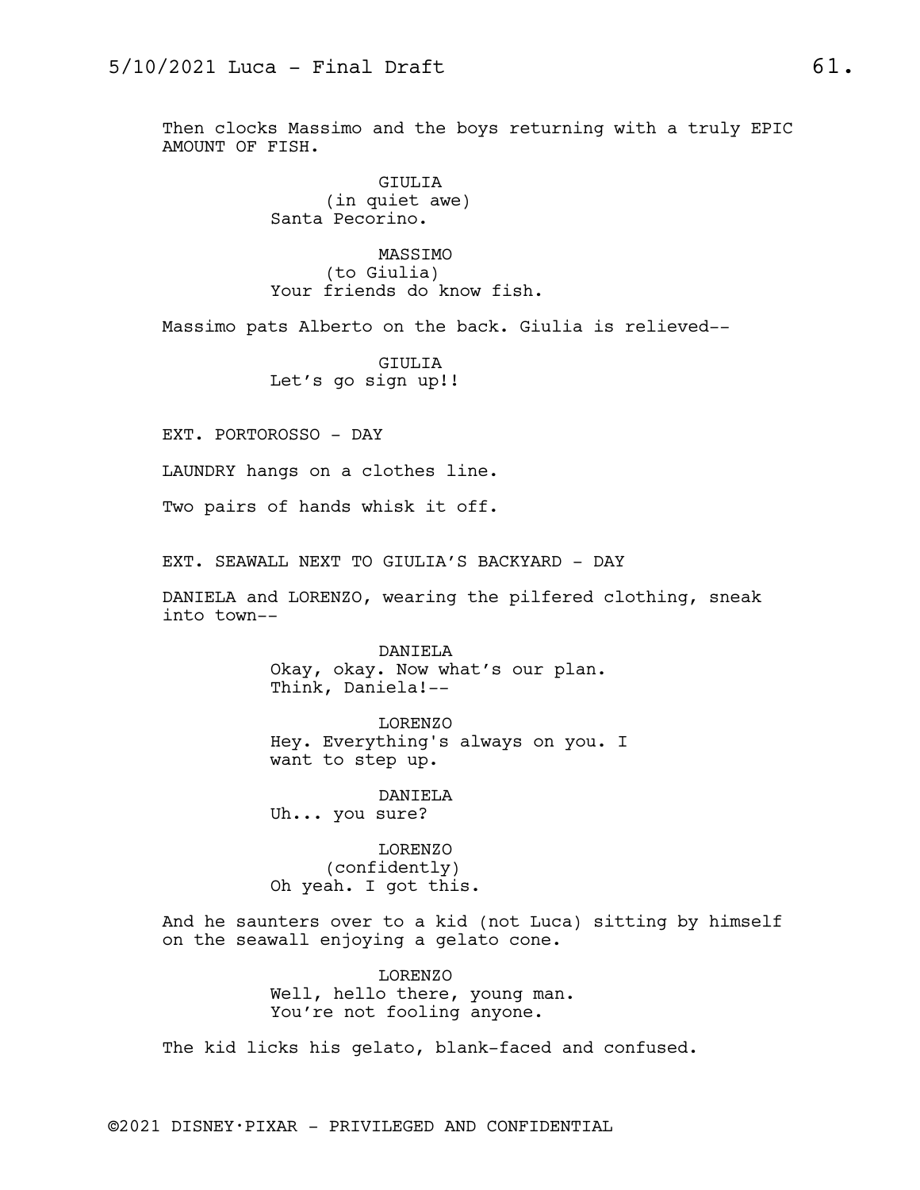Then clocks Massimo and the boys returning with a truly EPIC AMOUNT OF FISH.

GIULIA
(in quiet awe)
Santa Pecorino.

MASSIMO
(to Giulia)
Your friends do know fish.

Massimo pats Alberto on the back. Giulia is relieved--

GIULIA
Let's go sign up!!

EXT. PORTOROSSO - DAY

LAUNDRY hangs on a clothes line.

Two pairs of hands whisk it off.

EXT. SEAWALL NEXT TO GIULIA'S BACKYARD - DAY

DANIELA and LORENZO, wearing the pilfered clothing, sneak into town--

DANIELA
Okay, okay. Now what's our plan. Think, Daniela!--

LORENZO
Hey. Everything's always on you. I want to step up.

DANIELA
Uh... you sure?

LORENZO
(confidently)
Oh yeah. I got this.

And he saunters over to a kid (not Luca) sitting by himself on the seawall enjoying a gelato cone.

LORENZO
Well, hello there, young man. You're not fooling anyone.

The kid licks his gelato, blank-faced and confused.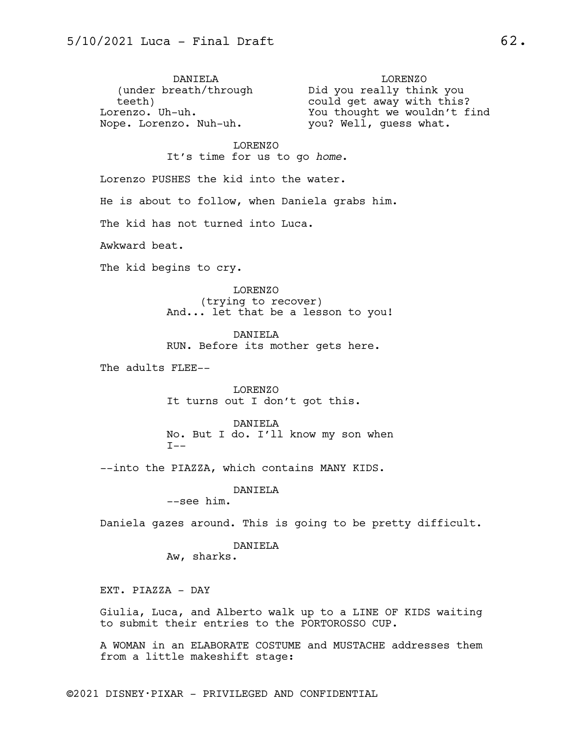DANIELA
(under breath/through teeth)
Lorenzo. Uh-uh.
Nope. Lorenzo. Nuh-uh.

LORENZO
Did you really think you could get away with this? You thought we wouldn't find you? Well, guess what.

LORENZO
It's time for us to go *home*.

Lorenzo PUSHES the kid into the water.

He is about to follow, when Daniela grabs him.

The kid has not turned into Luca.

Awkward beat.

The kid begins to cry.

LORENZO
(trying to recover)
And... let that be a lesson to you!

DANIELA
RUN. Before its mother gets here.

The adults FLEE--

LORENZO
It turns out I don't got this.

DANIELA
No. But I do. I'll know my son when I--

--into the PIAZZA, which contains MANY KIDS.

DANIELA
--see him.

Daniela gazes around. This is going to be pretty difficult.

DANIELA
Aw, sharks.

EXT. PIAZZA - DAY

Giulia, Luca, and Alberto walk up to a LINE OF KIDS waiting to submit their entries to the PORTOROSSO CUP.

A WOMAN in an ELABORATE COSTUME and MUSTACHE addresses them from a little makeshift stage: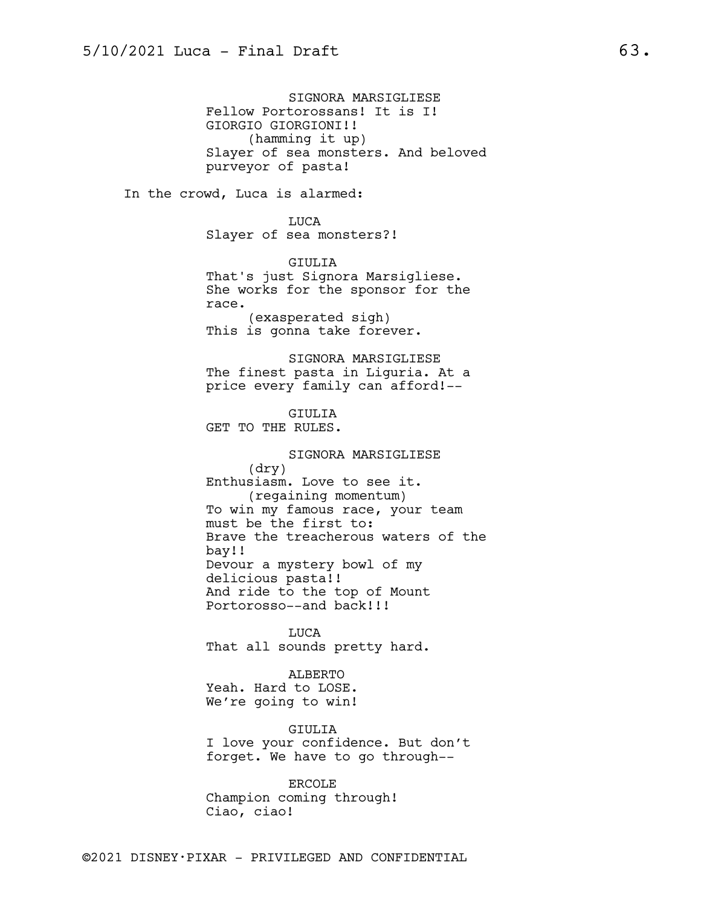SIGNORA MARSIGLIESE
Fellow Portorossans! It is I! GIORGIO GIORGIONI!!
(hamming it up)
Slayer of sea monsters. And beloved purveyor of pasta!

In the crowd, Luca is alarmed:

LUCA
Slayer of sea monsters?!

GIULIA
That's just Signora Marsigliese. She works for the sponsor for the race.
(exasperated sigh)
This is gonna take forever.

SIGNORA MARSIGLIESE
The finest pasta in Liguria. At a price every family can afford!--

GIULIA
GET TO THE RULES.

SIGNORA MARSIGLIESE
(dry)
Enthusiasm. Love to see it.
(regaining momentum)
To win my famous race, your team must be the first to:
Brave the treacherous waters of the bay!!
Devour a mystery bowl of my delicious pasta!!
And ride to the top of Mount Portorosso--and back!!!

LUCA
That all sounds pretty hard.

ALBERTO
Yeah. Hard to LOSE.
We're going to win!

GIULIA
I love your confidence. But don't forget. We have to go through--

ERCOLE
Champion coming through!
Ciao, ciao!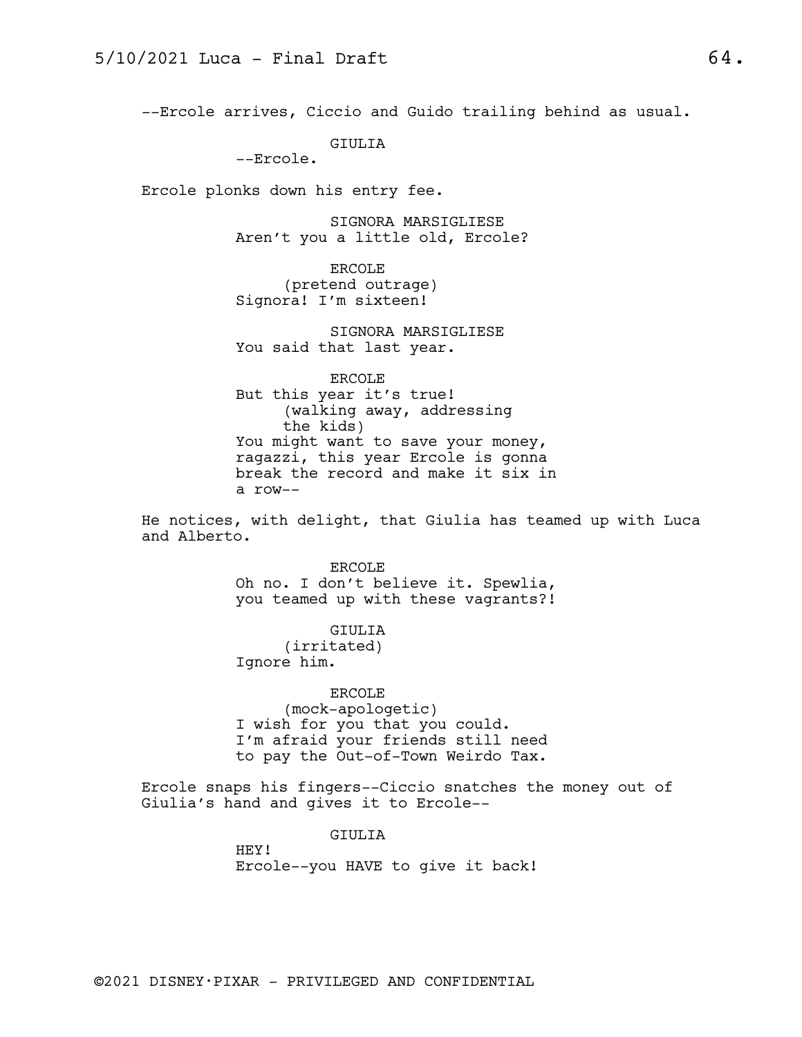--Ercole arrives, Ciccio and Guido trailing behind as usual.

GIULIA
--Ercole.

Ercole plonks down his entry fee.

SIGNORA MARSIGLIESE
Aren't you a little old, Ercole?

ERCOLE
(pretend outrage)
Signora! I'm sixteen!

SIGNORA MARSIGLIESE
You said that last year.

ERCOLE
But this year it's true!
(walking away, addressing the kids)
You might want to save your money, ragazzi, this year Ercole is gonna break the record and make it six in a row--

He notices, with delight, that Giulia has teamed up with Luca and Alberto.

ERCOLE
Oh no. I don't believe it. Spewlia, you teamed up with these vagrants?!

GIULIA
(irritated)
Ignore him.

ERCOLE
(mock-apologetic)
I wish for you that you could. I'm afraid your friends still need to pay the Out-of-Town Weirdo Tax.

Ercole snaps his fingers--Ciccio snatches the money out of Giulia's hand and gives it to Ercole--

GIULIA
HEY!
Ercole--you HAVE to give it back!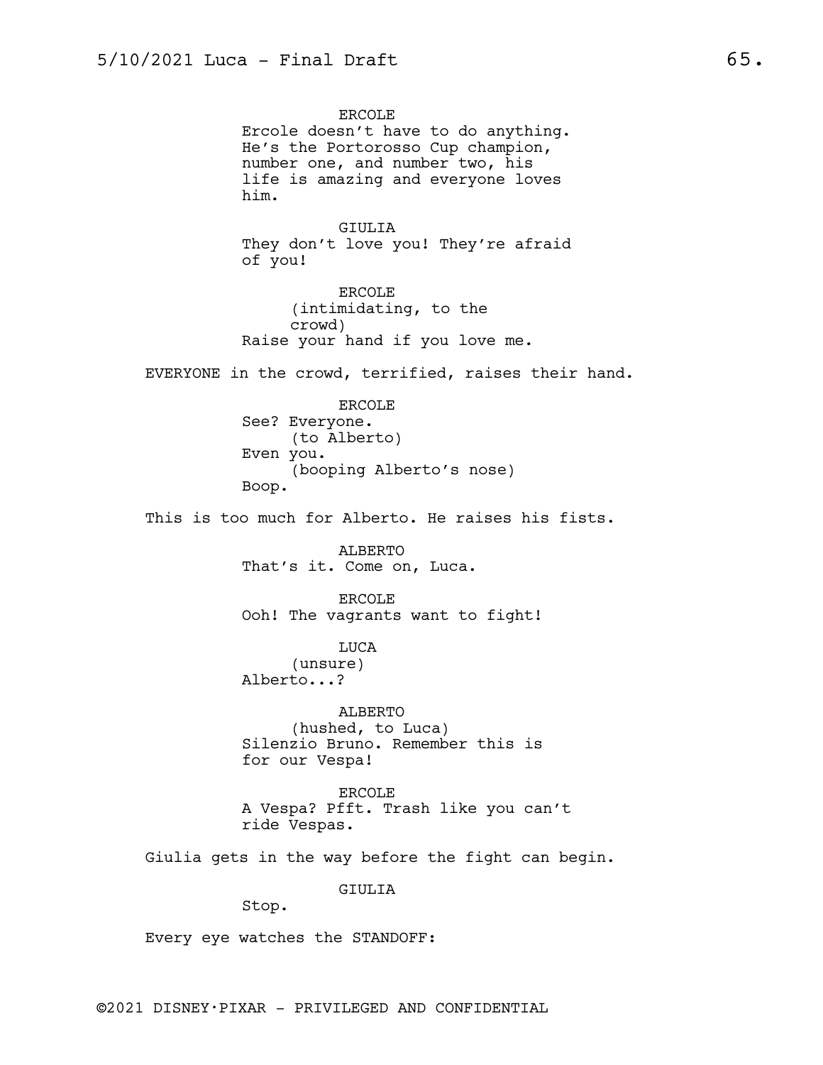ERCOLE
Ercole doesn't have to do anything. He's the Portorosso Cup champion, number one, and number two, his life is amazing and everyone loves him.

GIULIA
They don't love you! They're afraid of you!

ERCOLE
(intimidating, to the crowd)
Raise your hand if you love me.

EVERYONE in the crowd, terrified, raises their hand.

ERCOLE
See? Everyone.
(to Alberto)
Even you.
(booping Alberto's nose)
Boop.

This is too much for Alberto. He raises his fists.

ALBERTO
That's it. Come on, Luca.

ERCOLE
Ooh! The vagrants want to fight!

LUCA
(unsure)
Alberto...?

ALBERTO
(hushed, to Luca)
Silenzio Bruno. Remember this is for our Vespa!

ERCOLE
A Vespa? Pfft. Trash like you can't ride Vespas.

Giulia gets in the way before the fight can begin.

GIULIA
Stop.

Every eye watches the STANDOFF: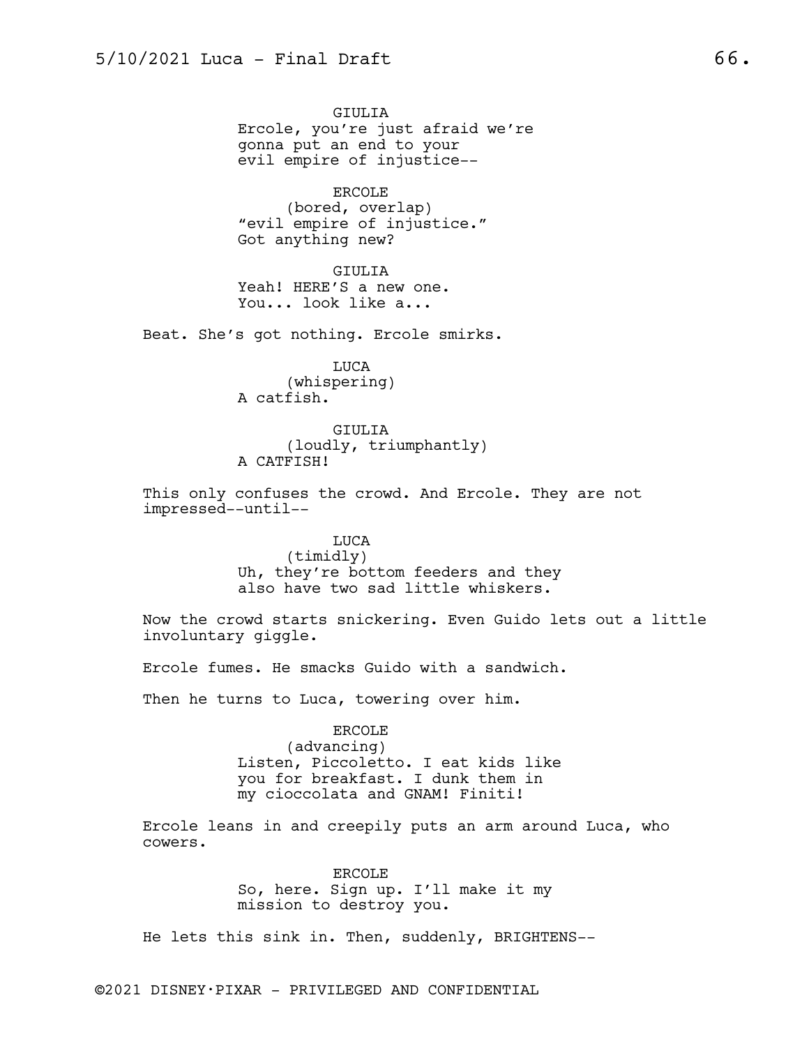GIULIA
Ercole, you're just afraid we're gonna put an end to your evil empire of injustice--

ERCOLE
(bored, overlap)
"evil empire of injustice."
Got anything new?

GIULIA
Yeah! HERE'S a new one.
You... look like a...

Beat. She's got nothing. Ercole smirks.

LUCA
(whispering)
A catfish.

GIULIA
(loudly, triumphantly)
A CATFISH!

This only confuses the crowd. And Ercole. They are not impressed--until--

LUCA
(timidly)
Uh, they're bottom feeders and they also have two sad little whiskers.

Now the crowd starts snickering. Even Guido lets out a little involuntary giggle.

Ercole fumes. He smacks Guido with a sandwich.

Then he turns to Luca, towering over him.

ERCOLE
(advancing)
Listen, Piccoletto. I eat kids like you for breakfast. I dunk them in my cioccolata and GNAM! Finiti!

Ercole leans in and creepily puts an arm around Luca, who cowers.

ERCOLE
So, here. Sign up. I'll make it my mission to destroy you.

He lets this sink in. Then, suddenly, BRIGHTENS--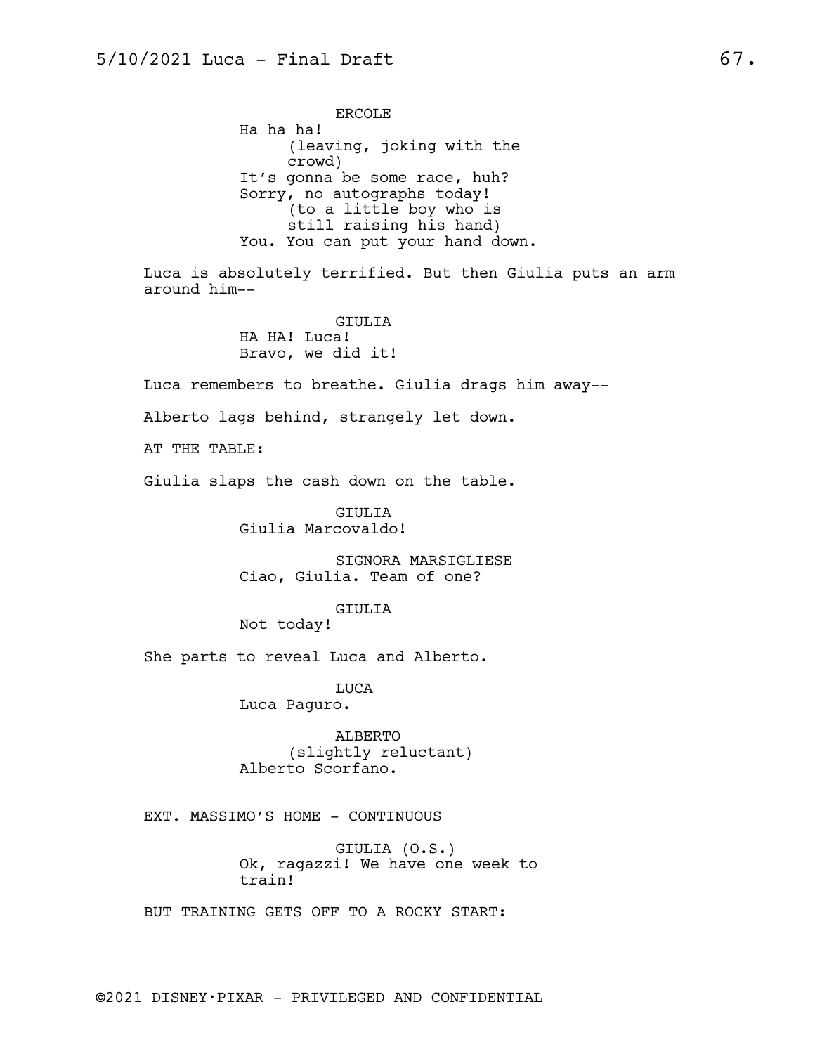ERCOLE
Ha ha ha!
(leaving, joking with the crowd)
It's gonna be some race, huh?
Sorry, no autographs today!
(to a little boy who is still raising his hand)
You. You can put your hand down.

Luca is absolutely terrified. But then Giulia puts an arm around him--

GIULIA
HA HA! Luca!
Bravo, we did it!

Luca remembers to breathe. Giulia drags him away--

Alberto lags behind, strangely let down.

AT THE TABLE:

Giulia slaps the cash down on the table.

GIULIA
Giulia Marcovaldo!

SIGNORA MARSIGLIESE
Ciao, Giulia. Team of one?

GIULIA
Not today!

She parts to reveal Luca and Alberto.

LUCA
Luca Paguro.

ALBERTO
(slightly reluctant)
Alberto Scorfano.

EXT. MASSIMO'S HOME - CONTINUOUS

GIULIA (O.S.)
Ok, ragazzi! We have one week to train!

BUT TRAINING GETS OFF TO A ROCKY START: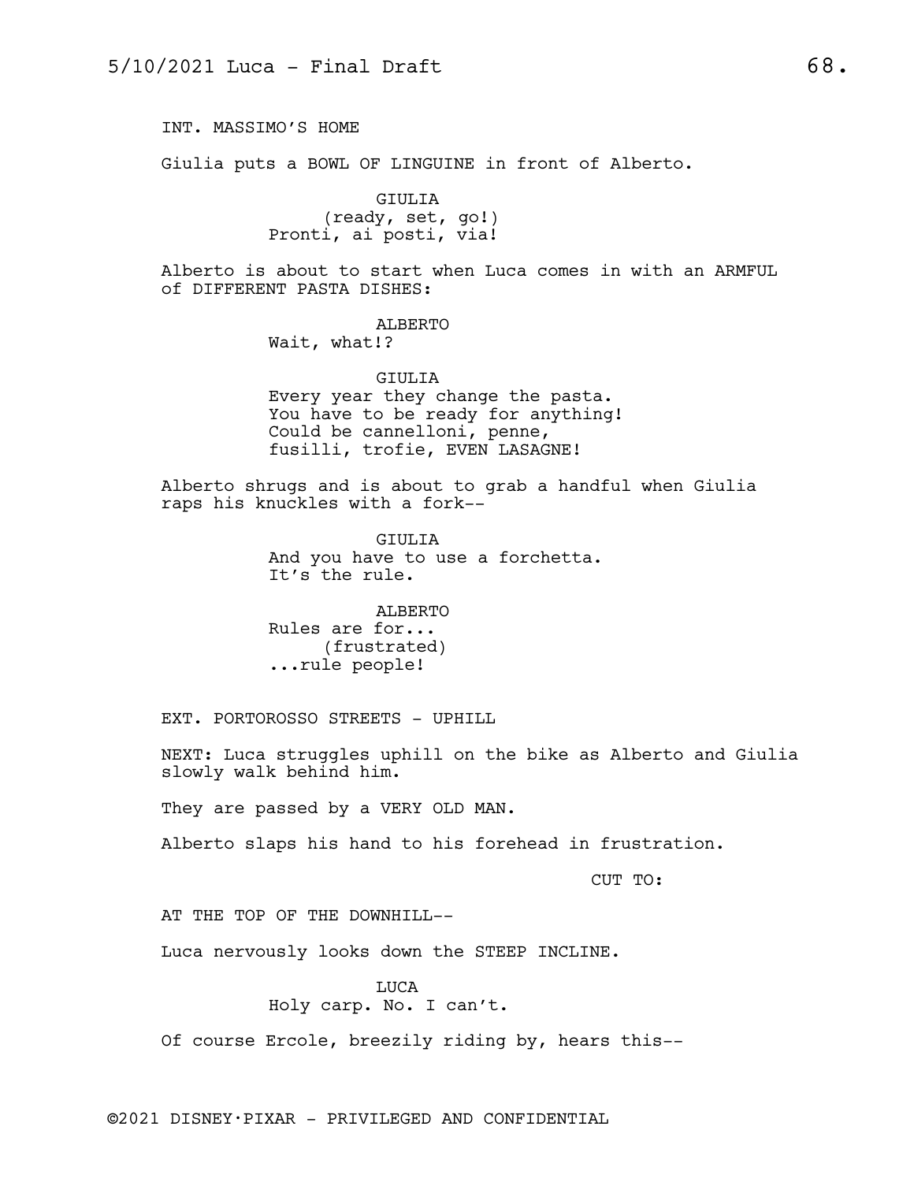INT. MASSIMO'S HOME

Giulia puts a BOWL OF LINGUINE in front of Alberto.

GIULIA
(ready, set, go!)
Pronti, ai posti, via!

Alberto is about to start when Luca comes in with an ARMFUL of DIFFERENT PASTA DISHES:

ALBERTO
Wait, what!?

GIULIA
Every year they change the pasta. You have to be ready for anything! Could be cannelloni, penne, fusilli, trofie, EVEN LASAGNE!

Alberto shrugs and is about to grab a handful when Giulia raps his knuckles with a fork--

GIULIA
And you have to use a forchetta. It's the rule.

ALBERTO
Rules are for...
(frustrated)
...rule people!

EXT. PORTOROSSO STREETS - UPHILL

NEXT: Luca struggles uphill on the bike as Alberto and Giulia slowly walk behind him.

They are passed by a VERY OLD MAN.

Alberto slaps his hand to his forehead in frustration.

CUT TO:

AT THE TOP OF THE DOWNHILL--

Luca nervously looks down the STEEP INCLINE.

LUCA
Holy carp. No. I can't.

Of course Ercole, breezily riding by, hears this--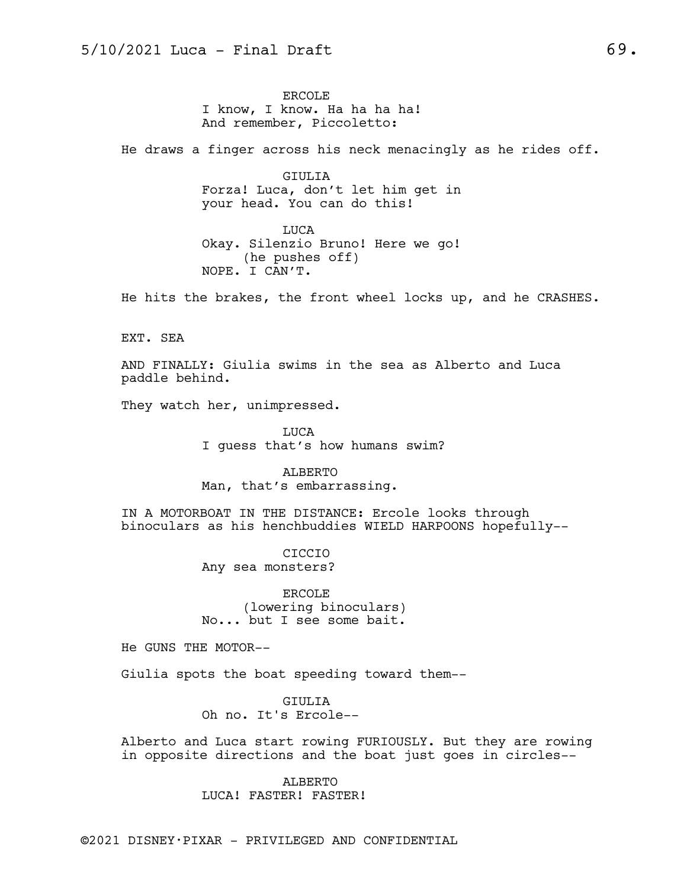ERCOLE
I know, I know. Ha ha ha ha!
And remember, Piccoletto:

He draws a finger across his neck menacingly as he rides off.

GIULIA
Forza! Luca, don't let him get in
your head. You can do this!

LUCA
Okay. Silenzio Bruno! Here we go!
(he pushes off)
NOPE. I CAN'T.

He hits the brakes, the front wheel locks up, and he CRASHES.

EXT. SEA

AND FINALLY: Giulia swims in the sea as Alberto and Luca
paddle behind.

They watch her, unimpressed.

LUCA
I guess that's how humans swim?

ALBERTO
Man, that's embarrassing.

IN A MOTORBOAT IN THE DISTANCE: Ercole looks through
binoculars as his henchbuddies WIELD HARPOONS hopefully--

CICCIO
Any sea monsters?

ERCOLE
(lowering binoculars)
No... but I see some bait.

He GUNS THE MOTOR--

Giulia spots the boat speeding toward them--

GIULIA
Oh no. It's Ercole--

Alberto and Luca start rowing FURIOUSLY. But they are rowing
in opposite directions and the boat just goes in circles--

ALBERTO
LUCA! FASTER! FASTER!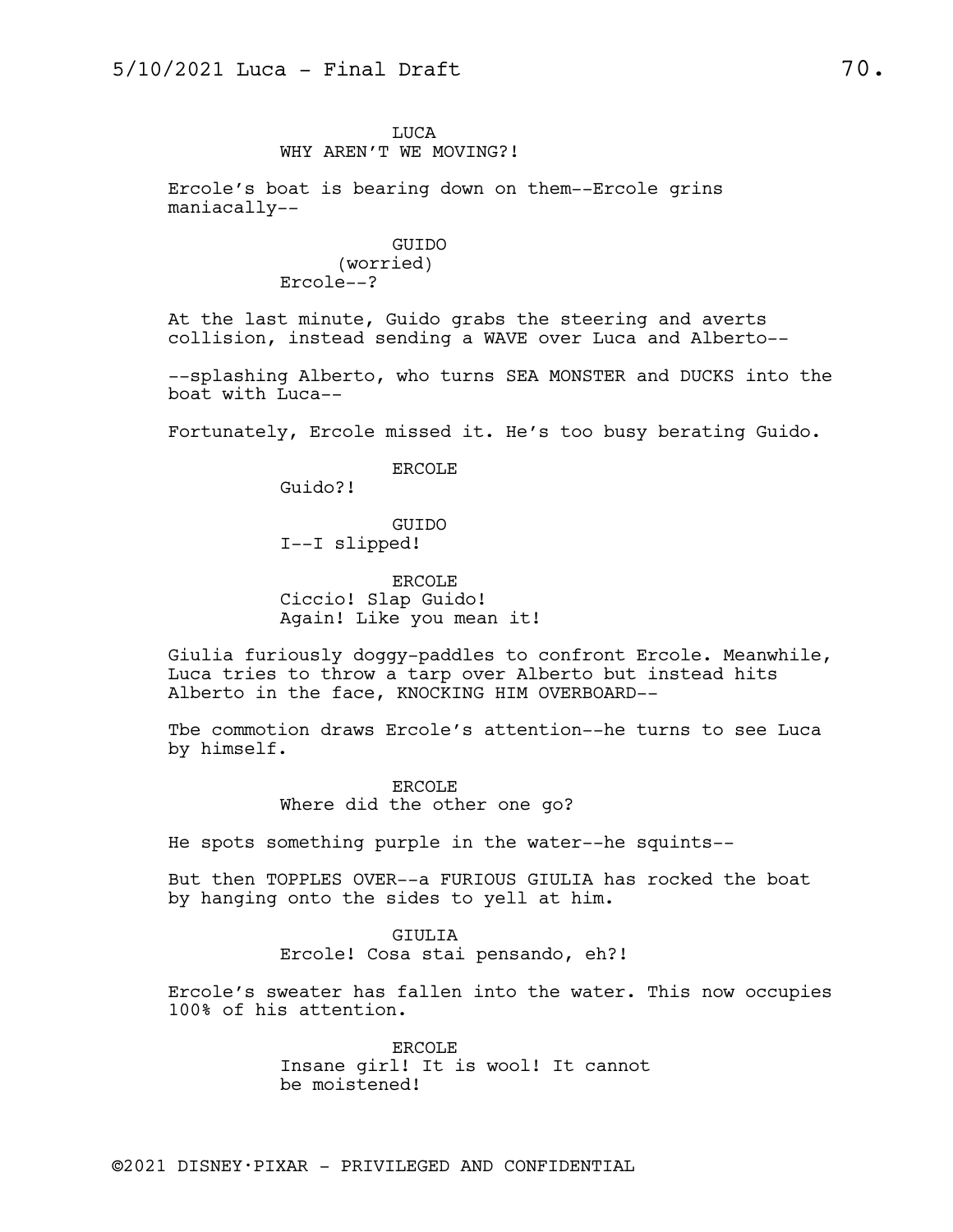LUCA
WHY AREN'T WE MOVING?!

Ercole's boat is bearing down on them--Ercole grins maniacally--

GUIDO
(worried)
Ercole--?

At the last minute, Guido grabs the steering and averts collision, instead sending a WAVE over Luca and Alberto--

--splashing Alberto, who turns SEA MONSTER and DUCKS into the boat with Luca--

Fortunately, Ercole missed it. He's too busy berating Guido.

ERCOLE
Guido?!

GUIDO
I--I slipped!

ERCOLE
Ciccio! Slap Guido!
Again! Like you mean it!

Giulia furiously doggy-paddles to confront Ercole. Meanwhile, Luca tries to throw a tarp over Alberto but instead hits Alberto in the face, KNOCKING HIM OVERBOARD--

Tbe commotion draws Ercole's attention--he turns to see Luca by himself.

ERCOLE
Where did the other one go?

He spots something purple in the water--he squints--

But then TOPPLES OVER--a FURIOUS GIULIA has rocked the boat by hanging onto the sides to yell at him.

GIULIA
Ercole! Cosa stai pensando, eh?!

Ercole's sweater has fallen into the water. This now occupies 100% of his attention.

ERCOLE
Insane girl! It is wool! It cannot be moistened!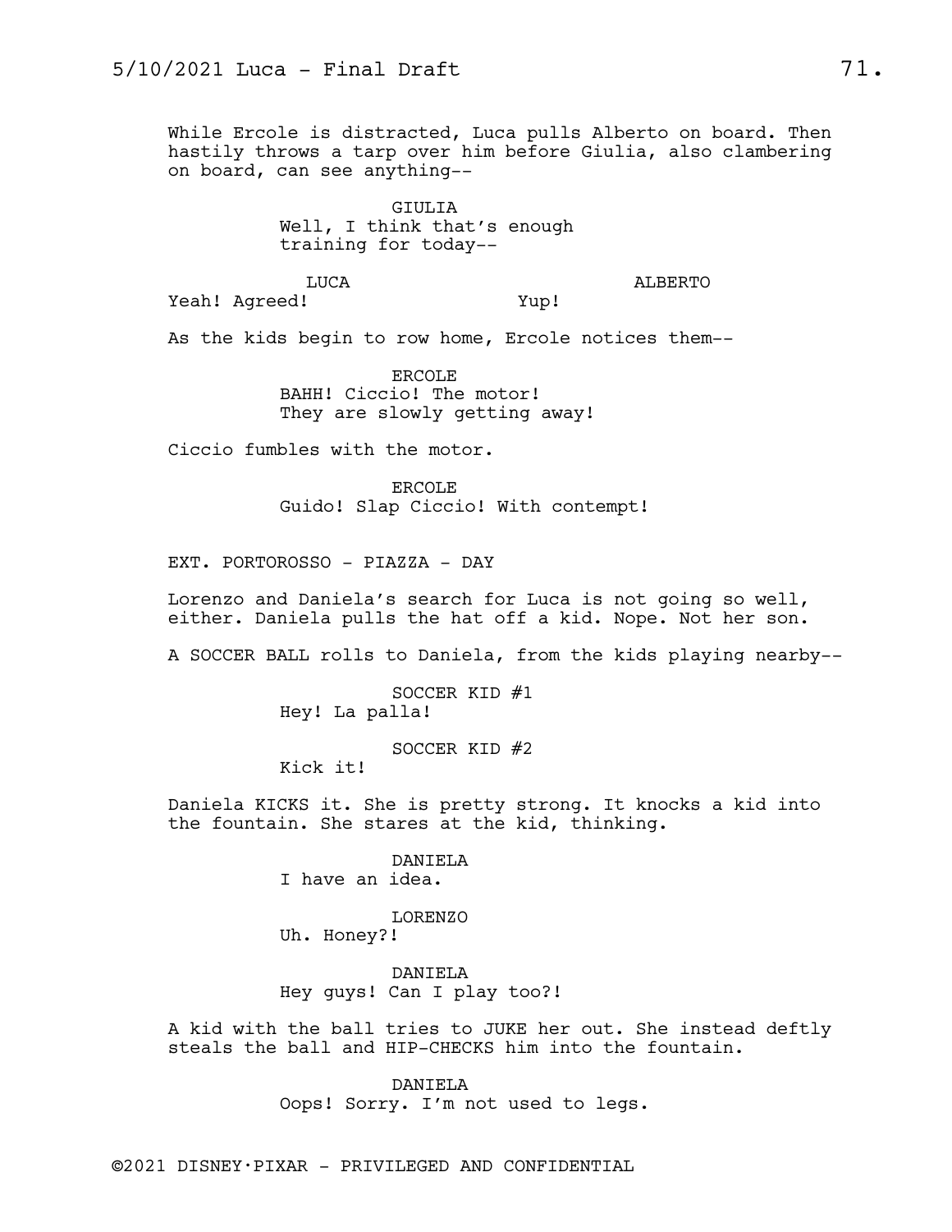While Ercole is distracted, Luca pulls Alberto on board. Then hastily throws a tarp over him before Giulia, also clambering on board, can see anything--

GIULIA
Well, I think that's enough training for today--

LUCA
Yeah! Agreed!

ALBERTO
Yup!

As the kids begin to row home, Ercole notices them--

ERCOLE
BAHH! Ciccio! The motor! They are slowly getting away!

Ciccio fumbles with the motor.

ERCOLE
Guido! Slap Ciccio! With contempt!

EXT. PORTOROSSO - PIAZZA - DAY

Lorenzo and Daniela's search for Luca is not going so well, either. Daniela pulls the hat off a kid. Nope. Not her son.

A SOCCER BALL rolls to Daniela, from the kids playing nearby--

SOCCER KID #1
Hey! La palla!

SOCCER KID #2
Kick it!

Daniela KICKS it. She is pretty strong. It knocks a kid into the fountain. She stares at the kid, thinking.

DANIELA
I have an idea.

LORENZO
Uh. Honey?!

DANIELA
Hey guys! Can I play too?!

A kid with the ball tries to JUKE her out. She instead deftly steals the ball and HIP-CHECKS him into the fountain.

DANIELA
Oops! Sorry. I'm not used to legs.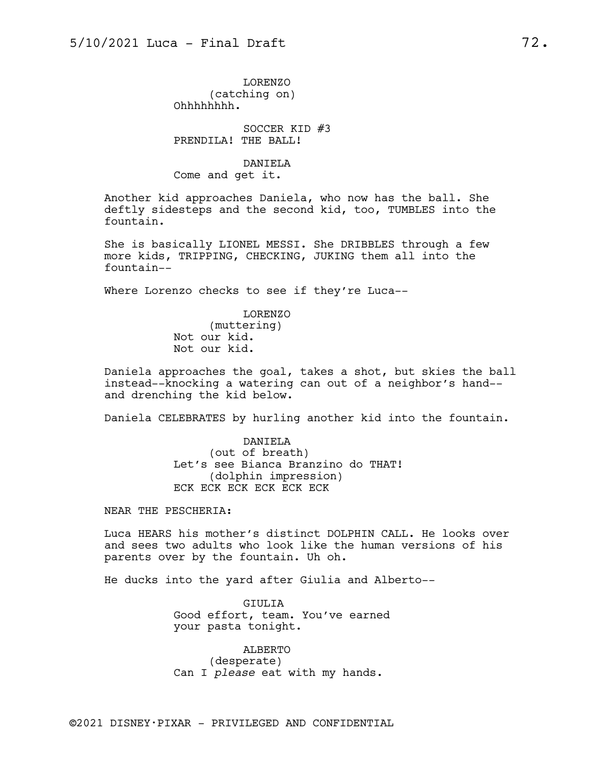LORENZO
(catching on)
Ohhhhhhhh.

SOCCER KID #3
PRENDILA! THE BALL!

DANIELA
Come and get it.

Another kid approaches Daniela, who now has the ball. She deftly sidesteps and the second kid, too, TUMBLES into the fountain.

She is basically LIONEL MESSI. She DRIBBLES through a few more kids, TRIPPING, CHECKING, JUKING them all into the fountain--

Where Lorenzo checks to see if they're Luca--

LORENZO
(muttering)
Not our kid.
Not our kid.

Daniela approaches the goal, takes a shot, but skies the ball instead--knocking a watering can out of a neighbor's hand--and drenching the kid below.

Daniela CELEBRATES by hurling another kid into the fountain.

DANIELA
(out of breath)
Let's see Bianca Branzino do THAT!
(dolphin impression)
ECK ECK ECK ECK ECK ECK

NEAR THE PESCHERIA:

Luca HEARS his mother's distinct DOLPHIN CALL. He looks over and sees two adults who look like the human versions of his parents over by the fountain. Uh oh.

He ducks into the yard after Giulia and Alberto--

GIULIA
Good effort, team. You've earned your pasta tonight.

ALBERTO
(desperate)
Can I *please* eat with my hands.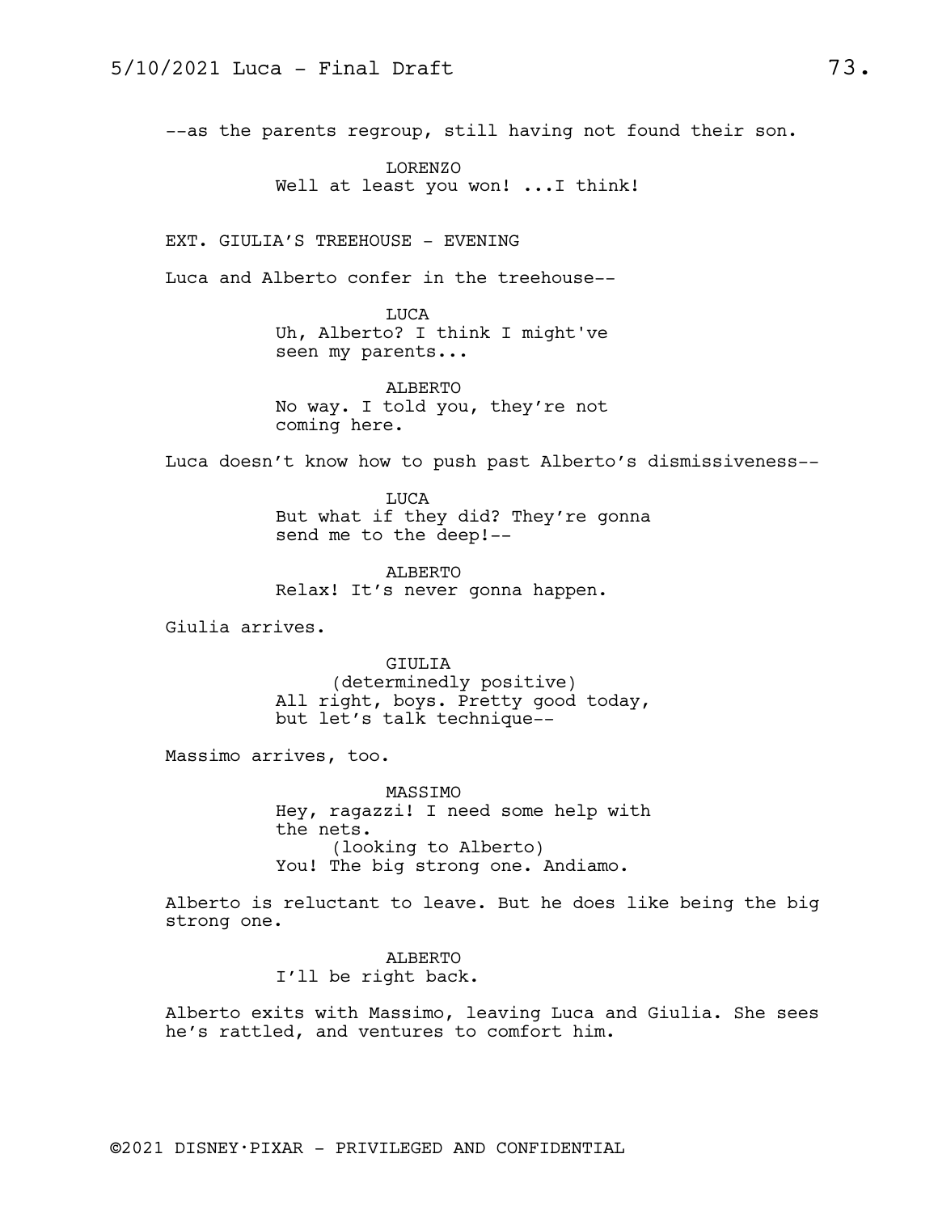--as the parents regroup, still having not found their son.

LORENZO
Well at least you won! ...I think!

EXT. GIULIA'S TREEHOUSE - EVENING

Luca and Alberto confer in the treehouse--

LUCA
Uh, Alberto? I think I might've seen my parents...

ALBERTO
No way. I told you, they're not coming here.

Luca doesn't know how to push past Alberto's dismissiveness--

LUCA
But what if they did? They're gonna send me to the deep!--

ALBERTO
Relax! It's never gonna happen.

Giulia arrives.

GIULIA
(determinedly positive)
All right, boys. Pretty good today, but let's talk technique--

Massimo arrives, too.

MASSIMO
Hey, ragazzi! I need some help with the nets.
(looking to Alberto)
You! The big strong one. Andiamo.

Alberto is reluctant to leave. But he does like being the big strong one.

ALBERTO
I'll be right back.

Alberto exits with Massimo, leaving Luca and Giulia. She sees he's rattled, and ventures to comfort him.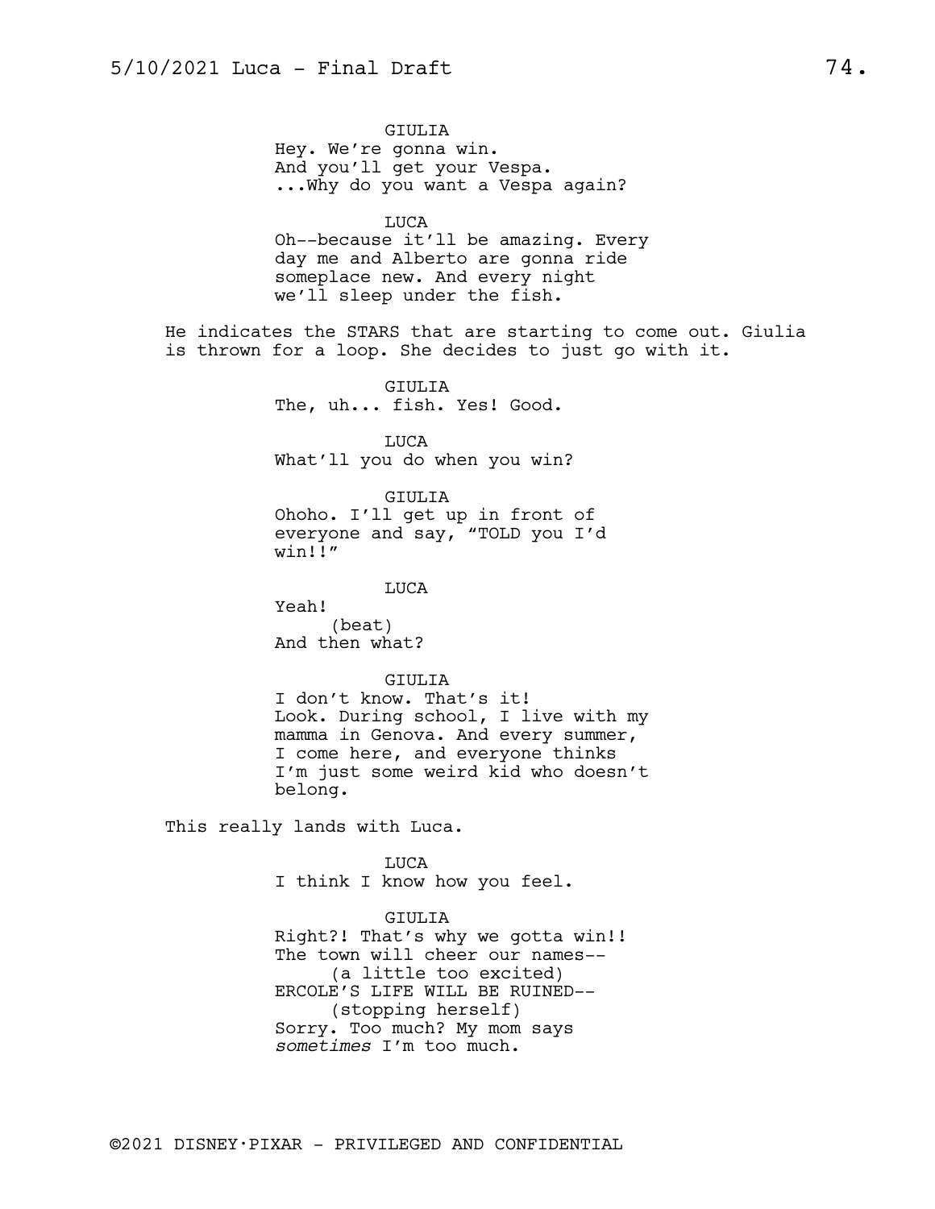GIULIA
Hey. We're gonna win.
And you'll get your Vespa.
...Why do you want a Vespa again?

LUCA
Oh--because it'll be amazing. Every day me and Alberto are gonna ride someplace new. And every night we'll sleep under the fish.

He indicates the STARS that are starting to come out. Giulia is thrown for a loop. She decides to just go with it.

GIULIA
The, uh... fish. Yes! Good.

LUCA
What'll you do when you win?

GIULIA
Ohoho. I'll get up in front of everyone and say, "TOLD you I'd win!!"

LUCA
Yeah!
(beat)
And then what?

GIULIA
I don't know. That's it!
Look. During school, I live with my mamma in Genova. And every summer, I come here, and everyone thinks I'm just some weird kid who doesn't belong.

This really lands with Luca.

LUCA
I think I know how you feel.

GIULIA
Right?! That's why we gotta win!!
The town will cheer our names--
(a little too excited)
ERCOLE'S LIFE WILL BE RUINED--
(stopping herself)
Sorry. Too much? My mom says *sometimes* I'm too much.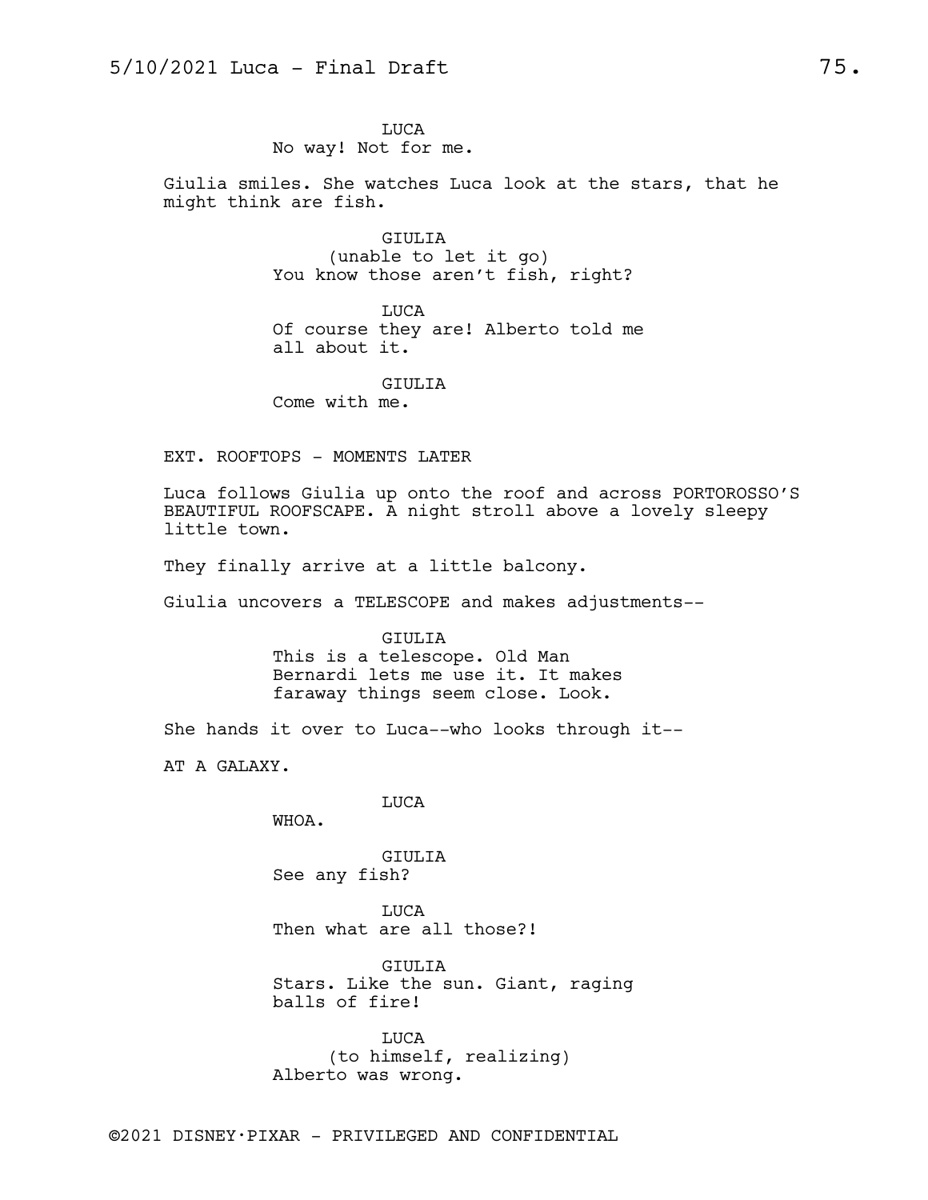LUCA
No way! Not for me.

Giulia smiles. She watches Luca look at the stars, that he might think are fish.

GIULIA
(unable to let it go)
You know those aren't fish, right?

LUCA
Of course they are! Alberto told me all about it.

GIULIA
Come with me.

EXT. ROOFTOPS - MOMENTS LATER

Luca follows Giulia up onto the roof and across PORTOROSSO'S BEAUTIFUL ROOFSCAPE. A night stroll above a lovely sleepy little town.

They finally arrive at a little balcony.

Giulia uncovers a TELESCOPE and makes adjustments--

GIULIA
This is a telescope. Old Man Bernardi lets me use it. It makes faraway things seem close. Look.

She hands it over to Luca--who looks through it--

AT A GALAXY.

LUCA
WHOA.

GIULIA
See any fish?

LUCA
Then what are all those?!

GIULIA
Stars. Like the sun. Giant, raging balls of fire!

LUCA
(to himself, realizing)
Alberto was wrong.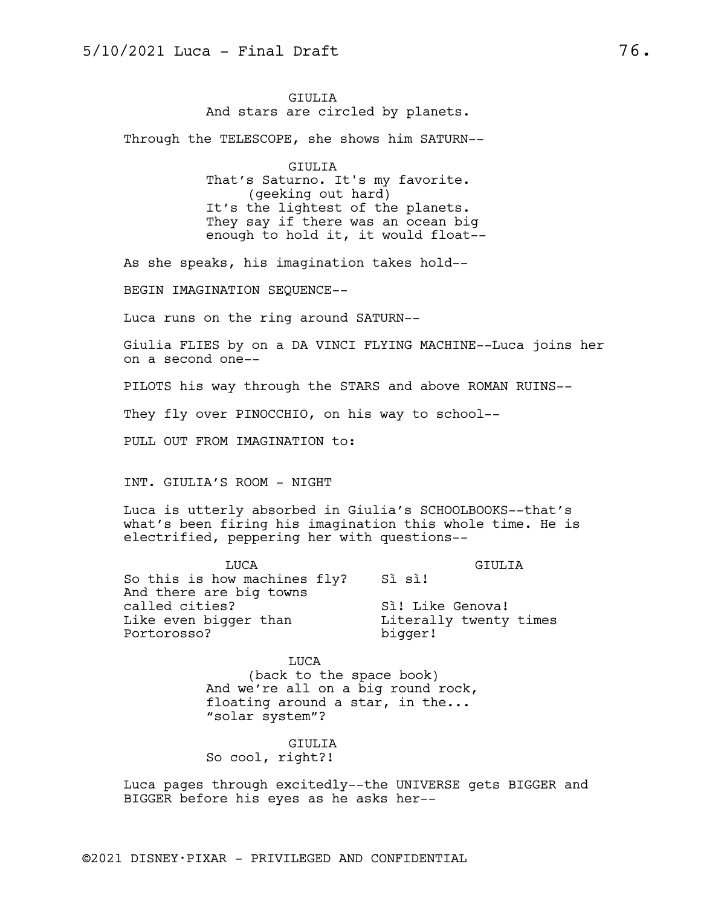GIULIA
And stars are circled by planets.

Through the TELESCOPE, she shows him SATURN--

GIULIA
That's Saturno. It's my favorite.
(geeking out hard)
It's the lightest of the planets. They say if there was an ocean big enough to hold it, it would float--

As she speaks, his imagination takes hold--

BEGIN IMAGINATION SEQUENCE--

Luca runs on the ring around SATURN--

Giulia FLIES by on a DA VINCI FLYING MACHINE--Luca joins her on a second one--

PILOTS his way through the STARS and above ROMAN RUINS--

They fly over PINOCCHIO, on his way to school--

PULL OUT FROM IMAGINATION to:

INT. GIULIA'S ROOM - NIGHT

Luca is utterly absorbed in Giulia's SCHOOLBOOKS--that's what's been firing his imagination this whole time. He is electrified, peppering her with questions--

| LUCA | GIULIA |
| --- | --- |
| So this is how machines fly? | Sì sì! |
| And there are big towns called cities? Like even bigger than Portorosso? | Sì! Like Genova! Literally twenty times bigger! |

LUCA
(back to the space book)
And we're all on a big round rock, floating around a star, in the... "solar system"?

GIULIA
So cool, right?!

Luca pages through excitedly--the UNIVERSE gets BIGGER and BIGGER before his eyes as he asks her--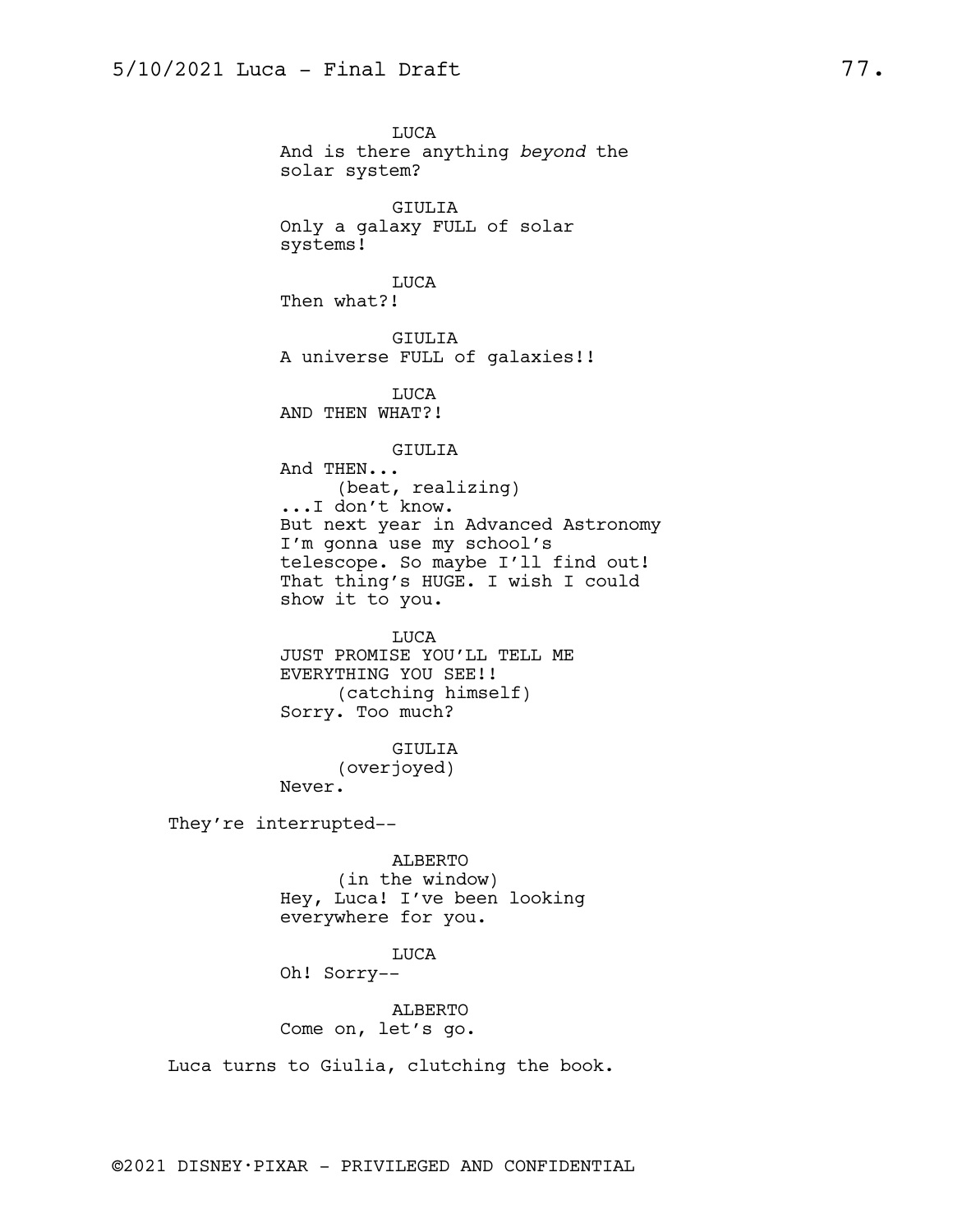LUCA
And is there anything *beyond* the solar system?

GIULIA
Only a galaxy FULL of solar systems!

LUCA
Then what?!

GIULIA
A universe FULL of galaxies!!

LUCA
AND THEN WHAT?!

GIULIA
And THEN...
(beat, realizing)
...I don't know.
But next year in Advanced Astronomy I'm gonna use my school's telescope. So maybe I'll find out! That thing's HUGE. I wish I could show it to you.

LUCA
JUST PROMISE YOU'LL TELL ME EVERYTHING YOU SEE!!
(catching himself)
Sorry. Too much?

GIULIA
(overjoyed)
Never.

They're interrupted--

ALBERTO
(in the window)
Hey, Luca! I've been looking everywhere for you.

LUCA
Oh! Sorry--

ALBERTO
Come on, let's go.

Luca turns to Giulia, clutching the book.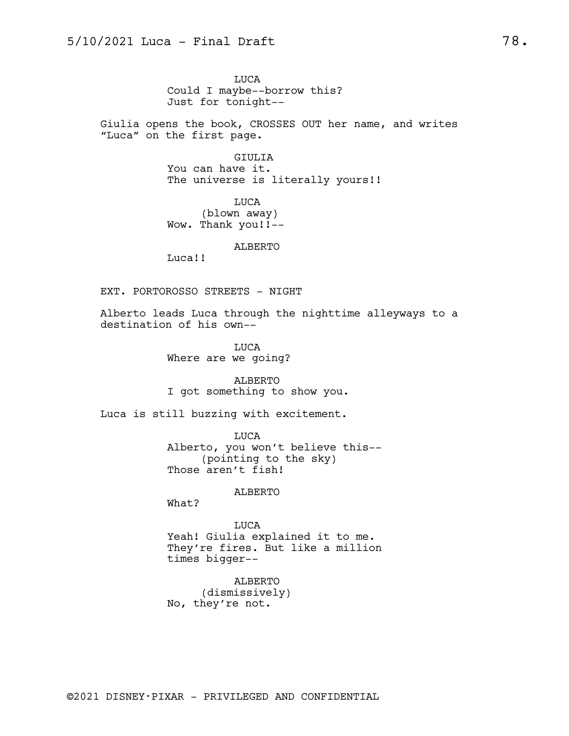LUCA
Could I maybe--borrow this?
Just for tonight--

Giulia opens the book, CROSSES OUT her name, and writes "Luca" on the first page.

GIULIA
You can have it.
The universe is literally yours!!

LUCA
(blown away)
Wow. Thank you!!--

ALBERTO
Luca!!

EXT. PORTOROSSO STREETS - NIGHT

Alberto leads Luca through the nighttime alleyways to a destination of his own--

LUCA
Where are we going?

ALBERTO
I got something to show you.

Luca is still buzzing with excitement.

LUCA
Alberto, you won't believe this--
(pointing to the sky)
Those aren't fish!

ALBERTO
What?

LUCA
Yeah! Giulia explained it to me.
They're fires. But like a million
times bigger--

ALBERTO
(dismissively)
No, they're not.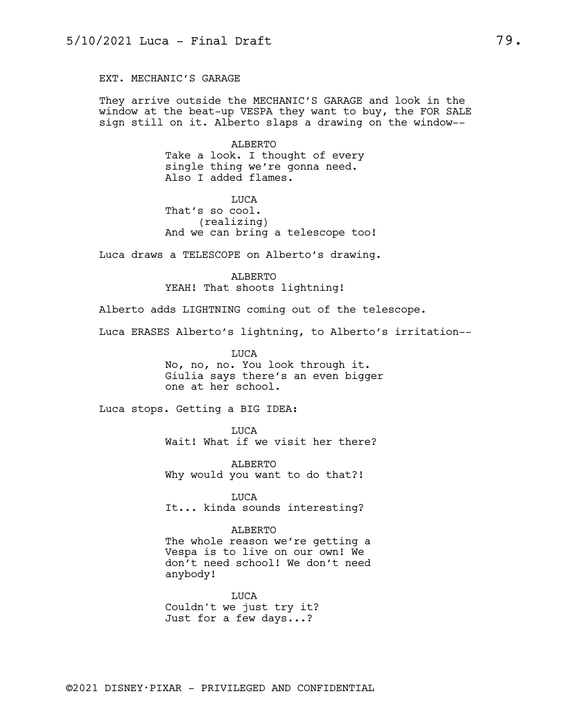EXT. MECHANIC'S GARAGE

They arrive outside the MECHANIC'S GARAGE and look in the window at the beat-up VESPA they want to buy, the FOR SALE sign still on it. Alberto slaps a drawing on the window--

ALBERTO
Take a look. I thought of every single thing we're gonna need. Also I added flames.

LUCA
That's so cool.
(realizing)
And we can bring a telescope too!

Luca draws a TELESCOPE on Alberto's drawing.

ALBERTO
YEAH! That shoots lightning!

Alberto adds LIGHTNING coming out of the telescope.

Luca ERASES Alberto's lightning, to Alberto's irritation--

LUCA
No, no, no. You look through it. Giulia says there's an even bigger one at her school.

Luca stops. Getting a BIG IDEA:

LUCA
Wait! What if we visit her there?

ALBERTO
Why would you want to do that?!

LUCA
It... kinda sounds interesting?

ALBERTO
The whole reason we're getting a Vespa is to live on our own! We don't need school! We don't need anybody!

LUCA
Couldn't we just try it? Just for a few days...?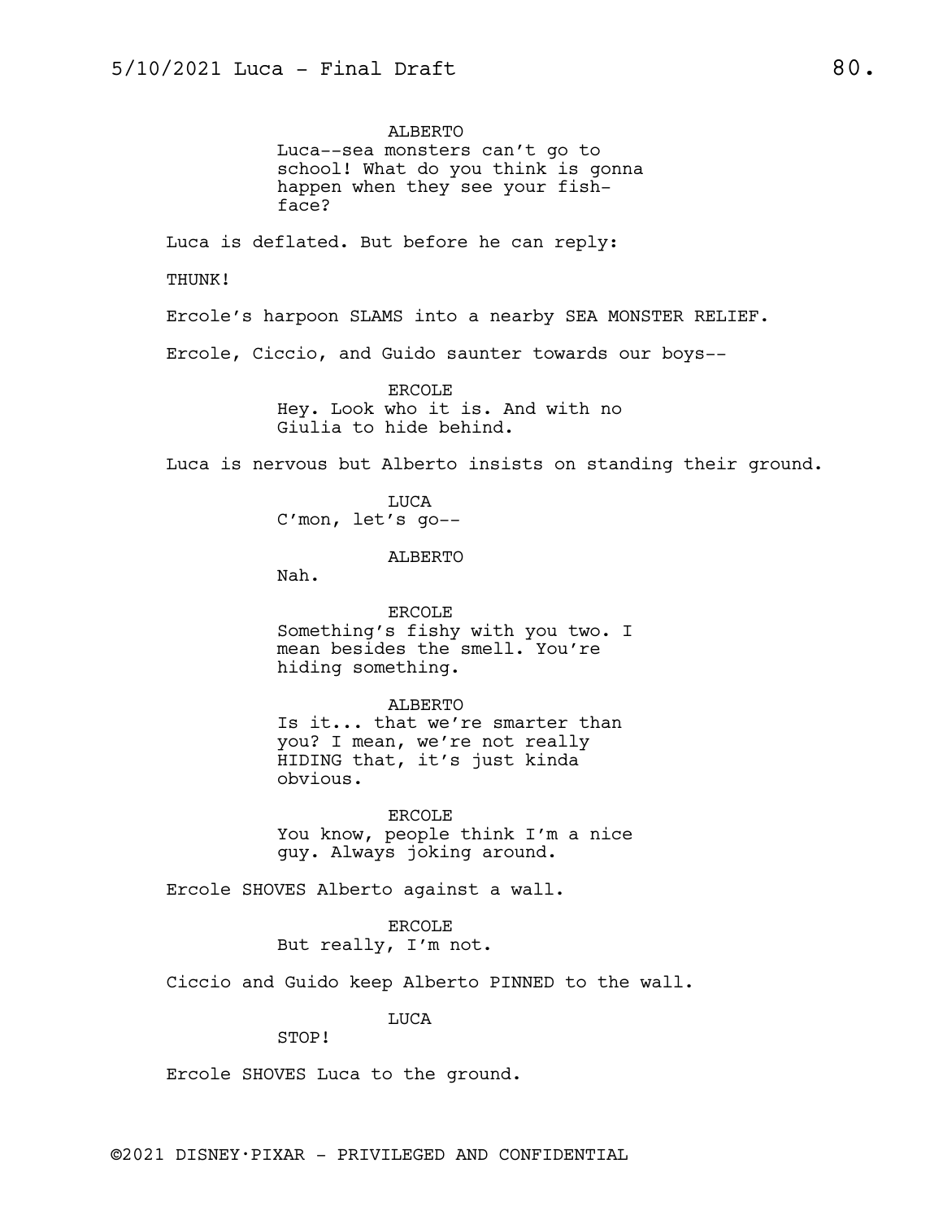ALBERTO
Luca--sea monsters can't go to school! What do you think is gonna happen when they see your fish-face?

Luca is deflated. But before he can reply:

THUNK!

Ercole's harpoon SLAMS into a nearby SEA MONSTER RELIEF.

Ercole, Ciccio, and Guido saunter towards our boys--

ERCOLE
Hey. Look who it is. And with no Giulia to hide behind.

Luca is nervous but Alberto insists on standing their ground.

LUCA
C'mon, let's go--

ALBERTO
Nah.

ERCOLE
Something's fishy with you two. I mean besides the smell. You're hiding something.

ALBERTO
Is it... that we're smarter than you? I mean, we're not really HIDING that, it's just kinda obvious.

ERCOLE
You know, people think I'm a nice guy. Always joking around.

Ercole SHOVES Alberto against a wall.

ERCOLE
But really, I'm not.

Ciccio and Guido keep Alberto PINNED to the wall.

LUCA
STOP!

Ercole SHOVES Luca to the ground.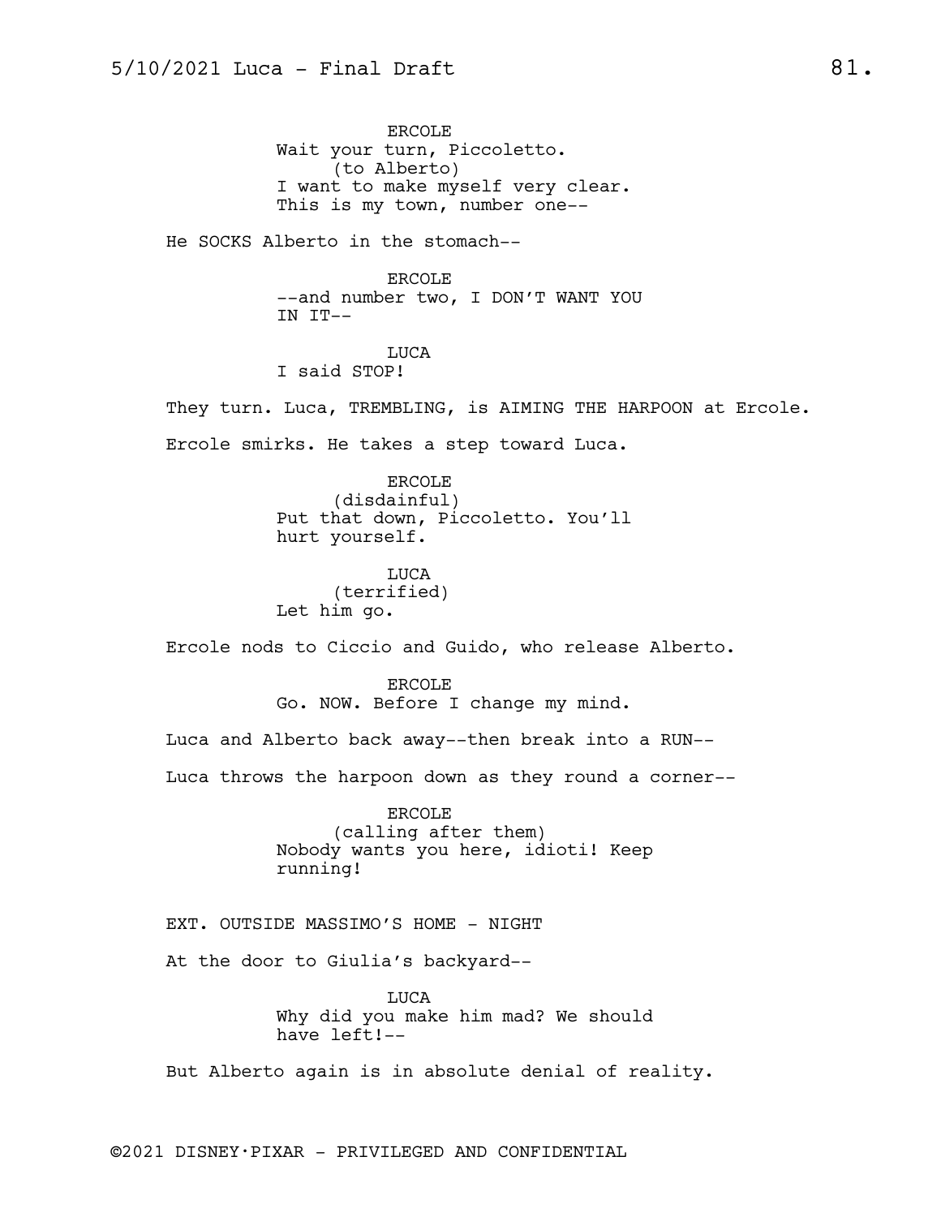ERCOLE
Wait your turn, Piccoletto.
(to Alberto)
I want to make myself very clear.
This is my town, number one--

He SOCKS Alberto in the stomach--

ERCOLE
--and number two, I DON'T WANT YOU
IN IT--

LUCA
I said STOP!

They turn. Luca, TREMBLING, is AIMING THE HARPOON at Ercole.

Ercole smirks. He takes a step toward Luca.

ERCOLE
(disdainful)
Put that down, Piccoletto. You'll
hurt yourself.

LUCA
(terrified)
Let him go.

Ercole nods to Ciccio and Guido, who release Alberto.

ERCOLE
Go. NOW. Before I change my mind.

Luca and Alberto back away--then break into a RUN--

Luca throws the harpoon down as they round a corner--

ERCOLE
(calling after them)
Nobody wants you here, idioti! Keep
running!

EXT. OUTSIDE MASSIMO'S HOME - NIGHT

At the door to Giulia's backyard--

LUCA
Why did you make him mad? We should
have left!--

But Alberto again is in absolute denial of reality.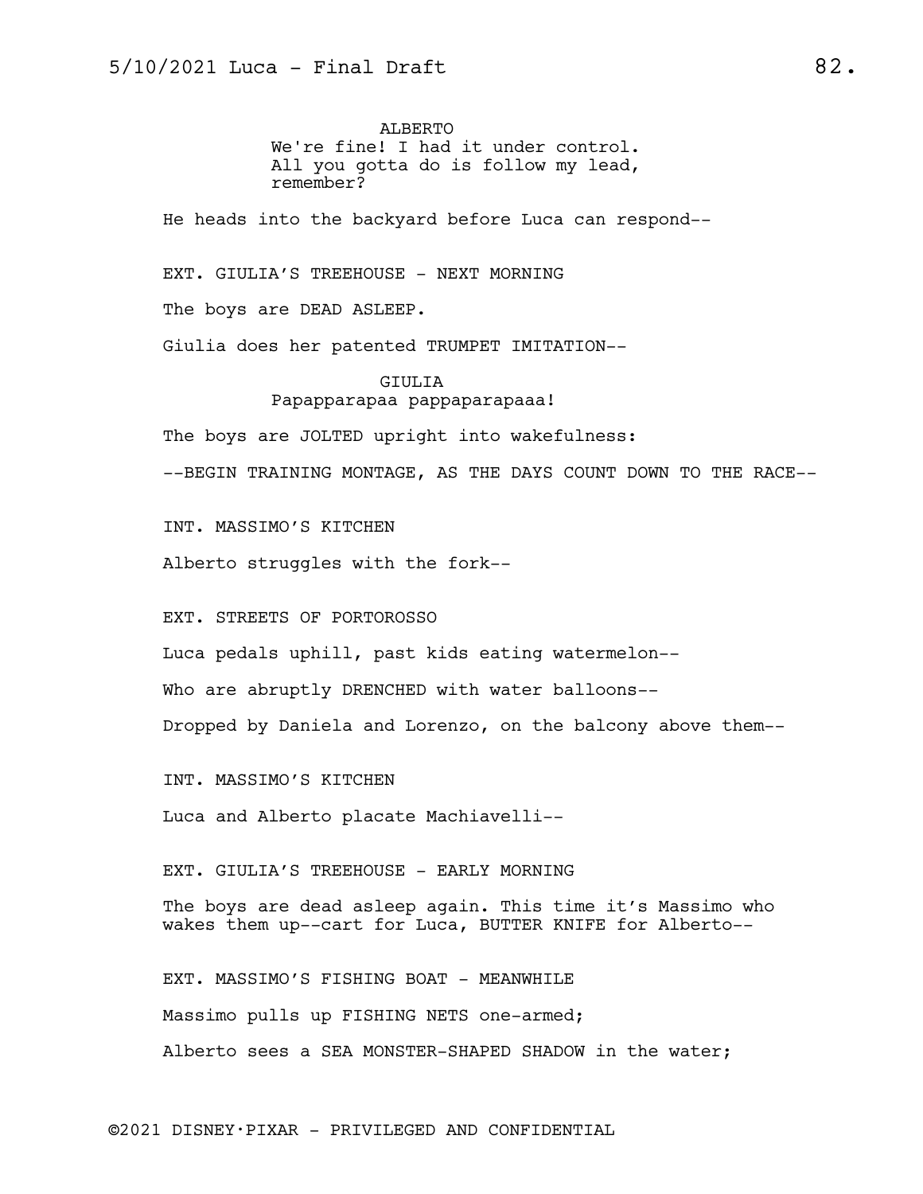ALBERTO

We're fine! I had it under control. All you gotta do is follow my lead, remember?

He heads into the backyard before Luca can respond--

EXT. GIULIA'S TREEHOUSE - NEXT MORNING

The boys are DEAD ASLEEP.

Giulia does her patented TRUMPET IMITATION--

GIULIA

Papapparapaa pappaparapaaa!

The boys are JOLTED upright into wakefulness:

--BEGIN TRAINING MONTAGE, AS THE DAYS COUNT DOWN TO THE RACE--

INT. MASSIMO'S KITCHEN

Alberto struggles with the fork--

EXT. STREETS OF PORTOROSSO

Luca pedals uphill, past kids eating watermelon--

Who are abruptly DRENCHED with water balloons--

Dropped by Daniela and Lorenzo, on the balcony above them--

INT. MASSIMO'S KITCHEN

Luca and Alberto placate Machiavelli--

EXT. GIULIA'S TREEHOUSE - EARLY MORNING

The boys are dead asleep again. This time it's Massimo who wakes them up--cart for Luca, BUTTER KNIFE for Alberto--

EXT. MASSIMO'S FISHING BOAT - MEANWHILE

Massimo pulls up FISHING NETS one-armed;

Alberto sees a SEA MONSTER-SHAPED SHADOW in the water;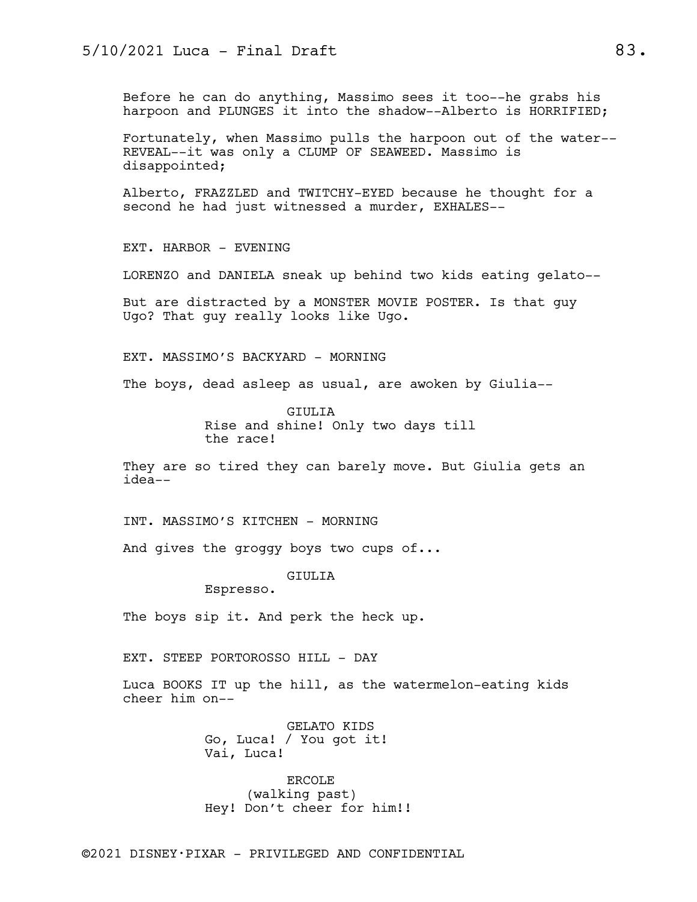Before he can do anything, Massimo sees it too--he grabs his harpoon and PLUNGES it into the shadow--Alberto is HORRIFIED;

Fortunately, when Massimo pulls the harpoon out of the water--REVEAL--it was only a CLUMP OF SEAWEED. Massimo is disappointed;

Alberto, FRAZZLED and TWITCHY-EYED because he thought for a second he had just witnessed a murder, EXHALES--

EXT. HARBOR - EVENING

LORENZO and DANIELA sneak up behind two kids eating gelato--

But are distracted by a MONSTER MOVIE POSTER. Is that guy Ugo? That guy really looks like Ugo.

EXT. MASSIMO'S BACKYARD - MORNING

The boys, dead asleep as usual, are awoken by Giulia--

GIULIA
Rise and shine! Only two days till the race!

They are so tired they can barely move. But Giulia gets an idea--

INT. MASSIMO'S KITCHEN - MORNING

And gives the groggy boys two cups of...

GIULIA
Espresso.

The boys sip it. And perk the heck up.

EXT. STEEP PORTOROSSO HILL - DAY

Luca BOOKS IT up the hill, as the watermelon-eating kids cheer him on--

GELATO KIDS
Go, Luca! / You got it!
Vai, Luca!

ERCOLE
(walking past)
Hey! Don't cheer for him!!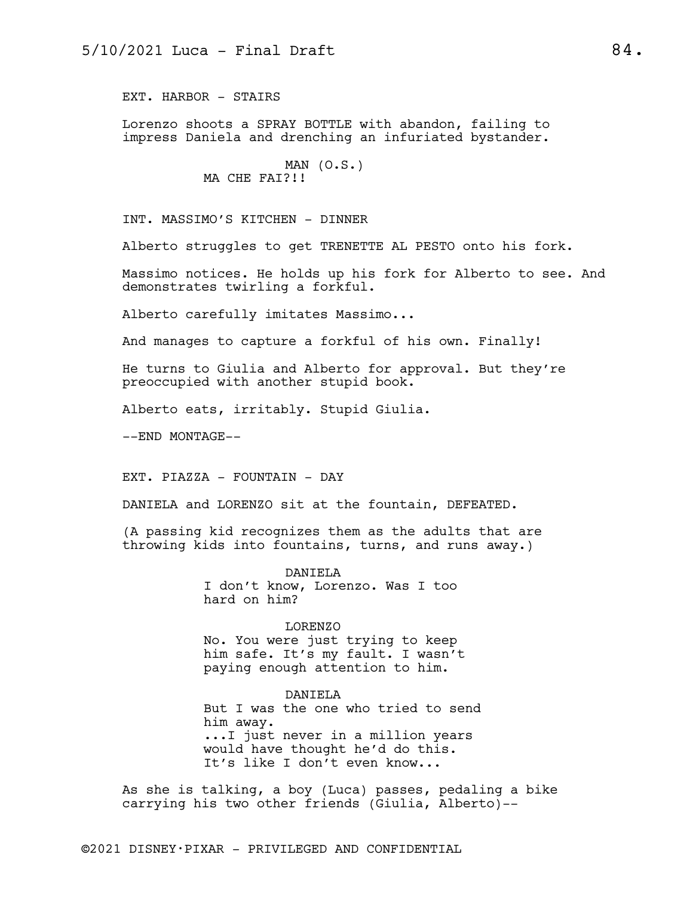EXT. HARBOR - STAIRS

Lorenzo shoots a SPRAY BOTTLE with abandon, failing to impress Daniela and drenching an infuriated bystander.

MAN (O.S.)
MA CHE FAI?!!

INT. MASSIMO'S KITCHEN - DINNER

Alberto struggles to get TRENETTE AL PESTO onto his fork.

Massimo notices. He holds up his fork for Alberto to see. And demonstrates twirling a forkful.

Alberto carefully imitates Massimo...

And manages to capture a forkful of his own. Finally!

He turns to Giulia and Alberto for approval. But they're preoccupied with another stupid book.

Alberto eats, irritably. Stupid Giulia.

--END MONTAGE--

EXT. PIAZZA - FOUNTAIN - DAY

DANIELA and LORENZO sit at the fountain, DEFEATED.

(A passing kid recognizes them as the adults that are throwing kids into fountains, turns, and runs away.)

DANIELA
I don't know, Lorenzo. Was I too hard on him?

LORENZO
No. You were just trying to keep him safe. It's my fault. I wasn't paying enough attention to him.

DANIELA
But I was the one who tried to send him away.
...I just never in a million years would have thought he'd do this.
It's like I don't even know...

As she is talking, a boy (Luca) passes, pedaling a bike carrying his two other friends (Giulia, Alberto)--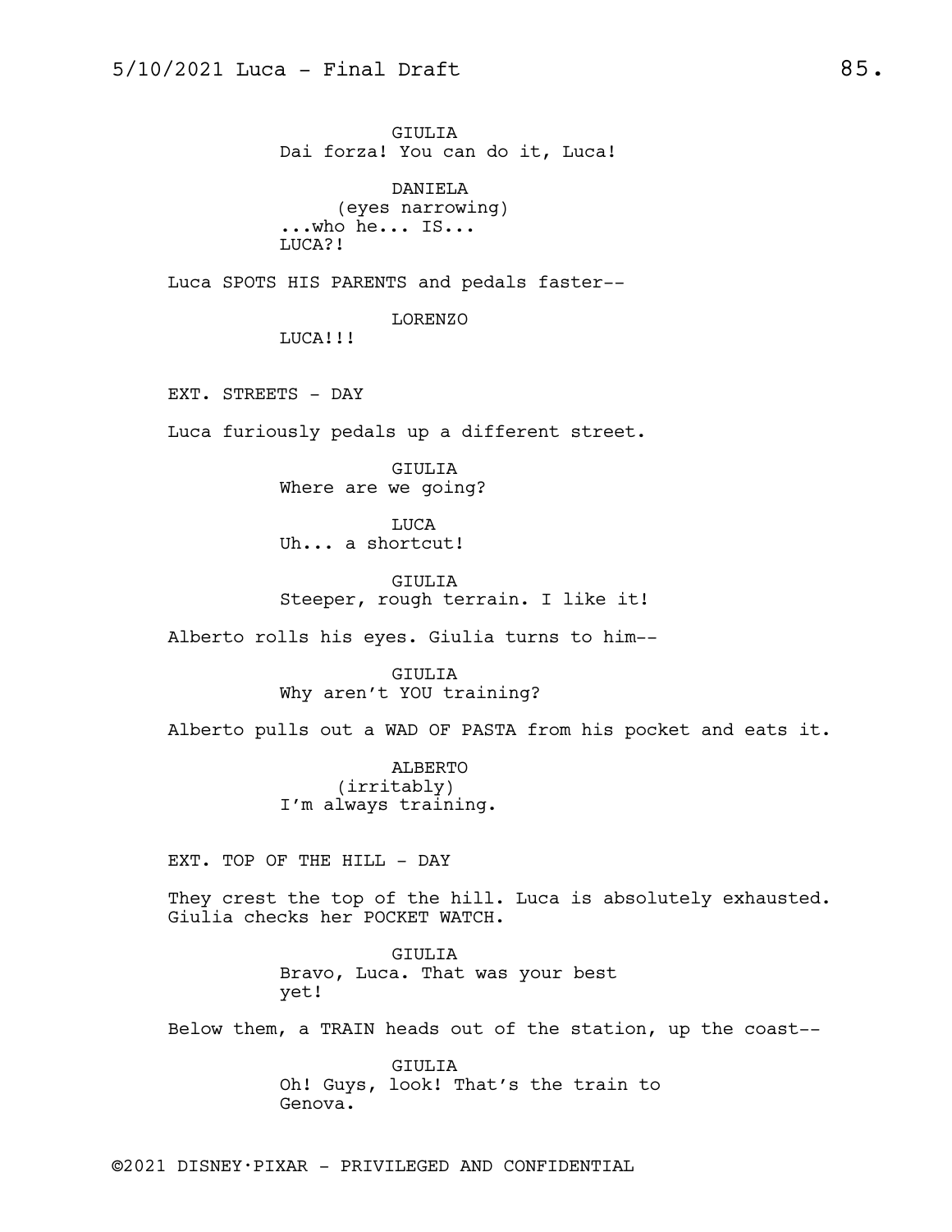GIULIA
Dai forza! You can do it, Luca!

DANIELA
(eyes narrowing)
...who he... IS...
LUCA?!

Luca SPOTS HIS PARENTS and pedals faster--

LORENZO
LUCA!!!

EXT. STREETS - DAY

Luca furiously pedals up a different street.

GIULIA
Where are we going?

LUCA
Uh... a shortcut!

GIULIA
Steeper, rough terrain. I like it!

Alberto rolls his eyes. Giulia turns to him--

GIULIA
Why aren't YOU training?

Alberto pulls out a WAD OF PASTA from his pocket and eats it.

ALBERTO
(irritably)
I'm always training.

EXT. TOP OF THE HILL - DAY

They crest the top of the hill. Luca is absolutely exhausted. Giulia checks her POCKET WATCH.

GIULIA
Bravo, Luca. That was your best yet!

Below them, a TRAIN heads out of the station, up the coast--

GIULIA
Oh! Guys, look! That's the train to Genova.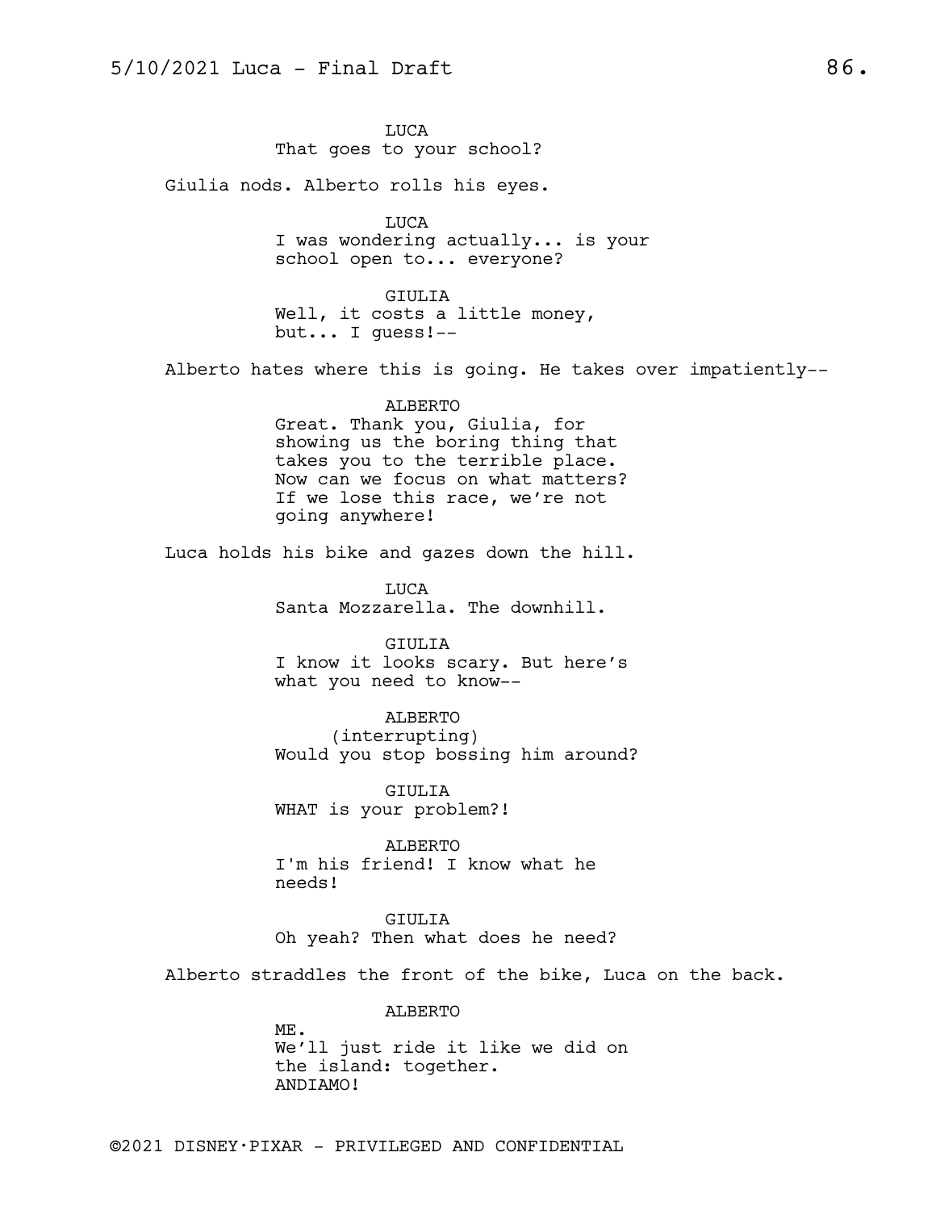LUCA
That goes to your school?

Giulia nods. Alberto rolls his eyes.

LUCA
I was wondering actually... is your school open to... everyone?

GIULIA
Well, it costs a little money, but... I guess!--

Alberto hates where this is going. He takes over impatiently--

ALBERTO
Great. Thank you, Giulia, for showing us the boring thing that takes you to the terrible place. Now can we focus on what matters? If we lose this race, we're not going anywhere!

Luca holds his bike and gazes down the hill.

LUCA
Santa Mozzarella. The downhill.

GIULIA
I know it looks scary. But here's what you need to know--

ALBERTO
(interrupting)
Would you stop bossing him around?

GIULIA
WHAT is your problem?!

ALBERTO
I'm his friend! I know what he needs!

GIULIA
Oh yeah? Then what does he need?

Alberto straddles the front of the bike, Luca on the back.

ALBERTO
ME.
We'll just ride it like we did on the island: together.
ANDIAMO!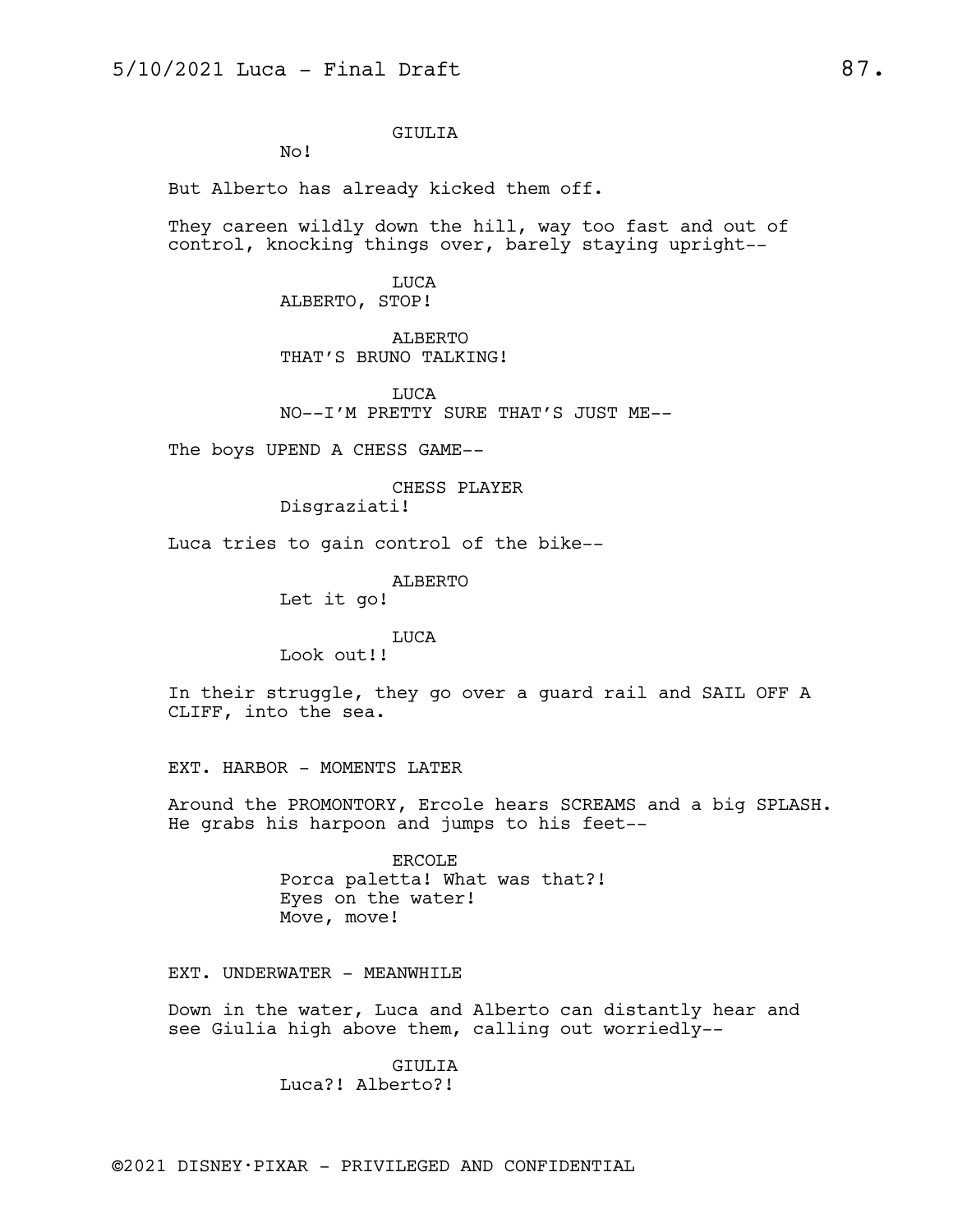GIULIA

No!

But Alberto has already kicked them off.

They careen wildly down the hill, way too fast and out of control, knocking things over, barely staying upright--

LUCA

ALBERTO, STOP!

ALBERTO

THAT'S BRUNO TALKING!

LUCA

NO--I'M PRETTY SURE THAT'S JUST ME--

The boys UPEND A CHESS GAME--

CHESS PLAYER

Disgraziati!

Luca tries to gain control of the bike--

ALBERTO

Let it go!

LUCA

Look out!!

In their struggle, they go over a guard rail and SAIL OFF A CLIFF, into the sea.

EXT. HARBOR - MOMENTS LATER

Around the PROMONTORY, Ercole hears SCREAMS and a big SPLASH. He grabs his harpoon and jumps to his feet--

ERCOLE

Porca paletta! What was that?!
Eyes on the water!
Move, move!

EXT. UNDERWATER - MEANWHILE

Down in the water, Luca and Alberto can distantly hear and see Giulia high above them, calling out worriedly--

GIULIA

Luca?! Alberto?!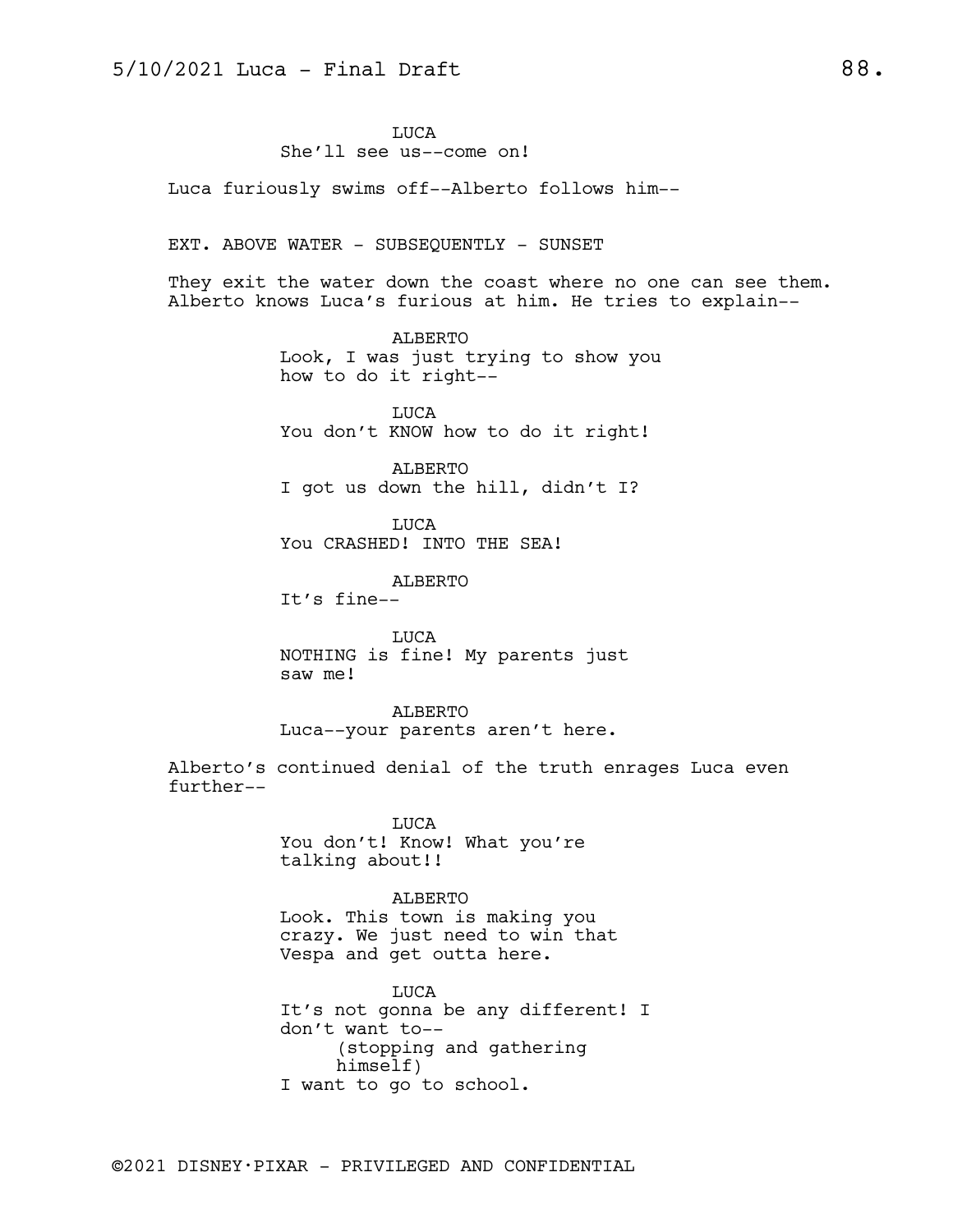LUCA
She'll see us--come on!

Luca furiously swims off--Alberto follows him--

EXT. ABOVE WATER - SUBSEQUENTLY - SUNSET

They exit the water down the coast where no one can see them. Alberto knows Luca's furious at him. He tries to explain--

ALBERTO
Look, I was just trying to show you how to do it right--

LUCA
You don't KNOW how to do it right!

ALBERTO
I got us down the hill, didn't I?

LUCA
You CRASHED! INTO THE SEA!

ALBERTO
It's fine--

LUCA
NOTHING is fine! My parents just saw me!

ALBERTO
Luca--your parents aren't here.

Alberto's continued denial of the truth enrages Luca even further--

LUCA
You don't! Know! What you're talking about!!

ALBERTO
Look. This town is making you crazy. We just need to win that Vespa and get outta here.

LUCA
It's not gonna be any different! I don't want to--
(stopping and gathering himself)
I want to go to school.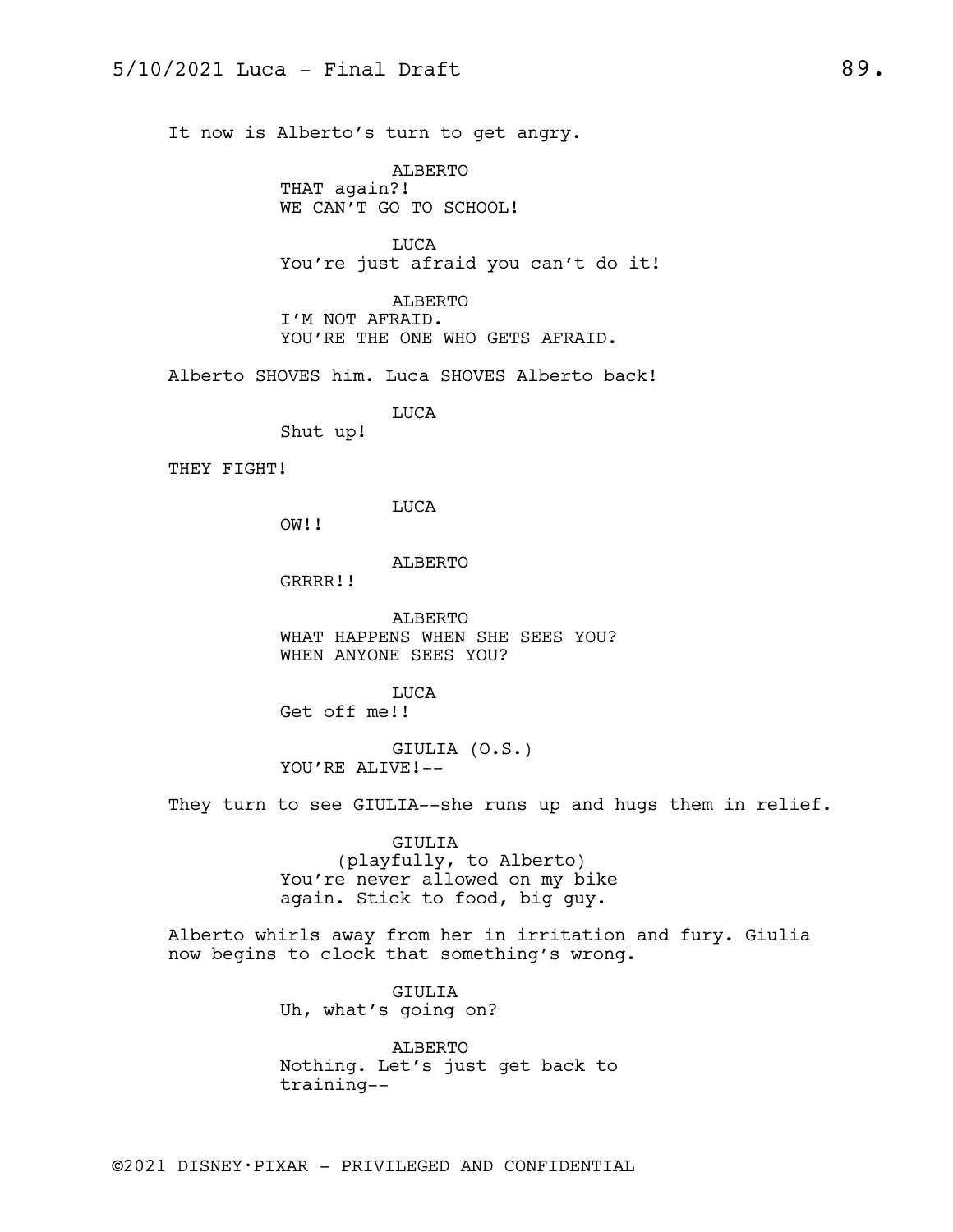It now is Alberto's turn to get angry.

ALBERTO
THAT again?!
WE CAN'T GO TO SCHOOL!

LUCA
You're just afraid you can't do it!

ALBERTO
I'M NOT AFRAID.
YOU'RE THE ONE WHO GETS AFRAID.

Alberto SHOVES him. Luca SHOVES Alberto back!

LUCA
Shut up!

THEY FIGHT!

LUCA
OW!!

ALBERTO
GRRRR!!

ALBERTO
WHAT HAPPENS WHEN SHE SEES YOU?
WHEN ANYONE SEES YOU?

LUCA
Get off me!!

GIULIA (O.S.)
YOU'RE ALIVE!--

They turn to see GIULIA--she runs up and hugs them in relief.

GIULIA
(playfully, to Alberto)
You're never allowed on my bike
again. Stick to food, big guy.

Alberto whirls away from her in irritation and fury. Giulia now begins to clock that something's wrong.

GIULIA
Uh, what's going on?

ALBERTO
Nothing. Let's just get back to
training--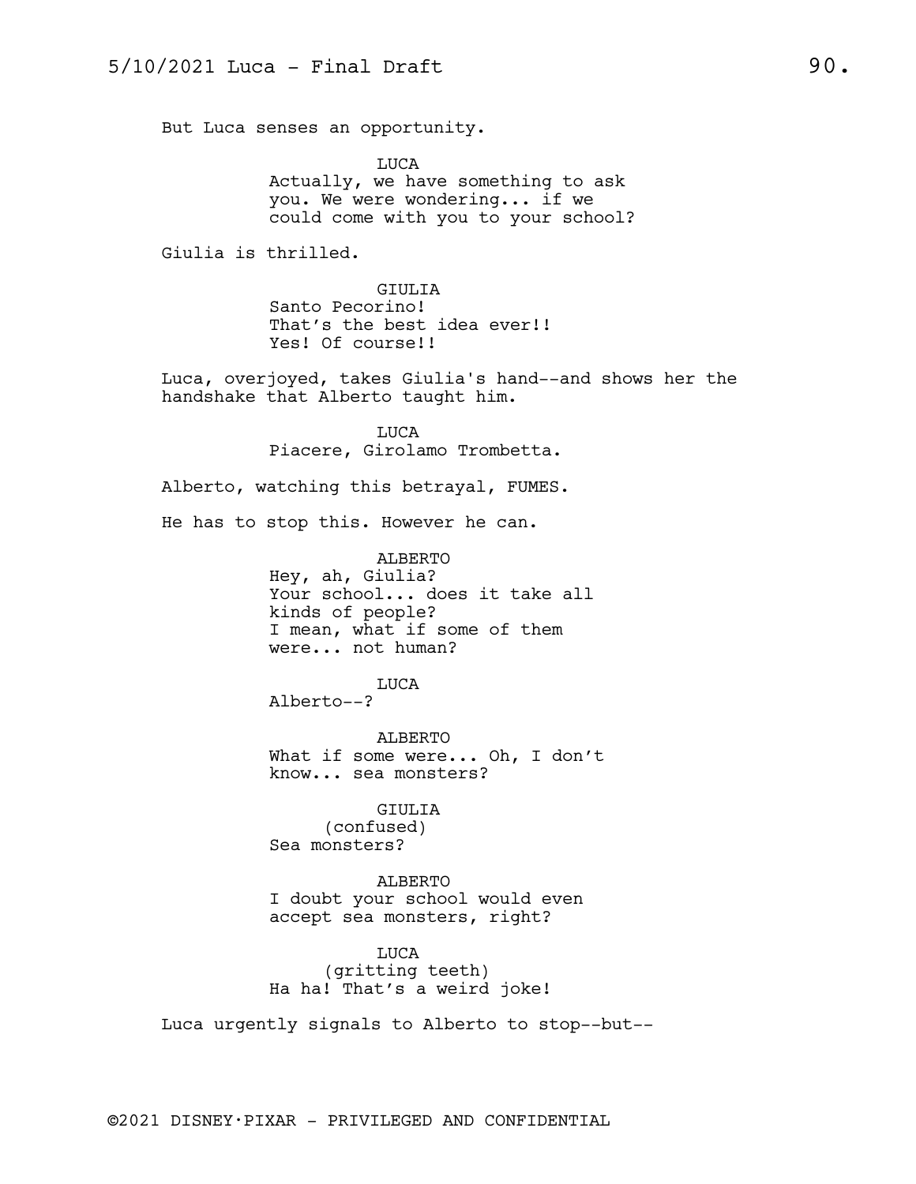But Luca senses an opportunity.

LUCA
Actually, we have something to ask you. We were wondering... if we could come with you to your school?

Giulia is thrilled.

GIULIA
Santo Pecorino!
That's the best idea ever!!
Yes! Of course!!

Luca, overjoyed, takes Giulia's hand--and shows her the handshake that Alberto taught him.

LUCA
Piacere, Girolamo Trombetta.

Alberto, watching this betrayal, FUMES.

He has to stop this. However he can.

ALBERTO
Hey, ah, Giulia?
Your school... does it take all kinds of people?
I mean, what if some of them were... not human?

LUCA
Alberto--?

ALBERTO
What if some were... Oh, I don't know... sea monsters?

GIULIA
(confused)
Sea monsters?

ALBERTO
I doubt your school would even accept sea monsters, right?

LUCA
(gritting teeth)
Ha ha! That's a weird joke!

Luca urgently signals to Alberto to stop--but--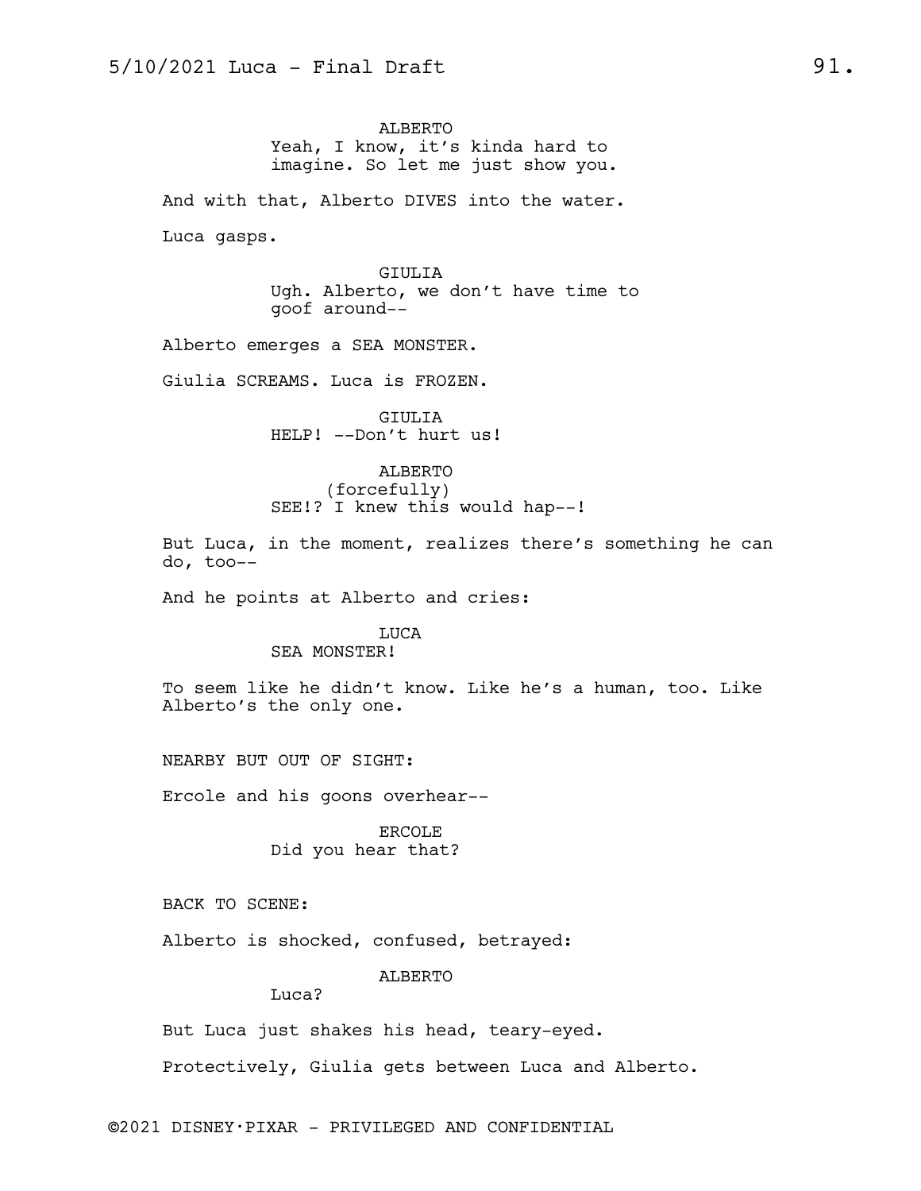ALBERTO
Yeah, I know, it's kinda hard to imagine. So let me just show you.

And with that, Alberto DIVES into the water.

Luca gasps.

GIULIA
Ugh. Alberto, we don't have time to goof around--

Alberto emerges a SEA MONSTER.

Giulia SCREAMS. Luca is FROZEN.

GIULIA
HELP! --Don't hurt us!

ALBERTO
(forcefully)
SEE!? I knew this would hap--!

But Luca, in the moment, realizes there's something he can do, too--

And he points at Alberto and cries:

LUCA
SEA MONSTER!

To seem like he didn't know. Like he's a human, too. Like Alberto's the only one.

NEARBY BUT OUT OF SIGHT:

Ercole and his goons overhear--

ERCOLE
Did you hear that?

BACK TO SCENE:

Alberto is shocked, confused, betrayed:

ALBERTO
Luca?

But Luca just shakes his head, teary-eyed.

Protectively, Giulia gets between Luca and Alberto.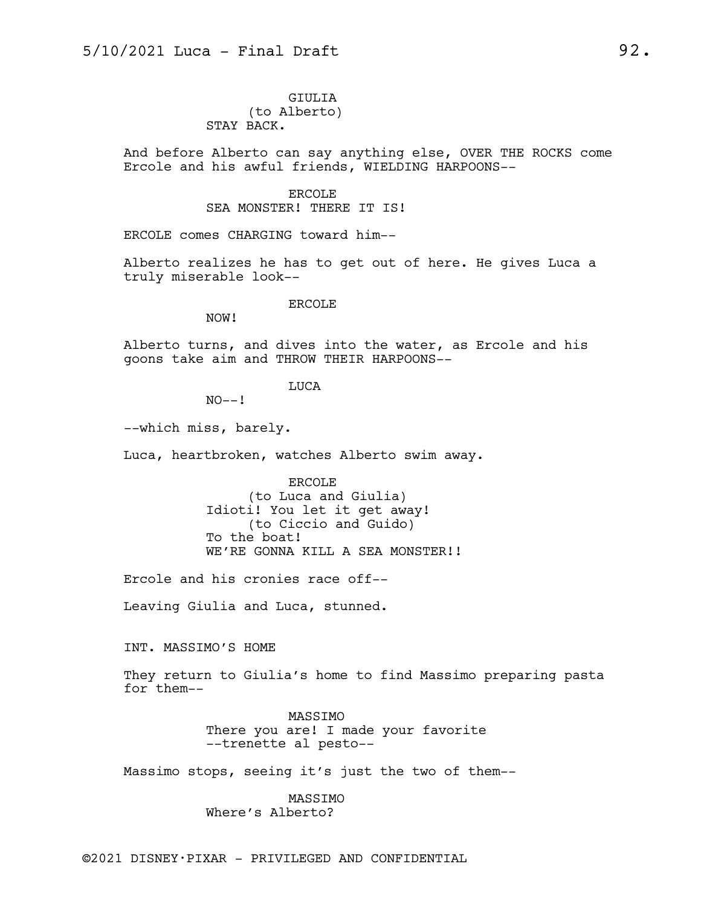GIULIA
(to Alberto)
STAY BACK.

And before Alberto can say anything else, OVER THE ROCKS come Ercole and his awful friends, WIELDING HARPOONS--

ERCOLE
SEA MONSTER! THERE IT IS!

ERCOLE comes CHARGING toward him--

Alberto realizes he has to get out of here. He gives Luca a truly miserable look--

ERCOLE
NOW!

Alberto turns, and dives into the water, as Ercole and his goons take aim and THROW THEIR HARPOONS--

LUCA
NO--!

--which miss, barely.

Luca, heartbroken, watches Alberto swim away.

ERCOLE
(to Luca and Giulia)
Idioti! You let it get away!
(to Ciccio and Guido)
To the boat!
WE'RE GONNA KILL A SEA MONSTER!!

Ercole and his cronies race off--

Leaving Giulia and Luca, stunned.

INT. MASSIMO'S HOME

They return to Giulia's home to find Massimo preparing pasta for them--

MASSIMO
There you are! I made your favorite
--trenette al pesto--

Massimo stops, seeing it's just the two of them--

MASSIMO
Where's Alberto?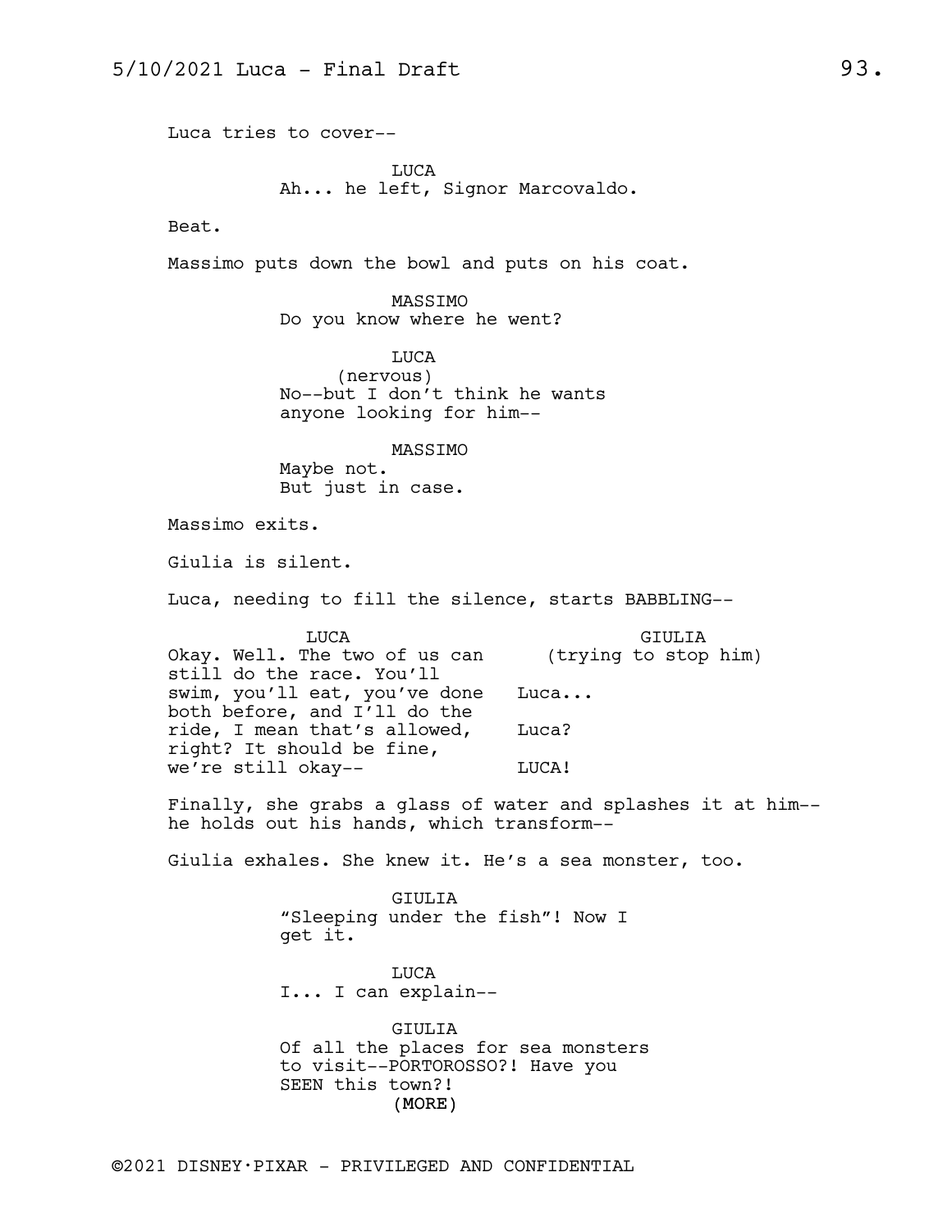Luca tries to cover--

LUCA
Ah... he left, Signor Marcovaldo.

Beat.

Massimo puts down the bowl and puts on his coat.

MASSIMO
Do you know where he went?

LUCA
(nervous)
No--but I don't think he wants anyone looking for him--

MASSIMO
Maybe not.
But just in case.

Massimo exits.

Giulia is silent.

Luca, needing to fill the silence, starts BABBLING--

LUCA
Okay. Well. The two of us can still do the race. You'll swim, you'll eat, you've done both before, and I'll do the ride, I mean that's allowed, right? It should be fine, we're still okay--

GIULIA
(trying to stop him)
Luca...
Luca?
LUCA!

Finally, she grabs a glass of water and splashes it at him--he holds out his hands, which transform--

Giulia exhales. She knew it. He's a sea monster, too.

GIULIA
"Sleeping under the fish"! Now I get it.

LUCA
I... I can explain--

GIULIA
Of all the places for sea monsters to visit--PORTOROSSO?! Have you SEEN this town?!
(MORE)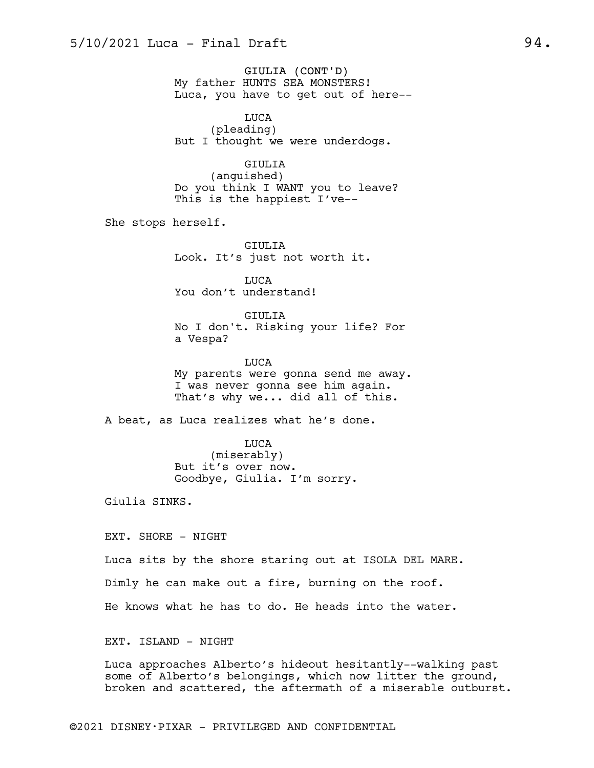GIULIA (CONT'D)
My father HUNTS SEA MONSTERS!
Luca, you have to get out of here--

LUCA
(pleading)
But I thought we were underdogs.

GIULIA
(anguished)
Do you think I WANT you to leave?
This is the happiest I've--

She stops herself.

GIULIA
Look. It's just not worth it.

LUCA
You don't understand!

GIULIA
No I don't. Risking your life? For a Vespa?

LUCA
My parents were gonna send me away.
I was never gonna see him again.
That's why we... did all of this.

A beat, as Luca realizes what he's done.

LUCA
(miserably)
But it's over now.
Goodbye, Giulia. I'm sorry.

Giulia SINKS.

EXT. SHORE - NIGHT

Luca sits by the shore staring out at ISOLA DEL MARE.

Dimly he can make out a fire, burning on the roof.

He knows what he has to do. He heads into the water.

EXT. ISLAND - NIGHT

Luca approaches Alberto's hideout hesitantly--walking past some of Alberto's belongings, which now litter the ground, broken and scattered, the aftermath of a miserable outburst.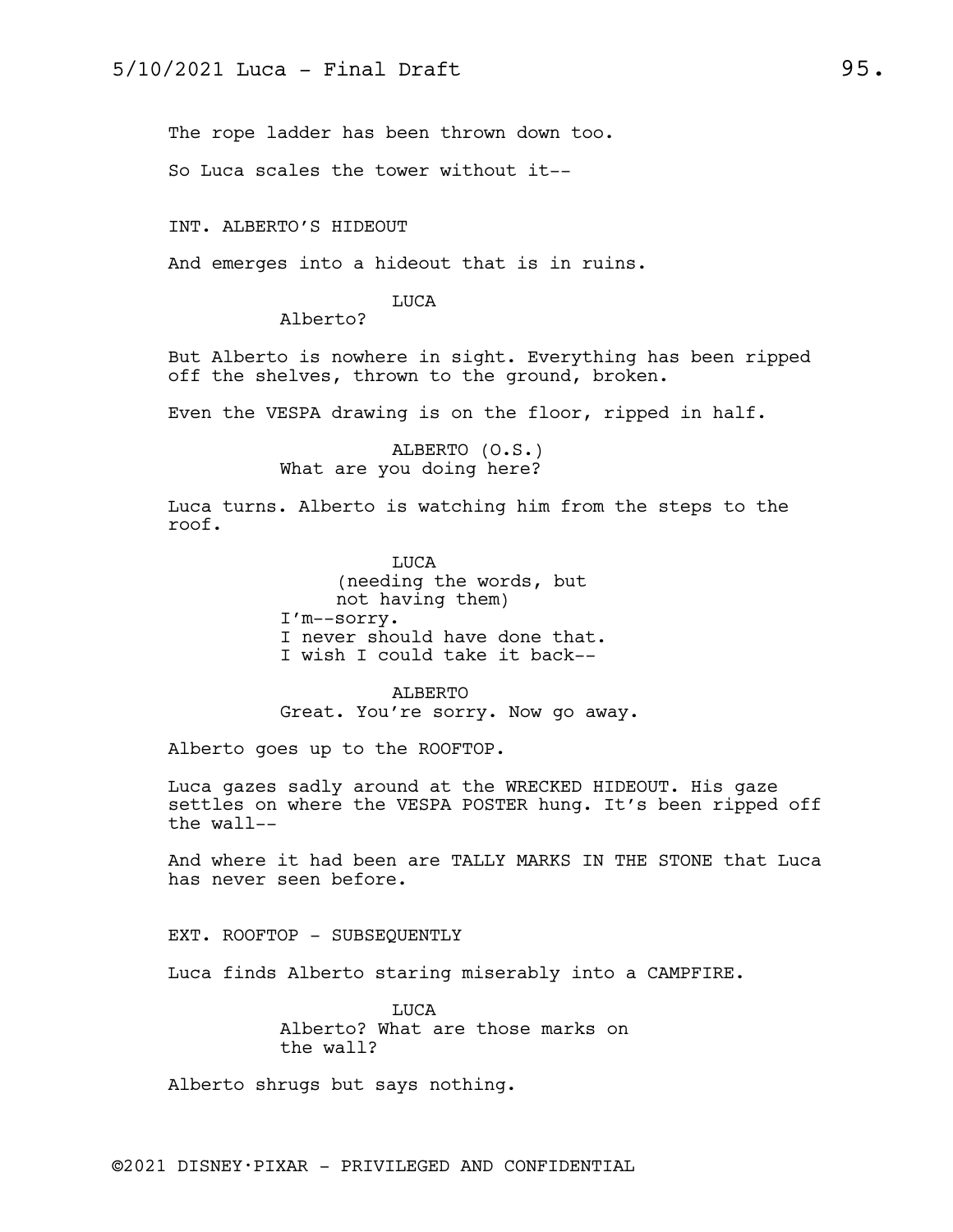The rope ladder has been thrown down too.

So Luca scales the tower without it--

INT. ALBERTO'S HIDEOUT

And emerges into a hideout that is in ruins.

LUCA
Alberto?

But Alberto is nowhere in sight. Everything has been ripped off the shelves, thrown to the ground, broken.

Even the VESPA drawing is on the floor, ripped in half.

ALBERTO (O.S.)
What are you doing here?

Luca turns. Alberto is watching him from the steps to the roof.

LUCA
(needing the words, but not having them)
I'm--sorry.
I never should have done that.
I wish I could take it back--

ALBERTO
Great. You're sorry. Now go away.

Alberto goes up to the ROOFTOP.

Luca gazes sadly around at the WRECKED HIDEOUT. His gaze settles on where the VESPA POSTER hung. It's been ripped off the wall--

And where it had been are TALLY MARKS IN THE STONE that Luca has never seen before.

EXT. ROOFTOP - SUBSEQUENTLY

Luca finds Alberto staring miserably into a CAMPFIRE.

LUCA
Alberto? What are those marks on the wall?

Alberto shrugs but says nothing.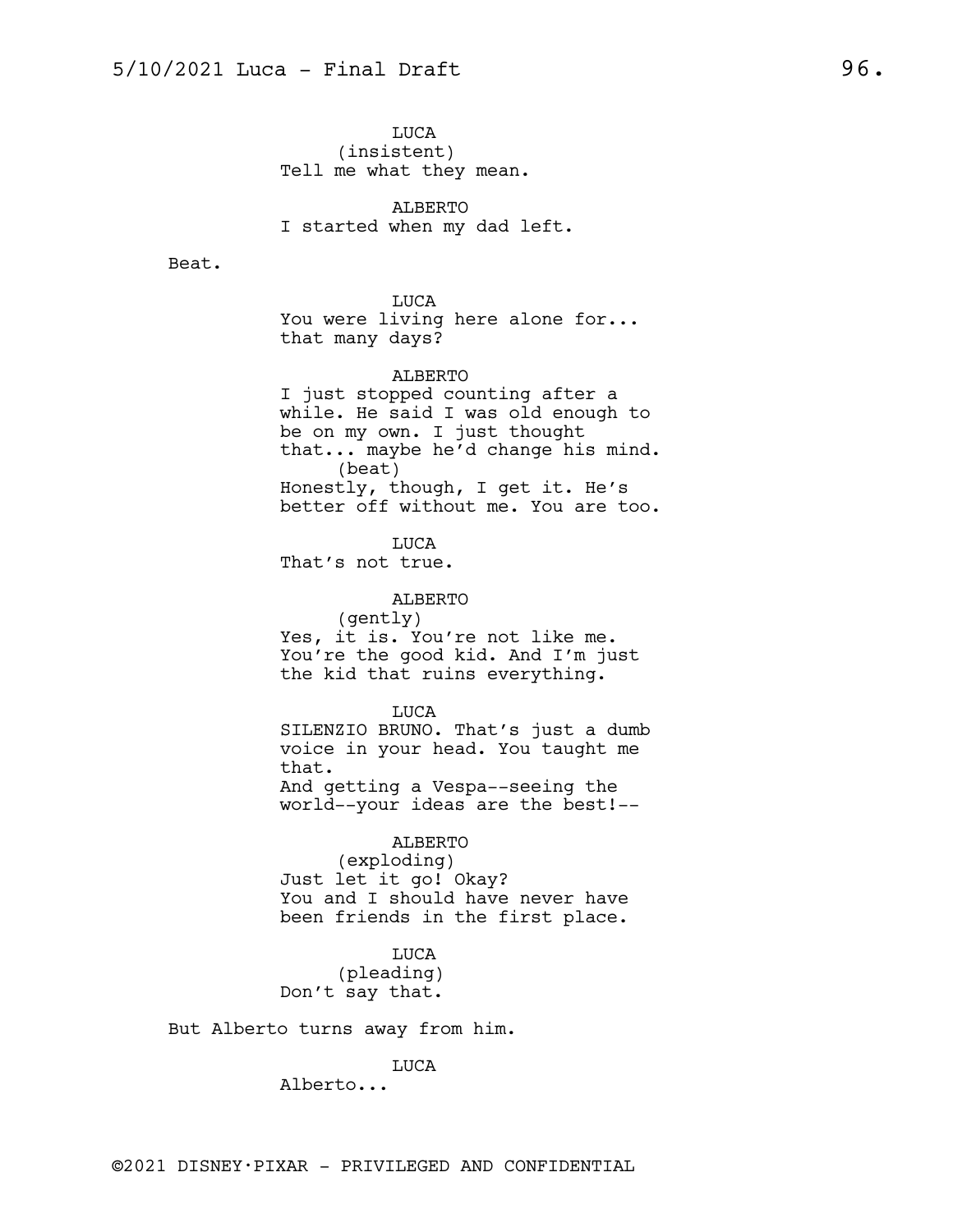LUCA
(insistent)
Tell me what they mean.

ALBERTO
I started when my dad left.

Beat.

LUCA
You were living here alone for...
that many days?

ALBERTO
I just stopped counting after a
while. He said I was old enough to
be on my own. I just thought
that... maybe he'd change his mind.
(beat)
Honestly, though, I get it. He's
better off without me. You are too.

LUCA
That's not true.

ALBERTO
(gently)
Yes, it is. You're not like me.
You're the good kid. And I'm just
the kid that ruins everything.

LUCA
SILENZIO BRUNO. That's just a dumb
voice in your head. You taught me
that.
And getting a Vespa--seeing the
world--your ideas are the best!--

ALBERTO
(exploding)
Just let it go! Okay?
You and I should have never have
been friends in the first place.

LUCA
(pleading)
Don't say that.

But Alberto turns away from him.

LUCA
Alberto...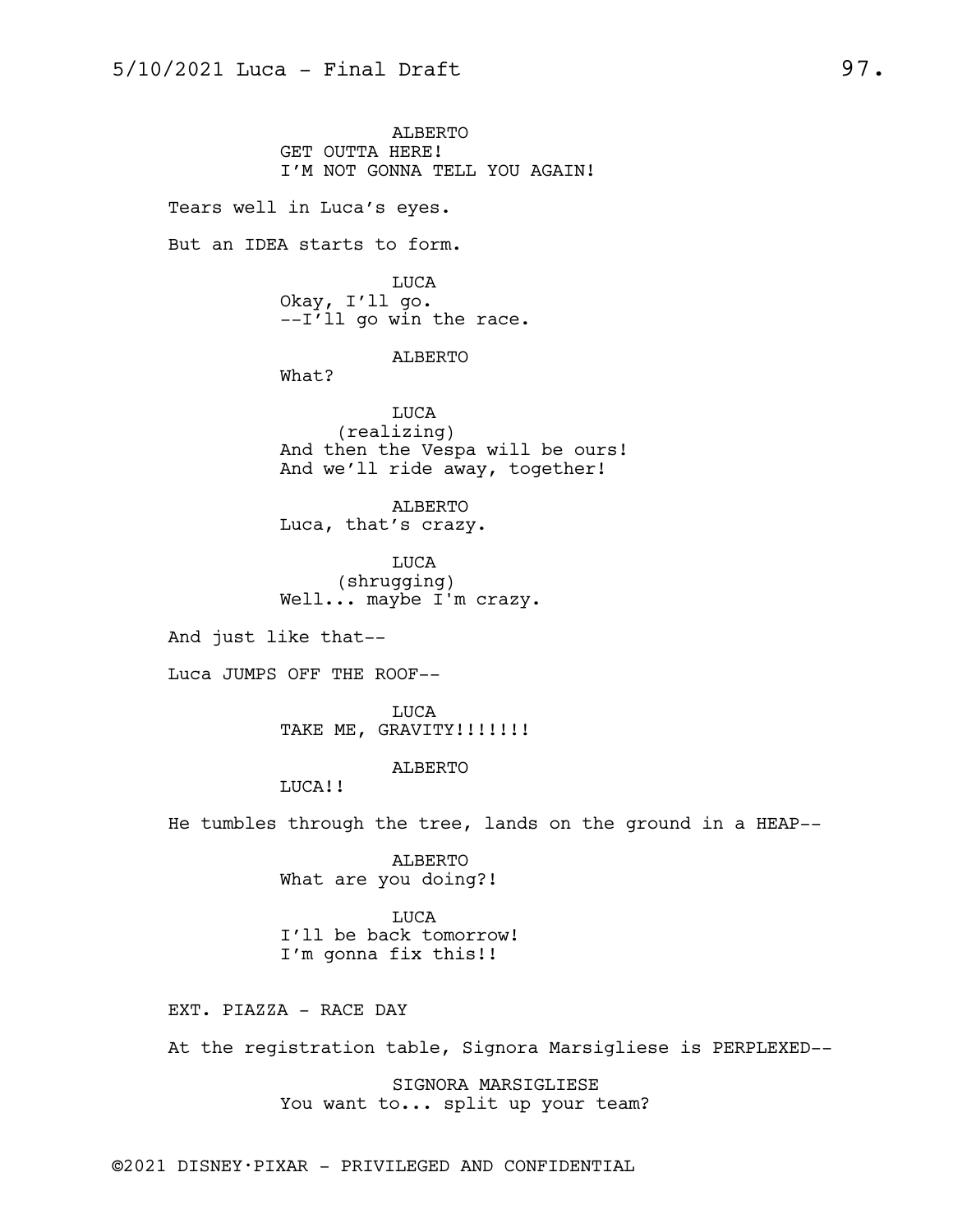ALBERTO
GET OUTTA HERE!
I'M NOT GONNA TELL YOU AGAIN!

Tears well in Luca's eyes.

But an IDEA starts to form.

LUCA
Okay, I'll go.
--I'll go win the race.

ALBERTO
What?

LUCA
(realizing)
And then the Vespa will be ours!
And we'll ride away, together!

ALBERTO
Luca, that's crazy.

LUCA
(shrugging)
Well... maybe I'm crazy.

And just like that--

Luca JUMPS OFF THE ROOF--

LUCA
TAKE ME, GRAVITY!!!!!!!

ALBERTO
LUCA!!

He tumbles through the tree, lands on the ground in a HEAP--

ALBERTO
What are you doing?!

LUCA
I'll be back tomorrow!
I'm gonna fix this!!

EXT. PIAZZA - RACE DAY

At the registration table, Signora Marsigliese is PERPLEXED--

SIGNORA MARSIGLIESE
You want to... split up your team?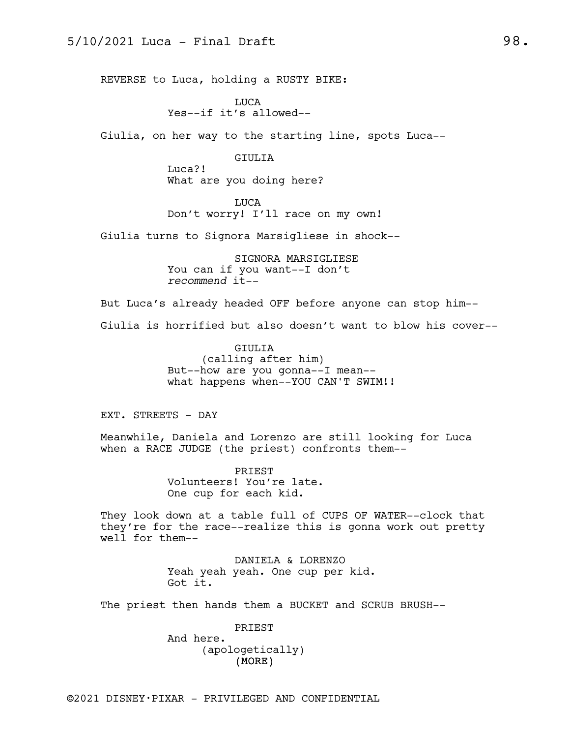REVERSE to Luca, holding a RUSTY BIKE:

LUCA
Yes--if it's allowed--

Giulia, on her way to the starting line, spots Luca--

GIULIA
Luca?!
What are you doing here?

LUCA
Don't worry! I'll race on my own!

Giulia turns to Signora Marsigliese in shock--

SIGNORA MARSIGLIESE
You can if you want--I don't *recommend* it--

But Luca's already headed OFF before anyone can stop him--

Giulia is horrified but also doesn't want to blow his cover--

GIULIA
(calling after him)
But--how are you gonna--I mean--
what happens when--YOU CAN'T SWIM!!

EXT. STREETS - DAY

Meanwhile, Daniela and Lorenzo are still looking for Luca when a RACE JUDGE (the priest) confronts them--

PRIEST
Volunteers! You're late.
One cup for each kid.

They look down at a table full of CUPS OF WATER--clock that they're for the race--realize this is gonna work out pretty well for them--

DANIELA & LORENZO
Yeah yeah yeah. One cup per kid.
Got it.

The priest then hands them a BUCKET and SCRUB BRUSH--

PRIEST
And here.
(apologetically)
(MORE)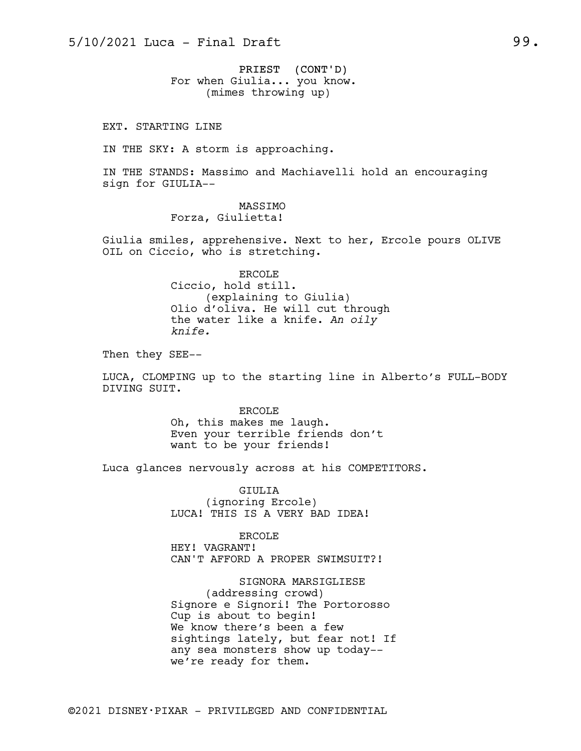PRIEST (CONT'D)
For when Giulia... you know.
(mimes throwing up)

EXT. STARTING LINE

IN THE SKY: A storm is approaching.

IN THE STANDS: Massimo and Machiavelli hold an encouraging sign for GIULIA--

MASSIMO
Forza, Giulietta!

Giulia smiles, apprehensive. Next to her, Ercole pours OLIVE OIL on Ciccio, who is stretching.

ERCOLE
Ciccio, hold still.
(explaining to Giulia)
Olio d'oliva. He will cut through the water like a knife. *An oily knife.*

Then they SEE--

LUCA, CLOMPING up to the starting line in Alberto's FULL-BODY DIVING SUIT.

ERCOLE
Oh, this makes me laugh.
Even your terrible friends don't want to be your friends!

Luca glances nervously across at his COMPETITORS.

GIULIA
(ignoring Ercole)
LUCA! THIS IS A VERY BAD IDEA!

ERCOLE
HEY! VAGRANT!
CAN'T AFFORD A PROPER SWIMSUIT?!

SIGNORA MARSIGLIESE
(addressing crowd)
Signore e Signori! The Portorosso Cup is about to begin!
We know there's been a few sightings lately, but fear not! If any sea monsters show up today--
we're ready for them.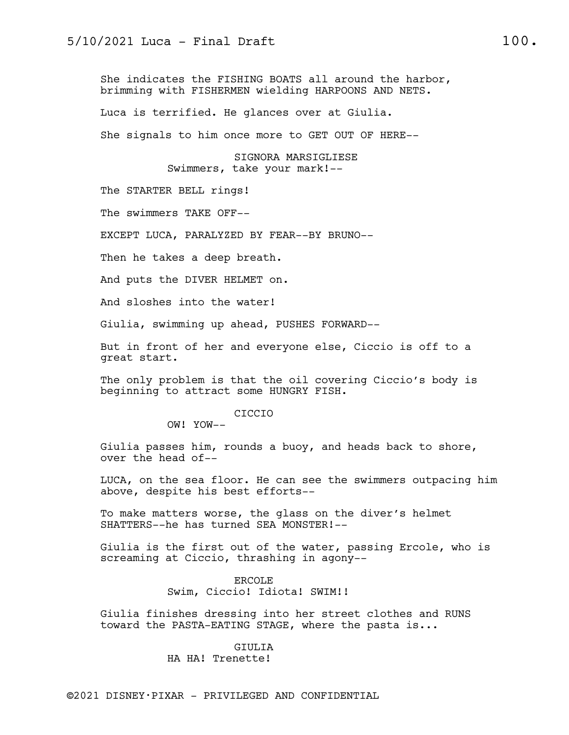She indicates the FISHING BOATS all around the harbor, brimming with FISHERMEN wielding HARPOONS AND NETS.

Luca is terrified. He glances over at Giulia.

She signals to him once more to GET OUT OF HERE--

SIGNORA MARSIGLIESE
Swimmers, take your mark!--

The STARTER BELL rings!

The swimmers TAKE OFF--

EXCEPT LUCA, PARALYZED BY FEAR--BY BRUNO--

Then he takes a deep breath.

And puts the DIVER HELMET on.

And sloshes into the water!

Giulia, swimming up ahead, PUSHES FORWARD--

But in front of her and everyone else, Ciccio is off to a great start.

The only problem is that the oil covering Ciccio's body is beginning to attract some HUNGRY FISH.

CICCIO
OW! YOW--

Giulia passes him, rounds a buoy, and heads back to shore, over the head of--

LUCA, on the sea floor. He can see the swimmers outpacing him above, despite his best efforts--

To make matters worse, the glass on the diver's helmet SHATTERS--he has turned SEA MONSTER!--

Giulia is the first out of the water, passing Ercole, who is screaming at Ciccio, thrashing in agony--

ERCOLE
Swim, Ciccio! Idiota! SWIM!!

Giulia finishes dressing into her street clothes and RUNS toward the PASTA-EATING STAGE, where the pasta is...

GIULIA
HA HA! Trenette!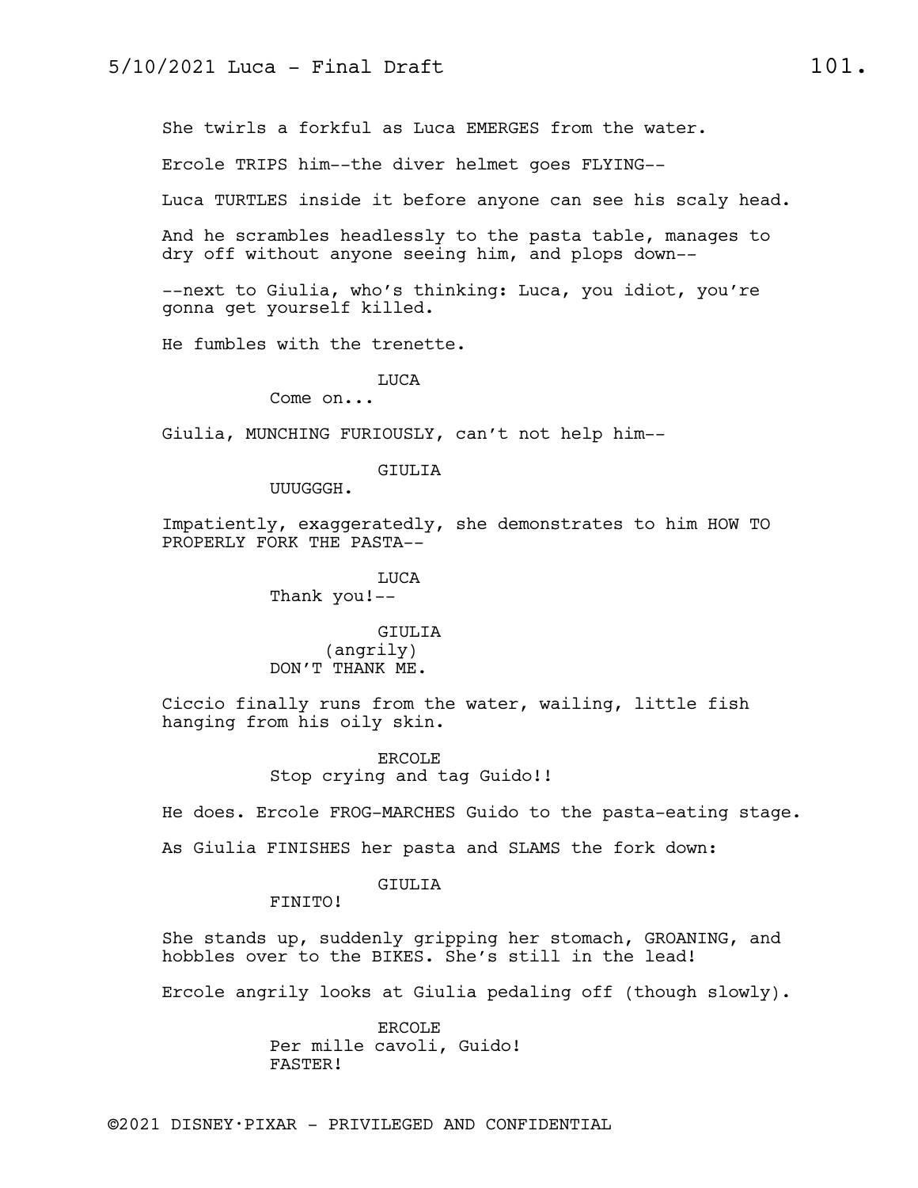She twirls a forkful as Luca EMERGES from the water.

Ercole TRIPS him--the diver helmet goes FLYING--

Luca TURTLES inside it before anyone can see his scaly head.

And he scrambles headlessly to the pasta table, manages to dry off without anyone seeing him, and plops down--

--next to Giulia, who's thinking: Luca, you idiot, you're gonna get yourself killed.

He fumbles with the trenette.

LUCA
Come on...

Giulia, MUNCHING FURIOUSLY, can't not help him--

GIULIA
UUUGGGH.

Impatiently, exaggeratedly, she demonstrates to him HOW TO PROPERLY FORK THE PASTA--

LUCA
Thank you!--

GIULIA
(angrily)
DON'T THANK ME.

Ciccio finally runs from the water, wailing, little fish hanging from his oily skin.

ERCOLE
Stop crying and tag Guido!!

He does. Ercole FROG-MARCHES Guido to the pasta-eating stage.

As Giulia FINISHES her pasta and SLAMS the fork down:

GIULIA
FINITO!

She stands up, suddenly gripping her stomach, GROANING, and hobbles over to the BIKES. She's still in the lead!

Ercole angrily looks at Giulia pedaling off (though slowly).

ERCOLE
Per mille cavoli, Guido!
FASTER!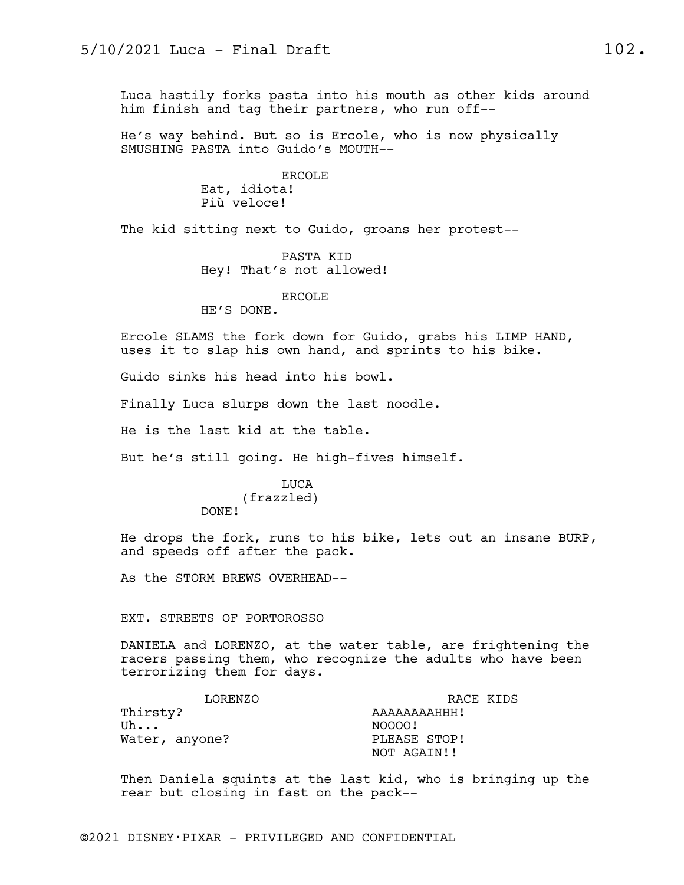Luca hastily forks pasta into his mouth as other kids around him finish and tag their partners, who run off--

He's way behind. But so is Ercole, who is now physically SMUSHING PASTA into Guido's MOUTH--

ERCOLE
Eat, idiota!
Più veloce!

The kid sitting next to Guido, groans her protest--

PASTA KID
Hey! That's not allowed!

ERCOLE
HE'S DONE.

Ercole SLAMS the fork down for Guido, grabs his LIMP HAND, uses it to slap his own hand, and sprints to his bike.

Guido sinks his head into his bowl.

Finally Luca slurps down the last noodle.

He is the last kid at the table.

But he's still going. He high-fives himself.

LUCA
(frazzled)
DONE!

He drops the fork, runs to his bike, lets out an insane BURP, and speeds off after the pack.

As the STORM BREWS OVERHEAD--

EXT. STREETS OF PORTOROSSO

DANIELA and LORENZO, at the water table, are frightening the racers passing them, who recognize the adults who have been terrorizing them for days.

| LORENZO | RACE KIDS |
| --- | --- |
| Thirsty?<br>Uh...<br>Water, anyone? | AAAAAAAAHHH!<br>NOOOO!<br>PLEASE STOP!<br>NOT AGAIN!! |

Then Daniela squints at the last kid, who is bringing up the rear but closing in fast on the pack--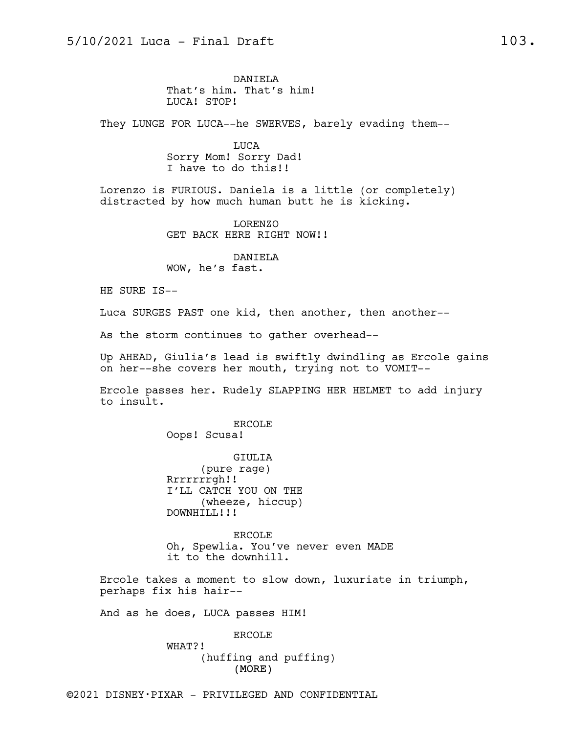DANIELA
That's him. That's him!
LUCA! STOP!

They LUNGE FOR LUCA--he SWERVES, barely evading them--

LUCA
Sorry Mom! Sorry Dad!
I have to do this!!

Lorenzo is FURIOUS. Daniela is a little (or completely) distracted by how much human butt he is kicking.

LORENZO
GET BACK HERE RIGHT NOW!!

DANIELA
WOW, he's fast.

HE SURE IS--

Luca SURGES PAST one kid, then another, then another--

As the storm continues to gather overhead--

Up AHEAD, Giulia's lead is swiftly dwindling as Ercole gains on her--she covers her mouth, trying not to VOMIT--

Ercole passes her. Rudely SLAPPING HER HELMET to add injury to insult.

ERCOLE
Oops! Scusa!

GIULIA
(pure rage)
Rrrrrrrgh!!
I'LL CATCH YOU ON THE
(wheeze, hiccup)
DOWNHILL!!!

ERCOLE
Oh, Spewlia. You've never even MADE it to the downhill.

Ercole takes a moment to slow down, luxuriate in triumph, perhaps fix his hair--

And as he does, LUCA passes HIM!

ERCOLE
WHAT?!
(huffing and puffing)
(MORE)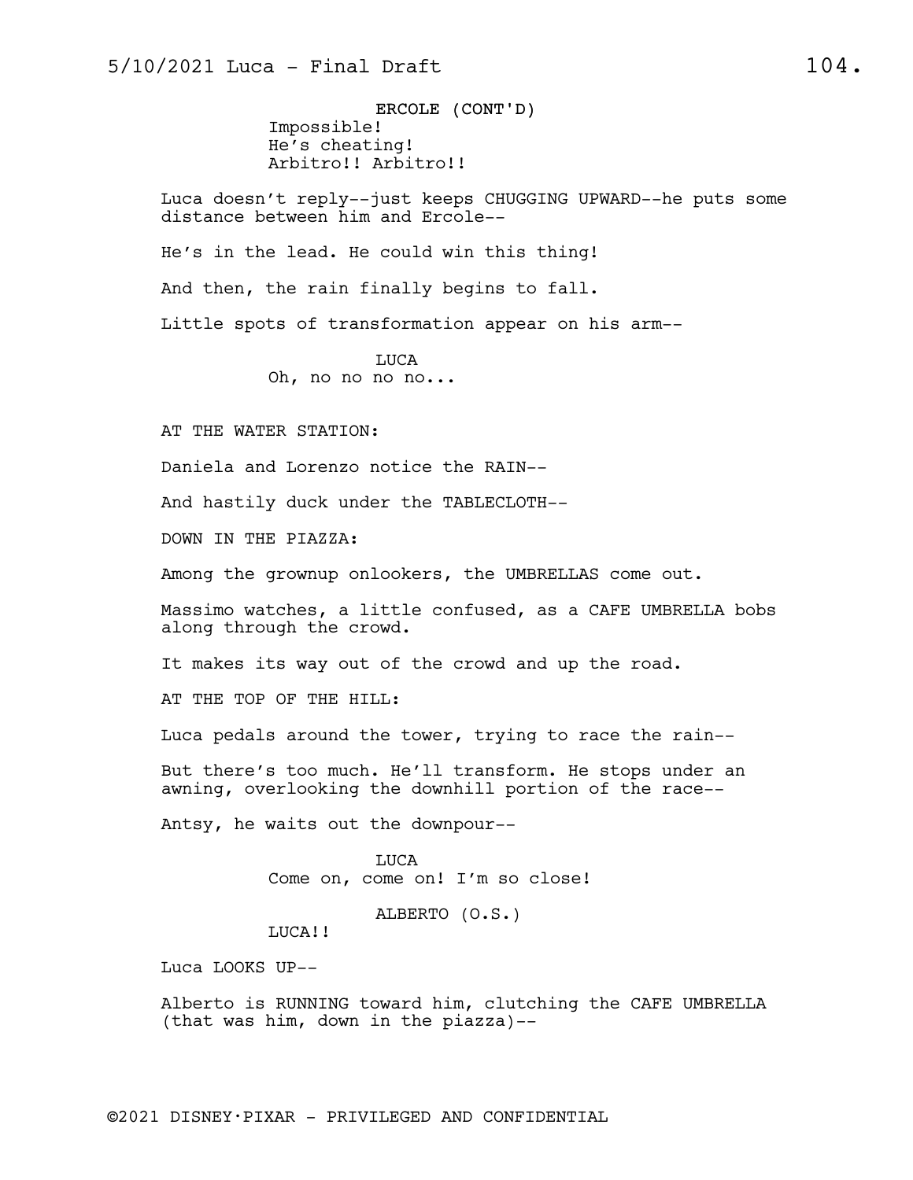ERCOLE (CONT'D)
Impossible!
He's cheating!
Arbitro!! Arbitro!!

Luca doesn't reply--just keeps CHUGGING UPWARD--he puts some distance between him and Ercole--

He's in the lead. He could win this thing!

And then, the rain finally begins to fall.

Little spots of transformation appear on his arm--

LUCA
Oh, no no no no...

AT THE WATER STATION:

Daniela and Lorenzo notice the RAIN--

And hastily duck under the TABLECLOTH--

DOWN IN THE PIAZZA:

Among the grownup onlookers, the UMBRELLAS come out.

Massimo watches, a little confused, as a CAFE UMBRELLA bobs along through the crowd.

It makes its way out of the crowd and up the road.

AT THE TOP OF THE HILL:

Luca pedals around the tower, trying to race the rain--

But there's too much. He'll transform. He stops under an awning, overlooking the downhill portion of the race--

Antsy, he waits out the downpour--

LUCA
Come on, come on! I'm so close!

ALBERTO (O.S.)
LUCA!!

Luca LOOKS UP--

Alberto is RUNNING toward him, clutching the CAFE UMBRELLA (that was him, down in the piazza)--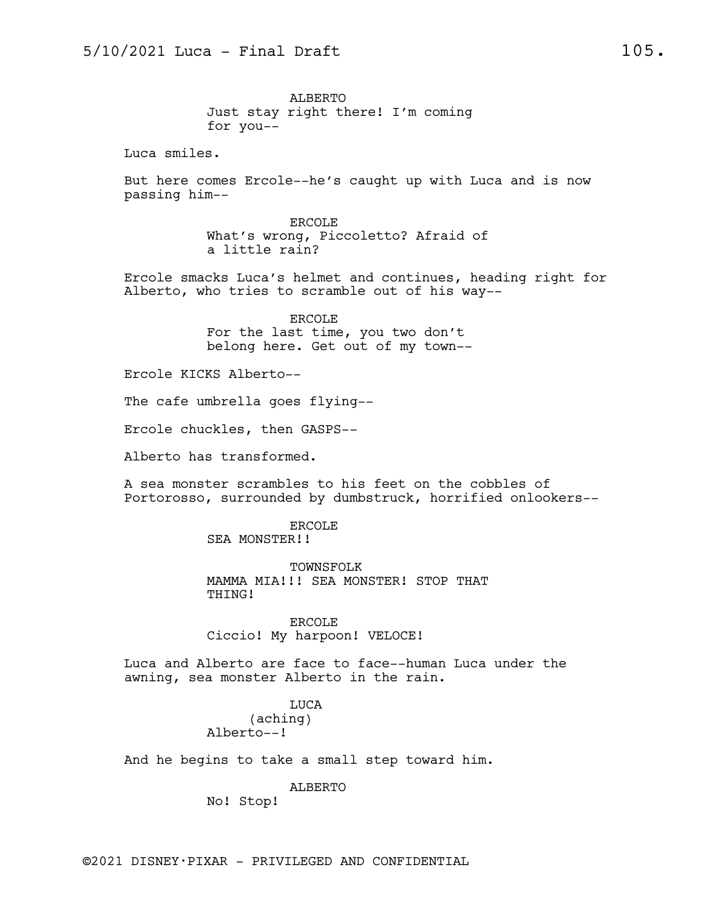ALBERTO
Just stay right there! I'm coming for you--

Luca smiles.

But here comes Ercole--he's caught up with Luca and is now passing him--

ERCOLE
What's wrong, Piccoletto? Afraid of a little rain?

Ercole smacks Luca's helmet and continues, heading right for Alberto, who tries to scramble out of his way--

ERCOLE
For the last time, you two don't belong here. Get out of my town--

Ercole KICKS Alberto--

The cafe umbrella goes flying--

Ercole chuckles, then GASPS--

Alberto has transformed.

A sea monster scrambles to his feet on the cobbles of Portorosso, surrounded by dumbstruck, horrified onlookers--

ERCOLE
SEA MONSTER!!

TOWNSFOLK
MAMMA MIA!!! SEA MONSTER! STOP THAT THING!

ERCOLE
Ciccio! My harpoon! VELOCE!

Luca and Alberto are face to face--human Luca under the awning, sea monster Alberto in the rain.

LUCA
(aching)
Alberto--!

And he begins to take a small step toward him.

ALBERTO
No! Stop!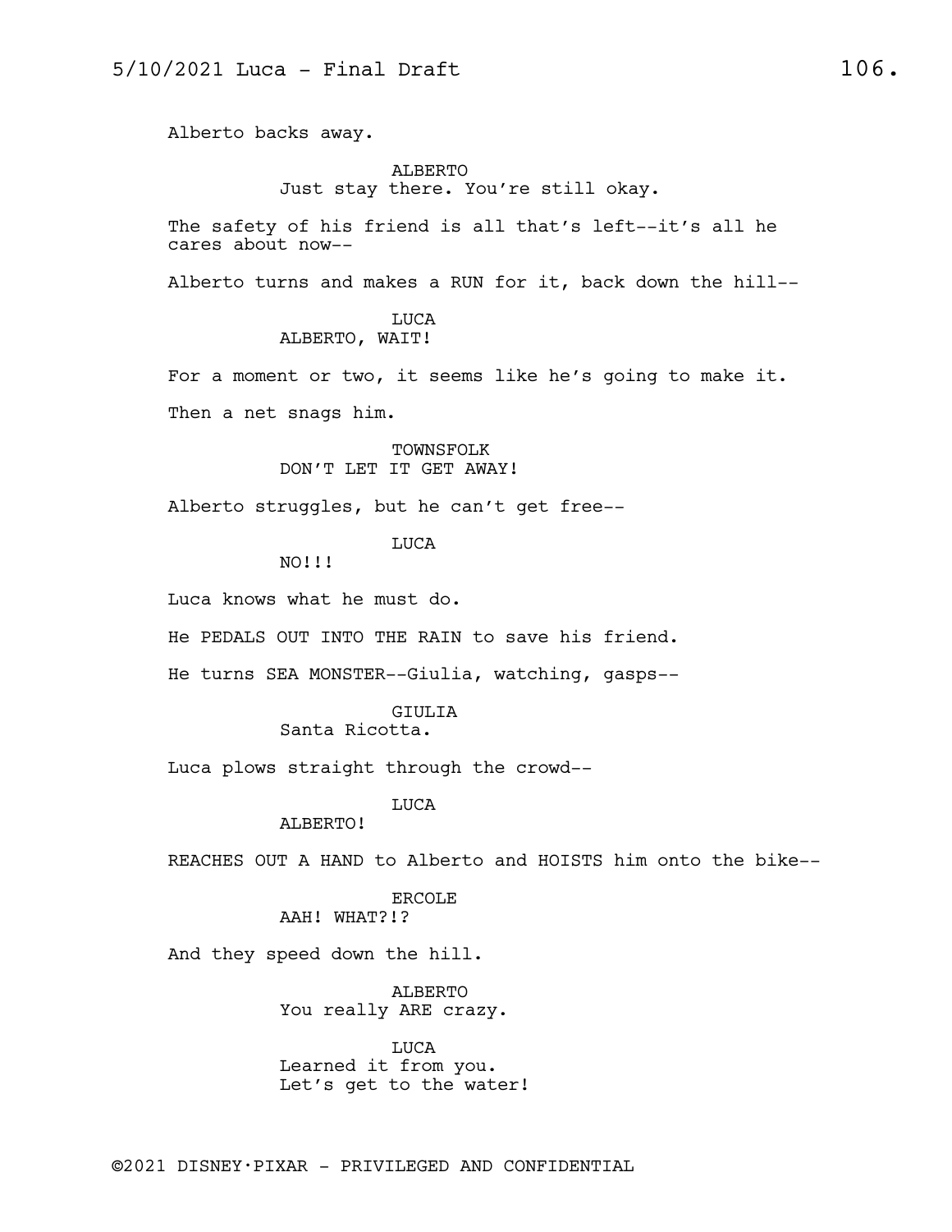Alberto backs away.

ALBERTO
Just stay there. You're still okay.

The safety of his friend is all that's left--it's all he cares about now--

Alberto turns and makes a RUN for it, back down the hill--

LUCA
ALBERTO, WAIT!

For a moment or two, it seems like he's going to make it.

Then a net snags him.

TOWNSFOLK
DON'T LET IT GET AWAY!

Alberto struggles, but he can't get free--

LUCA
NO!!!

Luca knows what he must do.

He PEDALS OUT INTO THE RAIN to save his friend.

He turns SEA MONSTER--Giulia, watching, gasps--

GIULIA
Santa Ricotta.

Luca plows straight through the crowd--

LUCA
ALBERTO!

REACHES OUT A HAND to Alberto and HOISTS him onto the bike--

ERCOLE
AAH! WHAT?!?

And they speed down the hill.

ALBERTO
You really ARE crazy.

LUCA
Learned it from you.
Let's get to the water!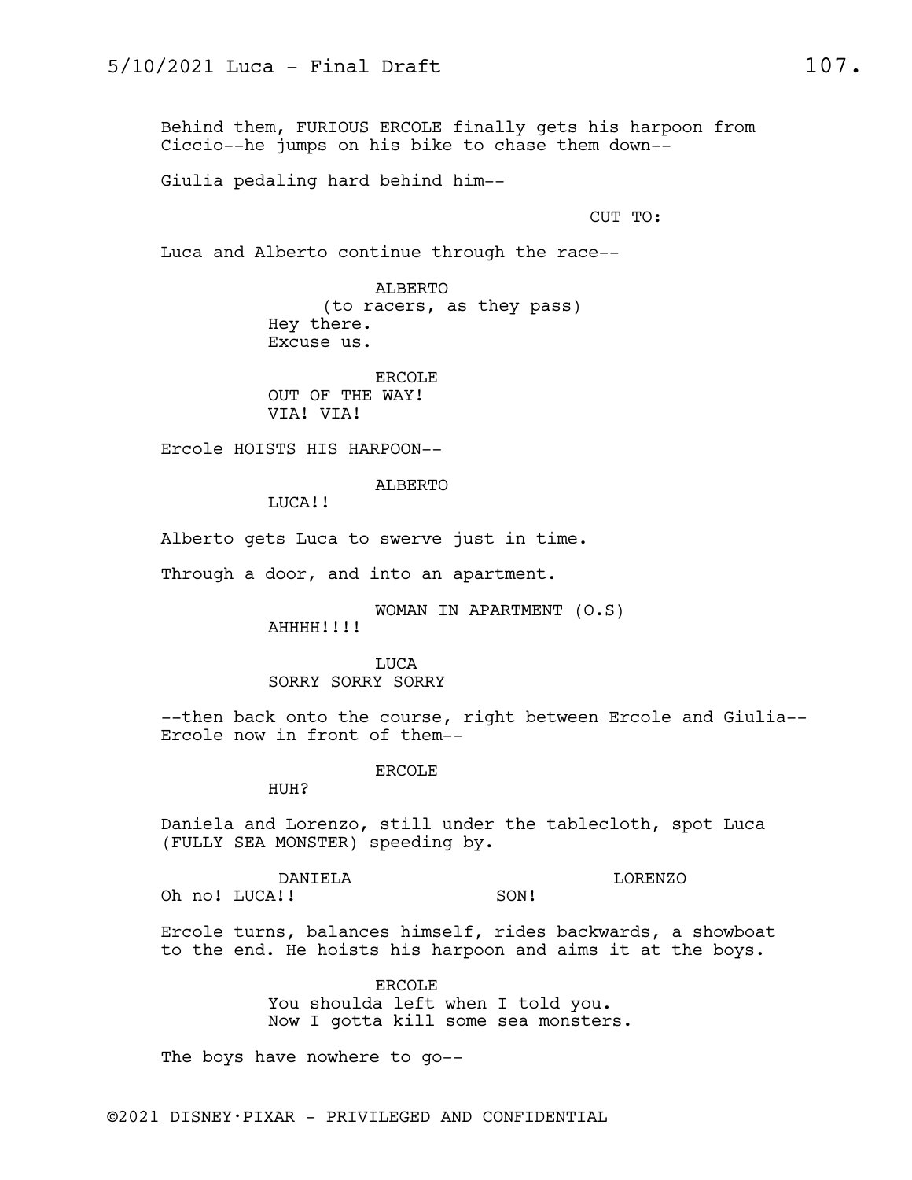Behind them, FURIOUS ERCOLE finally gets his harpoon from Ciccio--he jumps on his bike to chase them down--

Giulia pedaling hard behind him--

CUT TO:

Luca and Alberto continue through the race--

ALBERTO
(to racers, as they pass)
Hey there.
Excuse us.

ERCOLE
OUT OF THE WAY!
VIA! VIA!

Ercole HOISTS HIS HARPOON--

ALBERTO
LUCA!!

Alberto gets Luca to swerve just in time.

Through a door, and into an apartment.

WOMAN IN APARTMENT (O.S)
AHHHH!!!!

LUCA
SORRY SORRY SORRY

--then back onto the course, right between Ercole and Giulia--
Ercole now in front of them--

ERCOLE
HUH?

Daniela and Lorenzo, still under the tablecloth, spot Luca (FULLY SEA MONSTER) speeding by.

DANIELA
Oh no! LUCA!!

LORENZO
SON!

Ercole turns, balances himself, rides backwards, a showboat to the end. He hoists his harpoon and aims it at the boys.

ERCOLE
You shoulda left when I told you.
Now I gotta kill some sea monsters.

The boys have nowhere to go--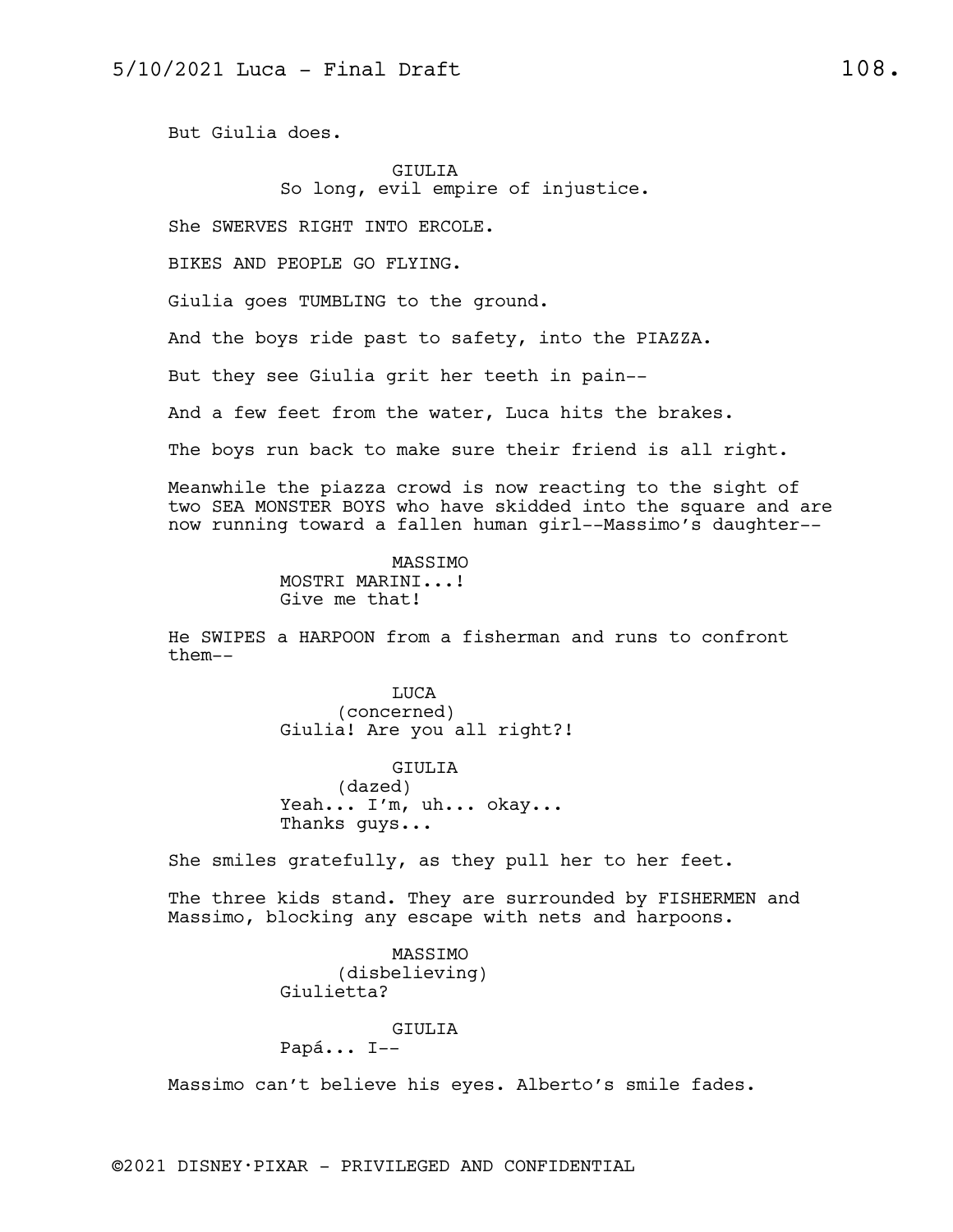But Giulia does.

GIULIA
So long, evil empire of injustice.

She SWERVES RIGHT INTO ERCOLE.

BIKES AND PEOPLE GO FLYING.

Giulia goes TUMBLING to the ground.

And the boys ride past to safety, into the PIAZZA.

But they see Giulia grit her teeth in pain--

And a few feet from the water, Luca hits the brakes.

The boys run back to make sure their friend is all right.

Meanwhile the piazza crowd is now reacting to the sight of two SEA MONSTER BOYS who have skidded into the square and are now running toward a fallen human girl--Massimo's daughter--

MASSIMO
MOSTRI MARINI...!
Give me that!

He SWIPES a HARPOON from a fisherman and runs to confront them--

LUCA
(concerned)
Giulia! Are you all right?!

GIULIA
(dazed)
Yeah... I'm, uh... okay...
Thanks guys...

She smiles gratefully, as they pull her to her feet.

The three kids stand. They are surrounded by FISHERMEN and Massimo, blocking any escape with nets and harpoons.

MASSIMO
(disbelieving)
Giulietta?

GIULIA
Papá... I--

Massimo can't believe his eyes. Alberto's smile fades.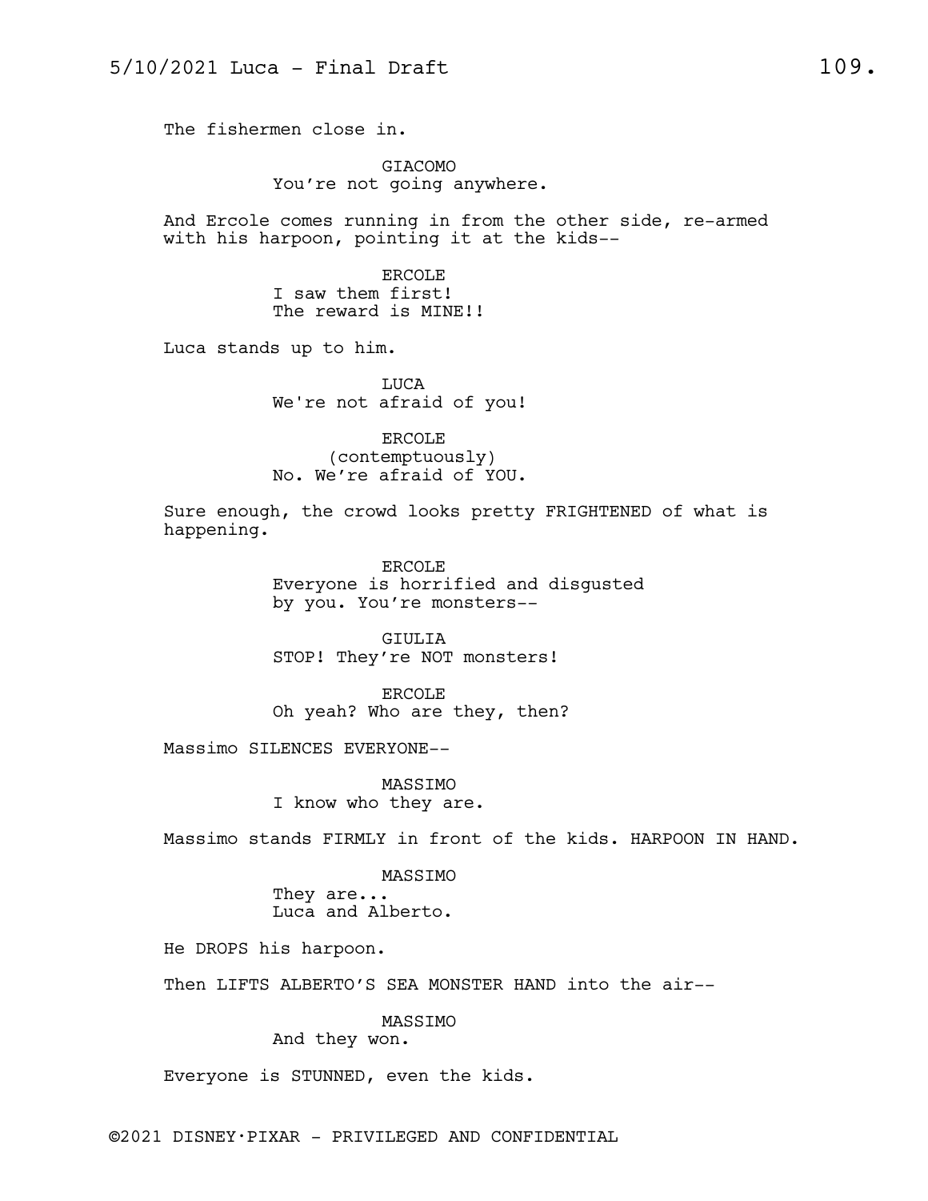The fishermen close in.

GIACOMO
You're not going anywhere.

And Ercole comes running in from the other side, re-armed with his harpoon, pointing it at the kids--

ERCOLE
I saw them first!
The reward is MINE!!

Luca stands up to him.

LUCA
We're not afraid of you!

ERCOLE
(contemptuously)
No. We're afraid of YOU.

Sure enough, the crowd looks pretty FRIGHTENED of what is happening.

ERCOLE
Everyone is horrified and disgusted by you. You're monsters--

GIULIA
STOP! They're NOT monsters!

ERCOLE
Oh yeah? Who are they, then?

Massimo SILENCES EVERYONE--

MASSIMO
I know who they are.

Massimo stands FIRMLY in front of the kids. HARPOON IN HAND.

MASSIMO
They are...
Luca and Alberto.

He DROPS his harpoon.

Then LIFTS ALBERTO'S SEA MONSTER HAND into the air--

MASSIMO
And they won.

Everyone is STUNNED, even the kids.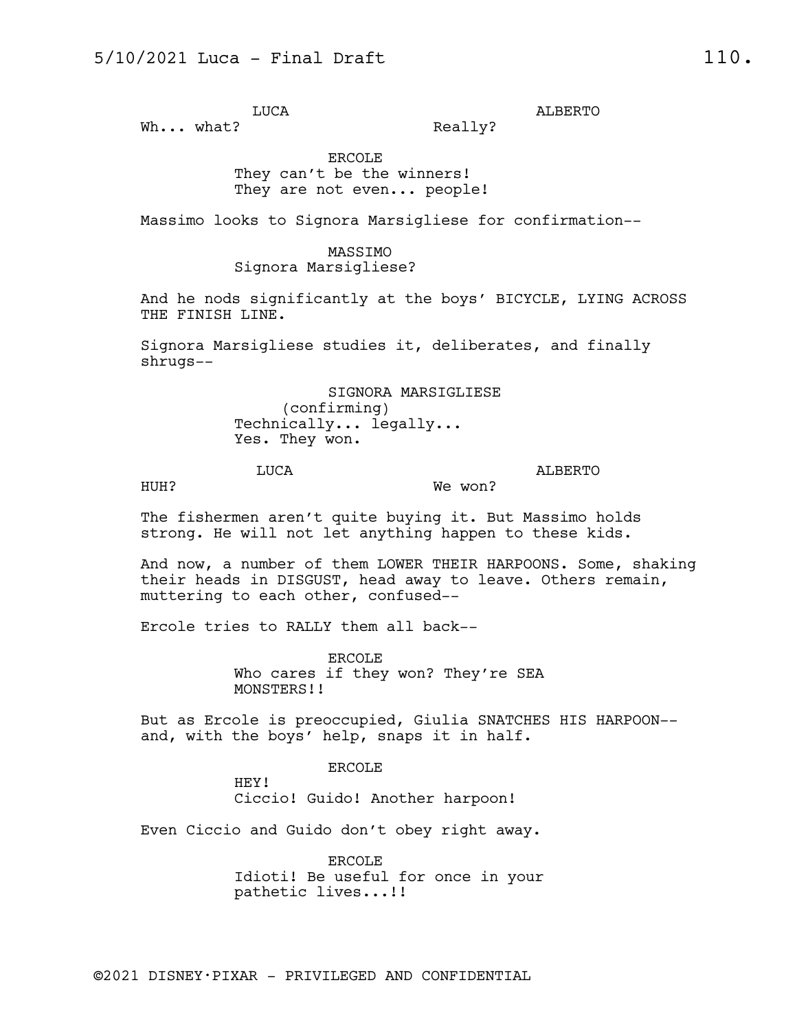LUCA
Wh... what?

ALBERTO
Really?

ERCOLE
They can't be the winners!
They are not even... people!

Massimo looks to Signora Marsigliese for confirmation--

MASSIMO
Signora Marsigliese?

And he nods significantly at the boys' BICYCLE, LYING ACROSS THE FINISH LINE.

Signora Marsigliese studies it, deliberates, and finally shrugs--

SIGNORA MARSIGLIESE
(confirming)
Technically... legally...
Yes. They won.

LUCA
HUH?

ALBERTO
We won?

The fishermen aren't quite buying it. But Massimo holds strong. He will not let anything happen to these kids.

And now, a number of them LOWER THEIR HARPOONS. Some, shaking their heads in DISGUST, head away to leave. Others remain, muttering to each other, confused--

Ercole tries to RALLY them all back--

ERCOLE
Who cares if they won? They're SEA MONSTERS!!

But as Ercole is preoccupied, Giulia SNATCHES HIS HARPOON-- and, with the boys' help, snaps it in half.

ERCOLE
HEY!
Ciccio! Guido! Another harpoon!

Even Ciccio and Guido don't obey right away.

ERCOLE
Idioti! Be useful for once in your pathetic lives...!!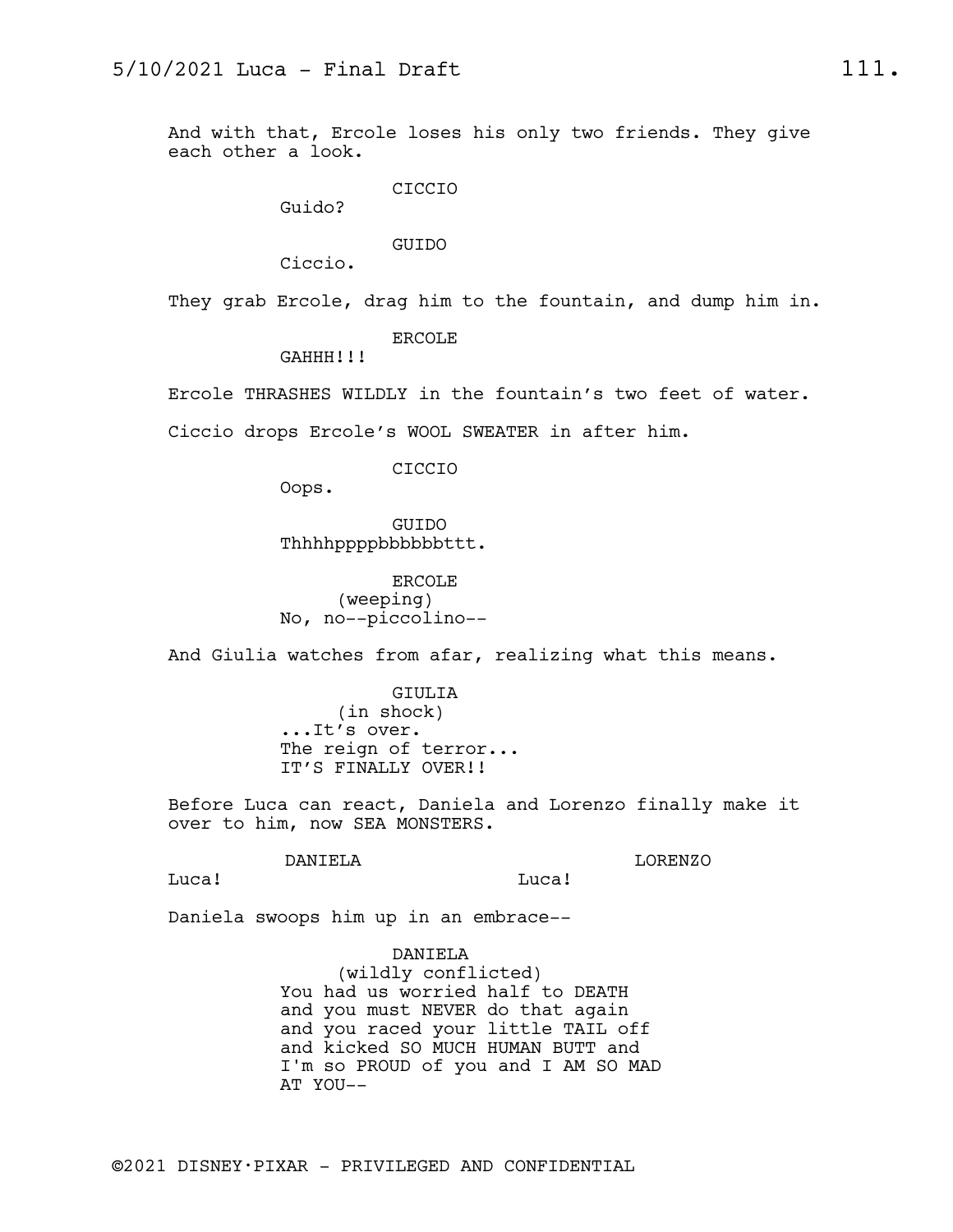And with that, Ercole loses his only two friends. They give each other a look.

CICCIO
Guido?

GUIDO
Ciccio.

They grab Ercole, drag him to the fountain, and dump him in.

ERCOLE
GAHHH!!!

Ercole THRASHES WILDLY in the fountain's two feet of water.

Ciccio drops Ercole's WOOL SWEATER in after him.

CICCIO
Oops.

GUIDO
Thhhhppppbbbbbbttt.

ERCOLE
(weeping)
No, no--piccolino--

And Giulia watches from afar, realizing what this means.

GIULIA
(in shock)
...It's over.
The reign of terror...
IT'S FINALLY OVER!!

Before Luca can react, Daniela and Lorenzo finally make it over to him, now SEA MONSTERS.

DANIELA
Luca!

LORENZO
Luca!

Daniela swoops him up in an embrace--

DANIELA
(wildly conflicted)
You had us worried half to DEATH
and you must NEVER do that again
and you raced your little TAIL off
and kicked SO MUCH HUMAN BUTT and
I'm so PROUD of you and I AM SO MAD
AT YOU--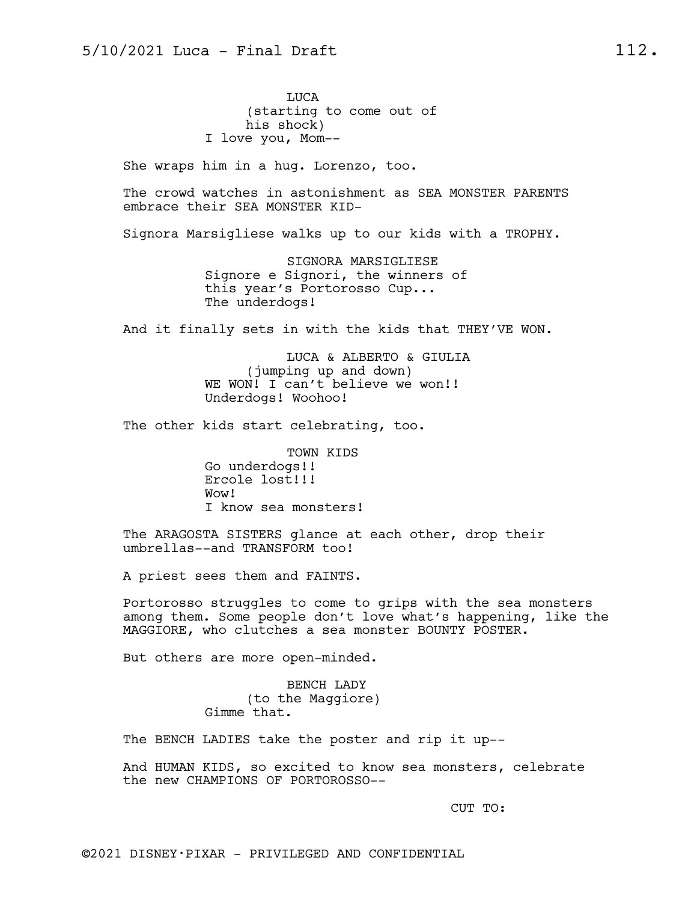LUCA
(starting to come out of his shock)
I love you, Mom--

She wraps him in a hug. Lorenzo, too.

The crowd watches in astonishment as SEA MONSTER PARENTS embrace their SEA MONSTER KID-

Signora Marsigliese walks up to our kids with a TROPHY.

SIGNORA MARSIGLIESE
Signore e Signori, the winners of this year's Portorosso Cup...
The underdogs!

And it finally sets in with the kids that THEY'VE WON.

LUCA & ALBERTO & GIULIA
(jumping up and down)
WE WON! I can't believe we won!!
Underdogs! Woohoo!

The other kids start celebrating, too.

TOWN KIDS
Go underdogs!!
Ercole lost!!!
Wow!
I know sea monsters!

The ARAGOSTA SISTERS glance at each other, drop their umbrellas--and TRANSFORM too!

A priest sees them and FAINTS.

Portorosso struggles to come to grips with the sea monsters among them. Some people don't love what's happening, like the MAGGIORE, who clutches a sea monster BOUNTY POSTER.

But others are more open-minded.

BENCH LADY
(to the Maggiore)
Gimme that.

The BENCH LADIES take the poster and rip it up--

And HUMAN KIDS, so excited to know sea monsters, celebrate the new CHAMPIONS OF PORTOROSSO--

CUT TO: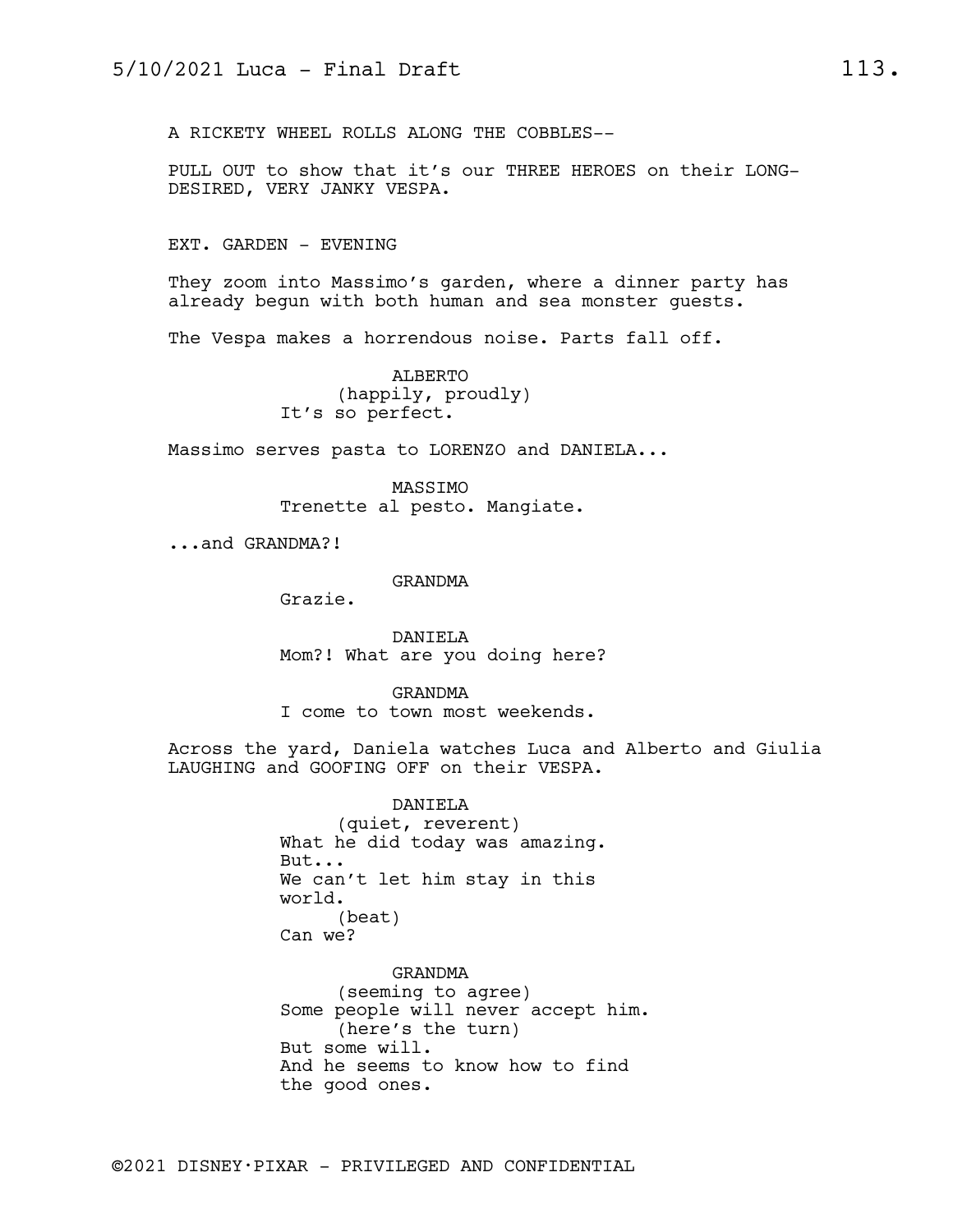A RICKETY WHEEL ROLLS ALONG THE COBBLES--

PULL OUT to show that it's our THREE HEROES on their LONG-DESIRED, VERY JANKY VESPA.

EXT. GARDEN - EVENING

They zoom into Massimo's garden, where a dinner party has already begun with both human and sea monster guests.

The Vespa makes a horrendous noise. Parts fall off.

ALBERTO
(happily, proudly)
It's so perfect.

Massimo serves pasta to LORENZO and DANIELA...

MASSIMO
Trenette al pesto. Mangiate.

...and GRANDMA?!

GRANDMA
Grazie.

DANIELA
Mom?! What are you doing here?

GRANDMA
I come to town most weekends.

Across the yard, Daniela watches Luca and Alberto and Giulia LAUGHING and GOOFING OFF on their VESPA.

DANIELA
(quiet, reverent)
What he did today was amazing.
But...
We can't let him stay in this world.
(beat)
Can we?

GRANDMA
(seeming to agree)
Some people will never accept him.
(here's the turn)
But some will.
And he seems to know how to find the good ones.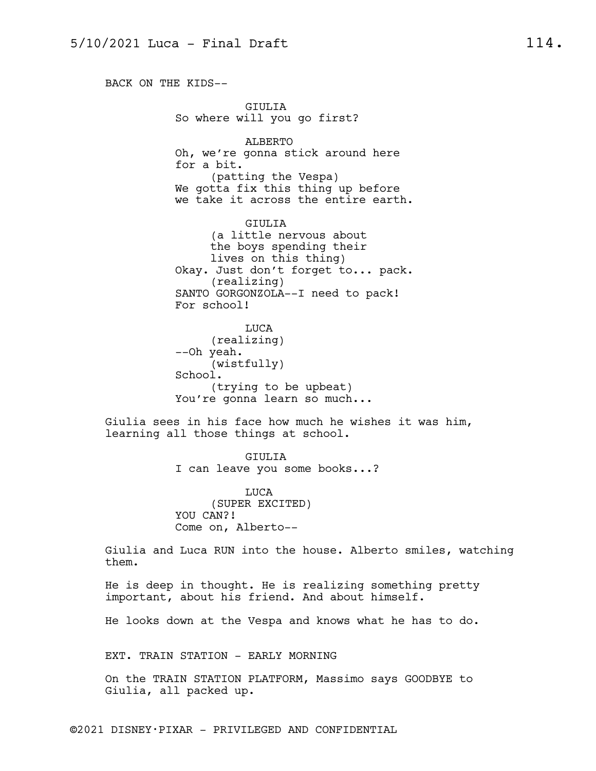BACK ON THE KIDS--

GIULIA
So where will you go first?

ALBERTO
Oh, we're gonna stick around here for a bit.
(patting the Vespa)
We gotta fix this thing up before we take it across the entire earth.

GIULIA
(a little nervous about the boys spending their lives on this thing)
Okay. Just don't forget to... pack.
(realizing)
SANTO GORGONZOLA--I need to pack! For school!

LUCA
(realizing)
--Oh yeah.
(wistfully)
School.
(trying to be upbeat)
You're gonna learn so much...

Giulia sees in his face how much he wishes it was him, learning all those things at school.

GIULIA
I can leave you some books...?

LUCA
(SUPER EXCITED)
YOU CAN?!
Come on, Alberto--

Giulia and Luca RUN into the house. Alberto smiles, watching them.

He is deep in thought. He is realizing something pretty important, about his friend. And about himself.

He looks down at the Vespa and knows what he has to do.

EXT. TRAIN STATION - EARLY MORNING

On the TRAIN STATION PLATFORM, Massimo says GOODBYE to Giulia, all packed up.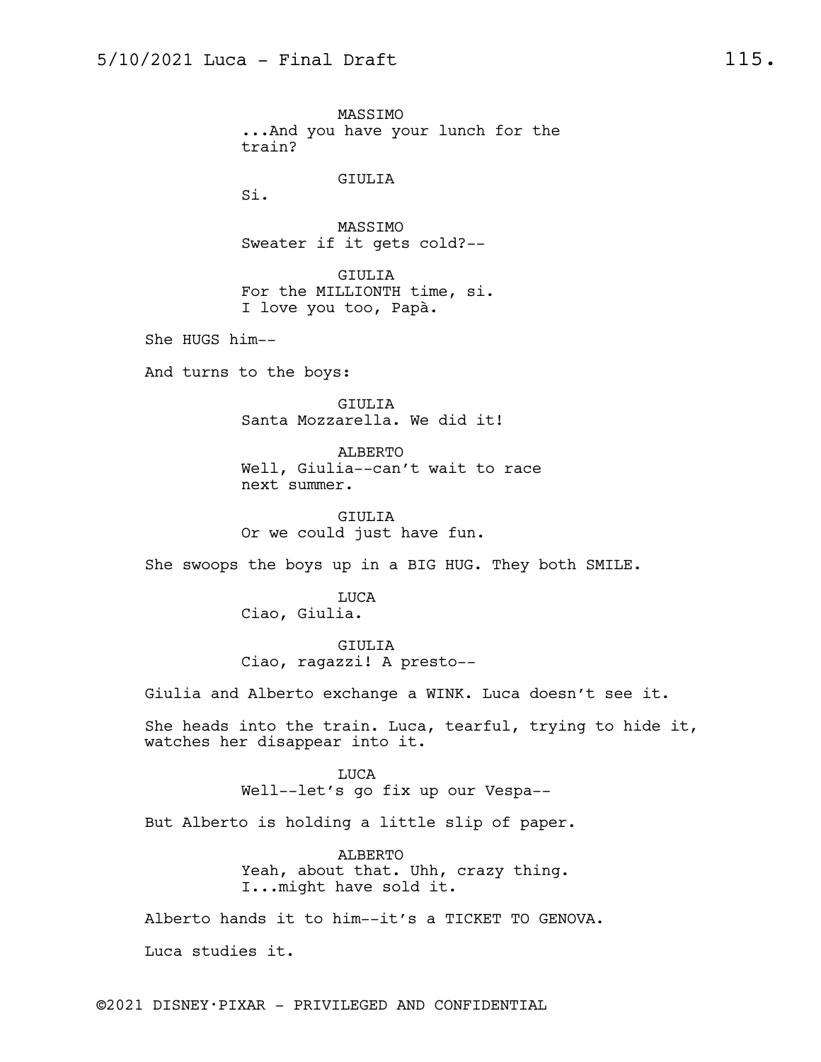MASSIMO
...And you have your lunch for the train?

GIULIA
Si.

MASSIMO
Sweater if it gets cold?--

GIULIA
For the MILLIONTH time, si.
I love you too, Papà.

She HUGS him--

And turns to the boys:

GIULIA
Santa Mozzarella. We did it!

ALBERTO
Well, Giulia--can't wait to race next summer.

GIULIA
Or we could just have fun.

She swoops the boys up in a BIG HUG. They both SMILE.

LUCA
Ciao, Giulia.

GIULIA
Ciao, ragazzi! A presto--

Giulia and Alberto exchange a WINK. Luca doesn't see it.

She heads into the train. Luca, tearful, trying to hide it, watches her disappear into it.

LUCA
Well--let's go fix up our Vespa--

But Alberto is holding a little slip of paper.

ALBERTO
Yeah, about that. Uhh, crazy thing.
I...might have sold it.

Alberto hands it to him--it's a TICKET TO GENOVA.

Luca studies it.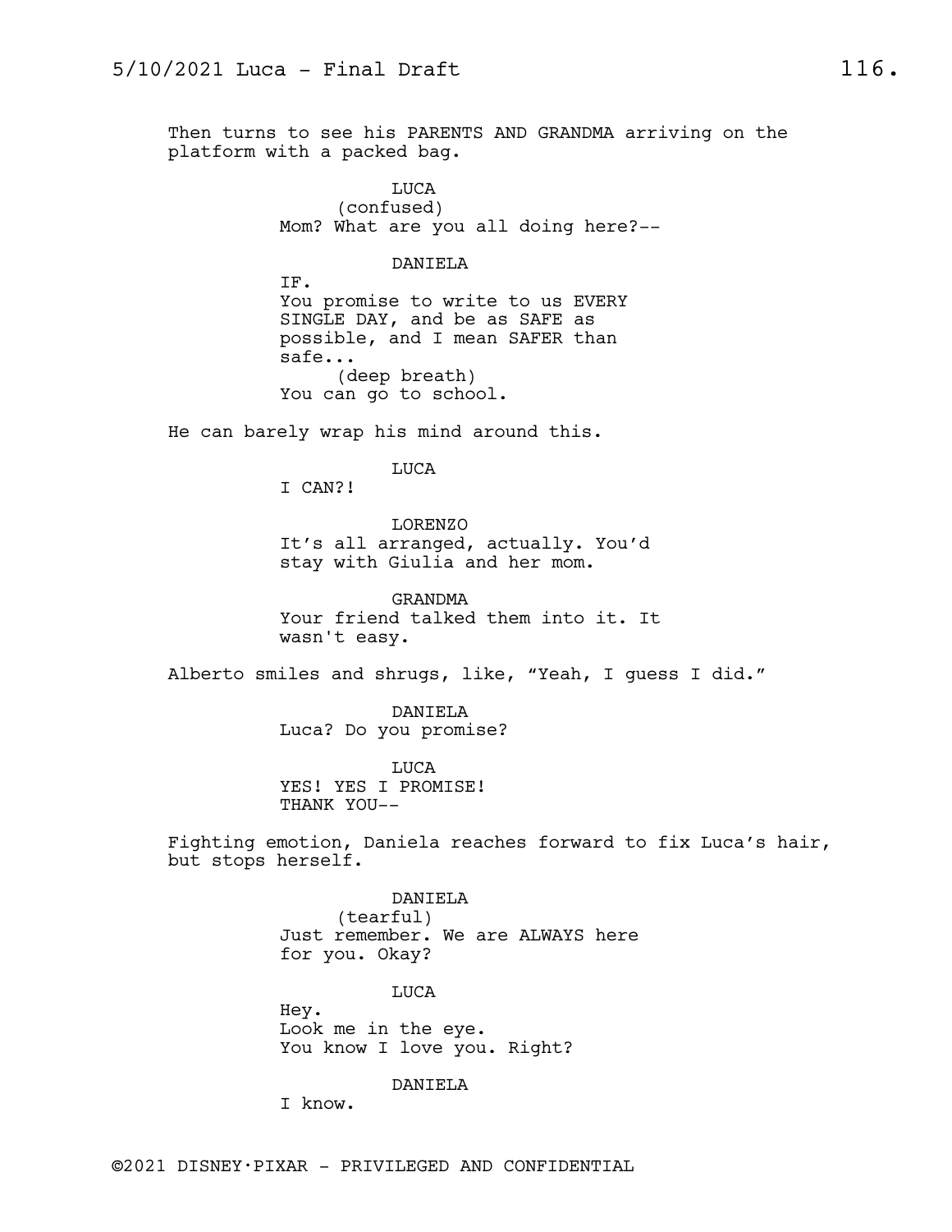Then turns to see his PARENTS AND GRANDMA arriving on the platform with a packed bag.

LUCA
(confused)
Mom? What are you all doing here?--

DANIELA
IF.
You promise to write to us EVERY SINGLE DAY, and be as SAFE as possible, and I mean SAFER than safe...
(deep breath)
You can go to school.

He can barely wrap his mind around this.

LUCA
I CAN?!

LORENZO
It's all arranged, actually. You'd stay with Giulia and her mom.

GRANDMA
Your friend talked them into it. It wasn't easy.

Alberto smiles and shrugs, like, "Yeah, I guess I did."

DANIELA
Luca? Do you promise?

LUCA
YES! YES I PROMISE!
THANK YOU--

Fighting emotion, Daniela reaches forward to fix Luca's hair, but stops herself.

DANIELA
(tearful)
Just remember. We are ALWAYS here for you. Okay?

LUCA
Hey.
Look me in the eye.
You know I love you. Right?

DANIELA
I know.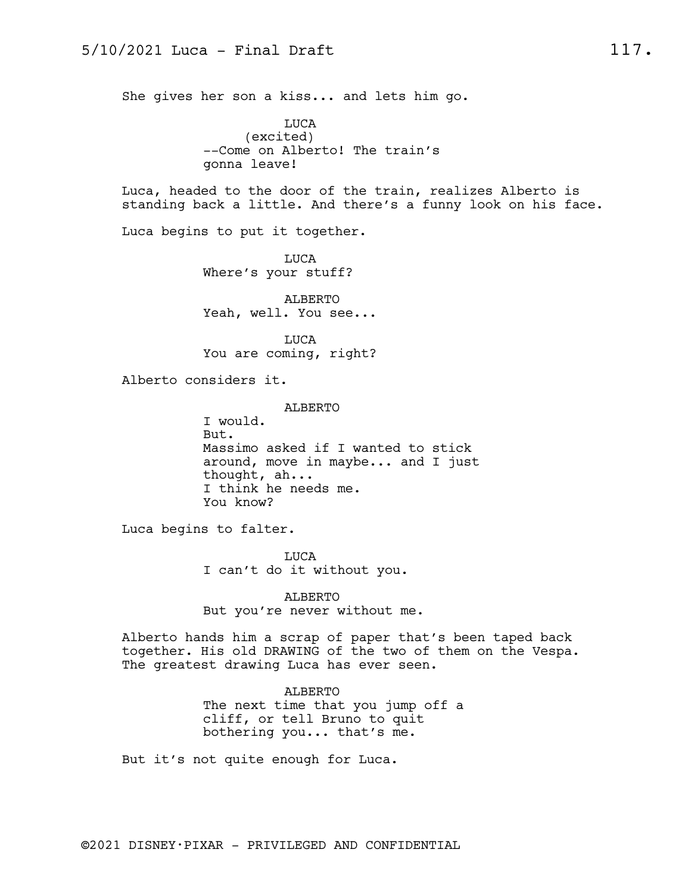She gives her son a kiss... and lets him go.

**LUCA**
(excited)
--Come on Alberto! The train's gonna leave!

Luca, headed to the door of the train, realizes Alberto is standing back a little. And there's a funny look on his face.

Luca begins to put it together.

**LUCA**
Where's your stuff?

**ALBERTO**
Yeah, well. You see...

**LUCA**
You are coming, right?

Alberto considers it.

**ALBERTO**
I would.
But.
Massimo asked if I wanted to stick around, move in maybe... and I just thought, ah...
I think he needs me.
You know?

Luca begins to falter.

**LUCA**
I can't do it without you.

**ALBERTO**
But you're never without me.

Alberto hands him a scrap of paper that's been taped back together. His old DRAWING of the two of them on the Vespa. The greatest drawing Luca has ever seen.

**ALBERTO**
The next time that you jump off a cliff, or tell Bruno to quit bothering you... that's me.

But it's not quite enough for Luca.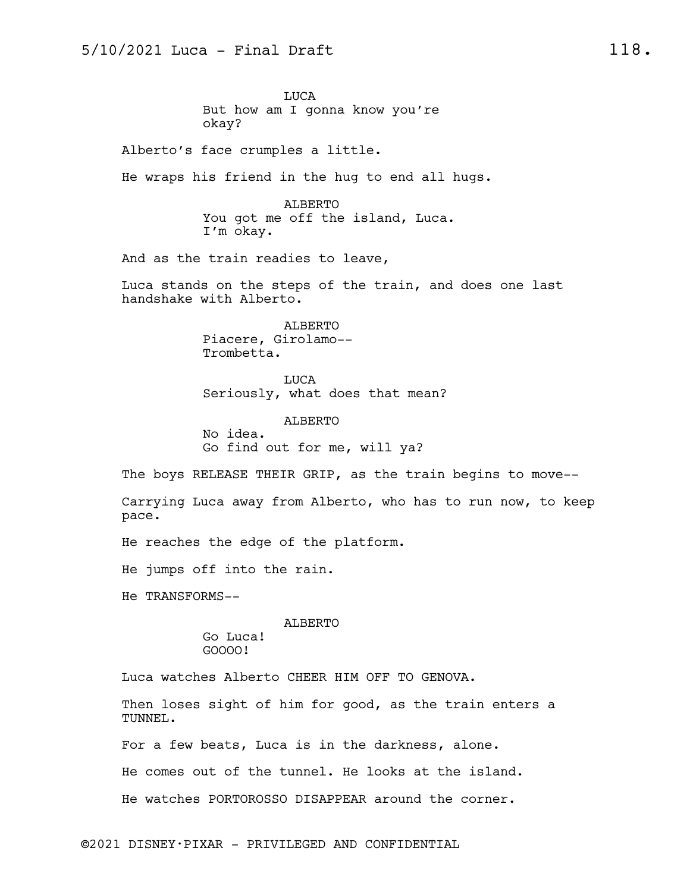LUCA
But how am I gonna know you're okay?

Alberto's face crumples a little.

He wraps his friend in the hug to end all hugs.

ALBERTO
You got me off the island, Luca. I'm okay.

And as the train readies to leave,

Luca stands on the steps of the train, and does one last handshake with Alberto.

ALBERTO
Piacere, Girolamo--
Trombetta.

LUCA
Seriously, what does that mean?

ALBERTO
No idea.
Go find out for me, will ya?

The boys RELEASE THEIR GRIP, as the train begins to move--

Carrying Luca away from Alberto, who has to run now, to keep pace.

He reaches the edge of the platform.

He jumps off into the rain.

He TRANSFORMS--

ALBERTO
Go Luca!
GOOOO!

Luca watches Alberto CHEER HIM OFF TO GENOVA.

Then loses sight of him for good, as the train enters a TUNNEL.

For a few beats, Luca is in the darkness, alone.

He comes out of the tunnel. He looks at the island.

He watches PORTOROSSO DISAPPEAR around the corner.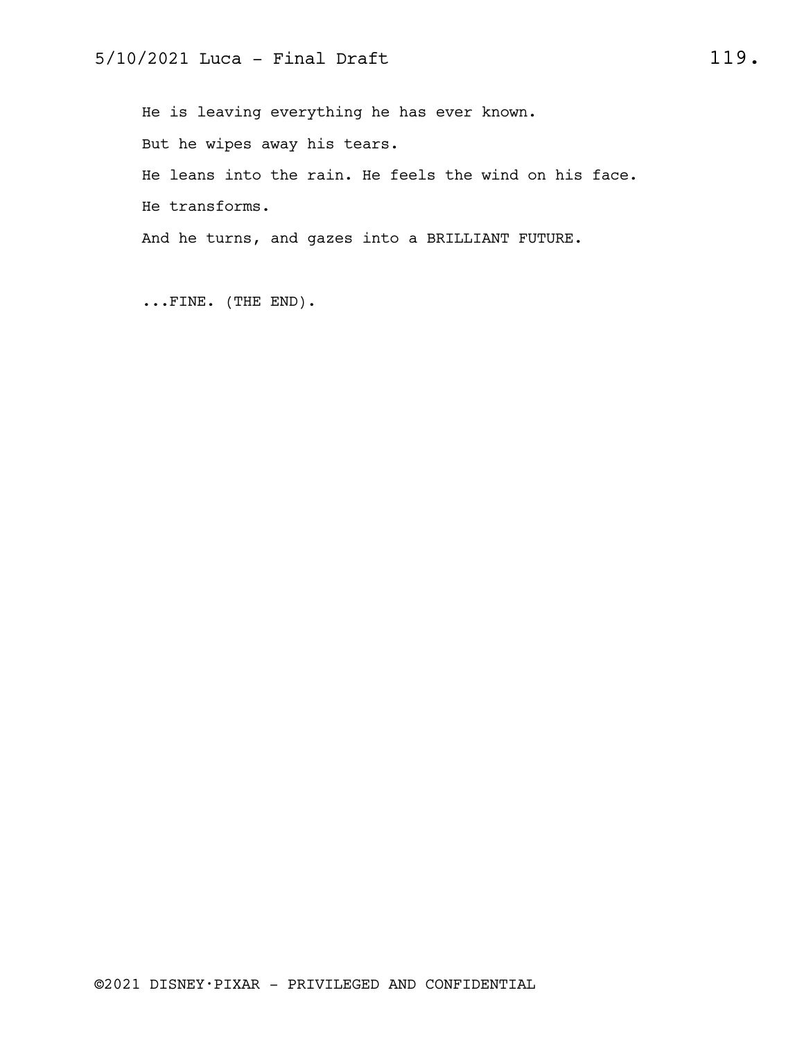He is leaving everything he has ever known.

But he wipes away his tears.

He leans into the rain. He feels the wind on his face.

He transforms.

And he turns, and gazes into a BRILLIANT FUTURE.

...FINE. (THE END).